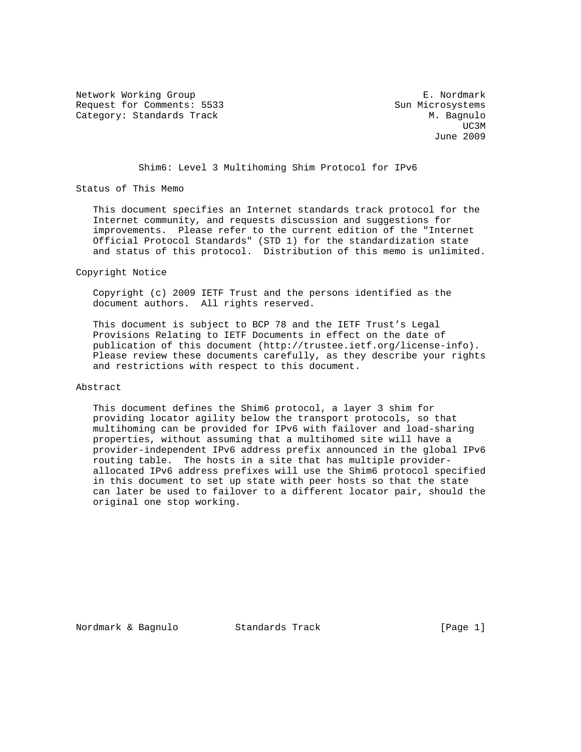Network Working Group E. Nordmark
Request for Comments: 5533 Sun Microsystems
Category: Standards Track M. Bagnulo
UC3M
June 2009

# Shim6: Level 3 Multihoming Shim Protocol for IPv6

## Status of This Memo

This document specifies an Internet standards track protocol for the Internet community, and requests discussion and suggestions for improvements. Please refer to the current edition of the "Internet Official Protocol Standards" (STD 1) for the standardization state and status of this protocol. Distribution of this memo is unlimited.

## Copyright Notice

Copyright (c) 2009 IETF Trust and the persons identified as the document authors. All rights reserved.

This document is subject to BCP 78 and the IETF Trust's Legal Provisions Relating to IETF Documents in effect on the date of publication of this document (http://trustee.ietf.org/license-info). Please review these documents carefully, as they describe your rights and restrictions with respect to this document.

## Abstract

This document defines the Shim6 protocol, a layer 3 shim for providing locator agility below the transport protocols, so that multihoming can be provided for IPv6 with failover and load-sharing properties, without assuming that a multihomed site will have a provider-independent IPv6 address prefix announced in the global IPv6 routing table. The hosts in a site that has multiple provider-allocated IPv6 address prefixes will use the Shim6 protocol specified in this document to set up state with peer hosts so that the state can later be used to failover to a different locator pair, should the original one stop working.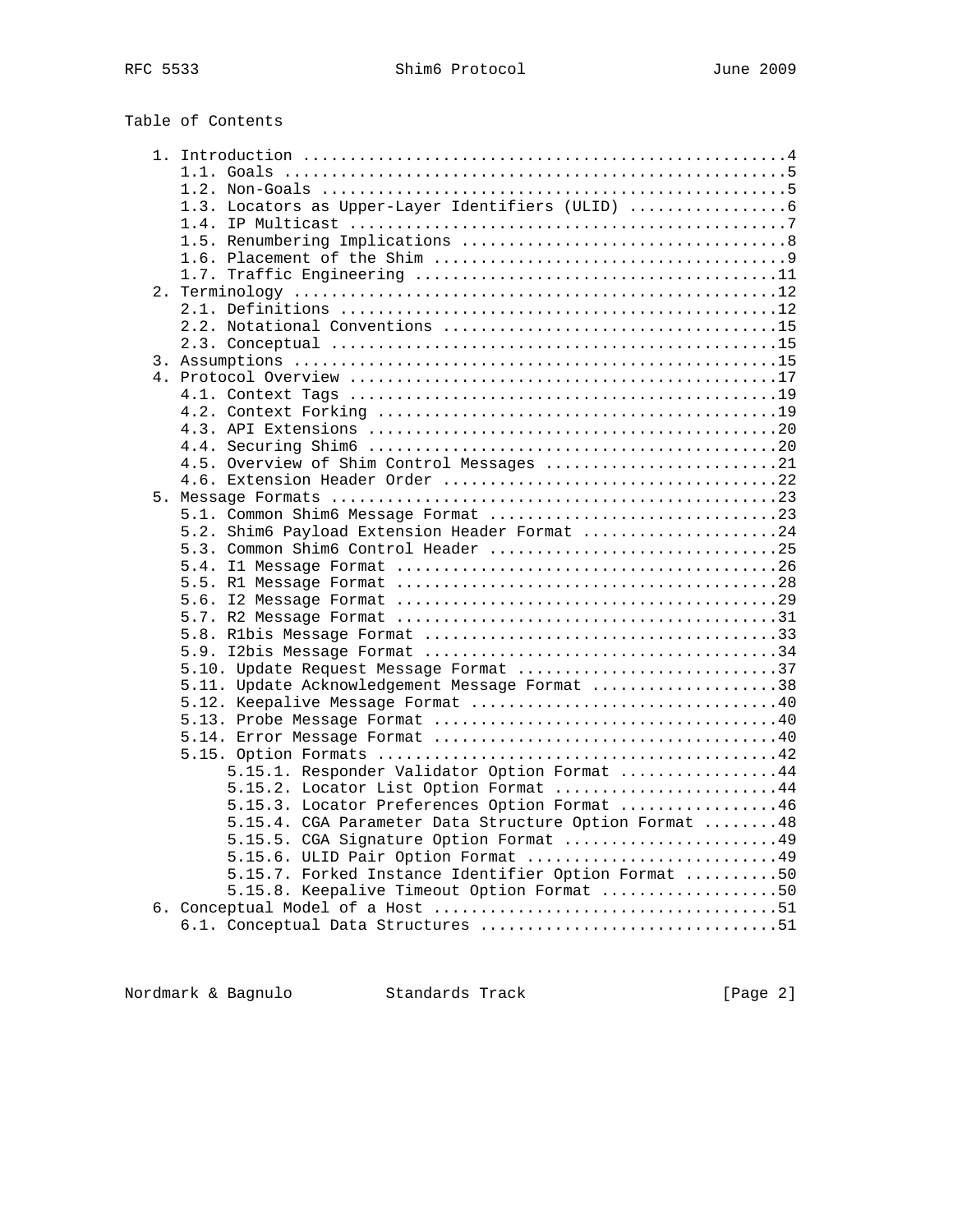## Table of Contents

```
   1. Introduction ....................................................4
      1.1. Goals ......................................................5
      1.2. Non-Goals ..................................................5
      1.3. Locators as Upper-Layer Identifiers (ULID) .................6
      1.4. IP Multicast ...............................................7
      1.5. Renumbering Implications ...................................8
      1.6. Placement of the Shim ......................................9
      1.7. Traffic Engineering .......................................11
   2. Terminology ....................................................12
      2.1. Definitions ...............................................12
      2.2. Notational Conventions ....................................15
      2.3. Conceptual ................................................15
   3. Assumptions ....................................................15
   4. Protocol Overview ..............................................17
      4.1. Context Tags ..............................................19
      4.2. Context Forking ...........................................19
      4.3. API Extensions ............................................20
      4.4. Securing Shim6 ............................................20
      4.5. Overview of Shim Control Messages .........................21
      4.6. Extension Header Order ....................................22
   5. Message Formats ................................................23
      5.1. Common Shim6 Message Format ...............................23
      5.2. Shim6 Payload Extension Header Format .....................24
      5.3. Common Shim6 Control Header ...............................25
      5.4. I1 Message Format .........................................26
      5.5. R1 Message Format .........................................28
      5.6. I2 Message Format .........................................29
      5.7. R2 Message Format .........................................31
      5.8. R1bis Message Format ......................................33
      5.9. I2bis Message Format ......................................34
      5.10. Update Request Message Format ............................37
      5.11. Update Acknowledgement Message Format ....................38
      5.12. Keepalive Message Format .................................40
      5.13. Probe Message Format .....................................40
      5.14. Error Message Format .....................................40
      5.15. Option Formats ...........................................42
           5.15.1. Responder Validator Option Format .................44
           5.15.2. Locator List Option Format ........................44
           5.15.3. Locator Preferences Option Format .................46
           5.15.4. CGA Parameter Data Structure Option Format ........48
           5.15.5. CGA Signature Option Format .......................49
           5.15.6. ULID Pair Option Format ...........................49
           5.15.7. Forked Instance Identifier Option Format ..........50
           5.15.8. Keepalive Timeout Option Format ...................50
   6. Conceptual Model of a Host .....................................51
      6.1. Conceptual Data Structures ................................51
```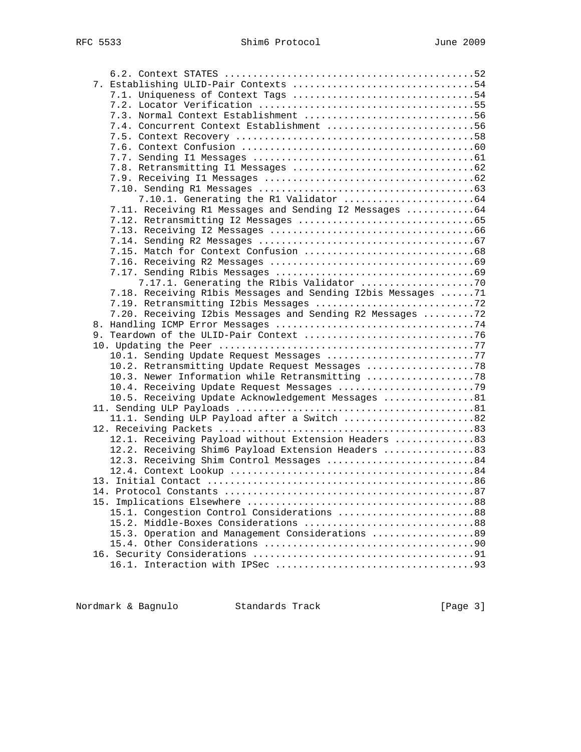```
      6.2. Context STATES ...........................................52
   7. Establishing ULID-Pair Contexts ...............................54
      7.1. Uniqueness of Context Tags ...............................54
      7.2. Locator Verification .....................................55
      7.3. Normal Context Establishment .............................56
      7.4. Concurrent Context Establishment .........................56
      7.5. Context Recovery .........................................58
      7.6. Context Confusion ........................................60
      7.7. Sending I1 Messages ......................................61
      7.8. Retransmitting I1 Messages ...............................62
      7.9. Receiving I1 Messages ....................................62
      7.10. Sending R1 Messages .....................................63
           7.10.1. Generating the R1 Validator ......................64
      7.11. Receiving R1 Messages and Sending I2 Messages ...........64
      7.12. Retransmitting I2 Messages ..............................65
      7.13. Receiving I2 Messages ...................................66
      7.14. Sending R2 Messages .....................................67
      7.15. Match for Context Confusion .............................68
      7.16. Receiving R2 Messages ...................................69
      7.17. Sending R1bis Messages ..................................69
           7.17.1. Generating the R1bis Validator ...................70
      7.18. Receiving R1bis Messages and Sending I2bis Messages .....71
      7.19. Retransmitting I2bis Messages ...........................72
      7.20. Receiving I2bis Messages and Sending R2 Messages ........72
   8. Handling ICMP Error Messages ..................................74
   9. Teardown of the ULID-Pair Context .............................76
   10. Updating the Peer ............................................77
      10.1. Sending Update Request Messages .........................77
      10.2. Retransmitting Update Request Messages ..................78
      10.3. Newer Information while Retransmitting ..................78
      10.4. Receiving Update Request Messages .......................79
      10.5. Receiving Update Acknowledgement Messages ...............81
   11. Sending ULP Payloads .........................................81
      11.1. Sending ULP Payload after a Switch ......................82
   12. Receiving Packets ............................................83
      12.1. Receiving Payload without Extension Headers .............83
      12.2. Receiving Shim6 Payload Extension Headers ...............83
      12.3. Receiving Shim Control Messages .........................84
      12.4. Context Lookup ..........................................84
   13. Initial Contact ..............................................86
   14. Protocol Constants ...........................................87
   15. Implications Elsewhere .......................................88
      15.1. Congestion Control Considerations .......................88
      15.2. Middle-Boxes Considerations .............................88
      15.3. Operation and Management Considerations .................89
      15.4. Other Considerations ....................................90
   16. Security Considerations ......................................91
      16.1. Interaction with IPSec ..................................93
```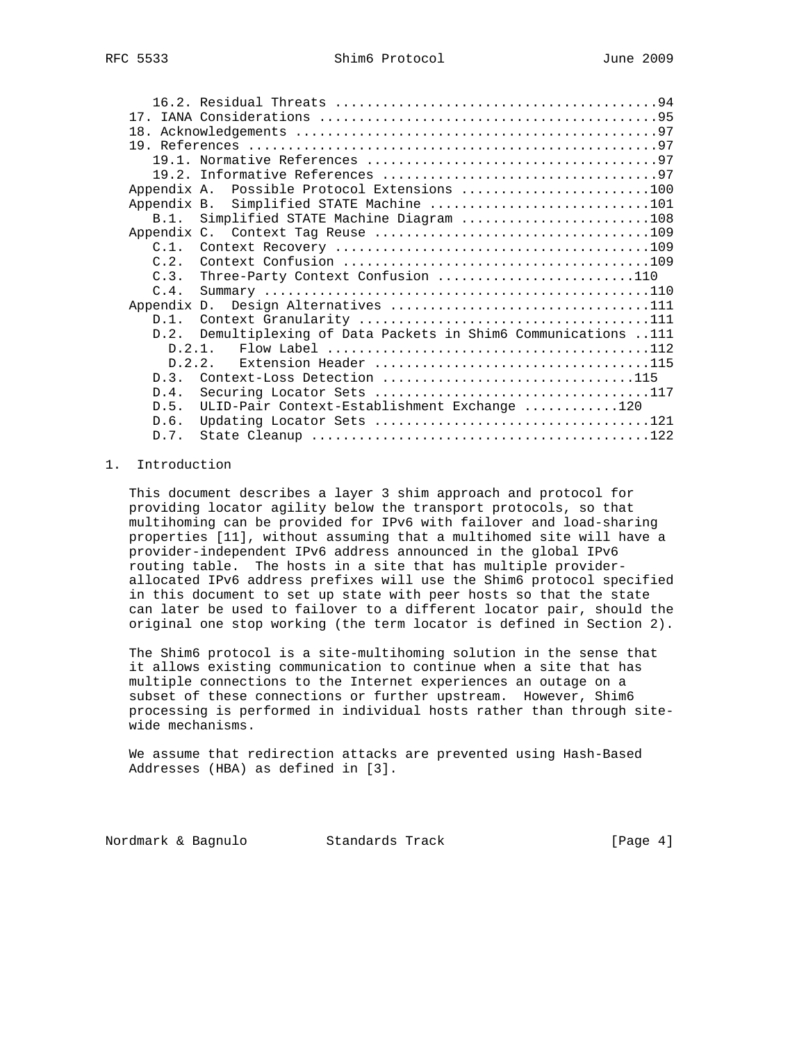16.2. Residual Threats ........................................94
17. IANA Considerations ..........................................95
18. Acknowledgements .............................................97
19. References ...................................................97
19.1. Normative References ....................................97
19.2. Informative References ..................................97
Appendix A. Possible Protocol Extensions ........................100
Appendix B. Simplified STATE Machine ............................101
B.1. Simplified STATE Machine Diagram ........................108
Appendix C. Context Tag Reuse ...................................109
C.1. Context Recovery ........................................109
C.2. Context Confusion .......................................109
C.3. Three-Party Context Confusion .........................110
C.4. Summary .................................................110
Appendix D. Design Alternatives .................................111
D.1. Context Granularity .....................................111
D.2. Demultiplexing of Data Packets in Shim6 Communications ..111
D.2.1. Flow Label ........................................112
D.2.2. Extension Header ..................................115
D.3. Context-Loss Detection ................................115
D.4. Securing Locator Sets ...................................117
D.5. ULID-Pair Context-Establishment Exchange ............120
D.6. Updating Locator Sets ...................................121
D.7. State Cleanup ...........................................122

## 1. Introduction

This document describes a layer 3 shim approach and protocol for providing locator agility below the transport protocols, so that multihoming can be provided for IPv6 with failover and load-sharing properties [11], without assuming that a multihomed site will have a provider-independent IPv6 address announced in the global IPv6 routing table. The hosts in a site that has multiple provider-allocated IPv6 address prefixes will use the Shim6 protocol specified in this document to set up state with peer hosts so that the state can later be used to failover to a different locator pair, should the original one stop working (the term locator is defined in Section 2).

The Shim6 protocol is a site-multihoming solution in the sense that it allows existing communication to continue when a site that has multiple connections to the Internet experiences an outage on a subset of these connections or further upstream. However, Shim6 processing is performed in individual hosts rather than through site-wide mechanisms.

We assume that redirection attacks are prevented using Hash-Based Addresses (HBA) as defined in [3].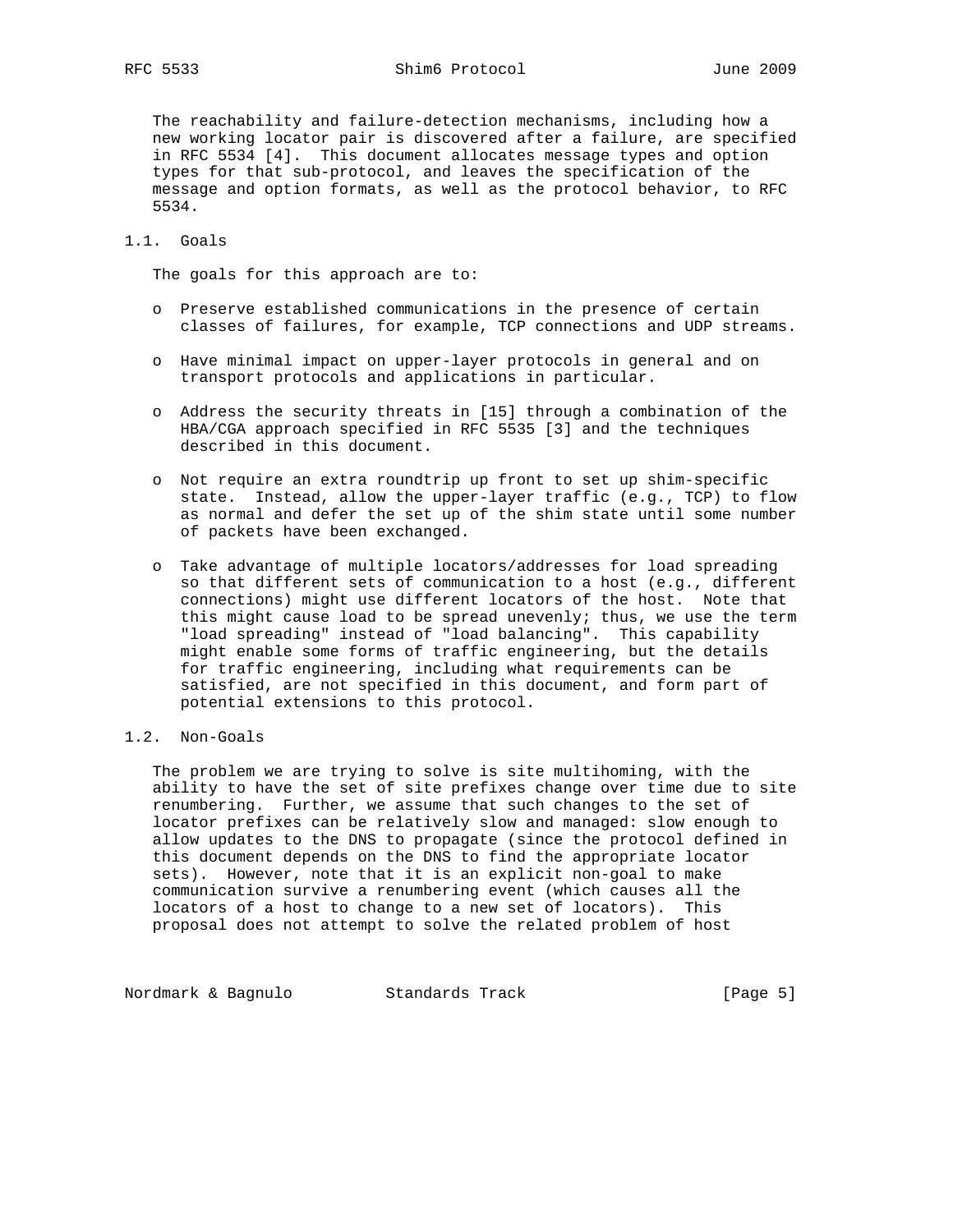The reachability and failure-detection mechanisms, including how a new working locator pair is discovered after a failure, are specified in RFC 5534 [4]. This document allocates message types and option types for that sub-protocol, and leaves the specification of the message and option formats, as well as the protocol behavior, to RFC 5534.

## 1.1. Goals

The goals for this approach are to:

- Preserve established communications in the presence of certain classes of failures, for example, TCP connections and UDP streams.
- Have minimal impact on upper-layer protocols in general and on transport protocols and applications in particular.
- Address the security threats in [15] through a combination of the HBA/CGA approach specified in RFC 5535 [3] and the techniques described in this document.
- Not require an extra roundtrip up front to set up shim-specific state. Instead, allow the upper-layer traffic (e.g., TCP) to flow as normal and defer the set up of the shim state until some number of packets have been exchanged.
- Take advantage of multiple locators/addresses for load spreading so that different sets of communication to a host (e.g., different connections) might use different locators of the host. Note that this might cause load to be spread unevenly; thus, we use the term "load spreading" instead of "load balancing". This capability might enable some forms of traffic engineering, but the details for traffic engineering, including what requirements can be satisfied, are not specified in this document, and form part of potential extensions to this protocol.

## 1.2. Non-Goals

The problem we are trying to solve is site multihoming, with the ability to have the set of site prefixes change over time due to site renumbering. Further, we assume that such changes to the set of locator prefixes can be relatively slow and managed: slow enough to allow updates to the DNS to propagate (since the protocol defined in this document depends on the DNS to find the appropriate locator sets). However, note that it is an explicit non-goal to make communication survive a renumbering event (which causes all the locators of a host to change to a new set of locators). This proposal does not attempt to solve the related problem of host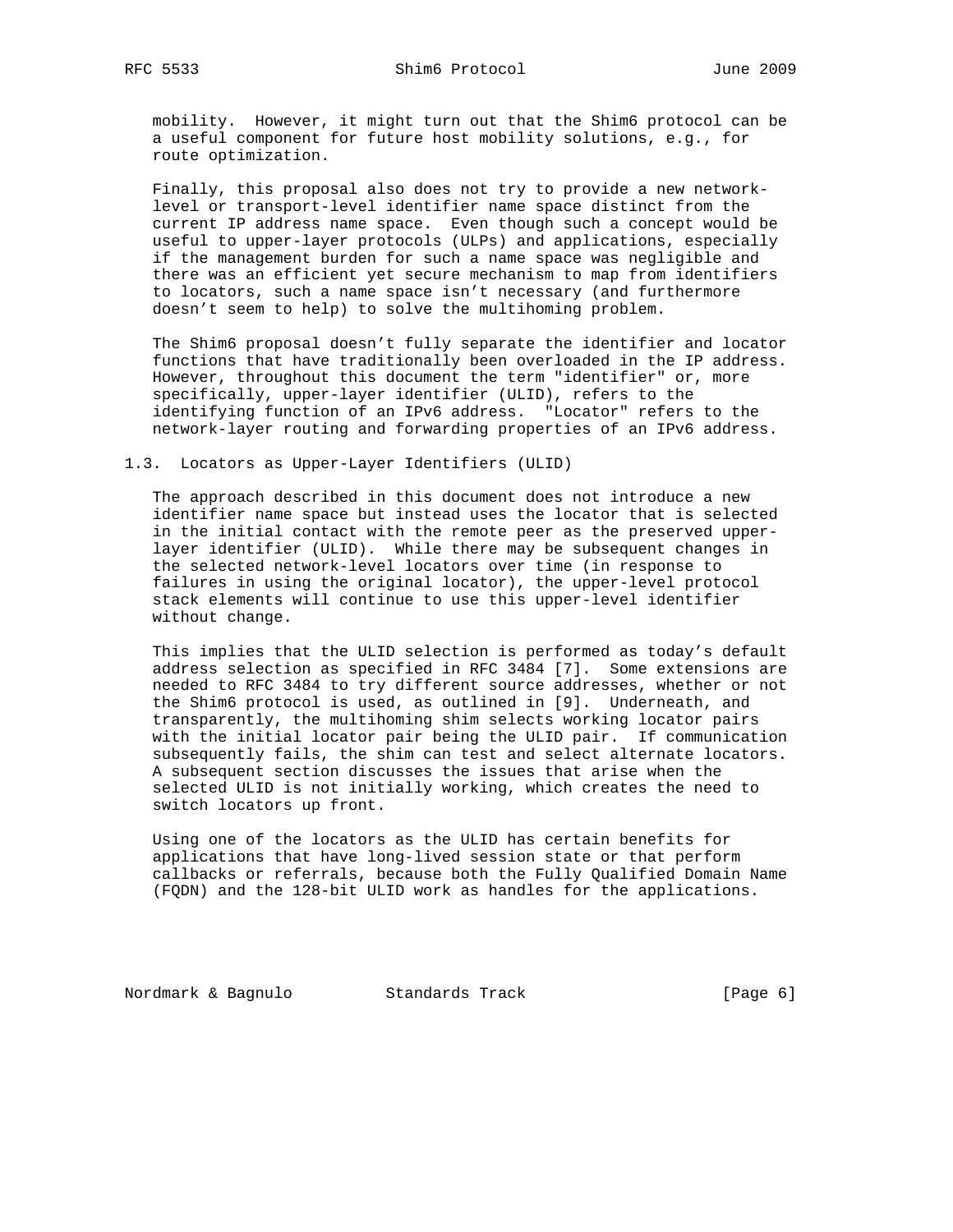mobility. However, it might turn out that the Shim6 protocol can be a useful component for future host mobility solutions, e.g., for route optimization.

Finally, this proposal also does not try to provide a new network-level or transport-level identifier name space distinct from the current IP address name space. Even though such a concept would be useful to upper-layer protocols (ULPs) and applications, especially if the management burden for such a name space was negligible and there was an efficient yet secure mechanism to map from identifiers to locators, such a name space isn't necessary (and furthermore doesn't seem to help) to solve the multihoming problem.

The Shim6 proposal doesn't fully separate the identifier and locator functions that have traditionally been overloaded in the IP address. However, throughout this document the term "identifier" or, more specifically, upper-layer identifier (ULID), refers to the identifying function of an IPv6 address. "Locator" refers to the network-layer routing and forwarding properties of an IPv6 address.

## 1.3. Locators as Upper-Layer Identifiers (ULID)

The approach described in this document does not introduce a new identifier name space but instead uses the locator that is selected in the initial contact with the remote peer as the preserved upper-layer identifier (ULID). While there may be subsequent changes in the selected network-level locators over time (in response to failures in using the original locator), the upper-level protocol stack elements will continue to use this upper-level identifier without change.

This implies that the ULID selection is performed as today's default address selection as specified in RFC 3484 [7]. Some extensions are needed to RFC 3484 to try different source addresses, whether or not the Shim6 protocol is used, as outlined in [9]. Underneath, and transparently, the multihoming shim selects working locator pairs with the initial locator pair being the ULID pair. If communication subsequently fails, the shim can test and select alternate locators. A subsequent section discusses the issues that arise when the selected ULID is not initially working, which creates the need to switch locators up front.

Using one of the locators as the ULID has certain benefits for applications that have long-lived session state or that perform callbacks or referrals, because both the Fully Qualified Domain Name (FQDN) and the 128-bit ULID work as handles for the applications.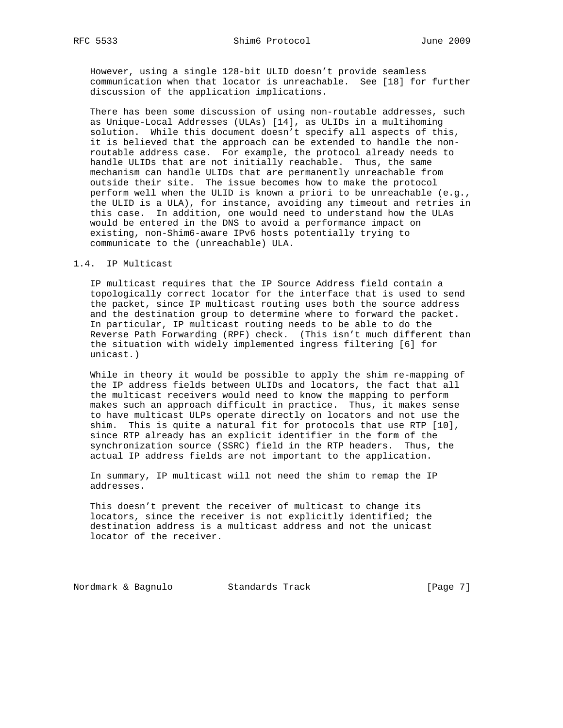However, using a single 128-bit ULID doesn't provide seamless communication when that locator is unreachable. See [18] for further discussion of the application implications.

There has been some discussion of using non-routable addresses, such as Unique-Local Addresses (ULAs) [14], as ULIDs in a multihoming solution. While this document doesn't specify all aspects of this, it is believed that the approach can be extended to handle the non-routable address case. For example, the protocol already needs to handle ULIDs that are not initially reachable. Thus, the same mechanism can handle ULIDs that are permanently unreachable from outside their site. The issue becomes how to make the protocol perform well when the ULID is known a priori to be unreachable (e.g., the ULID is a ULA), for instance, avoiding any timeout and retries in this case. In addition, one would need to understand how the ULAs would be entered in the DNS to avoid a performance impact on existing, non-Shim6-aware IPv6 hosts potentially trying to communicate to the (unreachable) ULA.

## 1.4. IP Multicast

IP multicast requires that the IP Source Address field contain a topologically correct locator for the interface that is used to send the packet, since IP multicast routing uses both the source address and the destination group to determine where to forward the packet. In particular, IP multicast routing needs to be able to do the Reverse Path Forwarding (RPF) check. (This isn't much different than the situation with widely implemented ingress filtering [6] for unicast.)

While in theory it would be possible to apply the shim re-mapping of the IP address fields between ULIDs and locators, the fact that all the multicast receivers would need to know the mapping to perform makes such an approach difficult in practice. Thus, it makes sense to have multicast ULPs operate directly on locators and not use the shim. This is quite a natural fit for protocols that use RTP [10], since RTP already has an explicit identifier in the form of the synchronization source (SSRC) field in the RTP headers. Thus, the actual IP address fields are not important to the application.

In summary, IP multicast will not need the shim to remap the IP addresses.

This doesn't prevent the receiver of multicast to change its locators, since the receiver is not explicitly identified; the destination address is a multicast address and not the unicast locator of the receiver.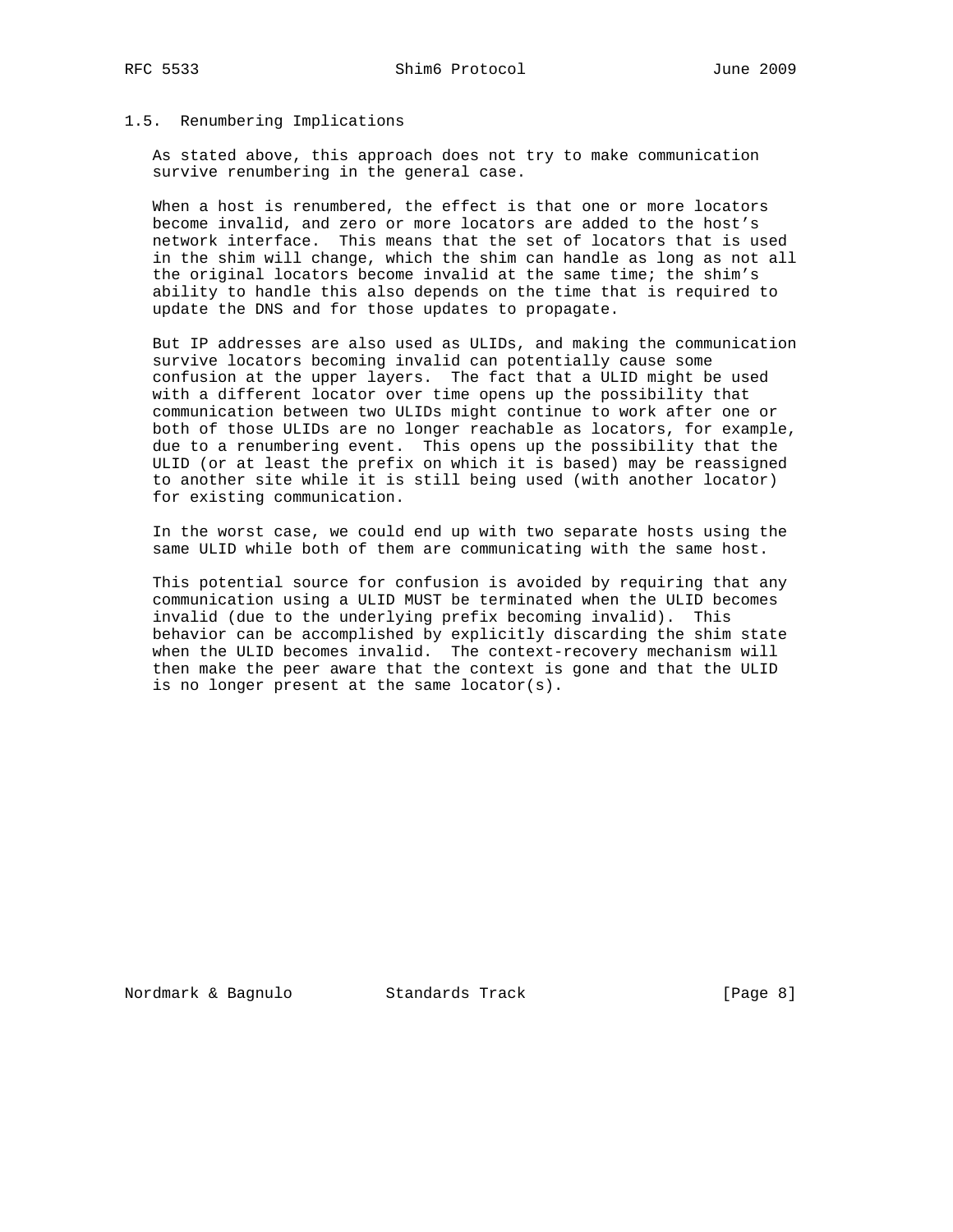### 1.5. Renumbering Implications

As stated above, this approach does not try to make communication survive renumbering in the general case.

When a host is renumbered, the effect is that one or more locators become invalid, and zero or more locators are added to the host's network interface. This means that the set of locators that is used in the shim will change, which the shim can handle as long as not all the original locators become invalid at the same time; the shim's ability to handle this also depends on the time that is required to update the DNS and for those updates to propagate.

But IP addresses are also used as ULIDs, and making the communication survive locators becoming invalid can potentially cause some confusion at the upper layers. The fact that a ULID might be used with a different locator over time opens up the possibility that communication between two ULIDs might continue to work after one or both of those ULIDs are no longer reachable as locators, for example, due to a renumbering event. This opens up the possibility that the ULID (or at least the prefix on which it is based) may be reassigned to another site while it is still being used (with another locator) for existing communication.

In the worst case, we could end up with two separate hosts using the same ULID while both of them are communicating with the same host.

This potential source for confusion is avoided by requiring that any communication using a ULID MUST be terminated when the ULID becomes invalid (due to the underlying prefix becoming invalid). This behavior can be accomplished by explicitly discarding the shim state when the ULID becomes invalid. The context-recovery mechanism will then make the peer aware that the context is gone and that the ULID is no longer present at the same locator(s).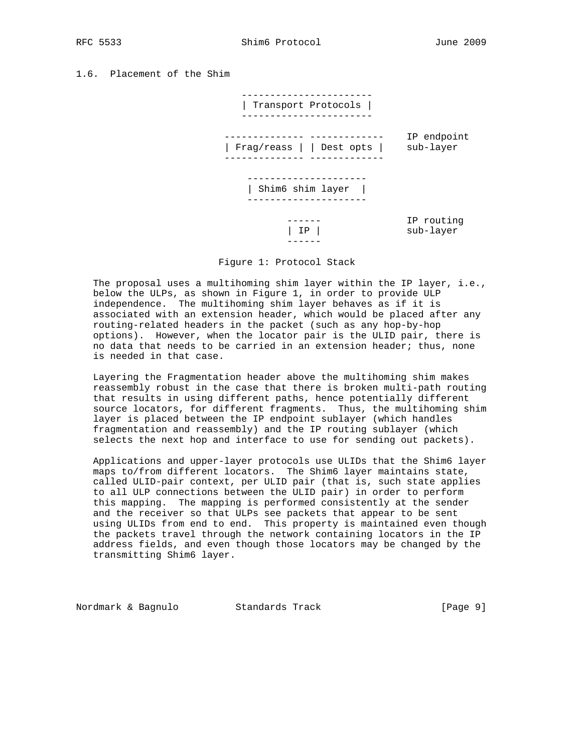## 1.6. Placement of the Shim

```
                 -----------------------
                 | Transport Protocols |
                 -----------------------

              -------------- -------------    IP endpoint
              | Frag/reass | | Dest opts |    sub-layer
              -------------- -------------

                  ---------------------
                  | Shim6 shim layer  |
                  ---------------------

                         ------               IP routing
                         | IP |               sub-layer
                         ------
```

Figure 1: Protocol Stack

The proposal uses a multihoming shim layer within the IP layer, i.e., below the ULPs, as shown in Figure 1, in order to provide ULP independence. The multihoming shim layer behaves as if it is associated with an extension header, which would be placed after any routing-related headers in the packet (such as any hop-by-hop options). However, when the locator pair is the ULID pair, there is no data that needs to be carried in an extension header; thus, none is needed in that case.

Layering the Fragmentation header above the multihoming shim makes reassembly robust in the case that there is broken multi-path routing that results in using different paths, hence potentially different source locators, for different fragments. Thus, the multihoming shim layer is placed between the IP endpoint sublayer (which handles fragmentation and reassembly) and the IP routing sublayer (which selects the next hop and interface to use for sending out packets).

Applications and upper-layer protocols use ULIDs that the Shim6 layer maps to/from different locators. The Shim6 layer maintains state, called ULID-pair context, per ULID pair (that is, such state applies to all ULP connections between the ULID pair) in order to perform this mapping. The mapping is performed consistently at the sender and the receiver so that ULPs see packets that appear to be sent using ULIDs from end to end. This property is maintained even though the packets travel through the network containing locators in the IP address fields, and even though those locators may be changed by the transmitting Shim6 layer.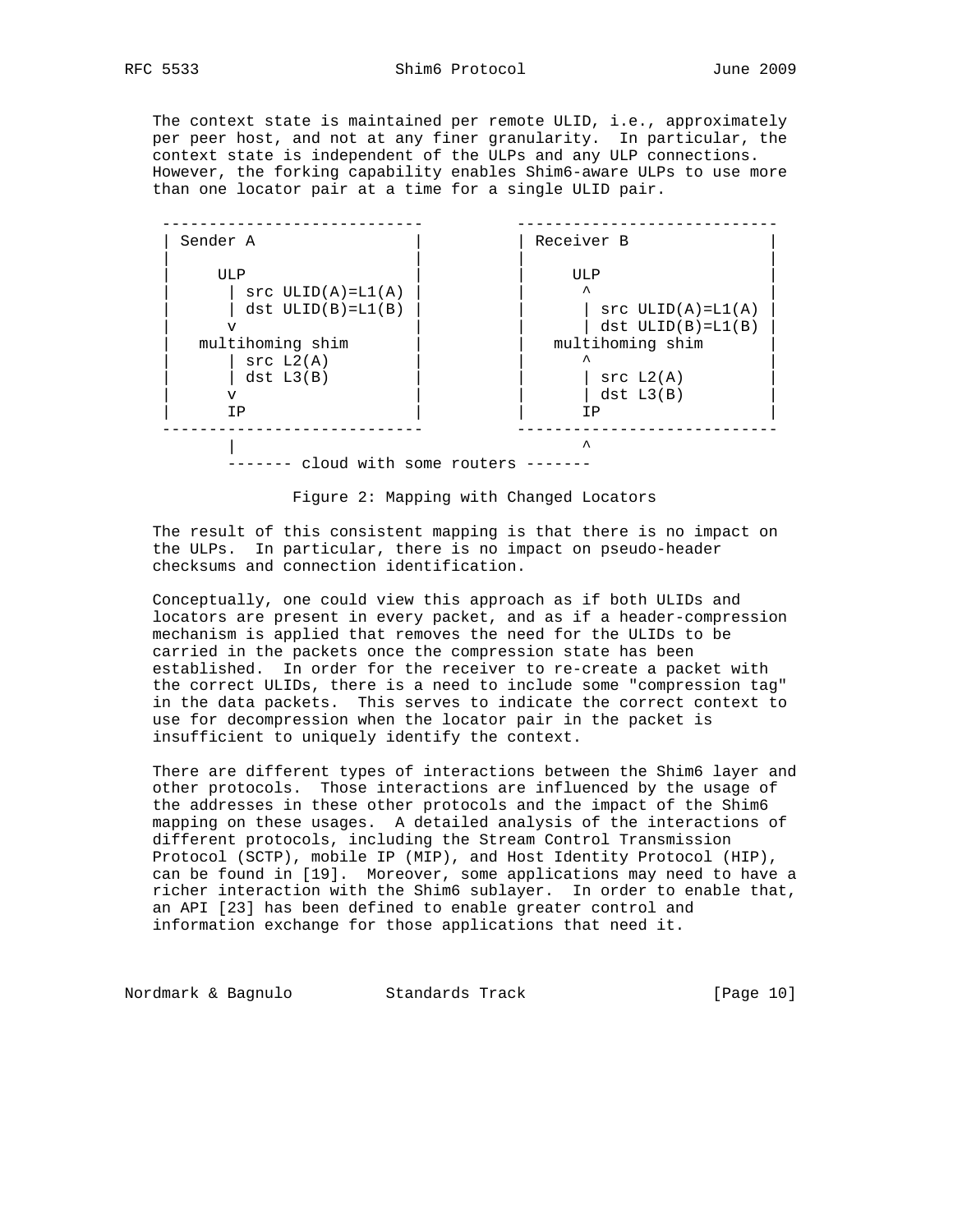The context state is maintained per remote ULID, i.e., approximately per peer host, and not at any finer granularity. In particular, the context state is independent of the ULPs and any ULP connections. However, the forking capability enables Shim6-aware ULPs to use more than one locator pair at a time for a single ULID pair.

```
 ----------------------------          ----------------------------
 | Sender A                 |          | Receiver B               |
 |                          |          |                          |
 |     ULP                  |          |     ULP                  |
 |      | src ULID(A)=L1(A) |          |      ^                   |
 |      | dst ULID(B)=L1(B) |          |      | src ULID(A)=L1(A) |
 |      v                   |          |      | dst ULID(B)=L1(B) |
 |   multihoming shim       |          |   multihoming shim       |
 |      | src L2(A)         |          |      ^                   |
 |      | dst L3(B)         |          |      | src L2(A)         |
 |      v                   |          |      | dst L3(B)         |
 |      IP                  |          |      IP                  |
 ----------------------------          ----------------------------
        |                                     ^
        ------- cloud with some routers -------
```

Figure 2: Mapping with Changed Locators

The result of this consistent mapping is that there is no impact on the ULPs. In particular, there is no impact on pseudo-header checksums and connection identification.

Conceptually, one could view this approach as if both ULIDs and locators are present in every packet, and as if a header-compression mechanism is applied that removes the need for the ULIDs to be carried in the packets once the compression state has been established. In order for the receiver to re-create a packet with the correct ULIDs, there is a need to include some "compression tag" in the data packets. This serves to indicate the correct context to use for decompression when the locator pair in the packet is insufficient to uniquely identify the context.

There are different types of interactions between the Shim6 layer and other protocols. Those interactions are influenced by the usage of the addresses in these other protocols and the impact of the Shim6 mapping on these usages. A detailed analysis of the interactions of different protocols, including the Stream Control Transmission Protocol (SCTP), mobile IP (MIP), and Host Identity Protocol (HIP), can be found in [19]. Moreover, some applications may need to have a richer interaction with the Shim6 sublayer. In order to enable that, an API [23] has been defined to enable greater control and information exchange for those applications that need it.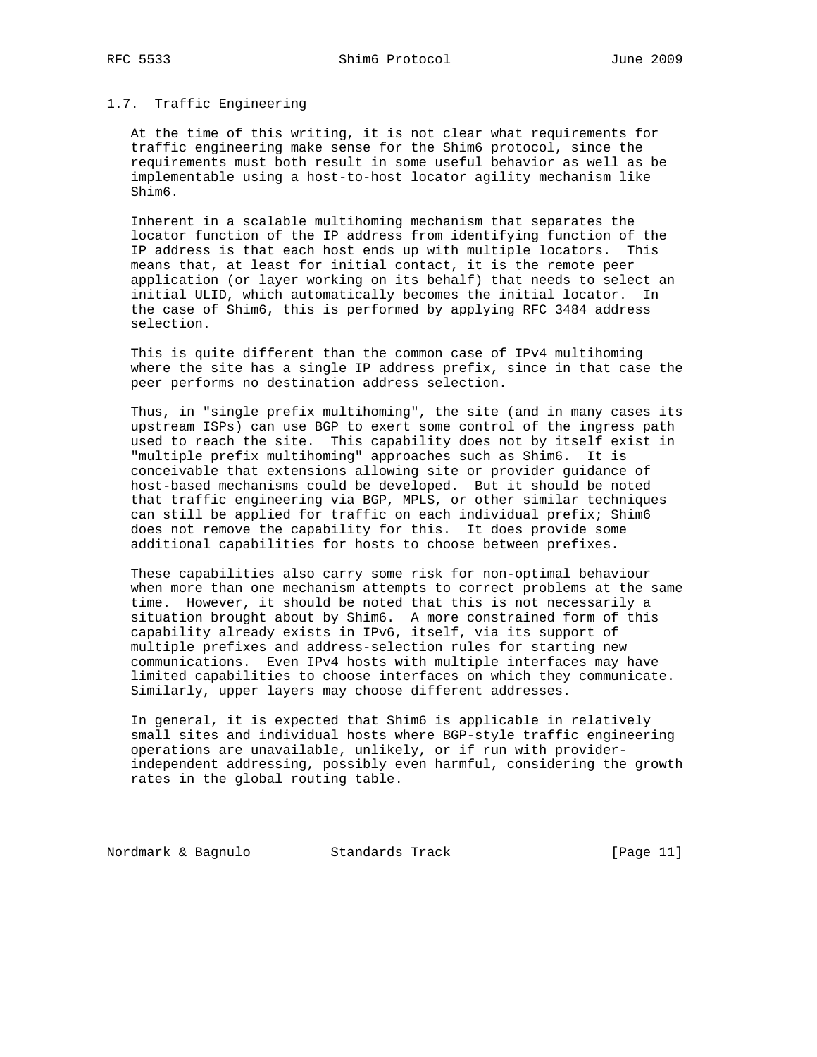### 1.7. Traffic Engineering

At the time of this writing, it is not clear what requirements for traffic engineering make sense for the Shim6 protocol, since the requirements must both result in some useful behavior as well as be implementable using a host-to-host locator agility mechanism like Shim6.

Inherent in a scalable multihoming mechanism that separates the locator function of the IP address from identifying function of the IP address is that each host ends up with multiple locators. This means that, at least for initial contact, it is the remote peer application (or layer working on its behalf) that needs to select an initial ULID, which automatically becomes the initial locator. In the case of Shim6, this is performed by applying RFC 3484 address selection.

This is quite different than the common case of IPv4 multihoming where the site has a single IP address prefix, since in that case the peer performs no destination address selection.

Thus, in "single prefix multihoming", the site (and in many cases its upstream ISPs) can use BGP to exert some control of the ingress path used to reach the site. This capability does not by itself exist in "multiple prefix multihoming" approaches such as Shim6. It is conceivable that extensions allowing site or provider guidance of host-based mechanisms could be developed. But it should be noted that traffic engineering via BGP, MPLS, or other similar techniques can still be applied for traffic on each individual prefix; Shim6 does not remove the capability for this. It does provide some additional capabilities for hosts to choose between prefixes.

These capabilities also carry some risk for non-optimal behaviour when more than one mechanism attempts to correct problems at the same time. However, it should be noted that this is not necessarily a situation brought about by Shim6. A more constrained form of this capability already exists in IPv6, itself, via its support of multiple prefixes and address-selection rules for starting new communications. Even IPv4 hosts with multiple interfaces may have limited capabilities to choose interfaces on which they communicate. Similarly, upper layers may choose different addresses.

In general, it is expected that Shim6 is applicable in relatively small sites and individual hosts where BGP-style traffic engineering operations are unavailable, unlikely, or if run with provider-independent addressing, possibly even harmful, considering the growth rates in the global routing table.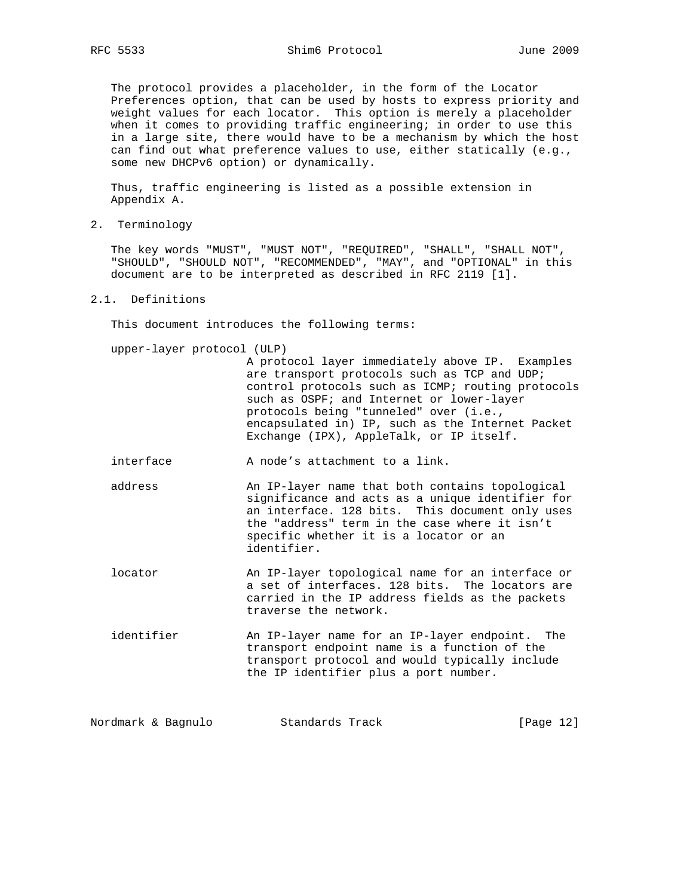The protocol provides a placeholder, in the form of the Locator Preferences option, that can be used by hosts to express priority and weight values for each locator. This option is merely a placeholder when it comes to providing traffic engineering; in order to use this in a large site, there would have to be a mechanism by which the host can find out what preference values to use, either statically (e.g., some new DHCPv6 option) or dynamically.

Thus, traffic engineering is listed as a possible extension in Appendix A.

## 2. Terminology

The key words "MUST", "MUST NOT", "REQUIRED", "SHALL", "SHALL NOT", "SHOULD", "SHOULD NOT", "RECOMMENDED", "MAY", and "OPTIONAL" in this document are to be interpreted as described in RFC 2119 [1].

### 2.1. Definitions

This document introduces the following terms:

upper-layer protocol (ULP)
: A protocol layer immediately above IP. Examples are transport protocols such as TCP and UDP; control protocols such as ICMP; routing protocols such as OSPF; and Internet or lower-layer protocols being "tunneled" over (i.e., encapsulated in) IP, such as the Internet Packet Exchange (IPX), AppleTalk, or IP itself.

interface
: A node's attachment to a link.

address
: An IP-layer name that both contains topological significance and acts as a unique identifier for an interface. 128 bits. This document only uses the "address" term in the case where it isn't specific whether it is a locator or an identifier.

locator
: An IP-layer topological name for an interface or a set of interfaces. 128 bits. The locators are carried in the IP address fields as the packets traverse the network.

identifier
: An IP-layer name for an IP-layer endpoint. The transport endpoint name is a function of the transport protocol and would typically include the IP identifier plus a port number.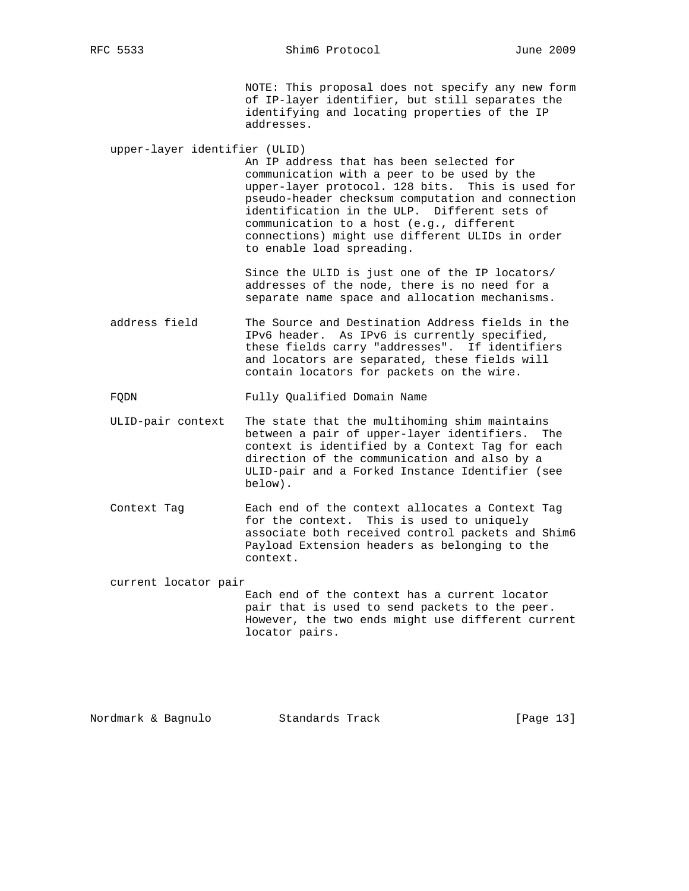NOTE: This proposal does not specify any new form of IP-layer identifier, but still separates the identifying and locating properties of the IP addresses.

**upper-layer identifier (ULID)**
An IP address that has been selected for communication with a peer to be used by the upper-layer protocol. 128 bits. This is used for pseudo-header checksum computation and connection identification in the ULP. Different sets of communication to a host (e.g., different connections) might use different ULIDs in order to enable load spreading.

Since the ULID is just one of the IP locators/addresses of the node, there is no need for a separate name space and allocation mechanisms.

**address field**
The Source and Destination Address fields in the IPv6 header. As IPv6 is currently specified, these fields carry "addresses". If identifiers and locators are separated, these fields will contain locators for packets on the wire.

**FQDN**
Fully Qualified Domain Name

**ULID-pair context**
The state that the multihoming shim maintains between a pair of upper-layer identifiers. The context is identified by a Context Tag for each direction of the communication and also by a ULID-pair and a Forked Instance Identifier (see below).

**Context Tag**
Each end of the context allocates a Context Tag for the context. This is used to uniquely associate both received control packets and Shim6 Payload Extension headers as belonging to the context.

**current locator pair**
Each end of the context has a current locator pair that is used to send packets to the peer. However, the two ends might use different current locator pairs.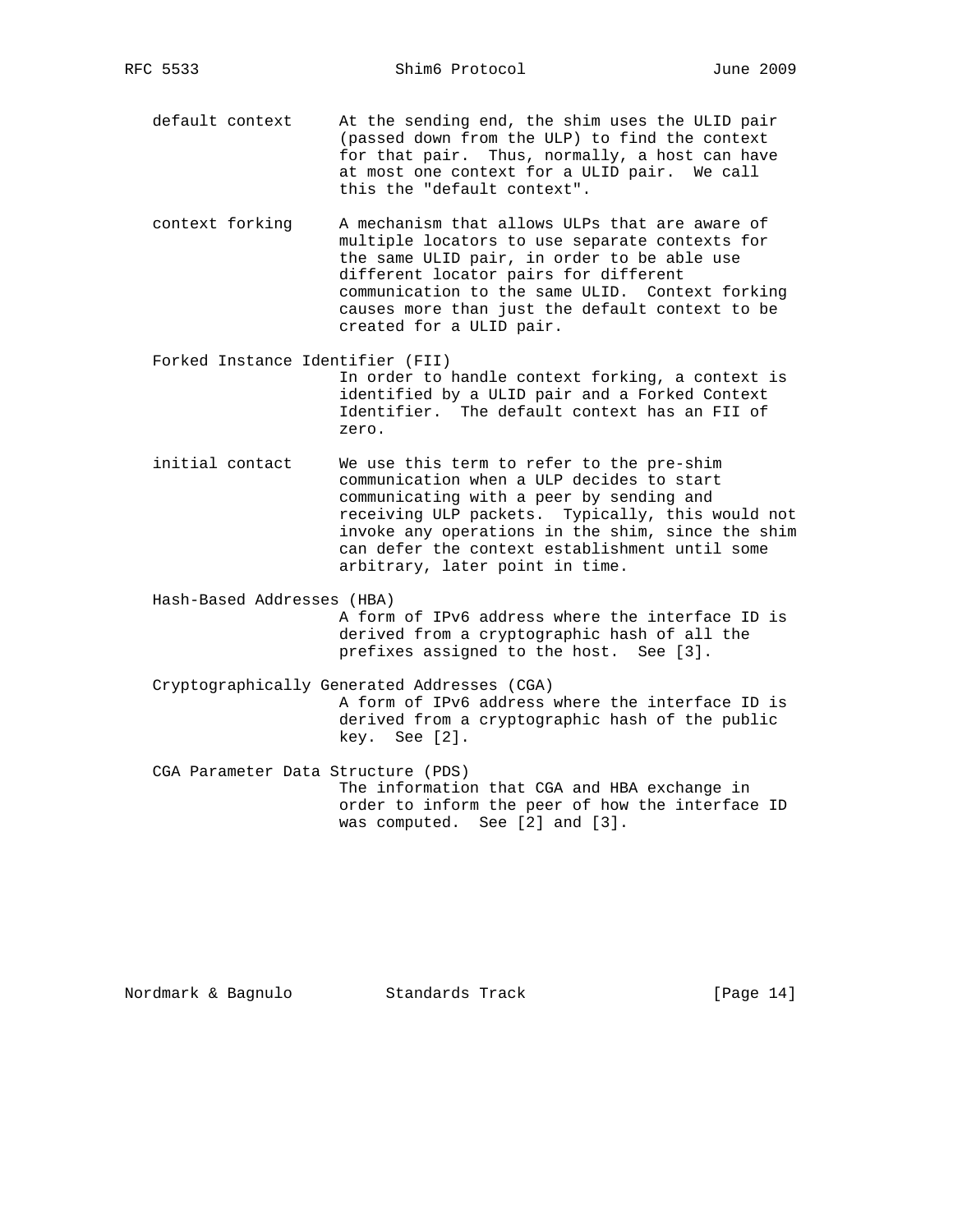default context
: At the sending end, the shim uses the ULID pair (passed down from the ULP) to find the context for that pair. Thus, normally, a host can have at most one context for a ULID pair. We call this the "default context".

context forking
: A mechanism that allows ULPs that are aware of multiple locators to use separate contexts for the same ULID pair, in order to be able use different locator pairs for different communication to the same ULID. Context forking causes more than just the default context to be created for a ULID pair.

Forked Instance Identifier (FII)
: In order to handle context forking, a context is identified by a ULID pair and a Forked Context Identifier. The default context has an FII of zero.

initial contact
: We use this term to refer to the pre-shim communication when a ULP decides to start communicating with a peer by sending and receiving ULP packets. Typically, this would not invoke any operations in the shim, since the shim can defer the context establishment until some arbitrary, later point in time.

Hash-Based Addresses (HBA)
: A form of IPv6 address where the interface ID is derived from a cryptographic hash of all the prefixes assigned to the host. See [3].

Cryptographically Generated Addresses (CGA)
: A form of IPv6 address where the interface ID is derived from a cryptographic hash of the public key. See [2].

CGA Parameter Data Structure (PDS)
: The information that CGA and HBA exchange in order to inform the peer of how the interface ID was computed. See [2] and [3].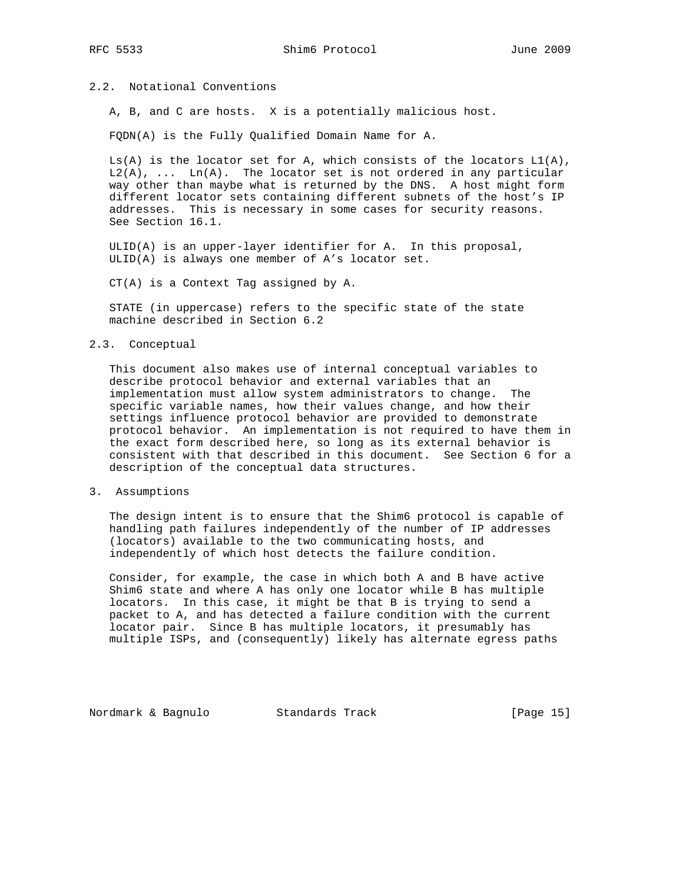### 2.2. Notational Conventions

A, B, and C are hosts. X is a potentially malicious host.

FQDN(A) is the Fully Qualified Domain Name for A.

Ls(A) is the locator set for A, which consists of the locators L1(A), L2(A), ... Ln(A). The locator set is not ordered in any particular way other than maybe what is returned by the DNS. A host might form different locator sets containing different subnets of the host's IP addresses. This is necessary in some cases for security reasons. See Section 16.1.

ULID(A) is an upper-layer identifier for A. In this proposal, ULID(A) is always one member of A's locator set.

CT(A) is a Context Tag assigned by A.

STATE (in uppercase) refers to the specific state of the state machine described in Section 6.2

### 2.3. Conceptual

This document also makes use of internal conceptual variables to describe protocol behavior and external variables that an implementation must allow system administrators to change. The specific variable names, how their values change, and how their settings influence protocol behavior are provided to demonstrate protocol behavior. An implementation is not required to have them in the exact form described here, so long as its external behavior is consistent with that described in this document. See Section 6 for a description of the conceptual data structures.

## 3. Assumptions

The design intent is to ensure that the Shim6 protocol is capable of handling path failures independently of the number of IP addresses (locators) available to the two communicating hosts, and independently of which host detects the failure condition.

Consider, for example, the case in which both A and B have active Shim6 state and where A has only one locator while B has multiple locators. In this case, it might be that B is trying to send a packet to A, and has detected a failure condition with the current locator pair. Since B has multiple locators, it presumably has multiple ISPs, and (consequently) likely has alternate egress paths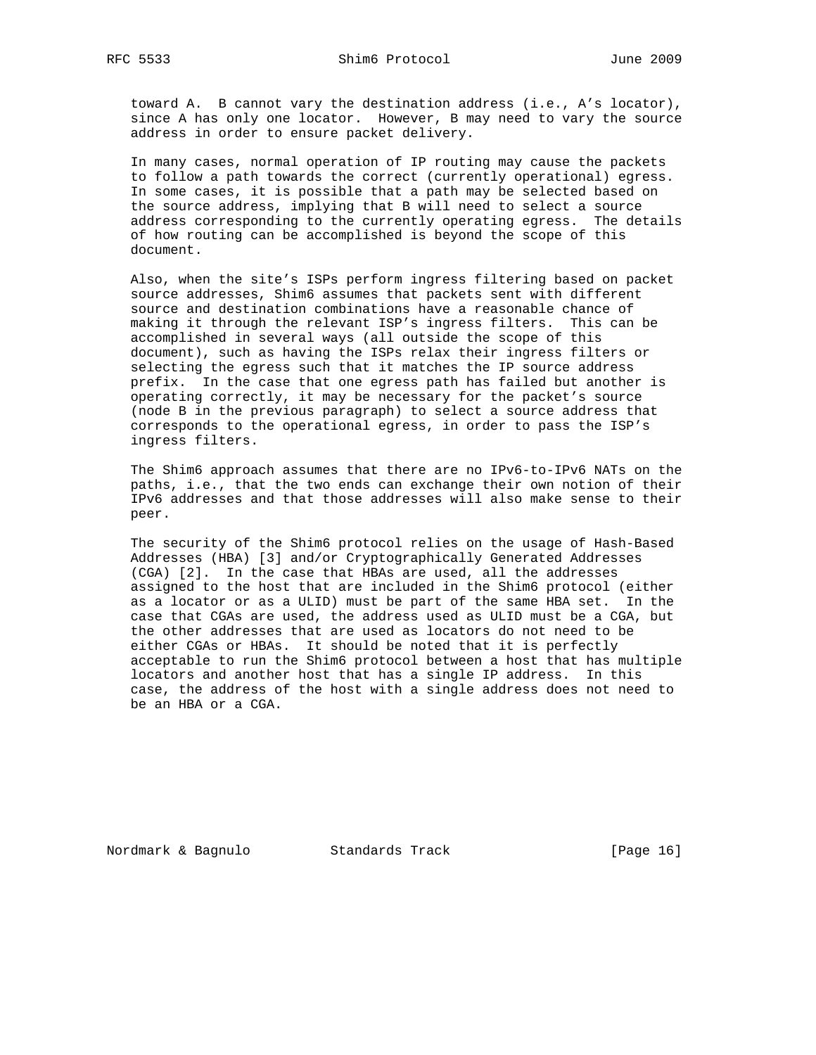toward A. B cannot vary the destination address (i.e., A's locator), since A has only one locator. However, B may need to vary the source address in order to ensure packet delivery.

In many cases, normal operation of IP routing may cause the packets to follow a path towards the correct (currently operational) egress. In some cases, it is possible that a path may be selected based on the source address, implying that B will need to select a source address corresponding to the currently operating egress. The details of how routing can be accomplished is beyond the scope of this document.

Also, when the site's ISPs perform ingress filtering based on packet source addresses, Shim6 assumes that packets sent with different source and destination combinations have a reasonable chance of making it through the relevant ISP's ingress filters. This can be accomplished in several ways (all outside the scope of this document), such as having the ISPs relax their ingress filters or selecting the egress such that it matches the IP source address prefix. In the case that one egress path has failed but another is operating correctly, it may be necessary for the packet's source (node B in the previous paragraph) to select a source address that corresponds to the operational egress, in order to pass the ISP's ingress filters.

The Shim6 approach assumes that there are no IPv6-to-IPv6 NATs on the paths, i.e., that the two ends can exchange their own notion of their IPv6 addresses and that those addresses will also make sense to their peer.

The security of the Shim6 protocol relies on the usage of Hash-Based Addresses (HBA) [3] and/or Cryptographically Generated Addresses (CGA) [2]. In the case that HBAs are used, all the addresses assigned to the host that are included in the Shim6 protocol (either as a locator or as a ULID) must be part of the same HBA set. In the case that CGAs are used, the address used as ULID must be a CGA, but the other addresses that are used as locators do not need to be either CGAs or HBAs. It should be noted that it is perfectly acceptable to run the Shim6 protocol between a host that has multiple locators and another host that has a single IP address. In this case, the address of the host with a single address does not need to be an HBA or a CGA.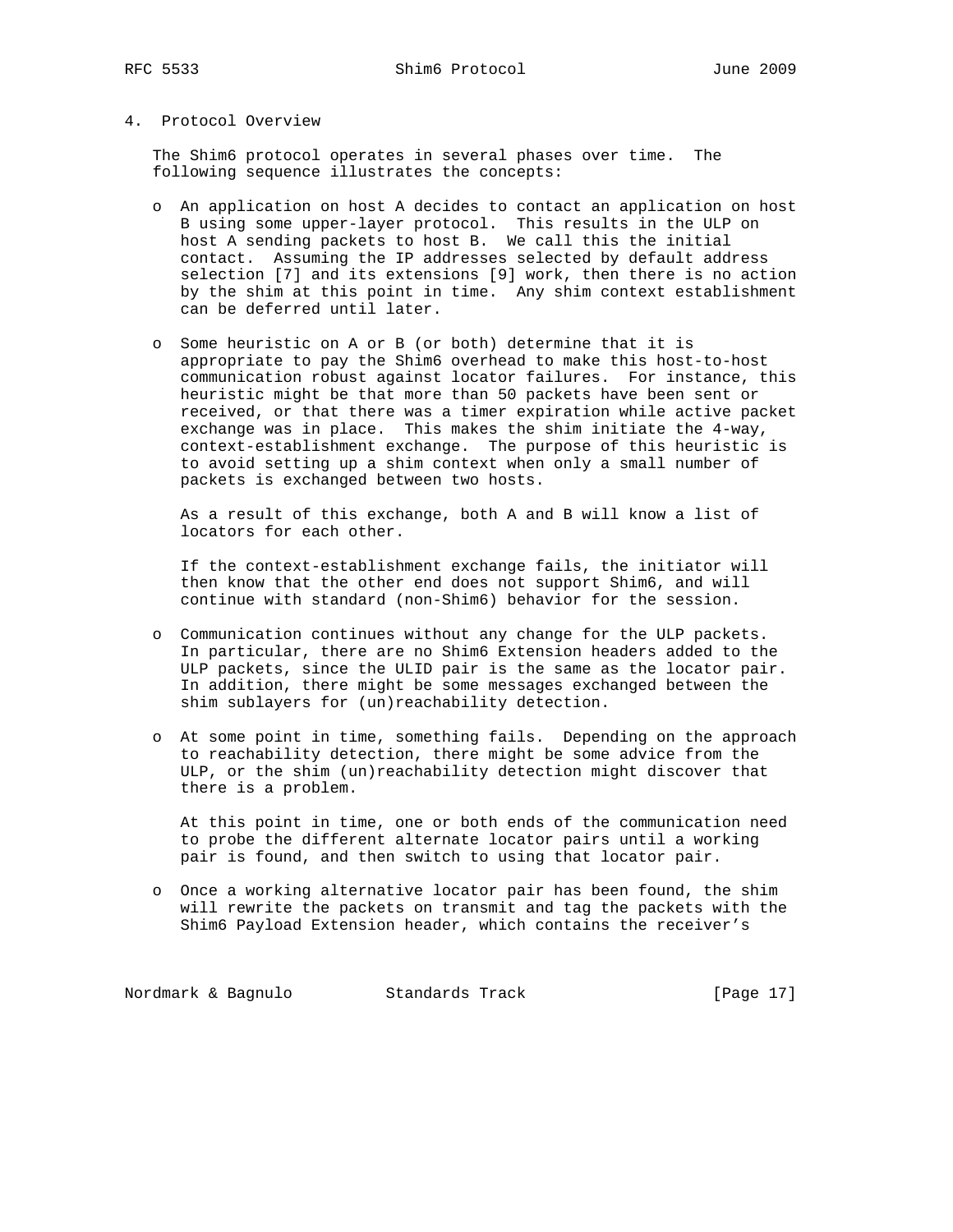## 4. Protocol Overview

The Shim6 protocol operates in several phases over time. The following sequence illustrates the concepts:

- An application on host A decides to contact an application on host B using some upper-layer protocol. This results in the ULP on host A sending packets to host B. We call this the initial contact. Assuming the IP addresses selected by default address selection [7] and its extensions [9] work, then there is no action by the shim at this point in time. Any shim context establishment can be deferred until later.

- Some heuristic on A or B (or both) determine that it is appropriate to pay the Shim6 overhead to make this host-to-host communication robust against locator failures. For instance, this heuristic might be that more than 50 packets have been sent or received, or that there was a timer expiration while active packet exchange was in place. This makes the shim initiate the 4-way, context-establishment exchange. The purpose of this heuristic is to avoid setting up a shim context when only a small number of packets is exchanged between two hosts.

  As a result of this exchange, both A and B will know a list of locators for each other.

  If the context-establishment exchange fails, the initiator will then know that the other end does not support Shim6, and will continue with standard (non-Shim6) behavior for the session.

- Communication continues without any change for the ULP packets. In particular, there are no Shim6 Extension headers added to the ULP packets, since the ULID pair is the same as the locator pair. In addition, there might be some messages exchanged between the shim sublayers for (un)reachability detection.

- At some point in time, something fails. Depending on the approach to reachability detection, there might be some advice from the ULP, or the shim (un)reachability detection might discover that there is a problem.

  At this point in time, one or both ends of the communication need to probe the different alternate locator pairs until a working pair is found, and then switch to using that locator pair.

- Once a working alternative locator pair has been found, the shim will rewrite the packets on transmit and tag the packets with the Shim6 Payload Extension header, which contains the receiver's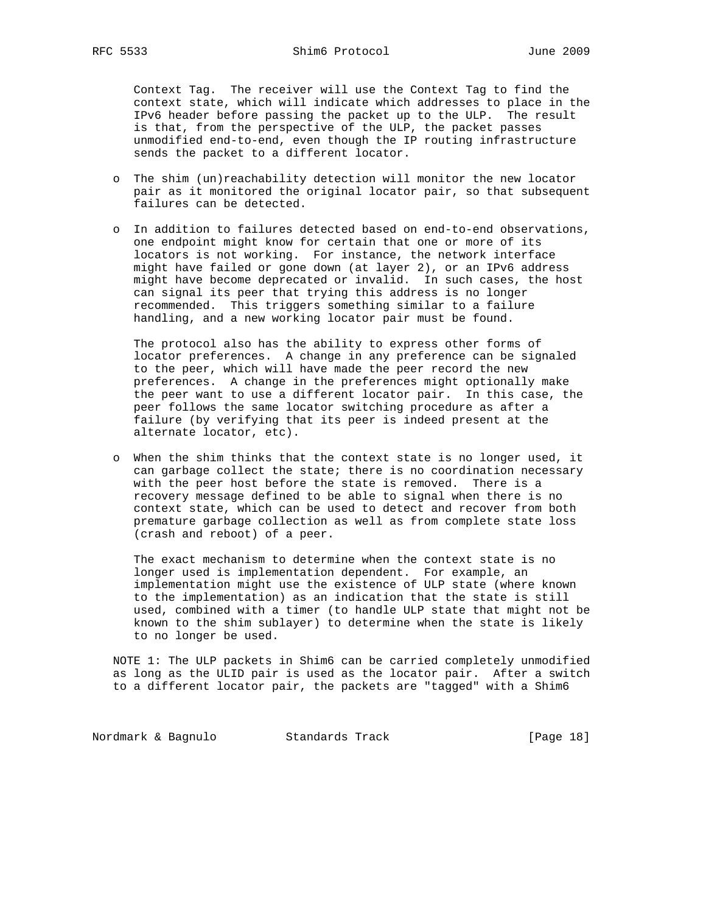Context Tag. The receiver will use the Context Tag to find the context state, which will indicate which addresses to place in the IPv6 header before passing the packet up to the ULP. The result is that, from the perspective of the ULP, the packet passes unmodified end-to-end, even though the IP routing infrastructure sends the packet to a different locator.

- The shim (un)reachability detection will monitor the new locator pair as it monitored the original locator pair, so that subsequent failures can be detected.

- In addition to failures detected based on end-to-end observations, one endpoint might know for certain that one or more of its locators is not working. For instance, the network interface might have failed or gone down (at layer 2), or an IPv6 address might have become deprecated or invalid. In such cases, the host can signal its peer that trying this address is no longer recommended. This triggers something similar to a failure handling, and a new working locator pair must be found.

  The protocol also has the ability to express other forms of locator preferences. A change in any preference can be signaled to the peer, which will have made the peer record the new preferences. A change in the preferences might optionally make the peer want to use a different locator pair. In this case, the peer follows the same locator switching procedure as after a failure (by verifying that its peer is indeed present at the alternate locator, etc).

- When the shim thinks that the context state is no longer used, it can garbage collect the state; there is no coordination necessary with the peer host before the state is removed. There is a recovery message defined to be able to signal when there is no context state, which can be used to detect and recover from both premature garbage collection as well as from complete state loss (crash and reboot) of a peer.

  The exact mechanism to determine when the context state is no longer used is implementation dependent. For example, an implementation might use the existence of ULP state (where known to the implementation) as an indication that the state is still used, combined with a timer (to handle ULP state that might not be known to the shim sublayer) to determine when the state is likely to no longer be used.

NOTE 1: The ULP packets in Shim6 can be carried completely unmodified as long as the ULID pair is used as the locator pair. After a switch to a different locator pair, the packets are "tagged" with a Shim6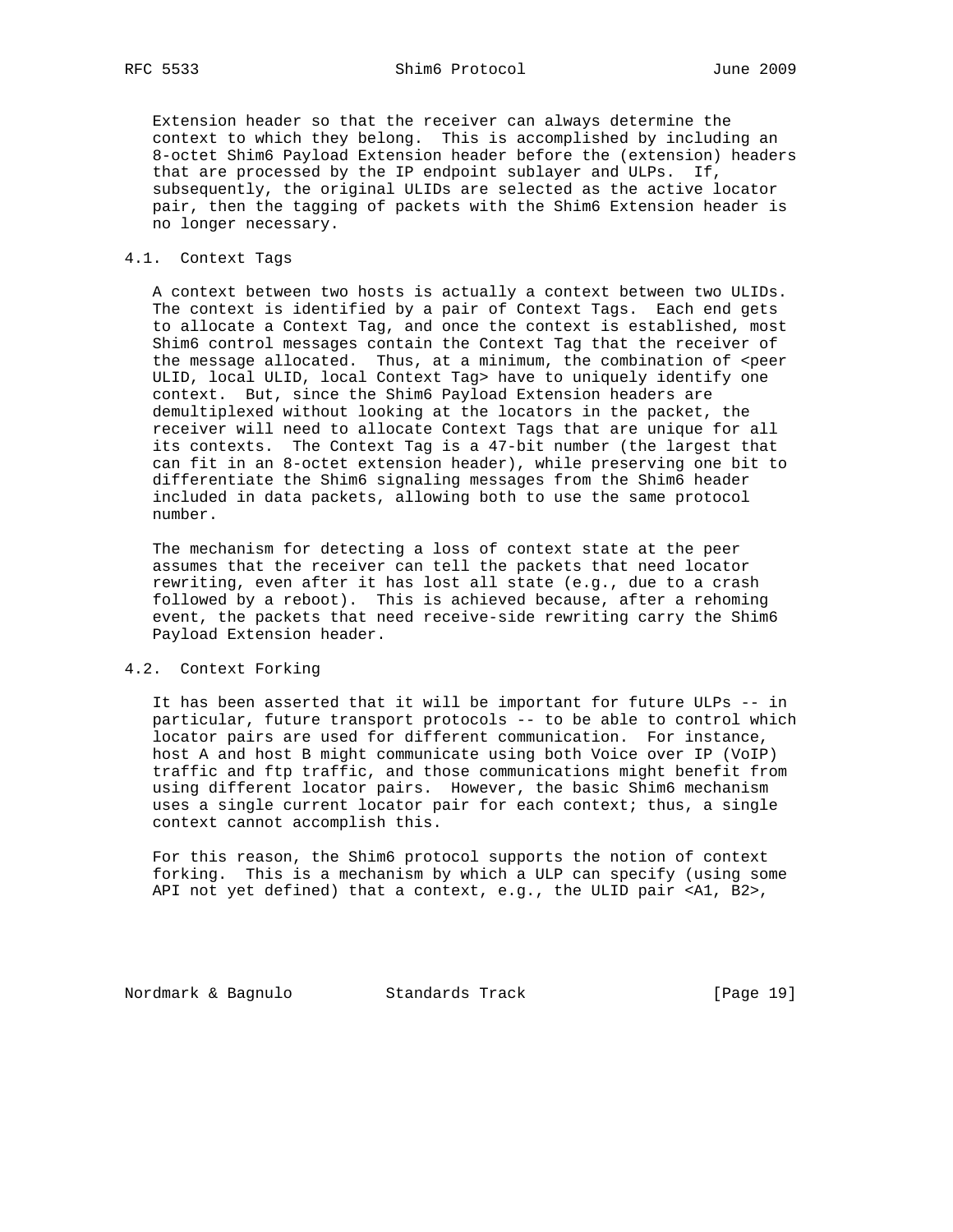Extension header so that the receiver can always determine the context to which they belong. This is accomplished by including an 8-octet Shim6 Payload Extension header before the (extension) headers that are processed by the IP endpoint sublayer and ULPs. If, subsequently, the original ULIDs are selected as the active locator pair, then the tagging of packets with the Shim6 Extension header is no longer necessary.

### 4.1. Context Tags

A context between two hosts is actually a context between two ULIDs. The context is identified by a pair of Context Tags. Each end gets to allocate a Context Tag, and once the context is established, most Shim6 control messages contain the Context Tag that the receiver of the message allocated. Thus, at a minimum, the combination of <peer ULID, local ULID, local Context Tag> have to uniquely identify one context. But, since the Shim6 Payload Extension headers are demultiplexed without looking at the locators in the packet, the receiver will need to allocate Context Tags that are unique for all its contexts. The Context Tag is a 47-bit number (the largest that can fit in an 8-octet extension header), while preserving one bit to differentiate the Shim6 signaling messages from the Shim6 header included in data packets, allowing both to use the same protocol number.

The mechanism for detecting a loss of context state at the peer assumes that the receiver can tell the packets that need locator rewriting, even after it has lost all state (e.g., due to a crash followed by a reboot). This is achieved because, after a rehoming event, the packets that need receive-side rewriting carry the Shim6 Payload Extension header.

### 4.2. Context Forking

It has been asserted that it will be important for future ULPs -- in particular, future transport protocols -- to be able to control which locator pairs are used for different communication. For instance, host A and host B might communicate using both Voice over IP (VoIP) traffic and ftp traffic, and those communications might benefit from using different locator pairs. However, the basic Shim6 mechanism uses a single current locator pair for each context; thus, a single context cannot accomplish this.

For this reason, the Shim6 protocol supports the notion of context forking. This is a mechanism by which a ULP can specify (using some API not yet defined) that a context, e.g., the ULID pair <A1, B2>,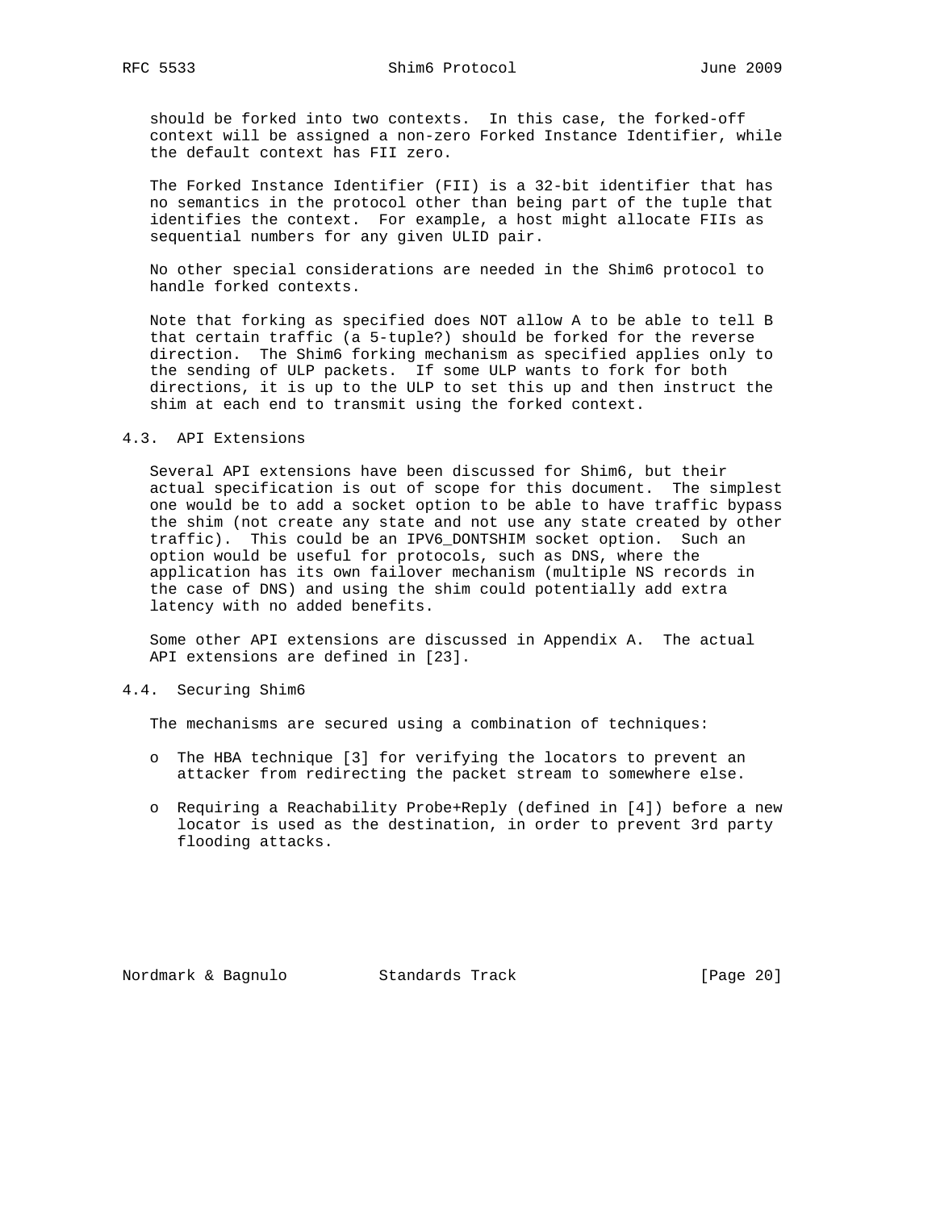should be forked into two contexts. In this case, the forked-off context will be assigned a non-zero Forked Instance Identifier, while the default context has FII zero.

The Forked Instance Identifier (FII) is a 32-bit identifier that has no semantics in the protocol other than being part of the tuple that identifies the context. For example, a host might allocate FIIs as sequential numbers for any given ULID pair.

No other special considerations are needed in the Shim6 protocol to handle forked contexts.

Note that forking as specified does NOT allow A to be able to tell B that certain traffic (a 5-tuple?) should be forked for the reverse direction. The Shim6 forking mechanism as specified applies only to the sending of ULP packets. If some ULP wants to fork for both directions, it is up to the ULP to set this up and then instruct the shim at each end to transmit using the forked context.

### 4.3. API Extensions

Several API extensions have been discussed for Shim6, but their actual specification is out of scope for this document. The simplest one would be to add a socket option to be able to have traffic bypass the shim (not create any state and not use any state created by other traffic). This could be an IPV6_DONTSHIM socket option. Such an option would be useful for protocols, such as DNS, where the application has its own failover mechanism (multiple NS records in the case of DNS) and using the shim could potentially add extra latency with no added benefits.

Some other API extensions are discussed in Appendix A. The actual API extensions are defined in [23].

### 4.4. Securing Shim6

The mechanisms are secured using a combination of techniques:

- The HBA technique [3] for verifying the locators to prevent an attacker from redirecting the packet stream to somewhere else.

- Requiring a Reachability Probe+Reply (defined in [4]) before a new locator is used as the destination, in order to prevent 3rd party flooding attacks.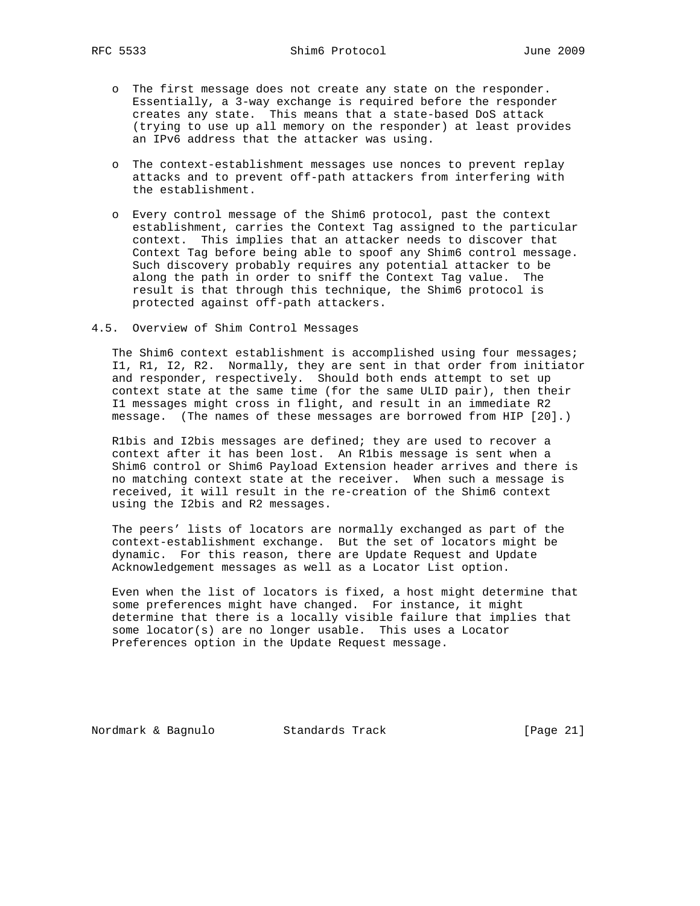- The first message does not create any state on the responder. Essentially, a 3-way exchange is required before the responder creates any state. This means that a state-based DoS attack (trying to use up all memory on the responder) at least provides an IPv6 address that the attacker was using.

- The context-establishment messages use nonces to prevent replay attacks and to prevent off-path attackers from interfering with the establishment.

- Every control message of the Shim6 protocol, past the context establishment, carries the Context Tag assigned to the particular context. This implies that an attacker needs to discover that Context Tag before being able to spoof any Shim6 control message. Such discovery probably requires any potential attacker to be along the path in order to sniff the Context Tag value. The result is that through this technique, the Shim6 protocol is protected against off-path attackers.

### 4.5. Overview of Shim Control Messages

The Shim6 context establishment is accomplished using four messages; I1, R1, I2, R2. Normally, they are sent in that order from initiator and responder, respectively. Should both ends attempt to set up context state at the same time (for the same ULID pair), then their I1 messages might cross in flight, and result in an immediate R2 message. (The names of these messages are borrowed from HIP [20].)

R1bis and I2bis messages are defined; they are used to recover a context after it has been lost. An R1bis message is sent when a Shim6 control or Shim6 Payload Extension header arrives and there is no matching context state at the receiver. When such a message is received, it will result in the re-creation of the Shim6 context using the I2bis and R2 messages.

The peers' lists of locators are normally exchanged as part of the context-establishment exchange. But the set of locators might be dynamic. For this reason, there are Update Request and Update Acknowledgement messages as well as a Locator List option.

Even when the list of locators is fixed, a host might determine that some preferences might have changed. For instance, it might determine that there is a locally visible failure that implies that some locator(s) are no longer usable. This uses a Locator Preferences option in the Update Request message.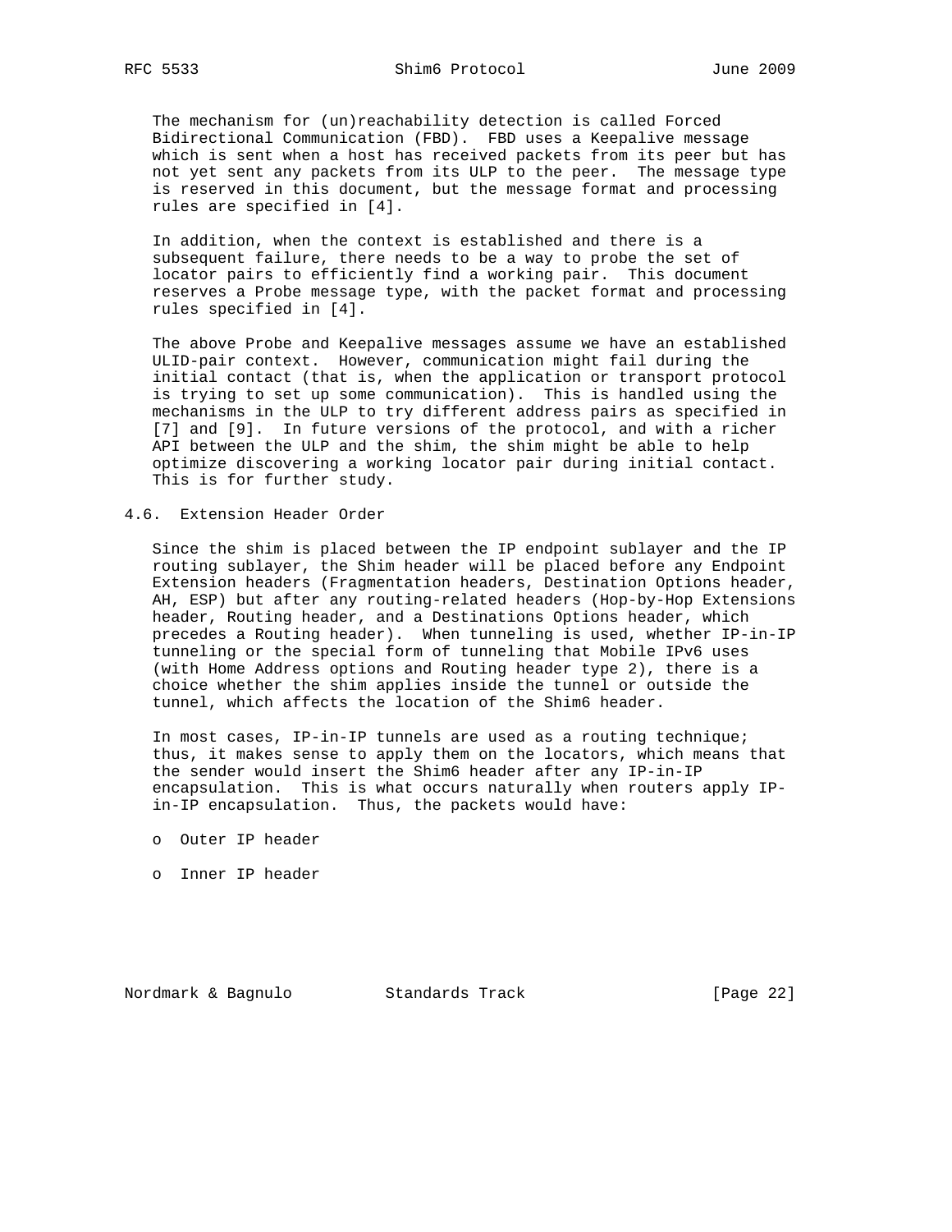The mechanism for (un)reachability detection is called Forced Bidirectional Communication (FBD). FBD uses a Keepalive message which is sent when a host has received packets from its peer but has not yet sent any packets from its ULP to the peer. The message type is reserved in this document, but the message format and processing rules are specified in [4].

In addition, when the context is established and there is a subsequent failure, there needs to be a way to probe the set of locator pairs to efficiently find a working pair. This document reserves a Probe message type, with the packet format and processing rules specified in [4].

The above Probe and Keepalive messages assume we have an established ULID-pair context. However, communication might fail during the initial contact (that is, when the application or transport protocol is trying to set up some communication). This is handled using the mechanisms in the ULP to try different address pairs as specified in [7] and [9]. In future versions of the protocol, and with a richer API between the ULP and the shim, the shim might be able to help optimize discovering a working locator pair during initial contact. This is for further study.

## 4.6. Extension Header Order

Since the shim is placed between the IP endpoint sublayer and the IP routing sublayer, the Shim header will be placed before any Endpoint Extension headers (Fragmentation headers, Destination Options header, AH, ESP) but after any routing-related headers (Hop-by-Hop Extensions header, Routing header, and a Destinations Options header, which precedes a Routing header). When tunneling is used, whether IP-in-IP tunneling or the special form of tunneling that Mobile IPv6 uses (with Home Address options and Routing header type 2), there is a choice whether the shim applies inside the tunnel or outside the tunnel, which affects the location of the Shim6 header.

In most cases, IP-in-IP tunnels are used as a routing technique; thus, it makes sense to apply them on the locators, which means that the sender would insert the Shim6 header after any IP-in-IP encapsulation. This is what occurs naturally when routers apply IP-in-IP encapsulation. Thus, the packets would have:

- Outer IP header
- Inner IP header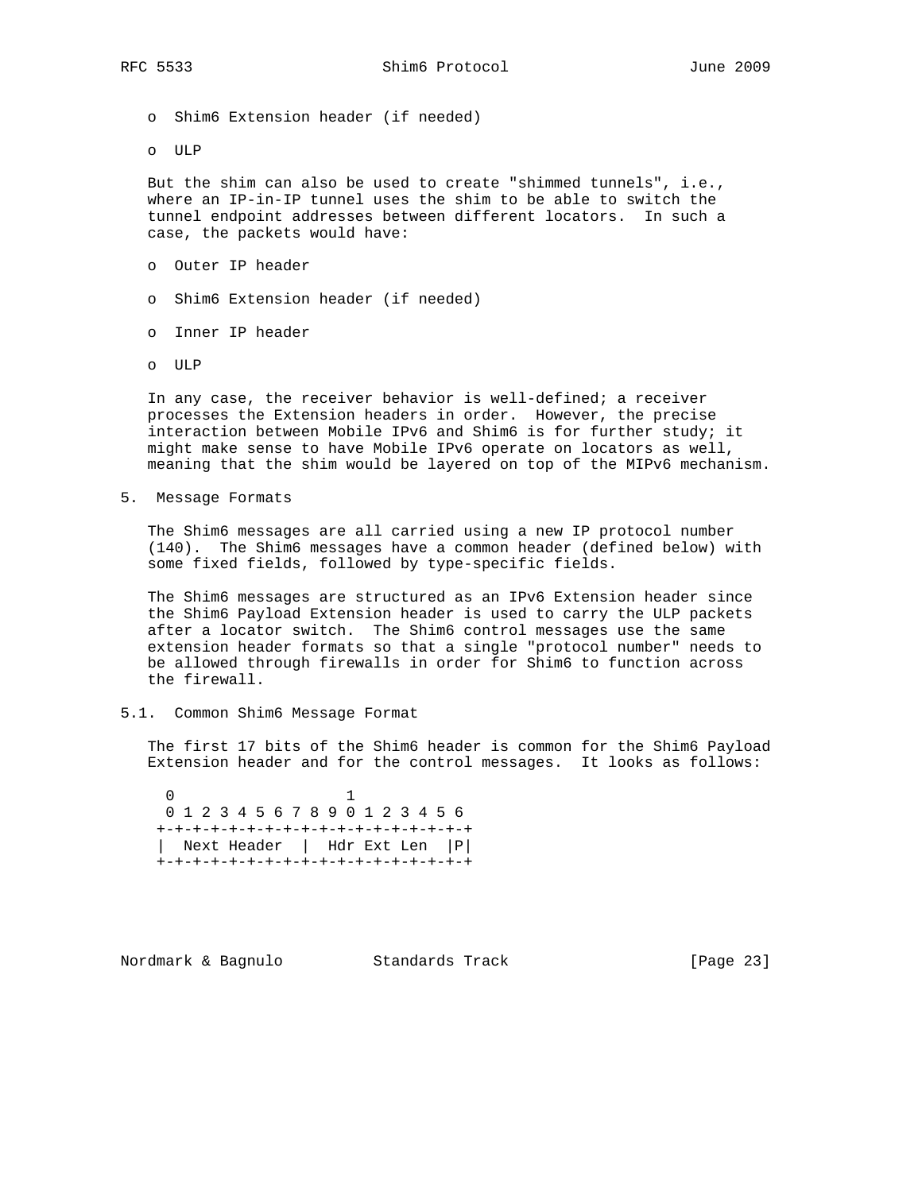- Shim6 Extension header (if needed)
- ULP

But the shim can also be used to create "shimmed tunnels", i.e., where an IP-in-IP tunnel uses the shim to be able to switch the tunnel endpoint addresses between different locators. In such a case, the packets would have:

- Outer IP header
- Shim6 Extension header (if needed)
- Inner IP header
- ULP

In any case, the receiver behavior is well-defined; a receiver processes the Extension headers in order. However, the precise interaction between Mobile IPv6 and Shim6 is for further study; it might make sense to have Mobile IPv6 operate on locators as well, meaning that the shim would be layered on top of the MIPv6 mechanism.

## 5. Message Formats

The Shim6 messages are all carried using a new IP protocol number (140). The Shim6 messages have a common header (defined below) with some fixed fields, followed by type-specific fields.

The Shim6 messages are structured as an IPv6 Extension header since the Shim6 Payload Extension header is used to carry the ULP packets after a locator switch. The Shim6 control messages use the same extension header formats so that a single "protocol number" needs to be allowed through firewalls in order for Shim6 to function across the firewall.

### 5.1. Common Shim6 Message Format

The first 17 bits of the Shim6 header is common for the Shim6 Payload Extension header and for the control messages. It looks as follows:

```
 0                   1
 0 1 2 3 4 5 6 7 8 9 0 1 2 3 4 5 6
+-+-+-+-+-+-+-+-+-+-+-+-+-+-+-+-+-+
|  Next Header  |  Hdr Ext Len  |P|
+-+-+-+-+-+-+-+-+-+-+-+-+-+-+-+-+-+
```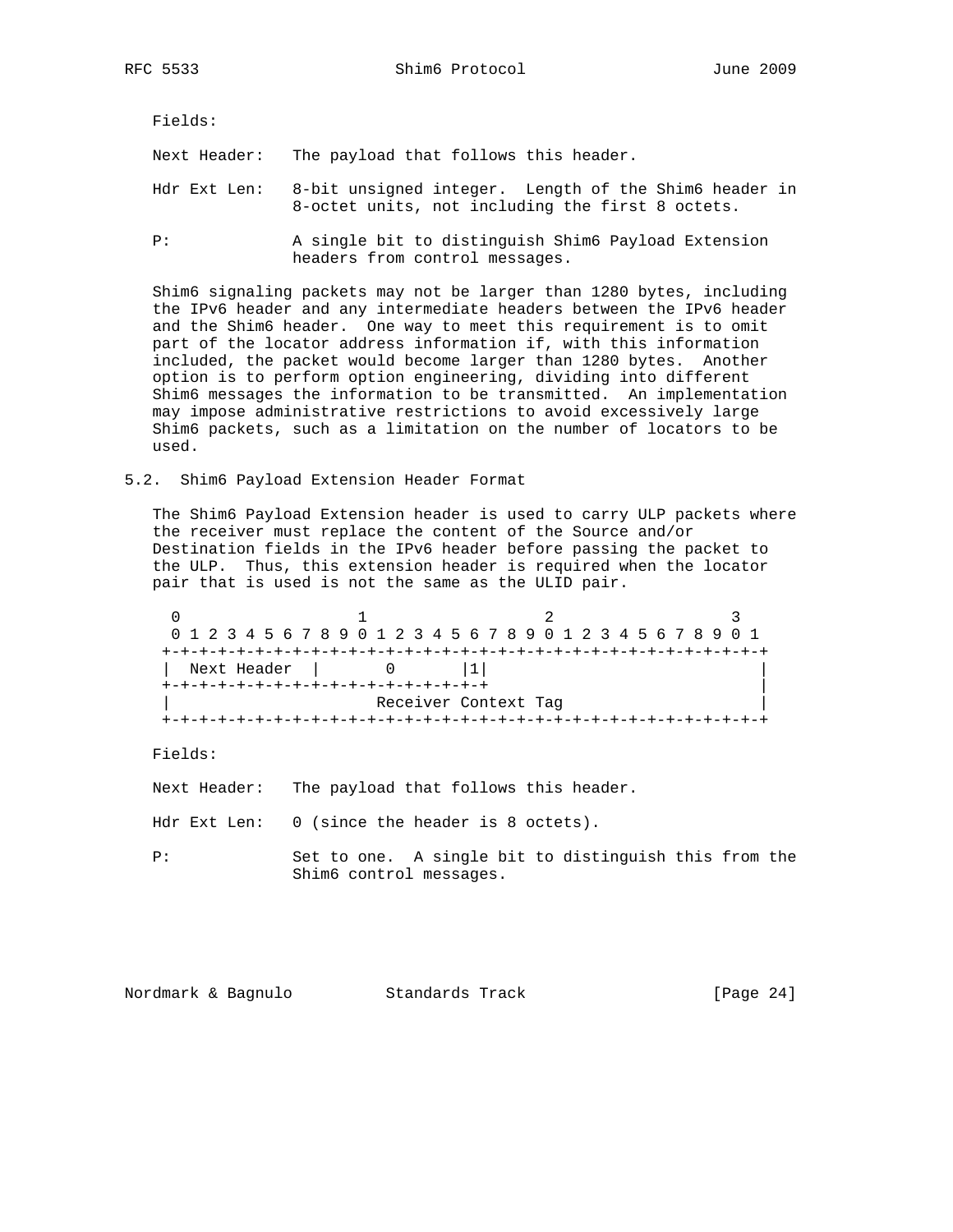Fields:

Next Header: The payload that follows this header.

Hdr Ext Len: 8-bit unsigned integer. Length of the Shim6 header in 8-octet units, not including the first 8 octets.

P: A single bit to distinguish Shim6 Payload Extension headers from control messages.

Shim6 signaling packets may not be larger than 1280 bytes, including the IPv6 header and any intermediate headers between the IPv6 header and the Shim6 header. One way to meet this requirement is to omit part of the locator address information if, with this information included, the packet would become larger than 1280 bytes. Another option is to perform option engineering, dividing into different Shim6 messages the information to be transmitted. An implementation may impose administrative restrictions to avoid excessively large Shim6 packets, such as a limitation on the number of locators to be used.

## 5.2. Shim6 Payload Extension Header Format

The Shim6 Payload Extension header is used to carry ULP packets where the receiver must replace the content of the Source and/or Destination fields in the IPv6 header before passing the packet to the ULP. Thus, this extension header is required when the locator pair that is used is not the same as the ULID pair.

```
 0                   1                   2                   3
 0 1 2 3 4 5 6 7 8 9 0 1 2 3 4 5 6 7 8 9 0 1 2 3 4 5 6 7 8 9 0 1
+-+-+-+-+-+-+-+-+-+-+-+-+-+-+-+-+-+-+-+-+-+-+-+-+-+-+-+-+-+-+-+-+
|  Next Header  |       0       |1|                             |
+-+-+-+-+-+-+-+-+-+-+-+-+-+-+-+-+-+                             |
|                      Receiver Context Tag                     |
+-+-+-+-+-+-+-+-+-+-+-+-+-+-+-+-+-+-+-+-+-+-+-+-+-+-+-+-+-+-+-+-+
```

Fields:

Next Header: The payload that follows this header.

Hdr Ext Len: 0 (since the header is 8 octets).

P: Set to one. A single bit to distinguish this from the Shim6 control messages.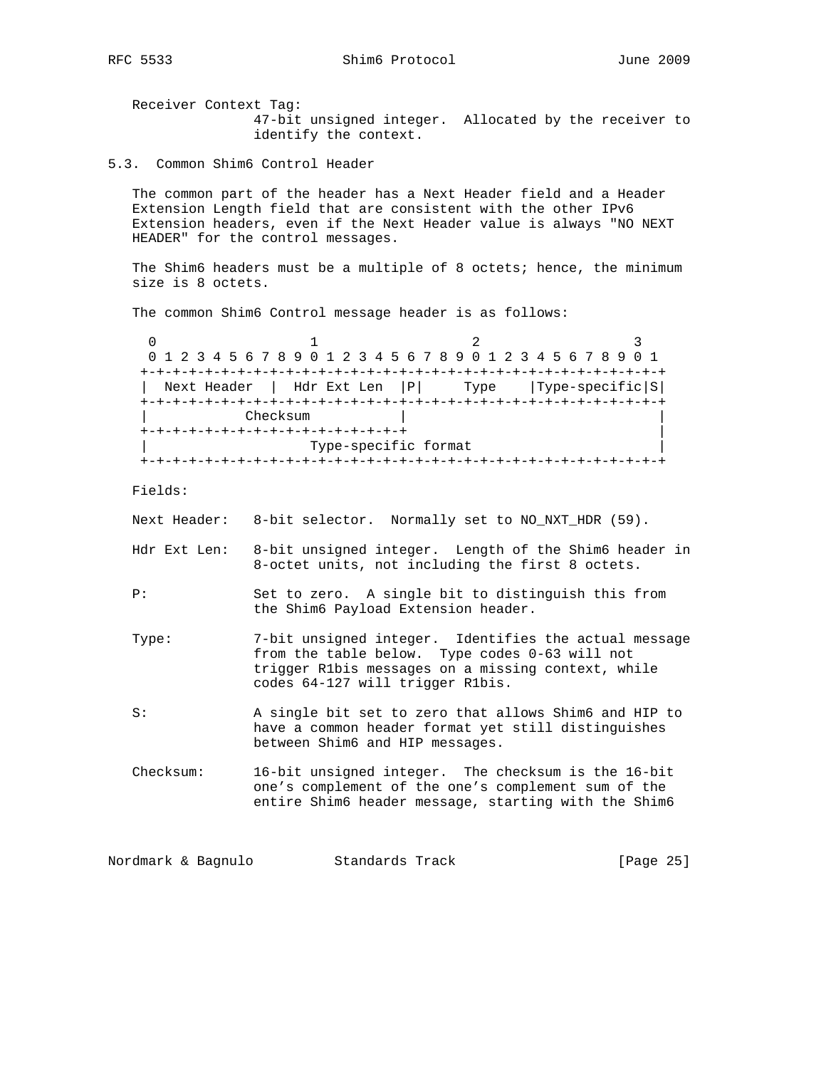Receiver Context Tag:
47-bit unsigned integer. Allocated by the receiver to identify the context.

### 5.3. Common Shim6 Control Header

The common part of the header has a Next Header field and a Header Extension Length field that are consistent with the other IPv6 Extension headers, even if the Next Header value is always "NO NEXT HEADER" for the control messages.

The Shim6 headers must be a multiple of 8 octets; hence, the minimum size is 8 octets.

The common Shim6 Control message header is as follows:

```
 0                   1                   2                   3
 0 1 2 3 4 5 6 7 8 9 0 1 2 3 4 5 6 7 8 9 0 1 2 3 4 5 6 7 8 9 0 1
+-+-+-+-+-+-+-+-+-+-+-+-+-+-+-+-+-+-+-+-+-+-+-+-+-+-+-+-+-+-+-+-+
|  Next Header  |  Hdr Ext Len  |P|     Type    |Type-specific|S|
+-+-+-+-+-+-+-+-+-+-+-+-+-+-+-+-+-+-+-+-+-+-+-+-+-+-+-+-+-+-+-+-+
|            Checksum           |                               |
+-+-+-+-+-+-+-+-+-+-+-+-+-+-+-+-+                               |
|                     Type-specific format                      |
+-+-+-+-+-+-+-+-+-+-+-+-+-+-+-+-+-+-+-+-+-+-+-+-+-+-+-+-+-+-+-+-+
```

Fields:

Next Header: 8-bit selector. Normally set to NO_NXT_HDR (59).

Hdr Ext Len: 8-bit unsigned integer. Length of the Shim6 header in 8-octet units, not including the first 8 octets.

P: Set to zero. A single bit to distinguish this from the Shim6 Payload Extension header.

Type: 7-bit unsigned integer. Identifies the actual message from the table below. Type codes 0-63 will not trigger R1bis messages on a missing context, while codes 64-127 will trigger R1bis.

S: A single bit set to zero that allows Shim6 and HIP to have a common header format yet still distinguishes between Shim6 and HIP messages.

Checksum: 16-bit unsigned integer. The checksum is the 16-bit one's complement of the one's complement sum of the entire Shim6 header message, starting with the Shim6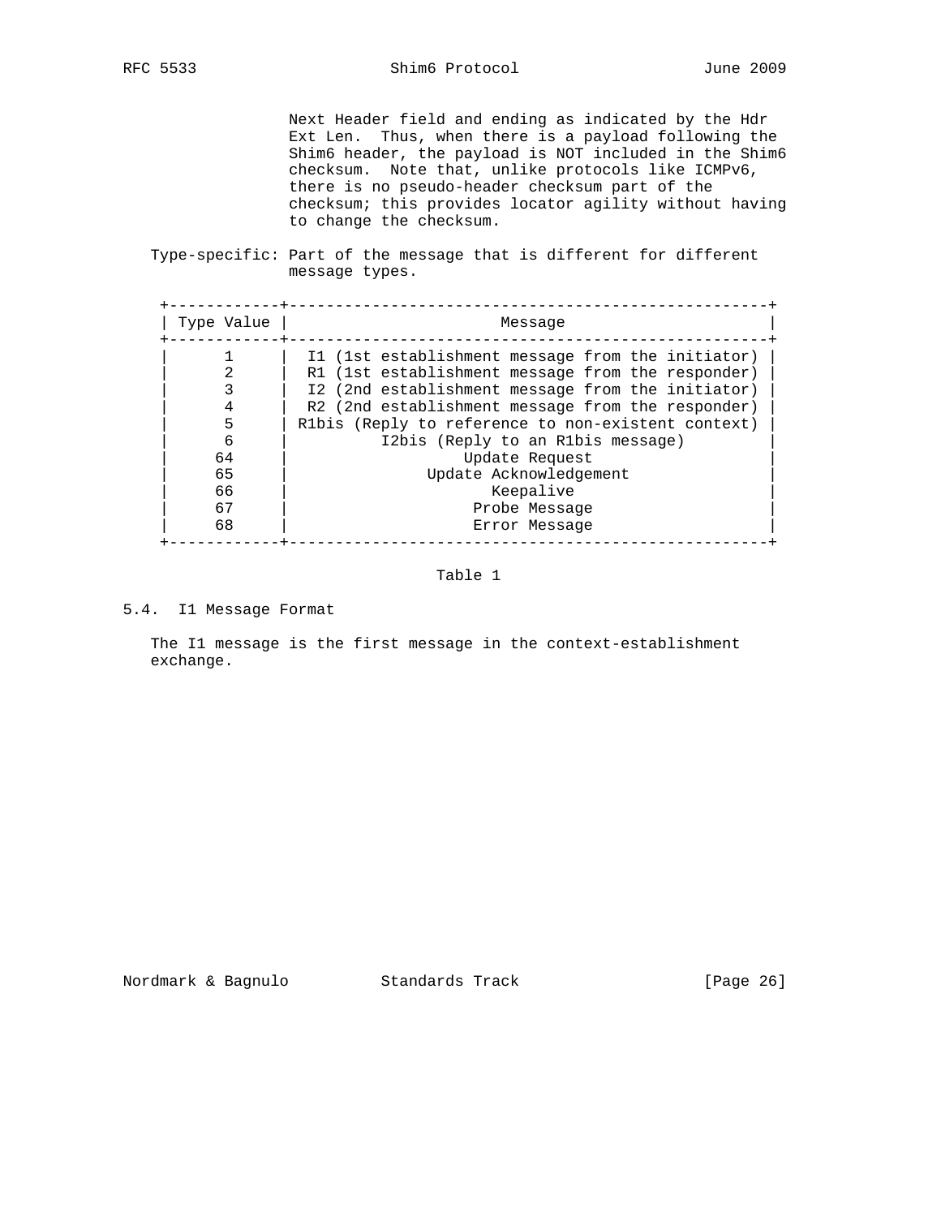Next Header field and ending as indicated by the Hdr Ext Len. Thus, when there is a payload following the Shim6 header, the payload is NOT included in the Shim6 checksum. Note that, unlike protocols like ICMPv6, there is no pseudo-header checksum part of the checksum; this provides locator agility without having to change the checksum.

Type-specific: Part of the message that is different for different message types.

| Type Value | Message |
|---|---|
| 1 | I1 (1st establishment message from the initiator) |
| 2 | R1 (1st establishment message from the responder) |
| 3 | I2 (2nd establishment message from the initiator) |
| 4 | R2 (2nd establishment message from the responder) |
| 5 | R1bis (Reply to reference to non-existent context) |
| 6 | I2bis (Reply to an R1bis message) |
| 64 | Update Request |
| 65 | Update Acknowledgement |
| 66 | Keepalive |
| 67 | Probe Message |
| 68 | Error Message |

Table 1

### 5.4. I1 Message Format

The I1 message is the first message in the context-establishment exchange.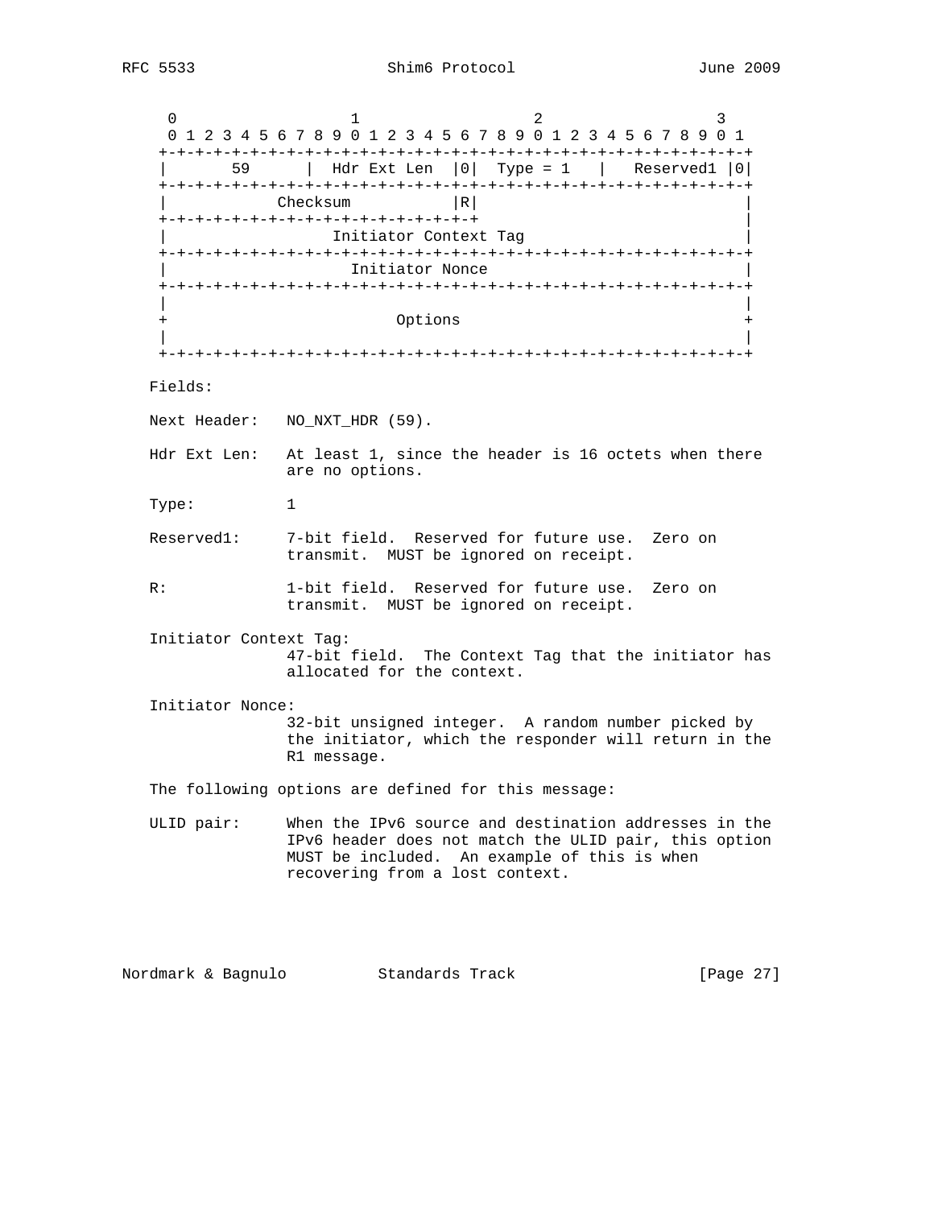```
     0                   1                   2                   3
     0 1 2 3 4 5 6 7 8 9 0 1 2 3 4 5 6 7 8 9 0 1 2 3 4 5 6 7 8 9 0 1
    +-+-+-+-+-+-+-+-+-+-+-+-+-+-+-+-+-+-+-+-+-+-+-+-+-+-+-+-+-+-+-+-+
    |       59      |  Hdr Ext Len  |0|  Type = 1   |   Reserved1 |0|
    +-+-+-+-+-+-+-+-+-+-+-+-+-+-+-+-+-+-+-+-+-+-+-+-+-+-+-+-+-+-+-+-+
    |            Checksum           |R|                             |
    +-+-+-+-+-+-+-+-+-+-+-+-+-+-+-+-+-+                             |
    |                    Initiator Context Tag                      |
    +-+-+-+-+-+-+-+-+-+-+-+-+-+-+-+-+-+-+-+-+-+-+-+-+-+-+-+-+-+-+-+-+
    |                       Initiator Nonce                         |
    +-+-+-+-+-+-+-+-+-+-+-+-+-+-+-+-+-+-+-+-+-+-+-+-+-+-+-+-+-+-+-+-+
    |                                                               |
    +                            Options                            +
    |                                                               |
    +-+-+-+-+-+-+-+-+-+-+-+-+-+-+-+-+-+-+-+-+-+-+-+-+-+-+-+-+-+-+-+-+
```

Fields:

Next Header: NO_NXT_HDR (59).

Hdr Ext Len: At least 1, since the header is 16 octets when there are no options.

Type: 1

Reserved1: 7-bit field. Reserved for future use. Zero on transmit. MUST be ignored on receipt.

R: 1-bit field. Reserved for future use. Zero on transmit. MUST be ignored on receipt.

Initiator Context Tag:
47-bit field. The Context Tag that the initiator has allocated for the context.

Initiator Nonce:
32-bit unsigned integer. A random number picked by the initiator, which the responder will return in the R1 message.

The following options are defined for this message:

ULID pair: When the IPv6 source and destination addresses in the IPv6 header does not match the ULID pair, this option MUST be included. An example of this is when recovering from a lost context.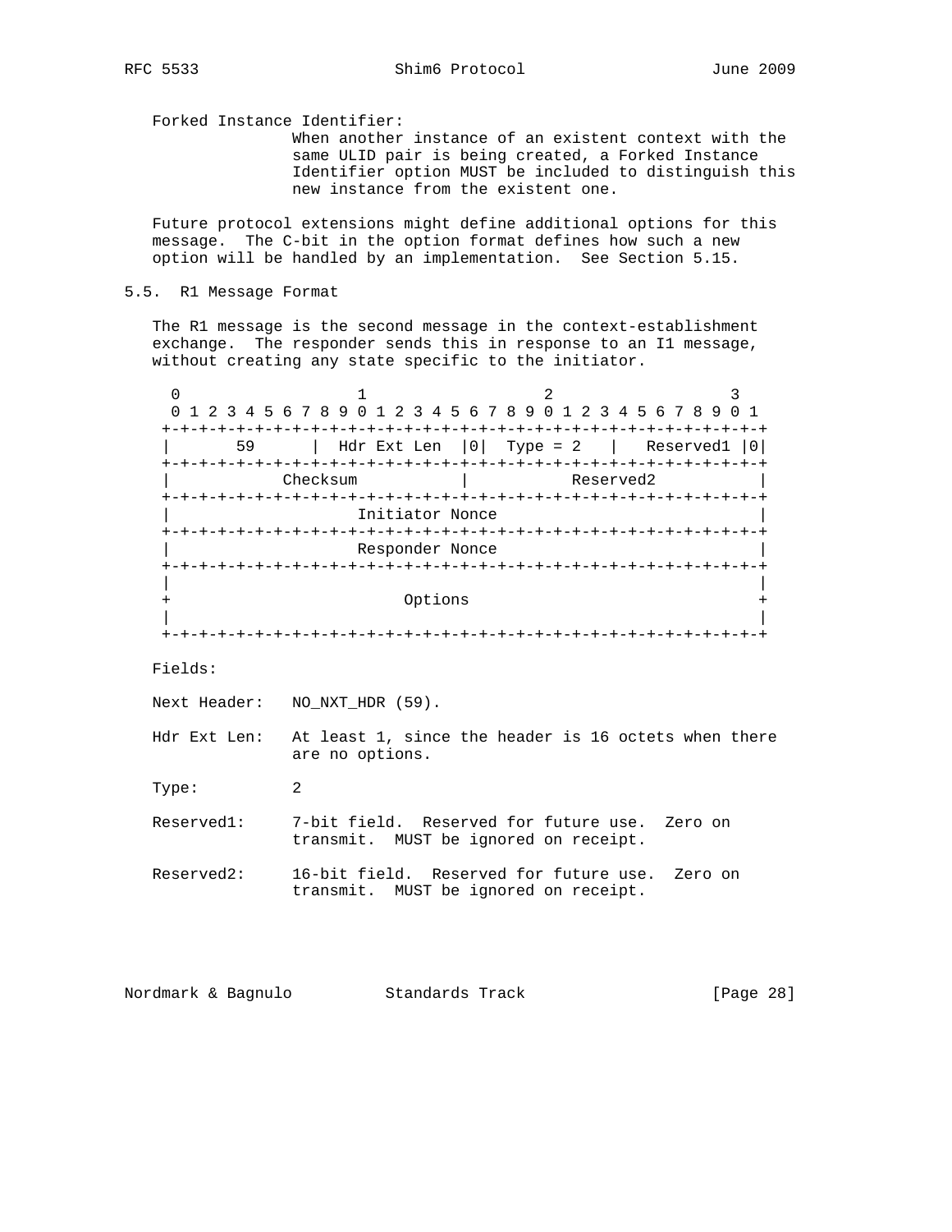Forked Instance Identifier:
When another instance of an existent context with the same ULID pair is being created, a Forked Instance Identifier option MUST be included to distinguish this new instance from the existent one.

Future protocol extensions might define additional options for this message. The C-bit in the option format defines how such a new option will be handled by an implementation. See Section 5.15.

## 5.5. R1 Message Format

The R1 message is the second message in the context-establishment exchange. The responder sends this in response to an I1 message, without creating any state specific to the initiator.

```
 0                   1                   2                   3
 0 1 2 3 4 5 6 7 8 9 0 1 2 3 4 5 6 7 8 9 0 1 2 3 4 5 6 7 8 9 0 1
+-+-+-+-+-+-+-+-+-+-+-+-+-+-+-+-+-+-+-+-+-+-+-+-+-+-+-+-+-+-+-+-+
|       59      |  Hdr Ext Len  |0|  Type = 2   |   Reserved1 |0|
+-+-+-+-+-+-+-+-+-+-+-+-+-+-+-+-+-+-+-+-+-+-+-+-+-+-+-+-+-+-+-+-+
|            Checksum           |           Reserved2           |
+-+-+-+-+-+-+-+-+-+-+-+-+-+-+-+-+-+-+-+-+-+-+-+-+-+-+-+-+-+-+-+-+
|                        Initiator Nonce                        |
+-+-+-+-+-+-+-+-+-+-+-+-+-+-+-+-+-+-+-+-+-+-+-+-+-+-+-+-+-+-+-+-+
|                        Responder Nonce                        |
+-+-+-+-+-+-+-+-+-+-+-+-+-+-+-+-+-+-+-+-+-+-+-+-+-+-+-+-+-+-+-+-+
|                                                               |
+                            Options                            +
|                                                               |
+-+-+-+-+-+-+-+-+-+-+-+-+-+-+-+-+-+-+-+-+-+-+-+-+-+-+-+-+-+-+-+-+
```

Fields:

Next Header: NO_NXT_HDR (59).

Hdr Ext Len: At least 1, since the header is 16 octets when there are no options.

Type: 2

Reserved1: 7-bit field. Reserved for future use. Zero on transmit. MUST be ignored on receipt.

Reserved2: 16-bit field. Reserved for future use. Zero on transmit. MUST be ignored on receipt.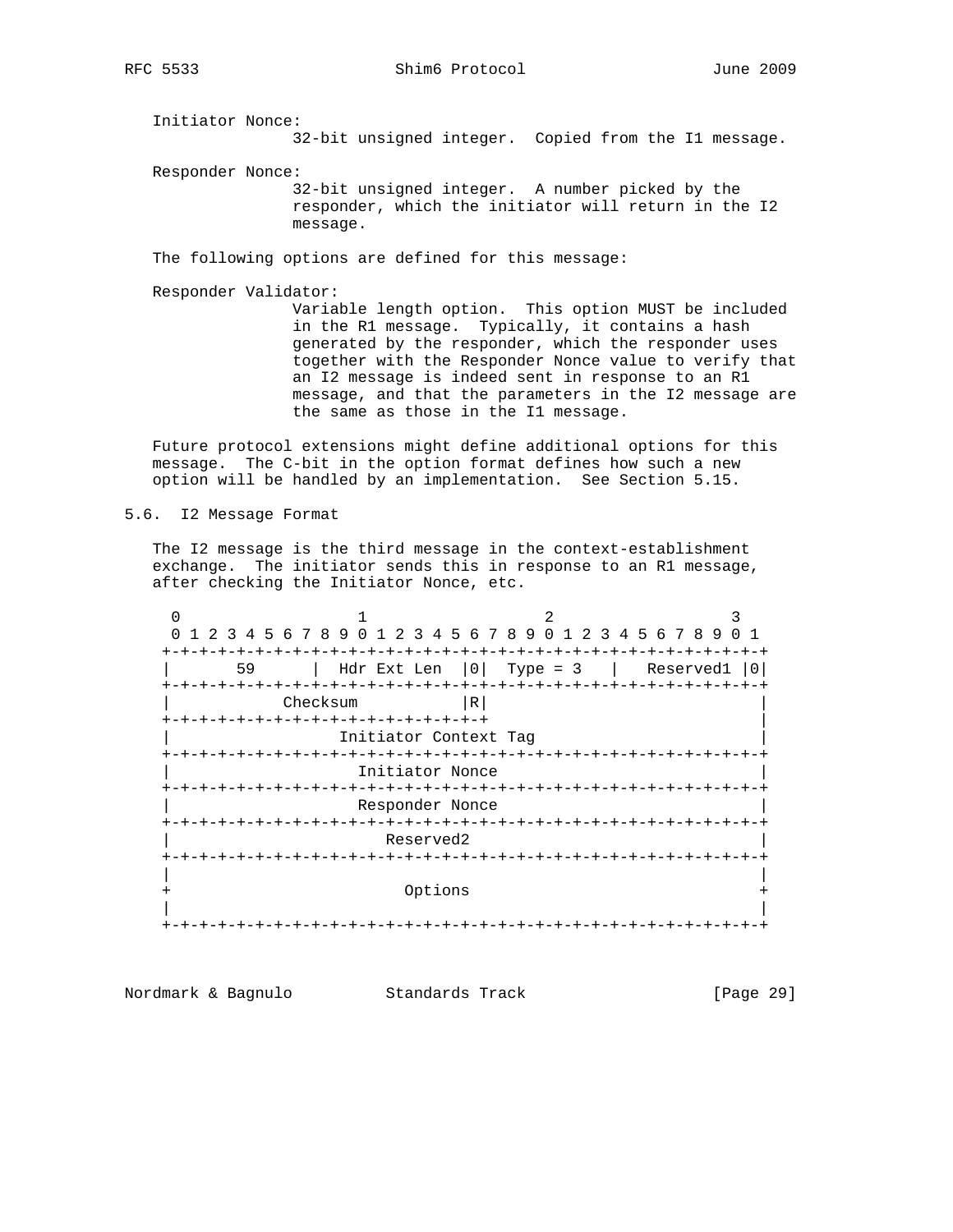Initiator Nonce:
32-bit unsigned integer. Copied from the I1 message.

Responder Nonce:
32-bit unsigned integer. A number picked by the responder, which the initiator will return in the I2 message.

The following options are defined for this message:

Responder Validator:
Variable length option. This option MUST be included in the R1 message. Typically, it contains a hash generated by the responder, which the responder uses together with the Responder Nonce value to verify that an I2 message is indeed sent in response to an R1 message, and that the parameters in the I2 message are the same as those in the I1 message.

Future protocol extensions might define additional options for this message. The C-bit in the option format defines how such a new option will be handled by an implementation. See Section 5.15.

## 5.6. I2 Message Format

The I2 message is the third message in the context-establishment exchange. The initiator sends this in response to an R1 message, after checking the Initiator Nonce, etc.

```
 0                   1                   2                   3
 0 1 2 3 4 5 6 7 8 9 0 1 2 3 4 5 6 7 8 9 0 1 2 3 4 5 6 7 8 9 0 1
+-+-+-+-+-+-+-+-+-+-+-+-+-+-+-+-+-+-+-+-+-+-+-+-+-+-+-+-+-+-+-+-+
|      59       |  Hdr Ext Len  |0|  Type = 3   |  Reserved1  |0|
+-+-+-+-+-+-+-+-+-+-+-+-+-+-+-+-+-+-+-+-+-+-+-+-+-+-+-+-+-+-+-+-+
|          Checksum           |R|                               |
+-+-+-+-+-+-+-+-+-+-+-+-+-+-+-+-+                               |
|                    Initiator Context Tag                      |
+-+-+-+-+-+-+-+-+-+-+-+-+-+-+-+-+-+-+-+-+-+-+-+-+-+-+-+-+-+-+-+-+
|                       Initiator Nonce                         |
+-+-+-+-+-+-+-+-+-+-+-+-+-+-+-+-+-+-+-+-+-+-+-+-+-+-+-+-+-+-+-+-+
|                       Responder Nonce                         |
+-+-+-+-+-+-+-+-+-+-+-+-+-+-+-+-+-+-+-+-+-+-+-+-+-+-+-+-+-+-+-+-+
|                          Reserved2                            |
+-+-+-+-+-+-+-+-+-+-+-+-+-+-+-+-+-+-+-+-+-+-+-+-+-+-+-+-+-+-+-+-+
|                                                               |
+                            Options                            +
|                                                               |
+-+-+-+-+-+-+-+-+-+-+-+-+-+-+-+-+-+-+-+-+-+-+-+-+-+-+-+-+-+-+-+-+
```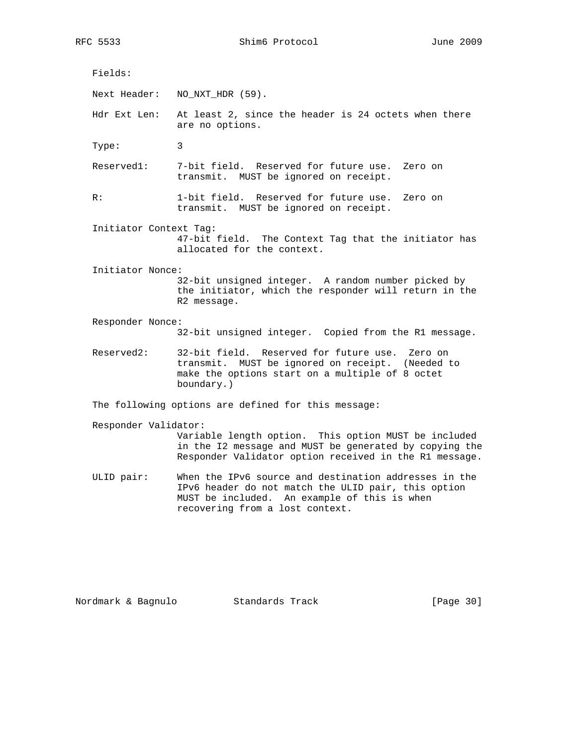Fields:

Next Header: NO_NXT_HDR (59).

Hdr Ext Len: At least 2, since the header is 24 octets when there are no options.

Type: 3

Reserved1: 7-bit field. Reserved for future use. Zero on transmit. MUST be ignored on receipt.

R: 1-bit field. Reserved for future use. Zero on transmit. MUST be ignored on receipt.

Initiator Context Tag:
47-bit field. The Context Tag that the initiator has allocated for the context.

Initiator Nonce:
32-bit unsigned integer. A random number picked by the initiator, which the responder will return in the R2 message.

Responder Nonce:
32-bit unsigned integer. Copied from the R1 message.

Reserved2: 32-bit field. Reserved for future use. Zero on transmit. MUST be ignored on receipt. (Needed to make the options start on a multiple of 8 octet boundary.)

The following options are defined for this message:

Responder Validator:
Variable length option. This option MUST be included in the I2 message and MUST be generated by copying the Responder Validator option received in the R1 message.

ULID pair: When the IPv6 source and destination addresses in the IPv6 header do not match the ULID pair, this option MUST be included. An example of this is when recovering from a lost context.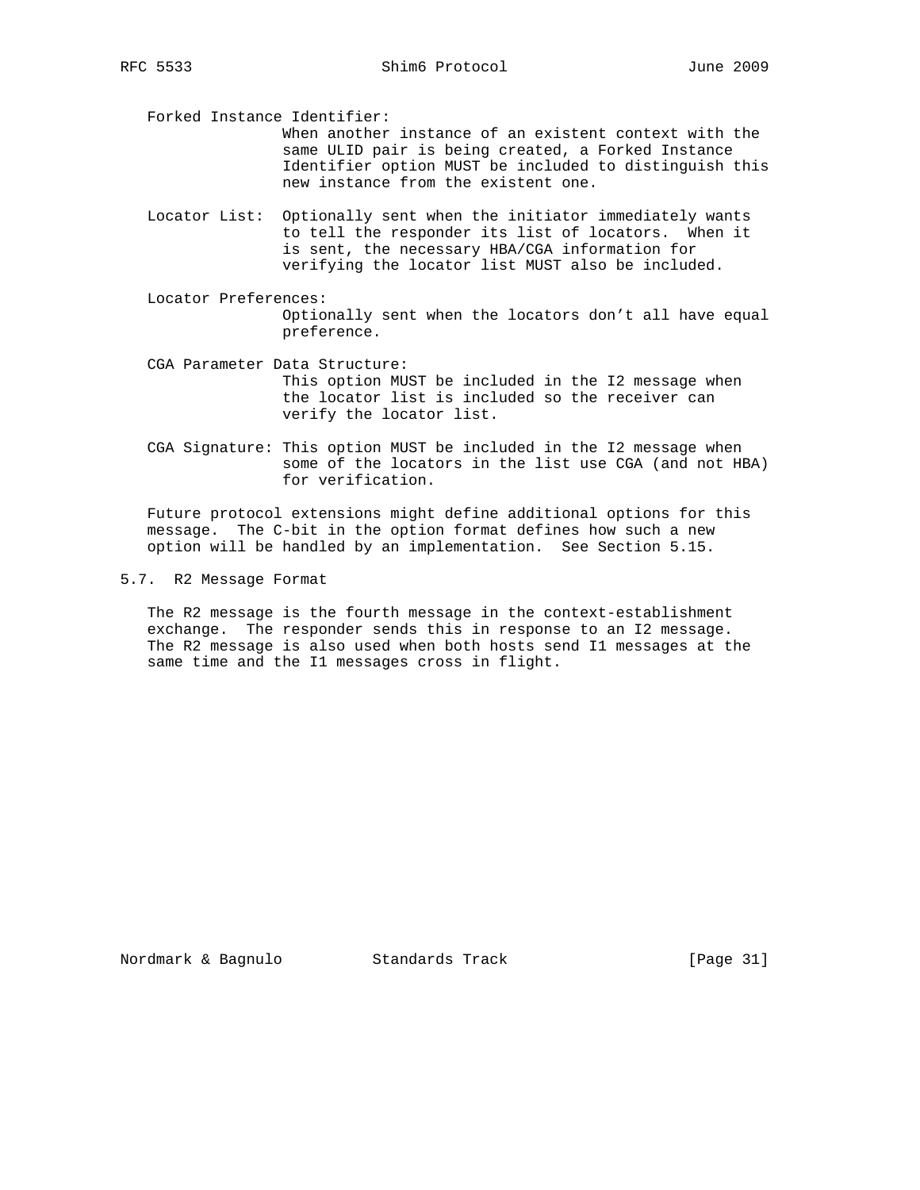Forked Instance Identifier:
When another instance of an existent context with the same ULID pair is being created, a Forked Instance Identifier option MUST be included to distinguish this new instance from the existent one.

Locator List: Optionally sent when the initiator immediately wants to tell the responder its list of locators. When it is sent, the necessary HBA/CGA information for verifying the locator list MUST also be included.

Locator Preferences:
Optionally sent when the locators don't all have equal preference.

CGA Parameter Data Structure:
This option MUST be included in the I2 message when the locator list is included so the receiver can verify the locator list.

CGA Signature: This option MUST be included in the I2 message when some of the locators in the list use CGA (and not HBA) for verification.

Future protocol extensions might define additional options for this message. The C-bit in the option format defines how such a new option will be handled by an implementation. See Section 5.15.

## 5.7. R2 Message Format

The R2 message is the fourth message in the context-establishment exchange. The responder sends this in response to an I2 message. The R2 message is also used when both hosts send I1 messages at the same time and the I1 messages cross in flight.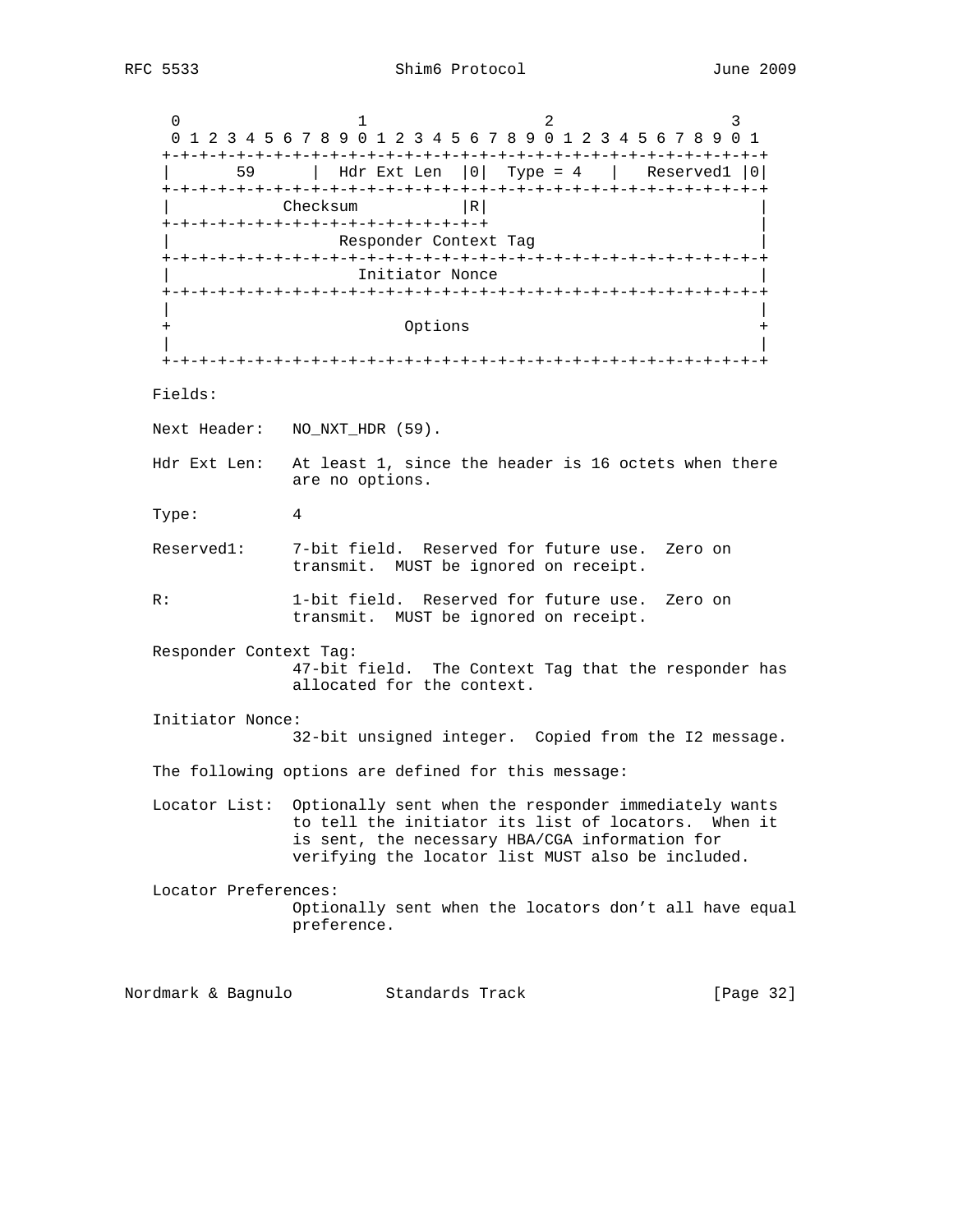```
    0                   1                   2                   3
    0 1 2 3 4 5 6 7 8 9 0 1 2 3 4 5 6 7 8 9 0 1 2 3 4 5 6 7 8 9 0 1
   +-+-+-+-+-+-+-+-+-+-+-+-+-+-+-+-+-+-+-+-+-+-+-+-+-+-+-+-+-+-+-+-+
   |       59      |  Hdr Ext Len  |0|  Type = 4   |   Reserved1 |0|
   +-+-+-+-+-+-+-+-+-+-+-+-+-+-+-+-+-+-+-+-+-+-+-+-+-+-+-+-+-+-+-+-+
   |            Checksum           |R|                             |
   +-+-+-+-+-+-+-+-+-+-+-+-+-+-+-+-+-+                             |
   |                    Responder Context Tag                      |
   +-+-+-+-+-+-+-+-+-+-+-+-+-+-+-+-+-+-+-+-+-+-+-+-+-+-+-+-+-+-+-+-+
   |                       Initiator Nonce                         |
   +-+-+-+-+-+-+-+-+-+-+-+-+-+-+-+-+-+-+-+-+-+-+-+-+-+-+-+-+-+-+-+-+
   |                                                               |
   +                            Options                            +
   |                                                               |
   +-+-+-+-+-+-+-+-+-+-+-+-+-+-+-+-+-+-+-+-+-+-+-+-+-+-+-+-+-+-+-+-+
```

Fields:

Next Header: NO_NXT_HDR (59).

Hdr Ext Len: At least 1, since the header is 16 octets when there are no options.

Type: 4

Reserved1: 7-bit field. Reserved for future use. Zero on transmit. MUST be ignored on receipt.

R: 1-bit field. Reserved for future use. Zero on transmit. MUST be ignored on receipt.

Responder Context Tag: 47-bit field. The Context Tag that the responder has allocated for the context.

Initiator Nonce: 32-bit unsigned integer. Copied from the I2 message.

The following options are defined for this message:

Locator List: Optionally sent when the responder immediately wants to tell the initiator its list of locators. When it is sent, the necessary HBA/CGA information for verifying the locator list MUST also be included.

Locator Preferences: Optionally sent when the locators don’t all have equal preference.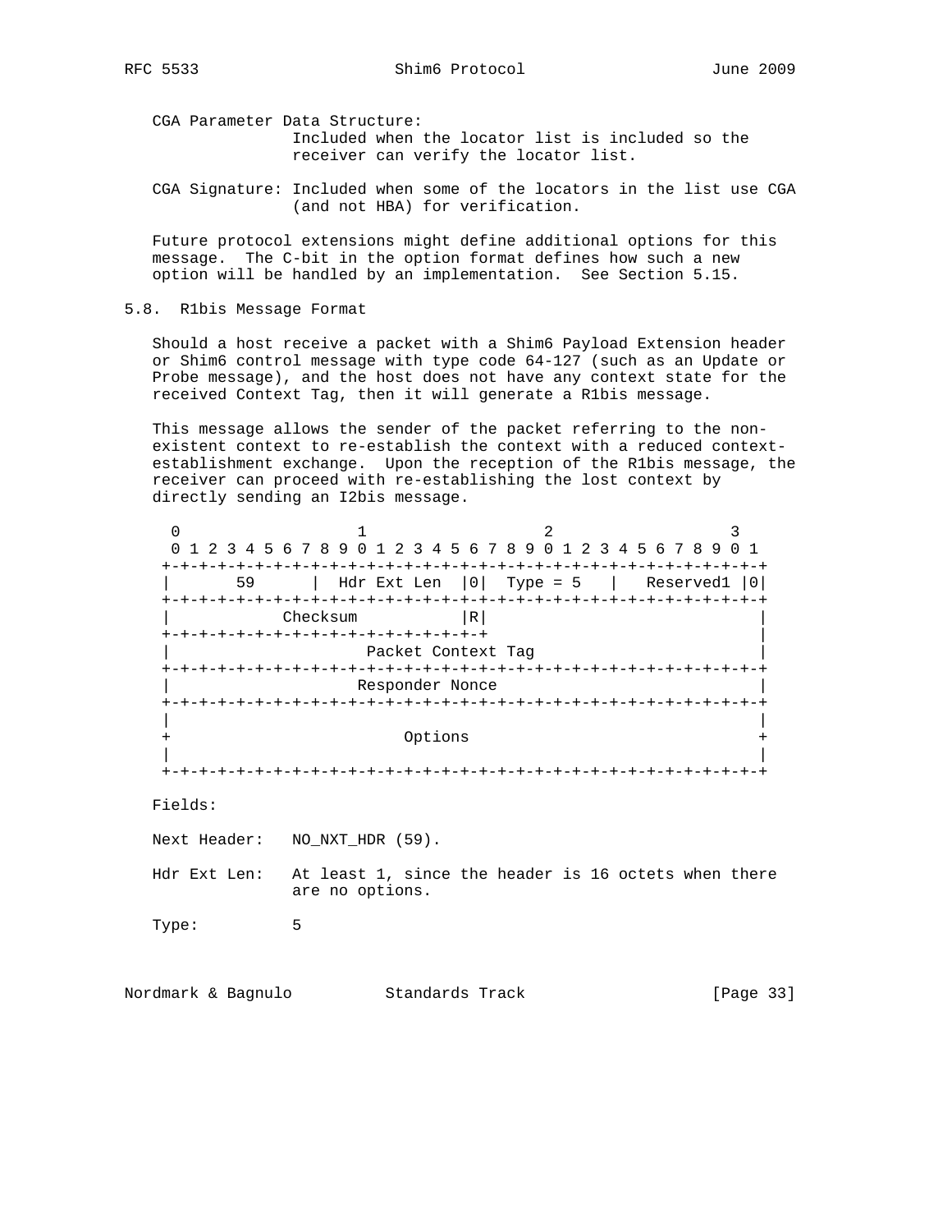CGA Parameter Data Structure:
Included when the locator list is included so the receiver can verify the locator list.

CGA Signature: Included when some of the locators in the list use CGA (and not HBA) for verification.

Future protocol extensions might define additional options for this message. The C-bit in the option format defines how such a new option will be handled by an implementation. See Section 5.15.

### 5.8. R1bis Message Format

Should a host receive a packet with a Shim6 Payload Extension header or Shim6 control message with type code 64-127 (such as an Update or Probe message), and the host does not have any context state for the received Context Tag, then it will generate a R1bis message.

This message allows the sender of the packet referring to the non-existent context to re-establish the context with a reduced context-establishment exchange. Upon the reception of the R1bis message, the receiver can proceed with re-establishing the lost context by directly sending an I2bis message.

```
 0                   1                   2                   3
 0 1 2 3 4 5 6 7 8 9 0 1 2 3 4 5 6 7 8 9 0 1 2 3 4 5 6 7 8 9 0 1
+-+-+-+-+-+-+-+-+-+-+-+-+-+-+-+-+-+-+-+-+-+-+-+-+-+-+-+-+-+-+-+-+
|       59      |  Hdr Ext Len  |0|  Type = 5   |   Reserved1 |0|
+-+-+-+-+-+-+-+-+-+-+-+-+-+-+-+-+-+-+-+-+-+-+-+-+-+-+-+-+-+-+-+-+
|            Checksum           |R|                             |
+-+-+-+-+-+-+-+-+-+-+-+-+-+-+-+-+-+                             |
|                      Packet Context Tag                       |
+-+-+-+-+-+-+-+-+-+-+-+-+-+-+-+-+-+-+-+-+-+-+-+-+-+-+-+-+-+-+-+-+
|                     Responder Nonce                           |
+-+-+-+-+-+-+-+-+-+-+-+-+-+-+-+-+-+-+-+-+-+-+-+-+-+-+-+-+-+-+-+-+
|                                                               |
+                           Options                             +
|                                                               |
+-+-+-+-+-+-+-+-+-+-+-+-+-+-+-+-+-+-+-+-+-+-+-+-+-+-+-+-+-+-+-+-+
```

Fields:

Next Header: NO_NXT_HDR (59).

Hdr Ext Len: At least 1, since the header is 16 octets when there are no options.

Type: 5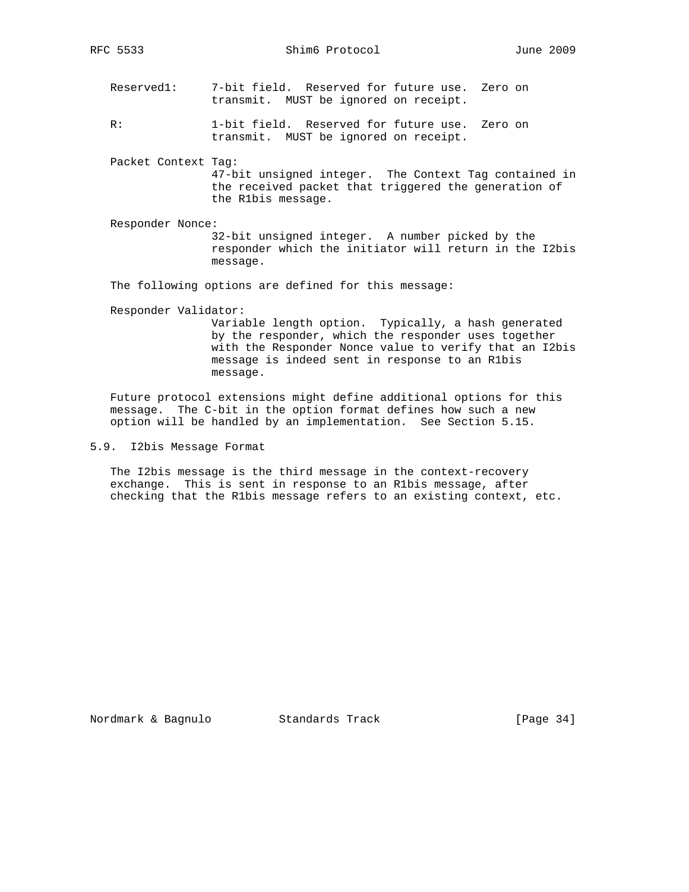Reserved1: 7-bit field. Reserved for future use. Zero on transmit. MUST be ignored on receipt.

R: 1-bit field. Reserved for future use. Zero on transmit. MUST be ignored on receipt.

Packet Context Tag:
47-bit unsigned integer. The Context Tag contained in the received packet that triggered the generation of the R1bis message.

Responder Nonce:
32-bit unsigned integer. A number picked by the responder which the initiator will return in the I2bis message.

The following options are defined for this message:

Responder Validator:
Variable length option. Typically, a hash generated by the responder, which the responder uses together with the Responder Nonce value to verify that an I2bis message is indeed sent in response to an R1bis message.

Future protocol extensions might define additional options for this message. The C-bit in the option format defines how such a new option will be handled by an implementation. See Section 5.15.

## 5.9. I2bis Message Format

The I2bis message is the third message in the context-recovery exchange. This is sent in response to an R1bis message, after checking that the R1bis message refers to an existing context, etc.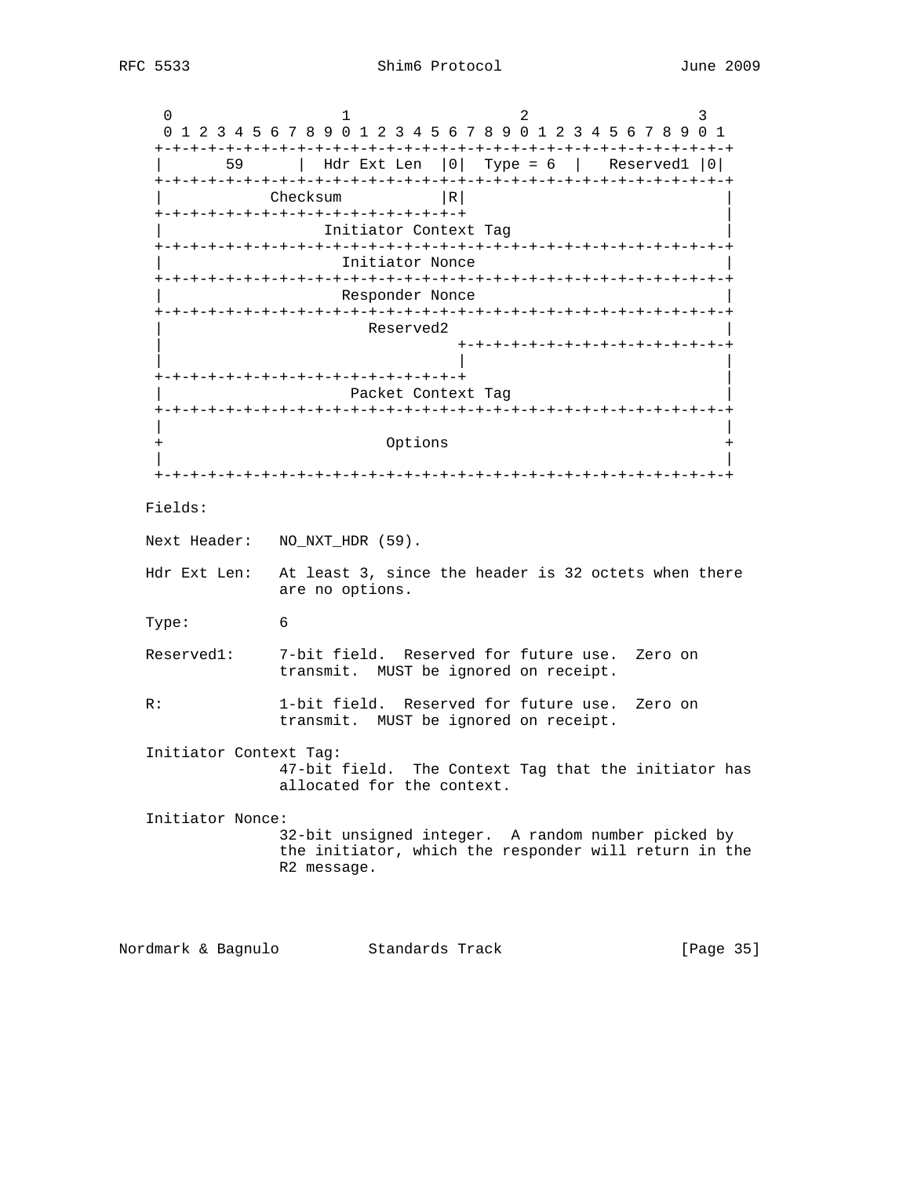```
    0                   1                   2                   3
    0 1 2 3 4 5 6 7 8 9 0 1 2 3 4 5 6 7 8 9 0 1 2 3 4 5 6 7 8 9 0 1
   +-+-+-+-+-+-+-+-+-+-+-+-+-+-+-+-+-+-+-+-+-+-+-+-+-+-+-+-+-+-+-+-+
   |       59      |  Hdr Ext Len  |0|  Type = 6   |   Reserved1 |0|
   +-+-+-+-+-+-+-+-+-+-+-+-+-+-+-+-+-+-+-+-+-+-+-+-+-+-+-+-+-+-+-+-+
   |            Checksum           |R|                             |
   +-+-+-+-+-+-+-+-+-+-+-+-+-+-+-+-+-+                             |
   |                       Initiator Context Tag                   |
   +-+-+-+-+-+-+-+-+-+-+-+-+-+-+-+-+-+-+-+-+-+-+-+-+-+-+-+-+-+-+-+-+
   |                        Initiator Nonce                        |
   +-+-+-+-+-+-+-+-+-+-+-+-+-+-+-+-+-+-+-+-+-+-+-+-+-+-+-+-+-+-+-+-+
   |                        Responder Nonce                        |
   +-+-+-+-+-+-+-+-+-+-+-+-+-+-+-+-+-+-+-+-+-+-+-+-+-+-+-+-+-+-+-+-+
   |                           Reserved2                           |
   |                                 +-+-+-+-+-+-+-+-+-+-+-+-+-+-+-+
   |                                 |                             |
   +-+-+-+-+-+-+-+-+-+-+-+-+-+-+-+-+-+                             |
   |                         Packet Context Tag                    |
   +-+-+-+-+-+-+-+-+-+-+-+-+-+-+-+-+-+-+-+-+-+-+-+-+-+-+-+-+-+-+-+-+
   |                                                               |
   +                            Options                            +
   |                                                               |
   +-+-+-+-+-+-+-+-+-+-+-+-+-+-+-+-+-+-+-+-+-+-+-+-+-+-+-+-+-+-+-+-+
```

Fields:

Next Header: NO_NXT_HDR (59).

Hdr Ext Len: At least 3, since the header is 32 octets when there are no options.

Type: 6

Reserved1: 7-bit field. Reserved for future use. Zero on transmit. MUST be ignored on receipt.

R: 1-bit field. Reserved for future use. Zero on transmit. MUST be ignored on receipt.

Initiator Context Tag:
47-bit field. The Context Tag that the initiator has allocated for the context.

Initiator Nonce:
32-bit unsigned integer. A random number picked by the initiator, which the responder will return in the R2 message.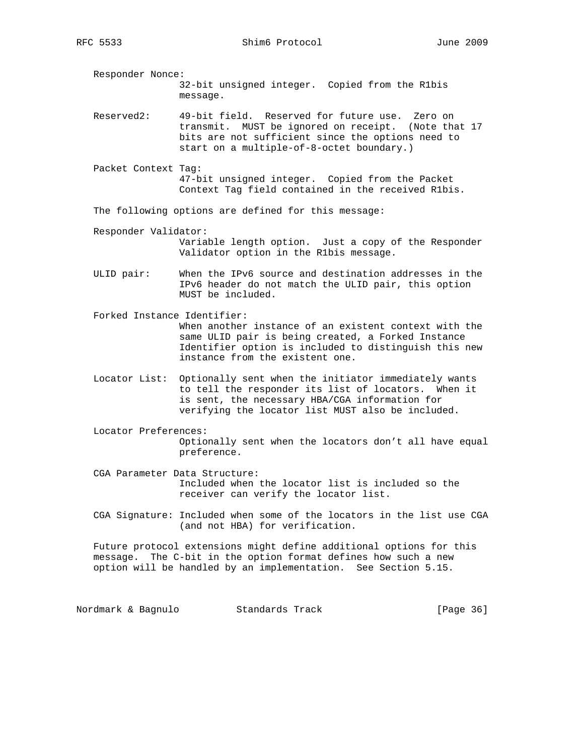Responder Nonce:
: 32-bit unsigned integer. Copied from the R1bis message.

Reserved2:
: 49-bit field. Reserved for future use. Zero on transmit. MUST be ignored on receipt. (Note that 17 bits are not sufficient since the options need to start on a multiple-of-8-octet boundary.)

Packet Context Tag:
: 47-bit unsigned integer. Copied from the Packet Context Tag field contained in the received R1bis.

The following options are defined for this message:

Responder Validator:
: Variable length option. Just a copy of the Responder Validator option in the R1bis message.

ULID pair:
: When the IPv6 source and destination addresses in the IPv6 header do not match the ULID pair, this option MUST be included.

Forked Instance Identifier:
: When another instance of an existent context with the same ULID pair is being created, a Forked Instance Identifier option is included to distinguish this new instance from the existent one.

Locator List:
: Optionally sent when the initiator immediately wants to tell the responder its list of locators. When it is sent, the necessary HBA/CGA information for verifying the locator list MUST also be included.

Locator Preferences:
: Optionally sent when the locators don't all have equal preference.

CGA Parameter Data Structure:
: Included when the locator list is included so the receiver can verify the locator list.

CGA Signature:
: Included when some of the locators in the list use CGA (and not HBA) for verification.

Future protocol extensions might define additional options for this message. The C-bit in the option format defines how such a new option will be handled by an implementation. See Section 5.15.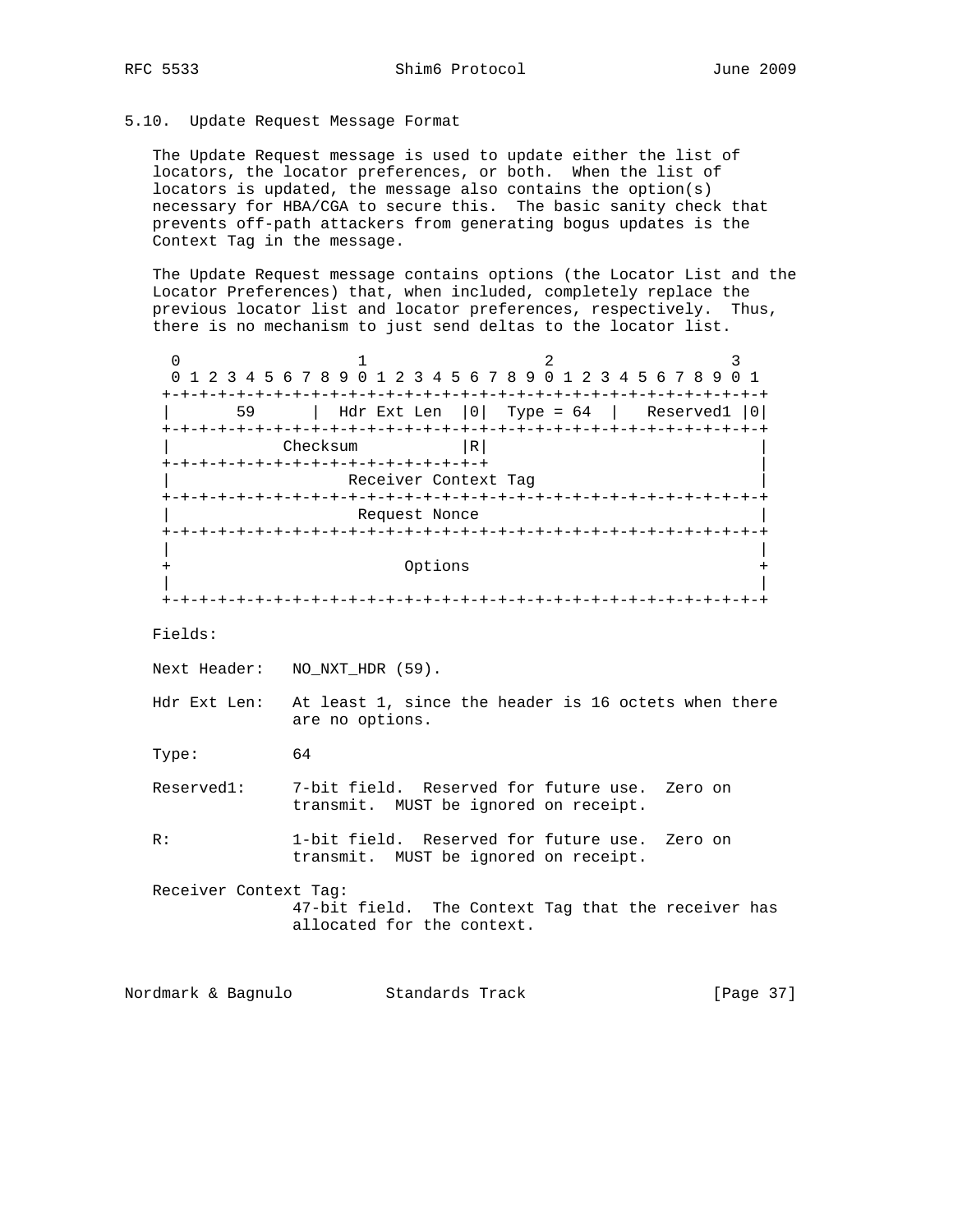## 5.10. Update Request Message Format

The Update Request message is used to update either the list of locators, the locator preferences, or both. When the list of locators is updated, the message also contains the option(s) necessary for HBA/CGA to secure this. The basic sanity check that prevents off-path attackers from generating bogus updates is the Context Tag in the message.

The Update Request message contains options (the Locator List and the Locator Preferences) that, when included, completely replace the previous locator list and locator preferences, respectively. Thus, there is no mechanism to just send deltas to the locator list.

```
 0                   1                   2                   3
 0 1 2 3 4 5 6 7 8 9 0 1 2 3 4 5 6 7 8 9 0 1 2 3 4 5 6 7 8 9 0 1
+-+-+-+-+-+-+-+-+-+-+-+-+-+-+-+-+-+-+-+-+-+-+-+-+-+-+-+-+-+-+-+-+
|       59      |  Hdr Ext Len  |0|  Type = 64  |   Reserved1 |0|
+-+-+-+-+-+-+-+-+-+-+-+-+-+-+-+-+-+-+-+-+-+-+-+-+-+-+-+-+-+-+-+-+
|            Checksum           |R|                             |
+-+-+-+-+-+-+-+-+-+-+-+-+-+-+-+-+-+                             |
|                    Receiver Context Tag                       |
+-+-+-+-+-+-+-+-+-+-+-+-+-+-+-+-+-+-+-+-+-+-+-+-+-+-+-+-+-+-+-+-+
|                     Request Nonce                             |
+-+-+-+-+-+-+-+-+-+-+-+-+-+-+-+-+-+-+-+-+-+-+-+-+-+-+-+-+-+-+-+-+
|                                                               |
+                          Options                              +
|                                                               |
+-+-+-+-+-+-+-+-+-+-+-+-+-+-+-+-+-+-+-+-+-+-+-+-+-+-+-+-+-+-+-+-+
```

Fields:

Next Header: NO_NXT_HDR (59).

Hdr Ext Len: At least 1, since the header is 16 octets when there are no options.

Type: 64

Reserved1: 7-bit field. Reserved for future use. Zero on transmit. MUST be ignored on receipt.

R: 1-bit field. Reserved for future use. Zero on transmit. MUST be ignored on receipt.

Receiver Context Tag:
47-bit field. The Context Tag that the receiver has allocated for the context.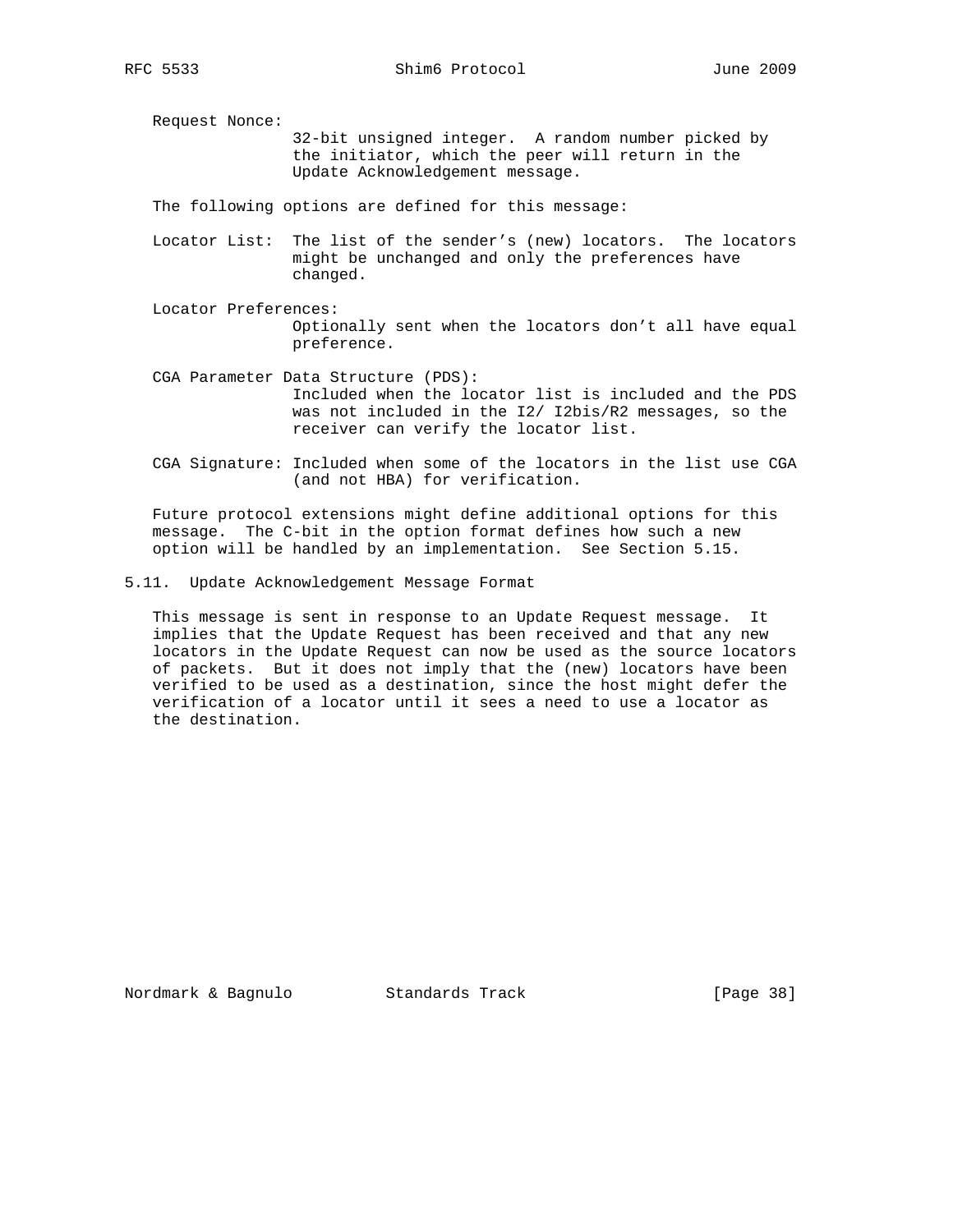Request Nonce:
32-bit unsigned integer. A random number picked by the initiator, which the peer will return in the Update Acknowledgement message.

The following options are defined for this message:

Locator List: The list of the sender's (new) locators. The locators might be unchanged and only the preferences have changed.

Locator Preferences:
Optionally sent when the locators don't all have equal preference.

CGA Parameter Data Structure (PDS):
Included when the locator list is included and the PDS was not included in the I2/ I2bis/R2 messages, so the receiver can verify the locator list.

CGA Signature: Included when some of the locators in the list use CGA (and not HBA) for verification.

Future protocol extensions might define additional options for this message. The C-bit in the option format defines how such a new option will be handled by an implementation. See Section 5.15.

### 5.11. Update Acknowledgement Message Format

This message is sent in response to an Update Request message. It implies that the Update Request has been received and that any new locators in the Update Request can now be used as the source locators of packets. But it does not imply that the (new) locators have been verified to be used as a destination, since the host might defer the verification of a locator until it sees a need to use a locator as the destination.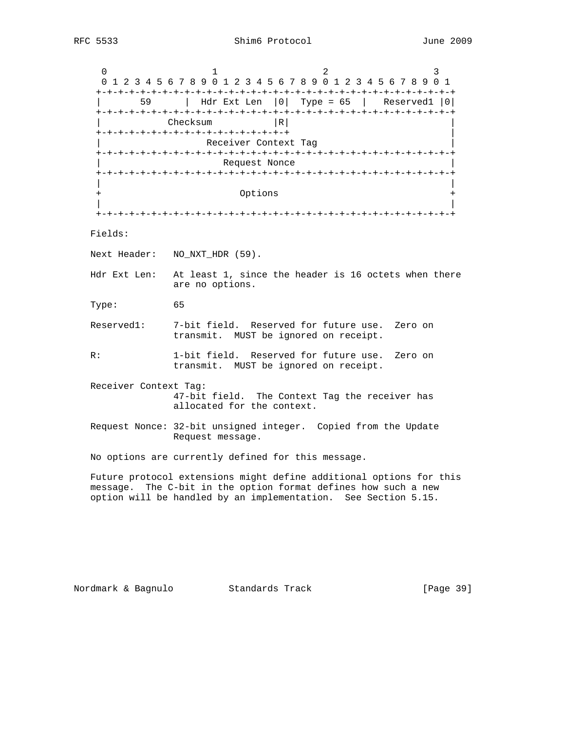```
    0                   1                   2                   3
    0 1 2 3 4 5 6 7 8 9 0 1 2 3 4 5 6 7 8 9 0 1 2 3 4 5 6 7 8 9 0 1
   +-+-+-+-+-+-+-+-+-+-+-+-+-+-+-+-+-+-+-+-+-+-+-+-+-+-+-+-+-+-+-+-+
   |       59      |  Hdr Ext Len  |0|  Type = 65  |   Reserved1 |0|
   +-+-+-+-+-+-+-+-+-+-+-+-+-+-+-+-+-+-+-+-+-+-+-+-+-+-+-+-+-+-+-+-+
   |            Checksum           |R|                             |
   +-+-+-+-+-+-+-+-+-+-+-+-+-+-+-+-+-+                             |
   |                       Receiver Context Tag                    |
   +-+-+-+-+-+-+-+-+-+-+-+-+-+-+-+-+-+-+-+-+-+-+-+-+-+-+-+-+-+-+-+-+
   |                          Request Nonce                        |
   +-+-+-+-+-+-+-+-+-+-+-+-+-+-+-+-+-+-+-+-+-+-+-+-+-+-+-+-+-+-+-+-+
   |                                                               |
   +                            Options                            +
   |                                                               |
   +-+-+-+-+-+-+-+-+-+-+-+-+-+-+-+-+-+-+-+-+-+-+-+-+-+-+-+-+-+-+-+-+
```

Fields:

Next Header: NO_NXT_HDR (59).

Hdr Ext Len: At least 1, since the header is 16 octets when there are no options.

Type: 65

Reserved1: 7-bit field. Reserved for future use. Zero on transmit. MUST be ignored on receipt.

R: 1-bit field. Reserved for future use. Zero on transmit. MUST be ignored on receipt.

Receiver Context Tag: 47-bit field. The Context Tag the receiver has allocated for the context.

Request Nonce: 32-bit unsigned integer. Copied from the Update Request message.

No options are currently defined for this message.

Future protocol extensions might define additional options for this message. The C-bit in the option format defines how such a new option will be handled by an implementation. See Section 5.15.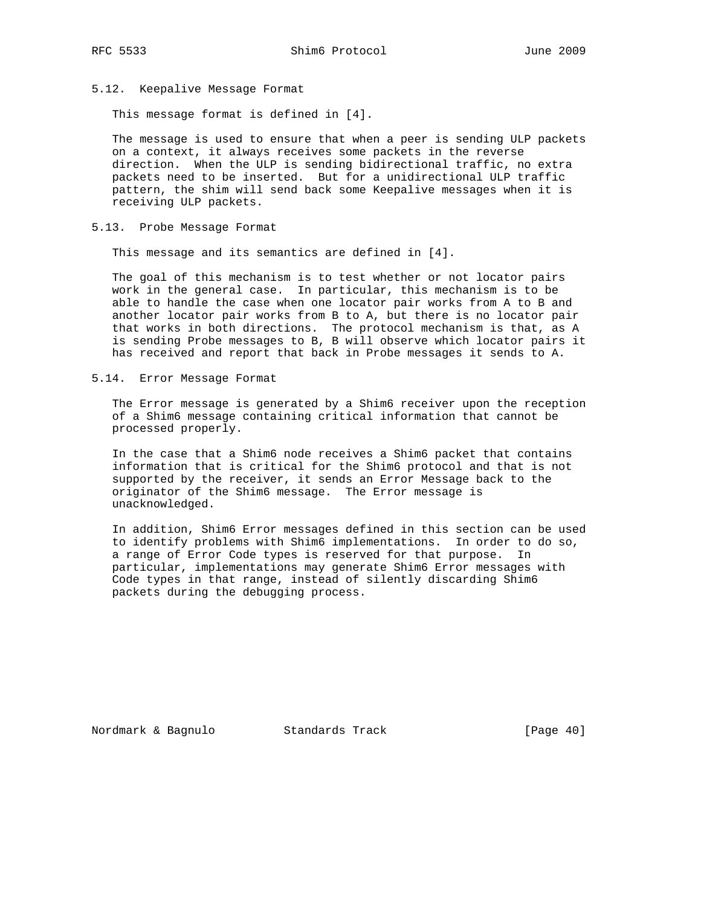### 5.12. Keepalive Message Format

This message format is defined in [4].

The message is used to ensure that when a peer is sending ULP packets on a context, it always receives some packets in the reverse direction. When the ULP is sending bidirectional traffic, no extra packets need to be inserted. But for a unidirectional ULP traffic pattern, the shim will send back some Keepalive messages when it is receiving ULP packets.

### 5.13. Probe Message Format

This message and its semantics are defined in [4].

The goal of this mechanism is to test whether or not locator pairs work in the general case. In particular, this mechanism is to be able to handle the case when one locator pair works from A to B and another locator pair works from B to A, but there is no locator pair that works in both directions. The protocol mechanism is that, as A is sending Probe messages to B, B will observe which locator pairs it has received and report that back in Probe messages it sends to A.

### 5.14. Error Message Format

The Error message is generated by a Shim6 receiver upon the reception of a Shim6 message containing critical information that cannot be processed properly.

In the case that a Shim6 node receives a Shim6 packet that contains information that is critical for the Shim6 protocol and that is not supported by the receiver, it sends an Error Message back to the originator of the Shim6 message. The Error message is unacknowledged.

In addition, Shim6 Error messages defined in this section can be used to identify problems with Shim6 implementations. In order to do so, a range of Error Code types is reserved for that purpose. In particular, implementations may generate Shim6 Error messages with Code types in that range, instead of silently discarding Shim6 packets during the debugging process.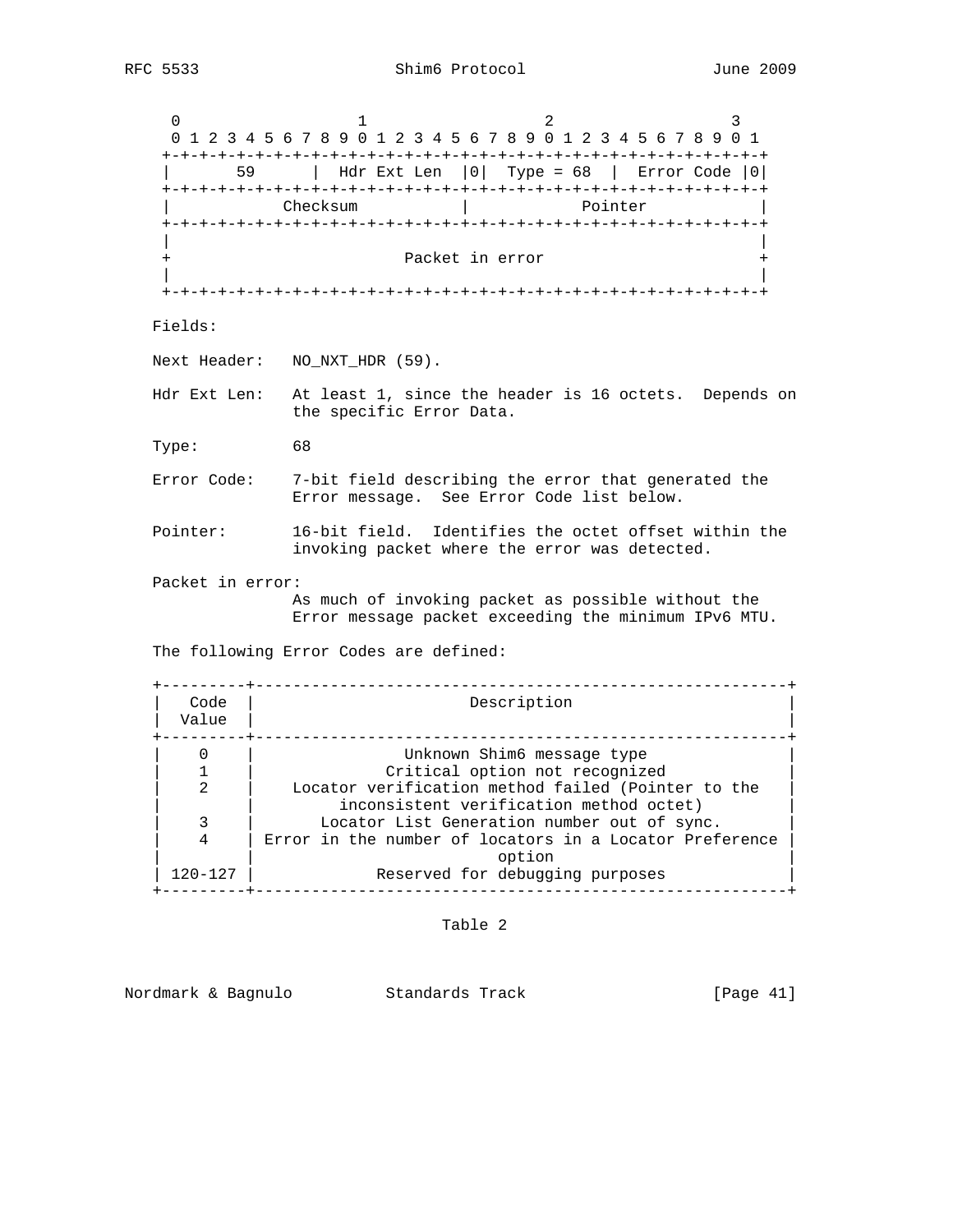```
    0                   1                   2                   3
    0 1 2 3 4 5 6 7 8 9 0 1 2 3 4 5 6 7 8 9 0 1 2 3 4 5 6 7 8 9 0 1
   +-+-+-+-+-+-+-+-+-+-+-+-+-+-+-+-+-+-+-+-+-+-+-+-+-+-+-+-+-+-+-+-+
   |       59      |  Hdr Ext Len  |0|  Type = 68  |  Error Code |0|
   +-+-+-+-+-+-+-+-+-+-+-+-+-+-+-+-+-+-+-+-+-+-+-+-+-+-+-+-+-+-+-+-+
   |            Checksum           |            Pointer            |
   +-+-+-+-+-+-+-+-+-+-+-+-+-+-+-+-+-+-+-+-+-+-+-+-+-+-+-+-+-+-+-+-+
   |                                                               |
   +                        Packet in error                        +
   |                                                               |
   +-+-+-+-+-+-+-+-+-+-+-+-+-+-+-+-+-+-+-+-+-+-+-+-+-+-+-+-+-+-+-+-+
```

Fields:

Next Header: NO_NXT_HDR (59).

Hdr Ext Len: At least 1, since the header is 16 octets. Depends on the specific Error Data.

Type: 68

Error Code: 7-bit field describing the error that generated the Error message. See Error Code list below.

Pointer: 16-bit field. Identifies the octet offset within the invoking packet where the error was detected.

Packet in error: As much of invoking packet as possible without the Error message packet exceeding the minimum IPv6 MTU.

The following Error Codes are defined:

| Code Value | Description |
|---|---|
| 0 | Unknown Shim6 message type |
| 1 | Critical option not recognized |
| 2 | Locator verification method failed (Pointer to the inconsistent verification method octet) |
| 3 | Locator List Generation number out of sync. |
| 4 | Error in the number of locators in a Locator Preference option |
| 120-127 | Reserved for debugging purposes |

Table 2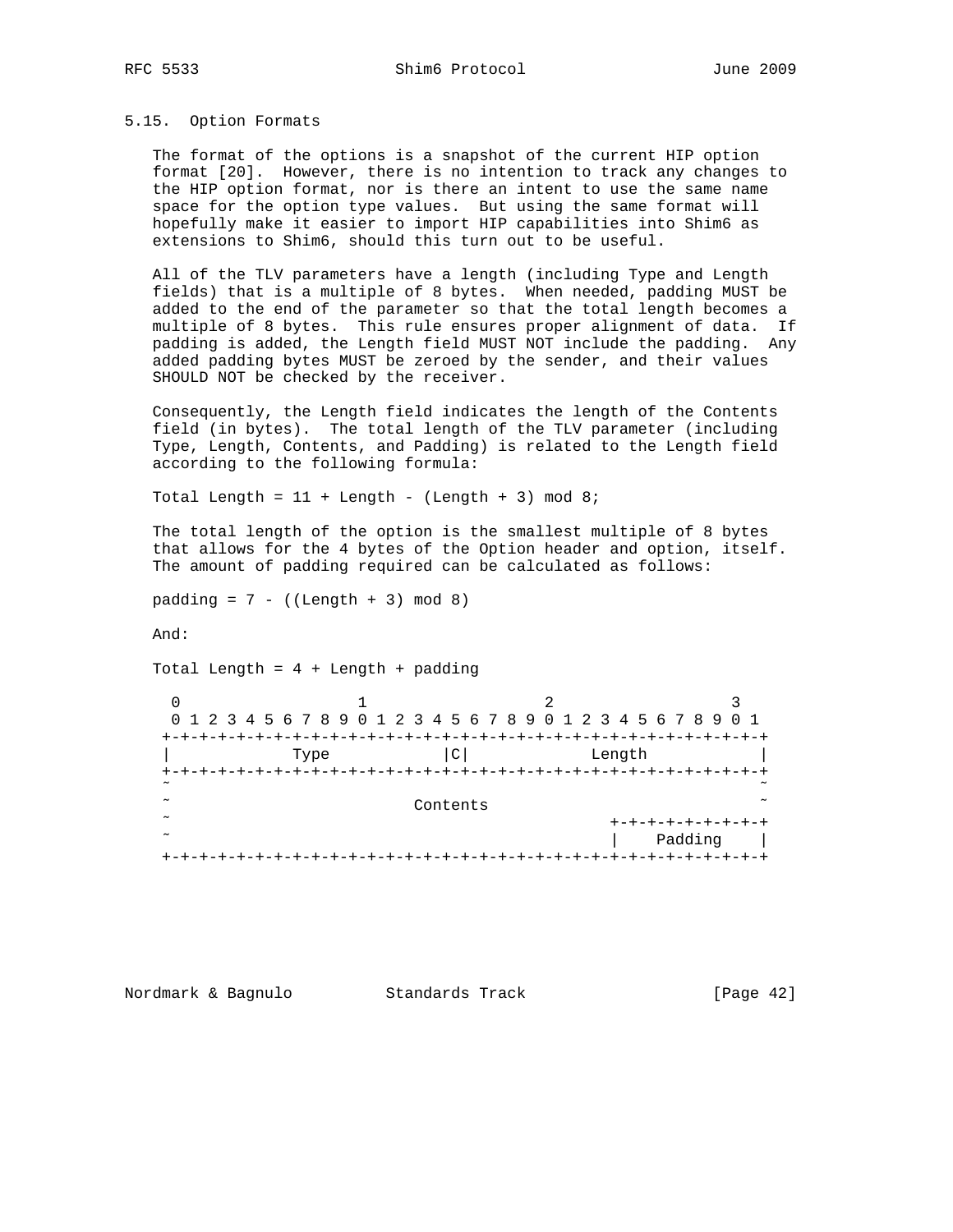## 5.15. Option Formats

The format of the options is a snapshot of the current HIP option format [20]. However, there is no intention to track any changes to the HIP option format, nor is there an intent to use the same name space for the option type values. But using the same format will hopefully make it easier to import HIP capabilities into Shim6 as extensions to Shim6, should this turn out to be useful.

All of the TLV parameters have a length (including Type and Length fields) that is a multiple of 8 bytes. When needed, padding MUST be added to the end of the parameter so that the total length becomes a multiple of 8 bytes. This rule ensures proper alignment of data. If padding is added, the Length field MUST NOT include the padding. Any added padding bytes MUST be zeroed by the sender, and their values SHOULD NOT be checked by the receiver.

Consequently, the Length field indicates the length of the Contents field (in bytes). The total length of the TLV parameter (including Type, Length, Contents, and Padding) is related to the Length field according to the following formula:

```
Total Length = 11 + Length - (Length + 3) mod 8;
```

The total length of the option is the smallest multiple of 8 bytes that allows for the 4 bytes of the Option header and option, itself. The amount of padding required can be calculated as follows:

```
padding = 7 - ((Length + 3) mod 8)
```

And:

```
Total Length = 4 + Length + padding
```

```
 0                   1                   2                   3
 0 1 2 3 4 5 6 7 8 9 0 1 2 3 4 5 6 7 8 9 0 1 2 3 4 5 6 7 8 9 0 1
+-+-+-+-+-+-+-+-+-+-+-+-+-+-+-+-+-+-+-+-+-+-+-+-+-+-+-+-+-+-+-+-+
|             Type            |C|             Length            |
+-+-+-+-+-+-+-+-+-+-+-+-+-+-+-+-+-+-+-+-+-+-+-+-+-+-+-+-+-+-+-+-+
~                                                               ~
~                          Contents                             ~
~                                               +-+-+-+-+-+-+-+-+
~                                               |    Padding    |
+-+-+-+-+-+-+-+-+-+-+-+-+-+-+-+-+-+-+-+-+-+-+-+-+-+-+-+-+-+-+-+-+
```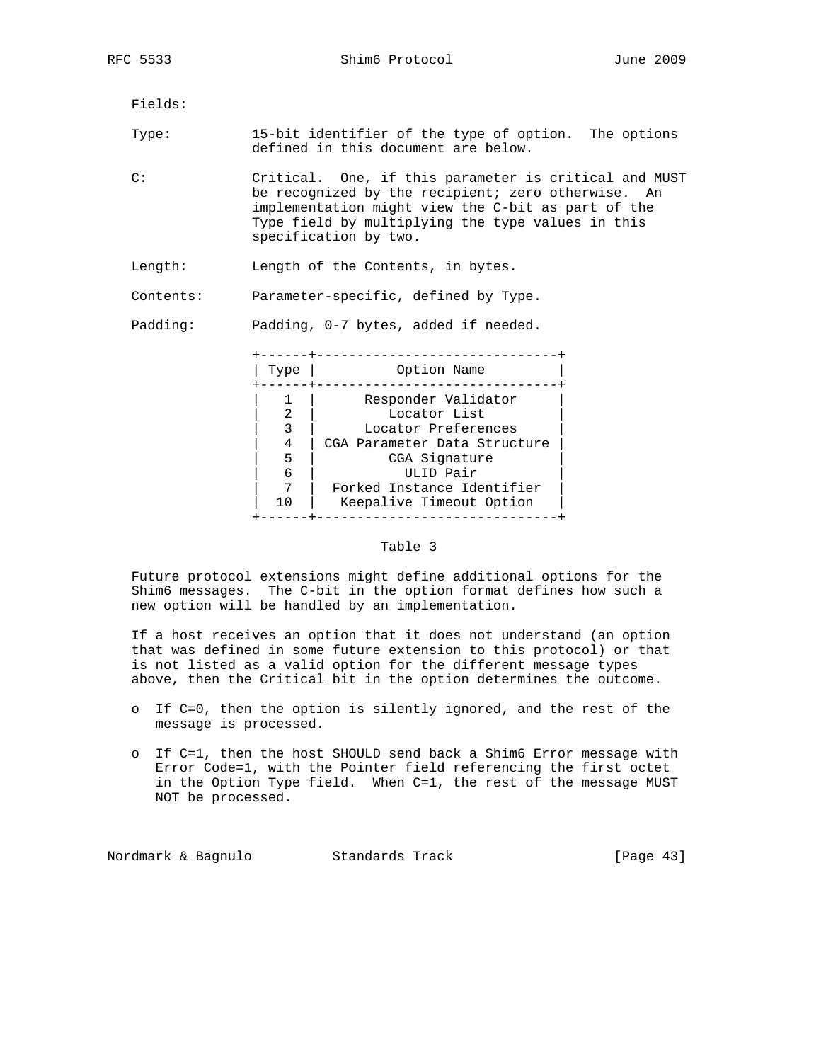Fields:

Type: 15-bit identifier of the type of option. The options defined in this document are below.

C: Critical. One, if this parameter is critical and MUST be recognized by the recipient; zero otherwise. An implementation might view the C-bit as part of the Type field by multiplying the type values in this specification by two.

Length: Length of the Contents, in bytes.

Contents: Parameter-specific, defined by Type.

Padding: Padding, 0-7 bytes, added if needed.

| Type | Option Name |
|---|---|
| 1 | Responder Validator |
| 2 | Locator List |
| 3 | Locator Preferences |
| 4 | CGA Parameter Data Structure |
| 5 | CGA Signature |
| 6 | ULID Pair |
| 7 | Forked Instance Identifier |
| 10 | Keepalive Timeout Option |

Table 3

Future protocol extensions might define additional options for the Shim6 messages. The C-bit in the option format defines how such a new option will be handled by an implementation.

If a host receives an option that it does not understand (an option that was defined in some future extension to this protocol) or that is not listed as a valid option for the different message types above, then the Critical bit in the option determines the outcome.

- If C=0, then the option is silently ignored, and the rest of the message is processed.
- If C=1, then the host SHOULD send back a Shim6 Error message with Error Code=1, with the Pointer field referencing the first octet in the Option Type field. When C=1, the rest of the message MUST NOT be processed.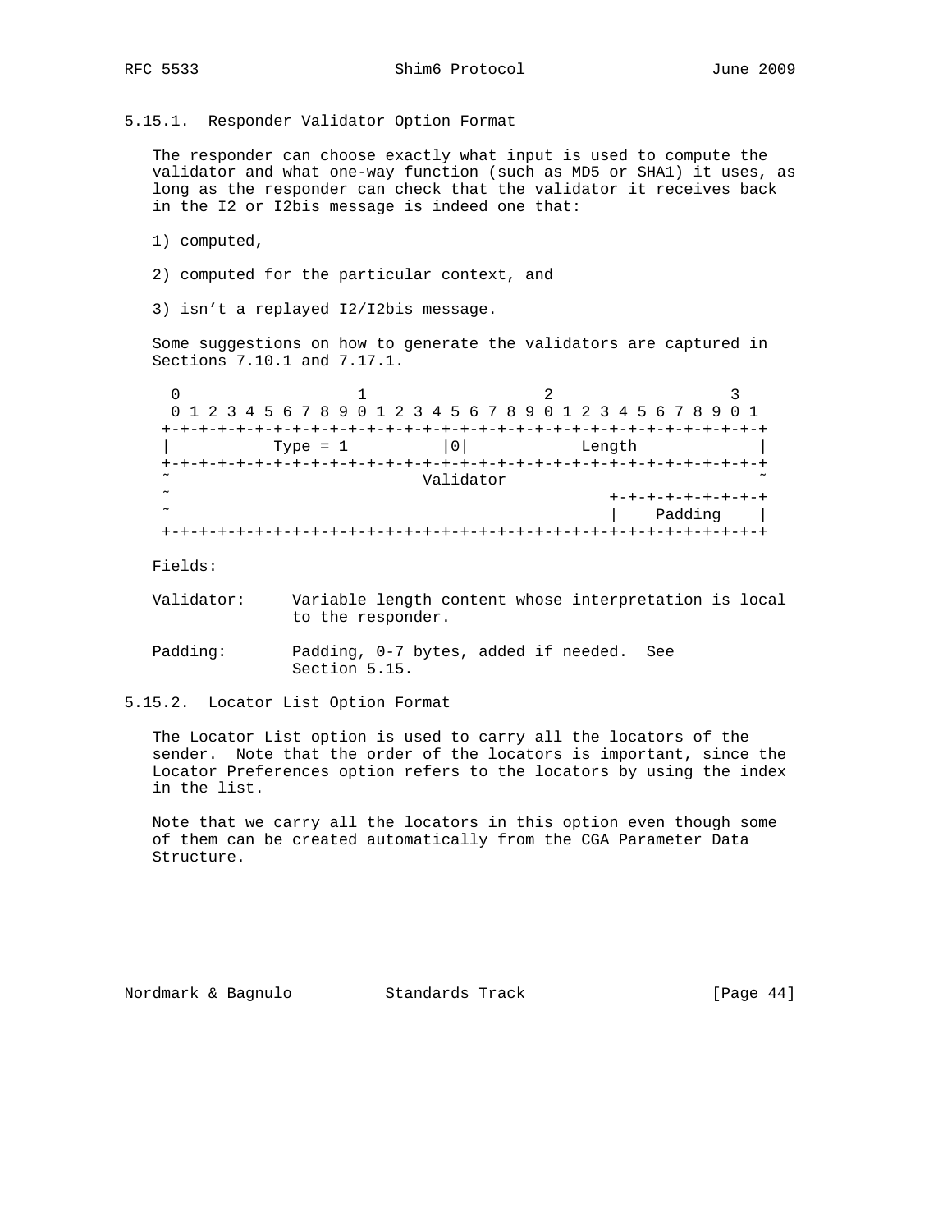### 5.15.1. Responder Validator Option Format

The responder can choose exactly what input is used to compute the validator and what one-way function (such as MD5 or SHA1) it uses, as long as the responder can check that the validator it receives back in the I2 or I2bis message is indeed one that:

1) computed,

2) computed for the particular context, and

3) isn't a replayed I2/I2bis message.

Some suggestions on how to generate the validators are captured in Sections 7.10.1 and 7.17.1.

```
 0                   1                   2                   3
 0 1 2 3 4 5 6 7 8 9 0 1 2 3 4 5 6 7 8 9 0 1 2 3 4 5 6 7 8 9 0 1
+-+-+-+-+-+-+-+-+-+-+-+-+-+-+-+-+-+-+-+-+-+-+-+-+-+-+-+-+-+-+-+-+
|          Type = 1           |0|            Length             |
+-+-+-+-+-+-+-+-+-+-+-+-+-+-+-+-+-+-+-+-+-+-+-+-+-+-+-+-+-+-+-+-+
~                           Validator                           ~
~                                               +-+-+-+-+-+-+-+-+
~                                               |    Padding    |
+-+-+-+-+-+-+-+-+-+-+-+-+-+-+-+-+-+-+-+-+-+-+-+-+-+-+-+-+-+-+-+-+
```

Fields:

Validator: Variable length content whose interpretation is local to the responder.

Padding: Padding, 0-7 bytes, added if needed. See Section 5.15.

### 5.15.2. Locator List Option Format

The Locator List option is used to carry all the locators of the sender. Note that the order of the locators is important, since the Locator Preferences option refers to the locators by using the index in the list.

Note that we carry all the locators in this option even though some of them can be created automatically from the CGA Parameter Data Structure.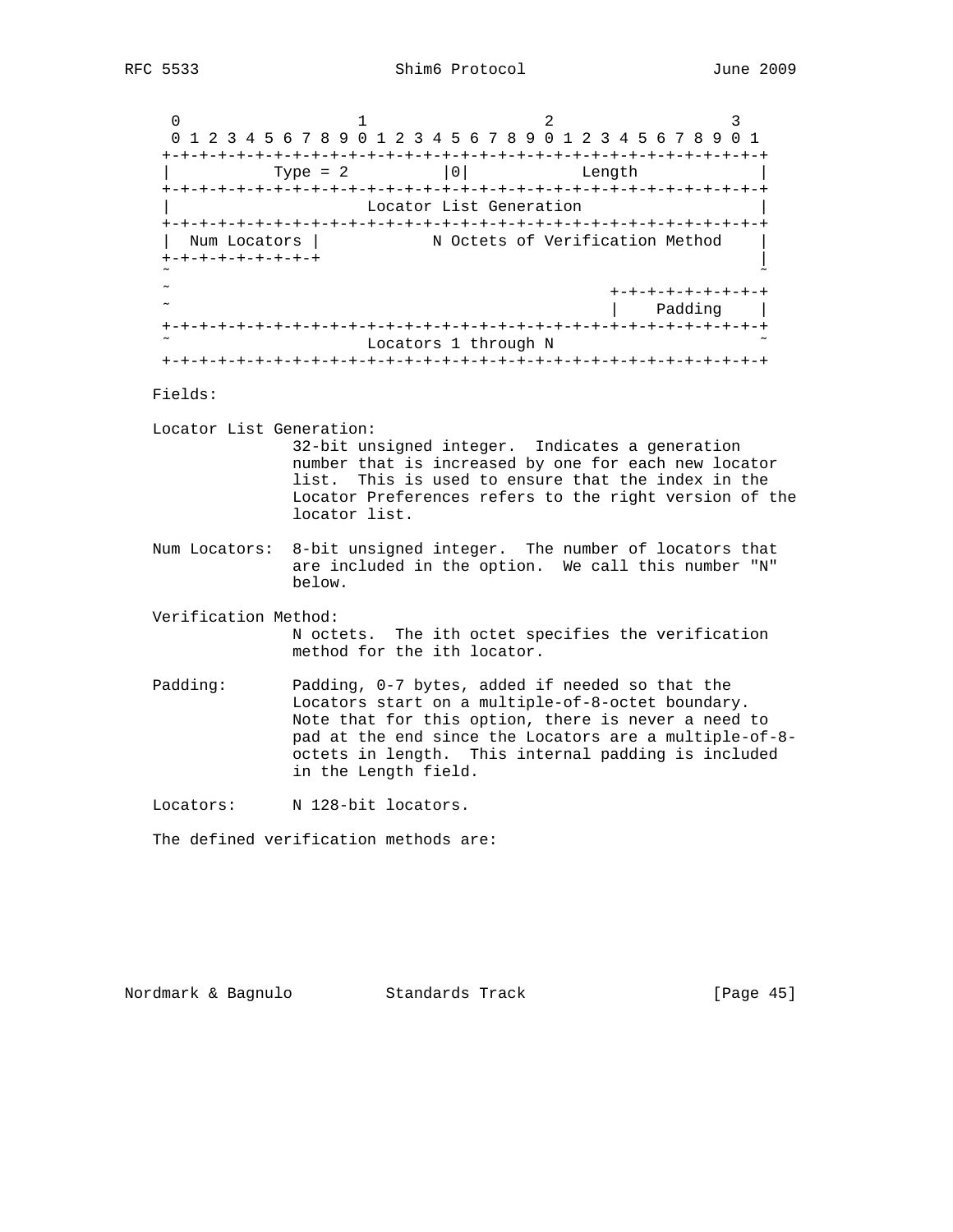```
 0                   1                   2                   3
 0 1 2 3 4 5 6 7 8 9 0 1 2 3 4 5 6 7 8 9 0 1 2 3 4 5 6 7 8 9 0 1
+-+-+-+-+-+-+-+-+-+-+-+-+-+-+-+-+-+-+-+-+-+-+-+-+-+-+-+-+-+-+-+-+
|          Type = 2           |0|            Length             |
+-+-+-+-+-+-+-+-+-+-+-+-+-+-+-+-+-+-+-+-+-+-+-+-+-+-+-+-+-+-+-+-+
|                    Locator List Generation                    |
+-+-+-+-+-+-+-+-+-+-+-+-+-+-+-+-+-+-+-+-+-+-+-+-+-+-+-+-+-+-+-+-+
|  Num Locators |           N Octets of Verification Method     |
+-+-+-+-+-+-+-+-+                                               |
~                                                               ~
~                                               +-+-+-+-+-+-+-+-+
~                                               |    Padding    |
+-+-+-+-+-+-+-+-+-+-+-+-+-+-+-+-+-+-+-+-+-+-+-+-+-+-+-+-+-+-+-+-+
~                    Locators 1 through N                       ~
+-+-+-+-+-+-+-+-+-+-+-+-+-+-+-+-+-+-+-+-+-+-+-+-+-+-+-+-+-+-+-+-+
```

Fields:

Locator List Generation:
32-bit unsigned integer. Indicates a generation number that is increased by one for each new locator list. This is used to ensure that the index in the Locator Preferences refers to the right version of the locator list.

Num Locators: 8-bit unsigned integer. The number of locators that are included in the option. We call this number "N" below.

Verification Method:
N octets. The ith octet specifies the verification method for the ith locator.

Padding: Padding, 0-7 bytes, added if needed so that the Locators start on a multiple-of-8-octet boundary. Note that for this option, there is never a need to pad at the end since the Locators are a multiple-of-8-octets in length. This internal padding is included in the Length field.

Locators: N 128-bit locators.

The defined verification methods are: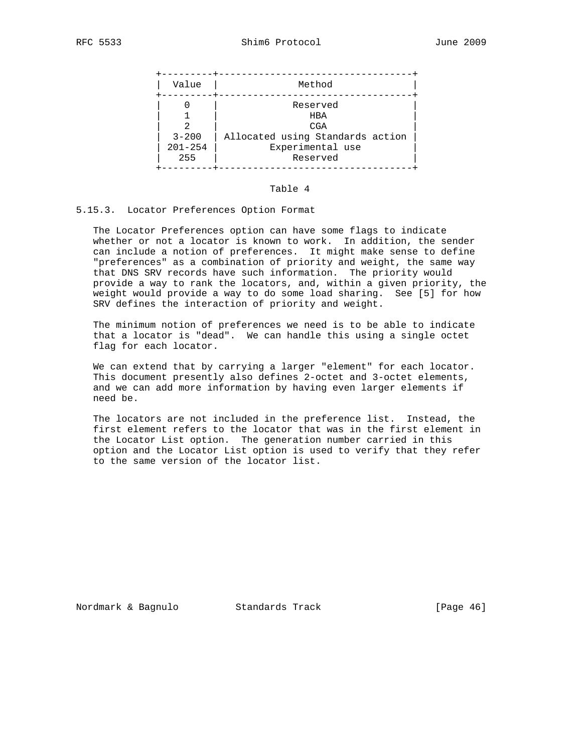| Value | Method |
|---|---|
| 0 | Reserved |
| 1 | HBA |
| 2 | CGA |
| 3-200 | Allocated using Standards action |
| 201-254 | Experimental use |
| 255 | Reserved |

Table 4

### 5.15.3. Locator Preferences Option Format

The Locator Preferences option can have some flags to indicate whether or not a locator is known to work. In addition, the sender can include a notion of preferences. It might make sense to define "preferences" as a combination of priority and weight, the same way that DNS SRV records have such information. The priority would provide a way to rank the locators, and, within a given priority, the weight would provide a way to do some load sharing. See [5] for how SRV defines the interaction of priority and weight.

The minimum notion of preferences we need is to be able to indicate that a locator is "dead". We can handle this using a single octet flag for each locator.

We can extend that by carrying a larger "element" for each locator. This document presently also defines 2-octet and 3-octet elements, and we can add more information by having even larger elements if need be.

The locators are not included in the preference list. Instead, the first element refers to the locator that was in the first element in the Locator List option. The generation number carried in this option and the Locator List option is used to verify that they refer to the same version of the locator list.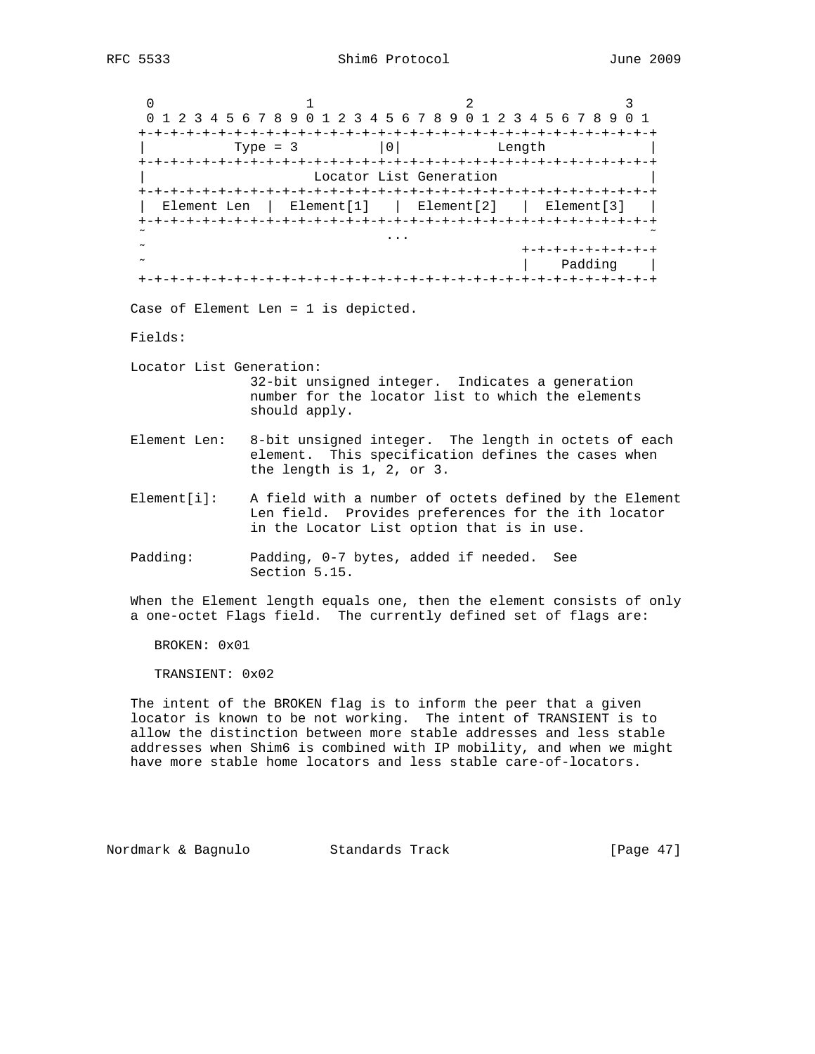```
    0                   1                   2                   3
    0 1 2 3 4 5 6 7 8 9 0 1 2 3 4 5 6 7 8 9 0 1 2 3 4 5 6 7 8 9 0 1
   +-+-+-+-+-+-+-+-+-+-+-+-+-+-+-+-+-+-+-+-+-+-+-+-+-+-+-+-+-+-+-+-+
   |          Type = 3          |0|            Length              |
   +-+-+-+-+-+-+-+-+-+-+-+-+-+-+-+-+-+-+-+-+-+-+-+-+-+-+-+-+-+-+-+-+
   |                    Locator List Generation                    |
   +-+-+-+-+-+-+-+-+-+-+-+-+-+-+-+-+-+-+-+-+-+-+-+-+-+-+-+-+-+-+-+-+
   |  Element Len  |  Element[1]   |  Element[2]   |  Element[3]   |
   +-+-+-+-+-+-+-+-+-+-+-+-+-+-+-+-+-+-+-+-+-+-+-+-+-+-+-+-+-+-+-+-+
   ~                              ...                              ~
   ~                                               +-+-+-+-+-+-+-+-+
   ~                                               |    Padding    |
   +-+-+-+-+-+-+-+-+-+-+-+-+-+-+-+-+-+-+-+-+-+-+-+-+-+-+-+-+-+-+-+-+
```

Case of Element Len = 1 is depicted.

Fields:

Locator List Generation:
32-bit unsigned integer. Indicates a generation number for the locator list to which the elements should apply.

Element Len: 8-bit unsigned integer. The length in octets of each element. This specification defines the cases when the length is 1, 2, or 3.

Element[i]: A field with a number of octets defined by the Element Len field. Provides preferences for the ith locator in the Locator List option that is in use.

Padding: Padding, 0-7 bytes, added if needed. See Section 5.15.

When the Element length equals one, then the element consists of only a one-octet Flags field. The currently defined set of flags are:

BROKEN: 0x01

TRANSIENT: 0x02

The intent of the BROKEN flag is to inform the peer that a given locator is known to be not working. The intent of TRANSIENT is to allow the distinction between more stable addresses and less stable addresses when Shim6 is combined with IP mobility, and when we might have more stable home locators and less stable care-of-locators.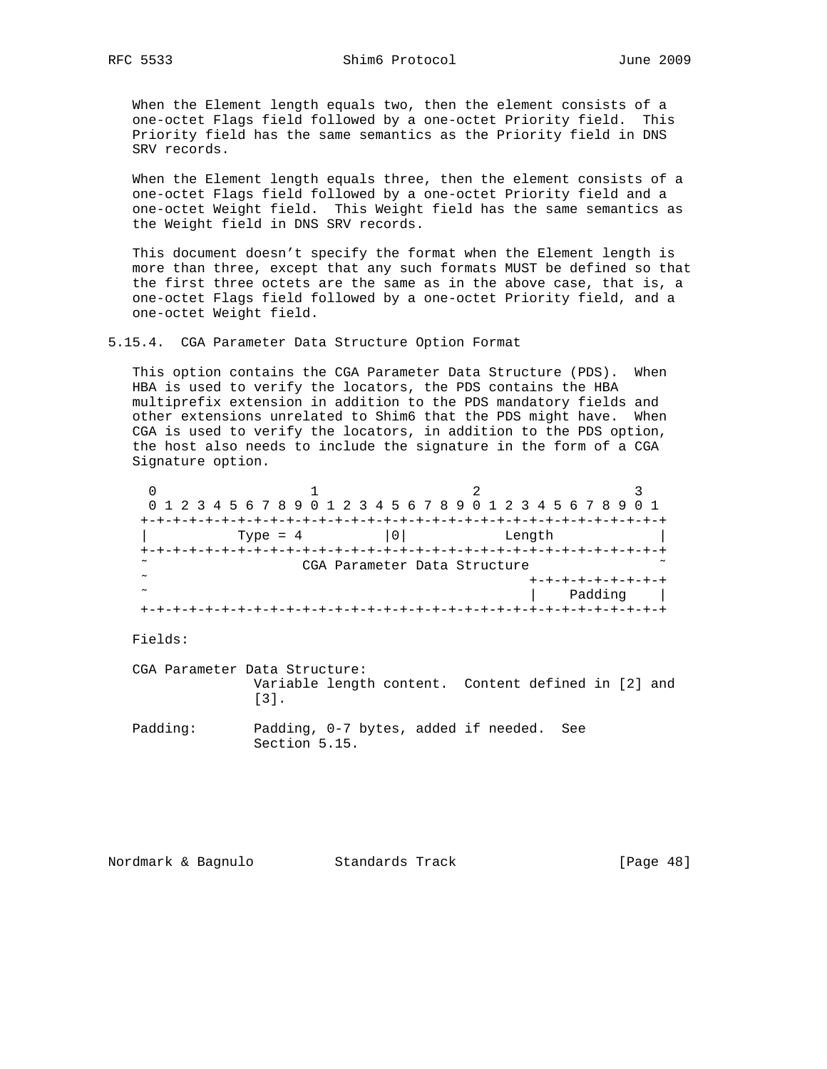When the Element length equals two, then the element consists of a one-octet Flags field followed by a one-octet Priority field. This Priority field has the same semantics as the Priority field in DNS SRV records.

When the Element length equals three, then the element consists of a one-octet Flags field followed by a one-octet Priority field and a one-octet Weight field. This Weight field has the same semantics as the Weight field in DNS SRV records.

This document doesn't specify the format when the Element length is more than three, except that any such formats MUST be defined so that the first three octets are the same as in the above case, that is, a one-octet Flags field followed by a one-octet Priority field, and a one-octet Weight field.

### 5.15.4. CGA Parameter Data Structure Option Format

This option contains the CGA Parameter Data Structure (PDS). When HBA is used to verify the locators, the PDS contains the HBA multiprefix extension in addition to the PDS mandatory fields and other extensions unrelated to Shim6 that the PDS might have. When CGA is used to verify the locators, in addition to the PDS option, the host also needs to include the signature in the form of a CGA Signature option.

```
 0                   1                   2                   3
 0 1 2 3 4 5 6 7 8 9 0 1 2 3 4 5 6 7 8 9 0 1 2 3 4 5 6 7 8 9 0 1
+-+-+-+-+-+-+-+-+-+-+-+-+-+-+-+-+-+-+-+-+-+-+-+-+-+-+-+-+-+-+-+-+
|          Type = 4           |0|            Length             |
+-+-+-+-+-+-+-+-+-+-+-+-+-+-+-+-+-+-+-+-+-+-+-+-+-+-+-+-+-+-+-+-+
~                   CGA Parameter Data Structure                ~
~                                               +-+-+-+-+-+-+-+-+
~                                               |    Padding    |
+-+-+-+-+-+-+-+-+-+-+-+-+-+-+-+-+-+-+-+-+-+-+-+-+-+-+-+-+-+-+-+-+
```

Fields:

CGA Parameter Data Structure:
Variable length content. Content defined in [2] and [3].

Padding: Padding, 0-7 bytes, added if needed. See Section 5.15.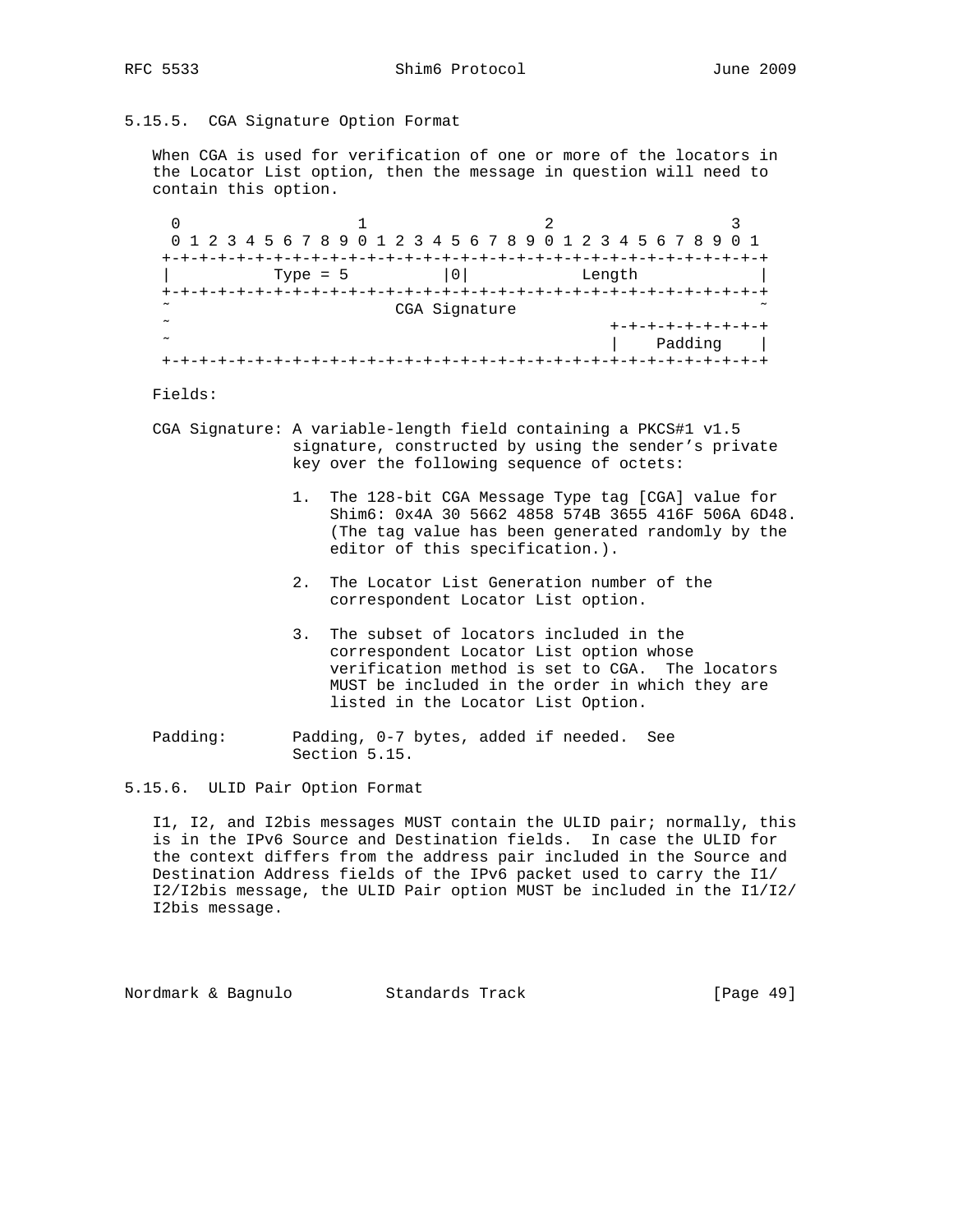### 5.15.5. CGA Signature Option Format

When CGA is used for verification of one or more of the locators in the Locator List option, then the message in question will need to contain this option.

```
 0                   1                   2                   3
 0 1 2 3 4 5 6 7 8 9 0 1 2 3 4 5 6 7 8 9 0 1 2 3 4 5 6 7 8 9 0 1
+-+-+-+-+-+-+-+-+-+-+-+-+-+-+-+-+-+-+-+-+-+-+-+-+-+-+-+-+-+-+-+-+
|          Type = 5           |0|            Length             |
+-+-+-+-+-+-+-+-+-+-+-+-+-+-+-+-+-+-+-+-+-+-+-+-+-+-+-+-+-+-+-+-+
~                         CGA Signature                         ~
~                                               +-+-+-+-+-+-+-+-+
~                                               |    Padding    |
+-+-+-+-+-+-+-+-+-+-+-+-+-+-+-+-+-+-+-+-+-+-+-+-+-+-+-+-+-+-+-+-+
```

Fields:

CGA Signature: A variable-length field containing a PKCS#1 v1.5 signature, constructed by using the sender's private key over the following sequence of octets:

1. The 128-bit CGA Message Type tag [CGA] value for Shim6: 0x4A 30 5662 4858 574B 3655 416F 506A 6D48. (The tag value has been generated randomly by the editor of this specification.).

2. The Locator List Generation number of the correspondent Locator List option.

3. The subset of locators included in the correspondent Locator List option whose verification method is set to CGA. The locators MUST be included in the order in which they are listed in the Locator List Option.

Padding: Padding, 0-7 bytes, added if needed. See Section 5.15.

### 5.15.6. ULID Pair Option Format

I1, I2, and I2bis messages MUST contain the ULID pair; normally, this is in the IPv6 Source and Destination fields. In case the ULID for the context differs from the address pair included in the Source and Destination Address fields of the IPv6 packet used to carry the I1/I2/I2bis message, the ULID Pair option MUST be included in the I1/I2/I2bis message.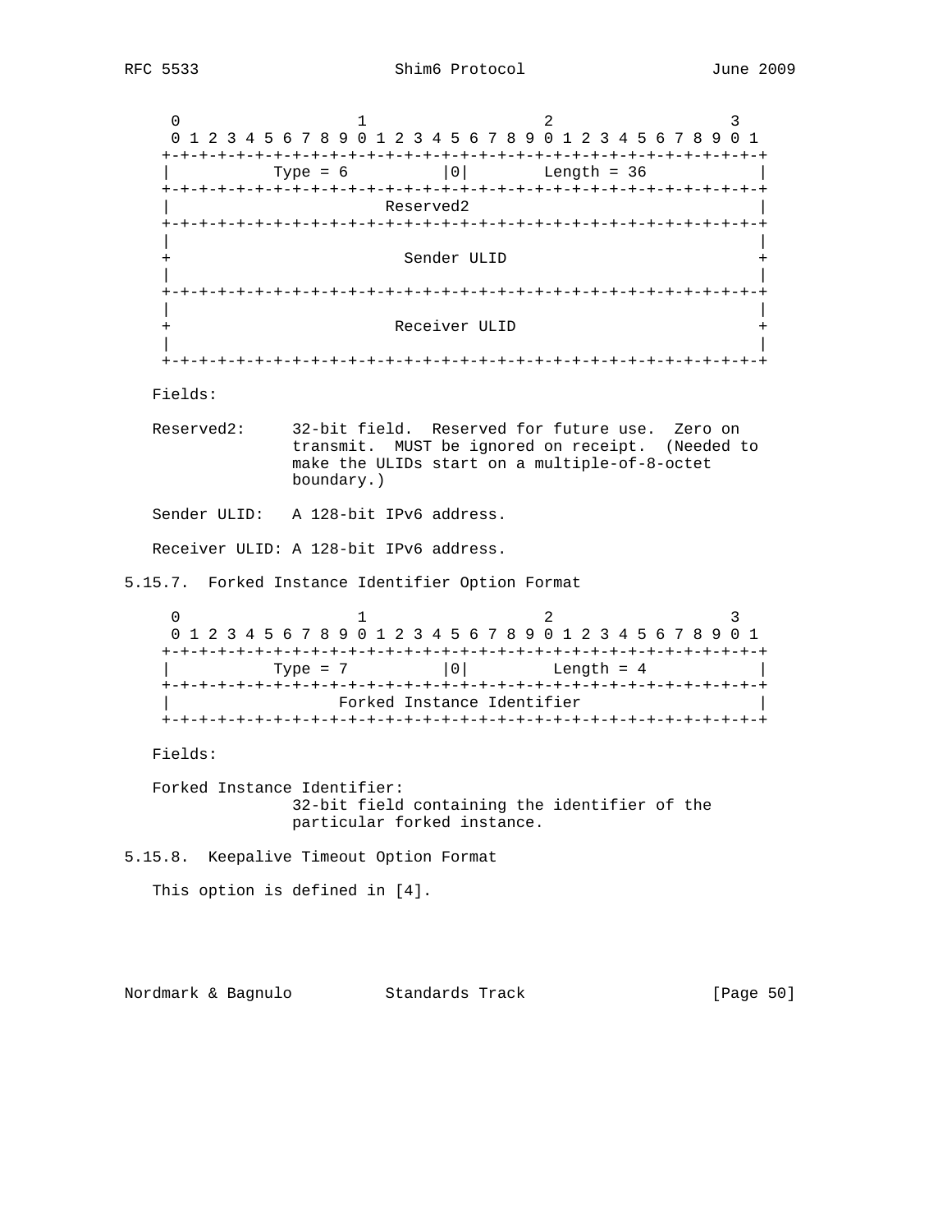```
     0                   1                   2                   3
     0 1 2 3 4 5 6 7 8 9 0 1 2 3 4 5 6 7 8 9 0 1 2 3 4 5 6 7 8 9 0 1
    +-+-+-+-+-+-+-+-+-+-+-+-+-+-+-+-+-+-+-+-+-+-+-+-+-+-+-+-+-+-+-+-+
    |           Type = 6          |0|        Length = 36            |
    +-+-+-+-+-+-+-+-+-+-+-+-+-+-+-+-+-+-+-+-+-+-+-+-+-+-+-+-+-+-+-+-+
    |                          Reserved2                            |
    +-+-+-+-+-+-+-+-+-+-+-+-+-+-+-+-+-+-+-+-+-+-+-+-+-+-+-+-+-+-+-+-+
    |                                                               |
    +                           Sender ULID                         +
    |                                                               |
    +-+-+-+-+-+-+-+-+-+-+-+-+-+-+-+-+-+-+-+-+-+-+-+-+-+-+-+-+-+-+-+-+
    |                                                               |
    +                          Receiver ULID                        +
    |                                                               |
    +-+-+-+-+-+-+-+-+-+-+-+-+-+-+-+-+-+-+-+-+-+-+-+-+-+-+-+-+-+-+-+-+
```

Fields:

Reserved2: 32-bit field. Reserved for future use. Zero on transmit. MUST be ignored on receipt. (Needed to make the ULIDs start on a multiple-of-8-octet boundary.)

Sender ULID: A 128-bit IPv6 address.

Receiver ULID: A 128-bit IPv6 address.

### 5.15.7. Forked Instance Identifier Option Format

```
     0                   1                   2                   3
     0 1 2 3 4 5 6 7 8 9 0 1 2 3 4 5 6 7 8 9 0 1 2 3 4 5 6 7 8 9 0 1
    +-+-+-+-+-+-+-+-+-+-+-+-+-+-+-+-+-+-+-+-+-+-+-+-+-+-+-+-+-+-+-+-+
    |           Type = 7          |0|         Length = 4            |
    +-+-+-+-+-+-+-+-+-+-+-+-+-+-+-+-+-+-+-+-+-+-+-+-+-+-+-+-+-+-+-+-+
    |                  Forked Instance Identifier                   |
    +-+-+-+-+-+-+-+-+-+-+-+-+-+-+-+-+-+-+-+-+-+-+-+-+-+-+-+-+-+-+-+-+
```

Fields:

Forked Instance Identifier: 32-bit field containing the identifier of the particular forked instance.

### 5.15.8. Keepalive Timeout Option Format

This option is defined in [4].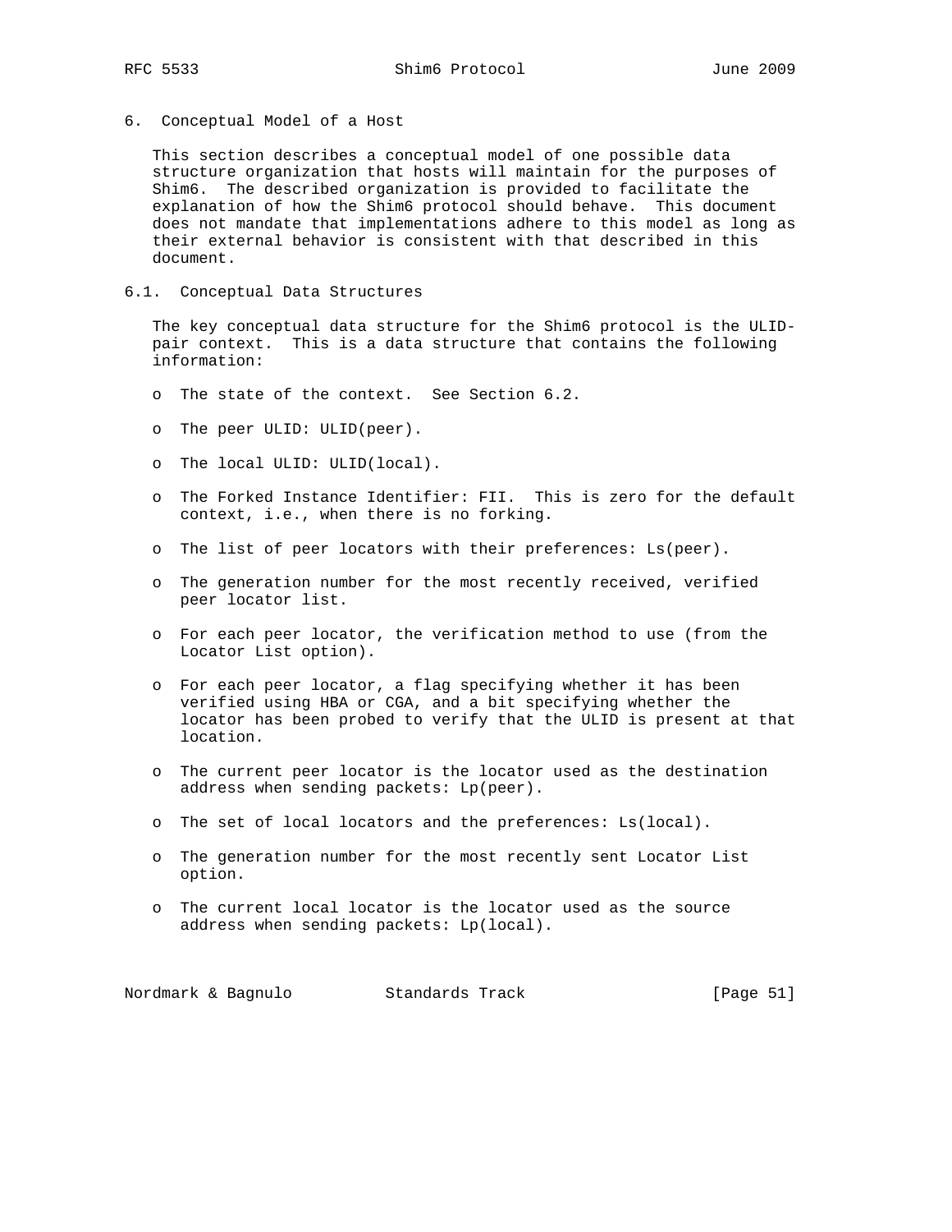## 6. Conceptual Model of a Host

This section describes a conceptual model of one possible data structure organization that hosts will maintain for the purposes of Shim6. The described organization is provided to facilitate the explanation of how the Shim6 protocol should behave. This document does not mandate that implementations adhere to this model as long as their external behavior is consistent with that described in this document.

### 6.1. Conceptual Data Structures

The key conceptual data structure for the Shim6 protocol is the ULID-pair context. This is a data structure that contains the following information:

- The state of the context. See Section 6.2.
- The peer ULID: ULID(peer).
- The local ULID: ULID(local).
- The Forked Instance Identifier: FII. This is zero for the default context, i.e., when there is no forking.
- The list of peer locators with their preferences: Ls(peer).
- The generation number for the most recently received, verified peer locator list.
- For each peer locator, the verification method to use (from the Locator List option).
- For each peer locator, a flag specifying whether it has been verified using HBA or CGA, and a bit specifying whether the locator has been probed to verify that the ULID is present at that location.
- The current peer locator is the locator used as the destination address when sending packets: Lp(peer).
- The set of local locators and the preferences: Ls(local).
- The generation number for the most recently sent Locator List option.
- The current local locator is the locator used as the source address when sending packets: Lp(local).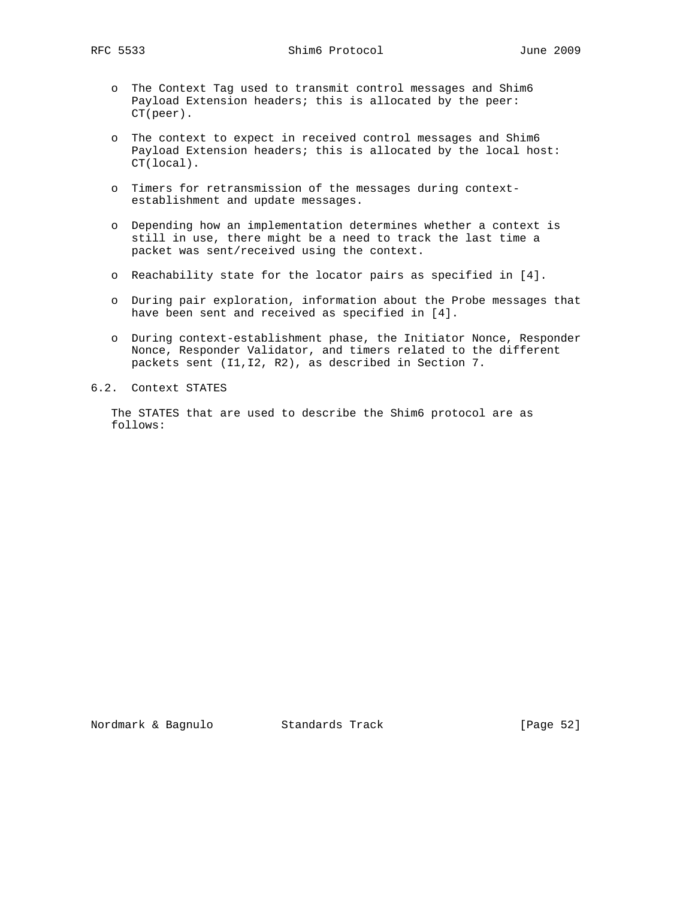- The Context Tag used to transmit control messages and Shim6 Payload Extension headers; this is allocated by the peer: CT(peer).

- The context to expect in received control messages and Shim6 Payload Extension headers; this is allocated by the local host: CT(local).

- Timers for retransmission of the messages during context-establishment and update messages.

- Depending how an implementation determines whether a context is still in use, there might be a need to track the last time a packet was sent/received using the context.

- Reachability state for the locator pairs as specified in [4].

- During pair exploration, information about the Probe messages that have been sent and received as specified in [4].

- During context-establishment phase, the Initiator Nonce, Responder Nonce, Responder Validator, and timers related to the different packets sent (I1,I2, R2), as described in Section 7.

## 6.2. Context STATES

The STATES that are used to describe the Shim6 protocol are as follows: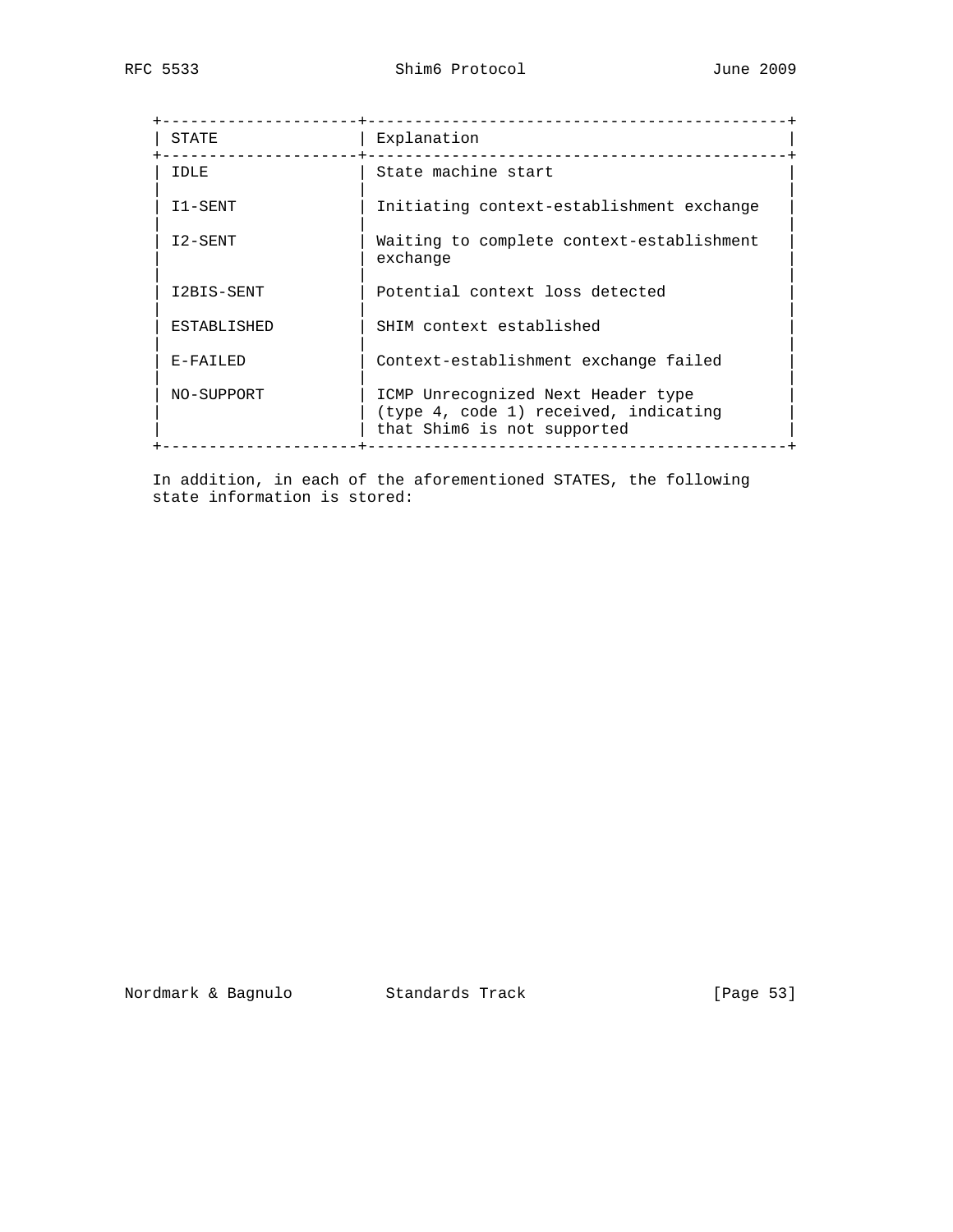| STATE | Explanation |
| --- | --- |
| IDLE | State machine start |
| I1-SENT | Initiating context-establishment exchange |
| I2-SENT | Waiting to complete context-establishment exchange |
| I2BIS-SENT | Potential context loss detected |
| ESTABLISHED | SHIM context established |
| E-FAILED | Context-establishment exchange failed |
| NO-SUPPORT | ICMP Unrecognized Next Header type (type 4, code 1) received, indicating that Shim6 is not supported |

In addition, in each of the aforementioned STATES, the following state information is stored: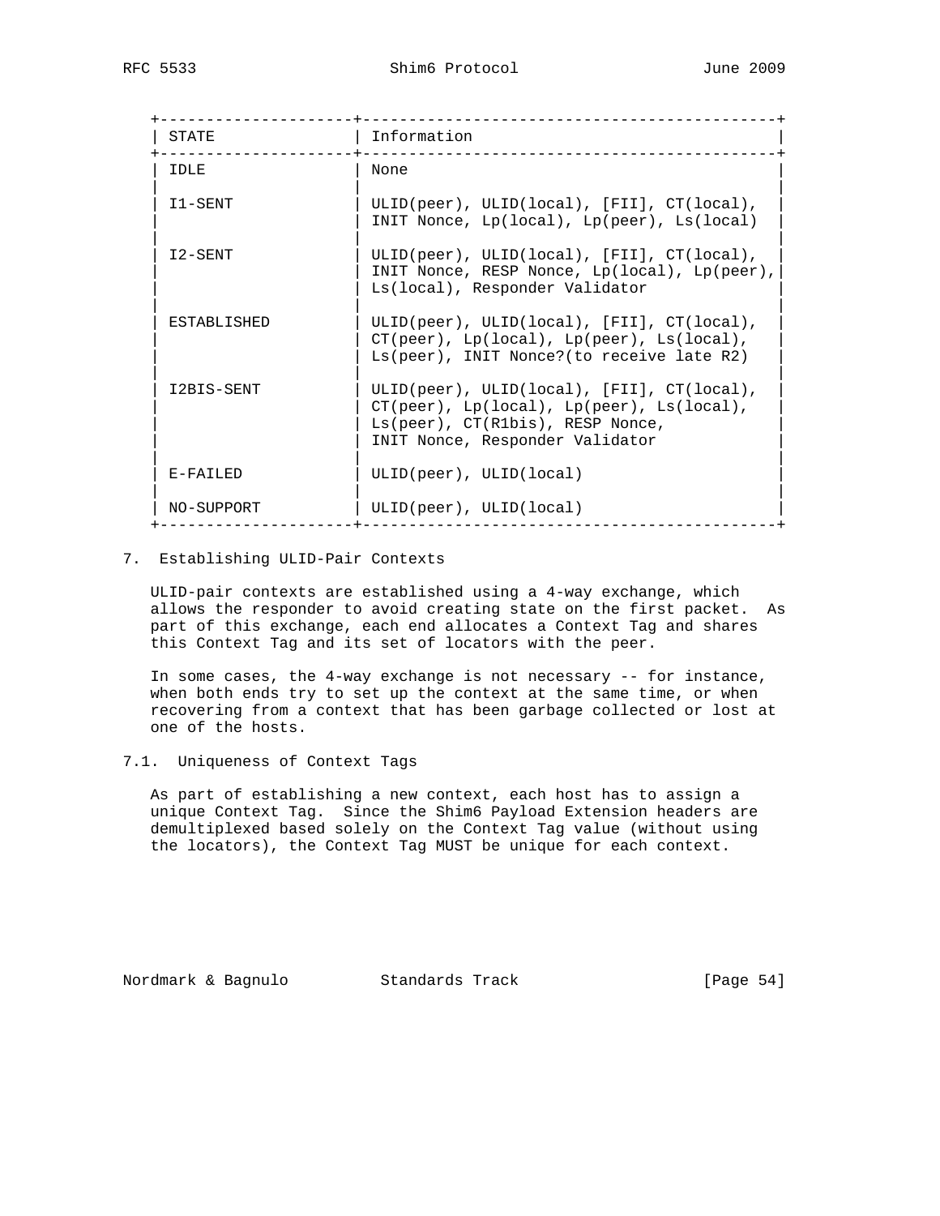| STATE | Information |
| --- | --- |
| IDLE | None |
| I1-SENT | ULID(peer), ULID(local), [FII], CT(local), INIT Nonce, Lp(local), Lp(peer), Ls(local) |
| I2-SENT | ULID(peer), ULID(local), [FII], CT(local), INIT Nonce, RESP Nonce, Lp(local), Lp(peer), Ls(local), Responder Validator |
| ESTABLISHED | ULID(peer), ULID(local), [FII], CT(local), CT(peer), Lp(local), Lp(peer), Ls(local), Ls(peer), INIT Nonce?(to receive late R2) |
| I2BIS-SENT | ULID(peer), ULID(local), [FII], CT(local), CT(peer), Lp(local), Lp(peer), Ls(local), Ls(peer), CT(R1bis), RESP Nonce, INIT Nonce, Responder Validator |
| E-FAILED | ULID(peer), ULID(local) |
| NO-SUPPORT | ULID(peer), ULID(local) |

## 7. Establishing ULID-Pair Contexts

ULID-pair contexts are established using a 4-way exchange, which allows the responder to avoid creating state on the first packet. As part of this exchange, each end allocates a Context Tag and shares this Context Tag and its set of locators with the peer.

In some cases, the 4-way exchange is not necessary -- for instance, when both ends try to set up the context at the same time, or when recovering from a context that has been garbage collected or lost at one of the hosts.

### 7.1. Uniqueness of Context Tags

As part of establishing a new context, each host has to assign a unique Context Tag. Since the Shim6 Payload Extension headers are demultiplexed based solely on the Context Tag value (without using the locators), the Context Tag MUST be unique for each context.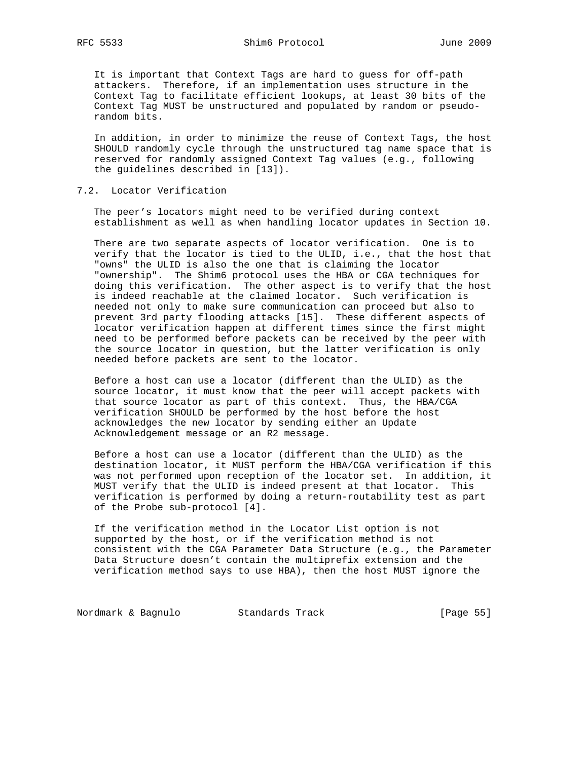It is important that Context Tags are hard to guess for off-path attackers. Therefore, if an implementation uses structure in the Context Tag to facilitate efficient lookups, at least 30 bits of the Context Tag MUST be unstructured and populated by random or pseudo-random bits.

In addition, in order to minimize the reuse of Context Tags, the host SHOULD randomly cycle through the unstructured tag name space that is reserved for randomly assigned Context Tag values (e.g., following the guidelines described in [13]).

### 7.2. Locator Verification

The peer's locators might need to be verified during context establishment as well as when handling locator updates in Section 10.

There are two separate aspects of locator verification. One is to verify that the locator is tied to the ULID, i.e., that the host that "owns" the ULID is also the one that is claiming the locator "ownership". The Shim6 protocol uses the HBA or CGA techniques for doing this verification. The other aspect is to verify that the host is indeed reachable at the claimed locator. Such verification is needed not only to make sure communication can proceed but also to prevent 3rd party flooding attacks [15]. These different aspects of locator verification happen at different times since the first might need to be performed before packets can be received by the peer with the source locator in question, but the latter verification is only needed before packets are sent to the locator.

Before a host can use a locator (different than the ULID) as the source locator, it must know that the peer will accept packets with that source locator as part of this context. Thus, the HBA/CGA verification SHOULD be performed by the host before the host acknowledges the new locator by sending either an Update Acknowledgement message or an R2 message.

Before a host can use a locator (different than the ULID) as the destination locator, it MUST perform the HBA/CGA verification if this was not performed upon reception of the locator set. In addition, it MUST verify that the ULID is indeed present at that locator. This verification is performed by doing a return-routability test as part of the Probe sub-protocol [4].

If the verification method in the Locator List option is not supported by the host, or if the verification method is not consistent with the CGA Parameter Data Structure (e.g., the Parameter Data Structure doesn't contain the multiprefix extension and the verification method says to use HBA), then the host MUST ignore the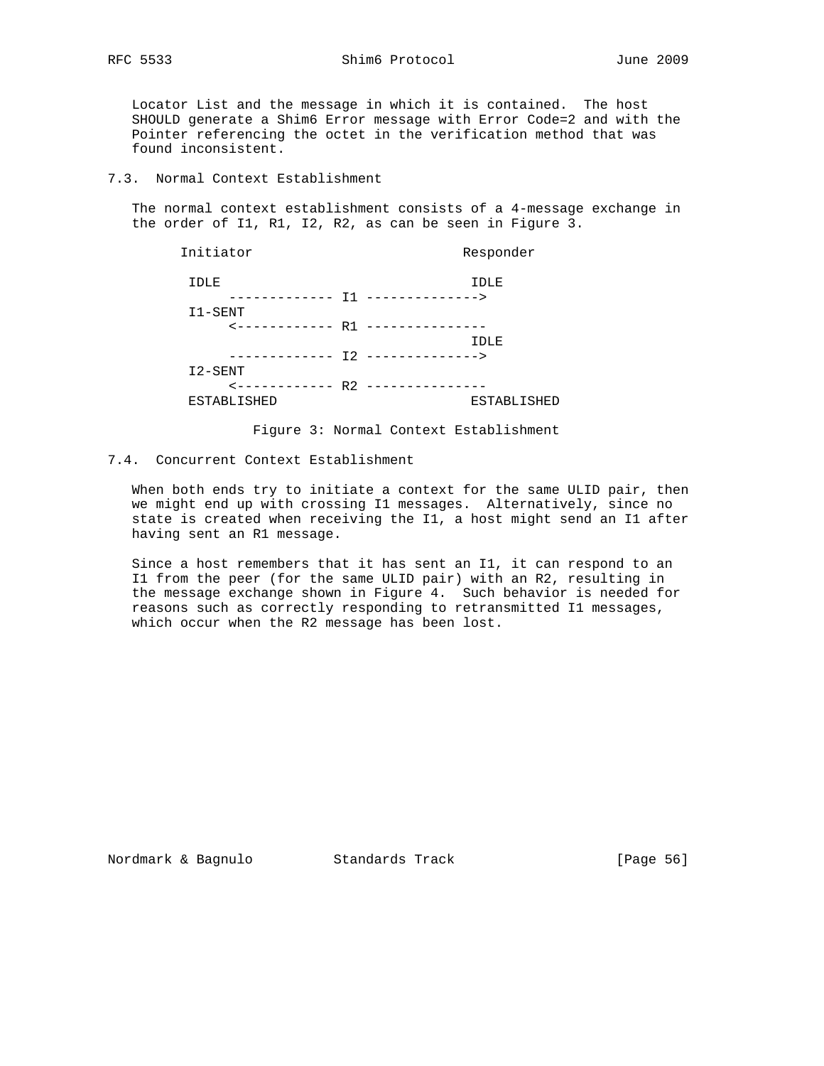Locator List and the message in which it is contained. The host SHOULD generate a Shim6 Error message with Error Code=2 and with the Pointer referencing the octet in the verification method that was found inconsistent.

### 7.3. Normal Context Establishment

The normal context establishment consists of a 4-message exchange in the order of I1, R1, I2, R2, as can be seen in Figure 3.

```
       Initiator                          Responder

        IDLE                               IDLE
             ------------- I1 -------------->
        I1-SENT
             <------------ R1 ---------------
                                           IDLE
             ------------- I2 -------------->
        I2-SENT
             <------------ R2 ---------------
        ESTABLISHED                        ESTABLISHED
```

Figure 3: Normal Context Establishment

### 7.4. Concurrent Context Establishment

When both ends try to initiate a context for the same ULID pair, then we might end up with crossing I1 messages. Alternatively, since no state is created when receiving the I1, a host might send an I1 after having sent an R1 message.

Since a host remembers that it has sent an I1, it can respond to an I1 from the peer (for the same ULID pair) with an R2, resulting in the message exchange shown in Figure 4. Such behavior is needed for reasons such as correctly responding to retransmitted I1 messages, which occur when the R2 message has been lost.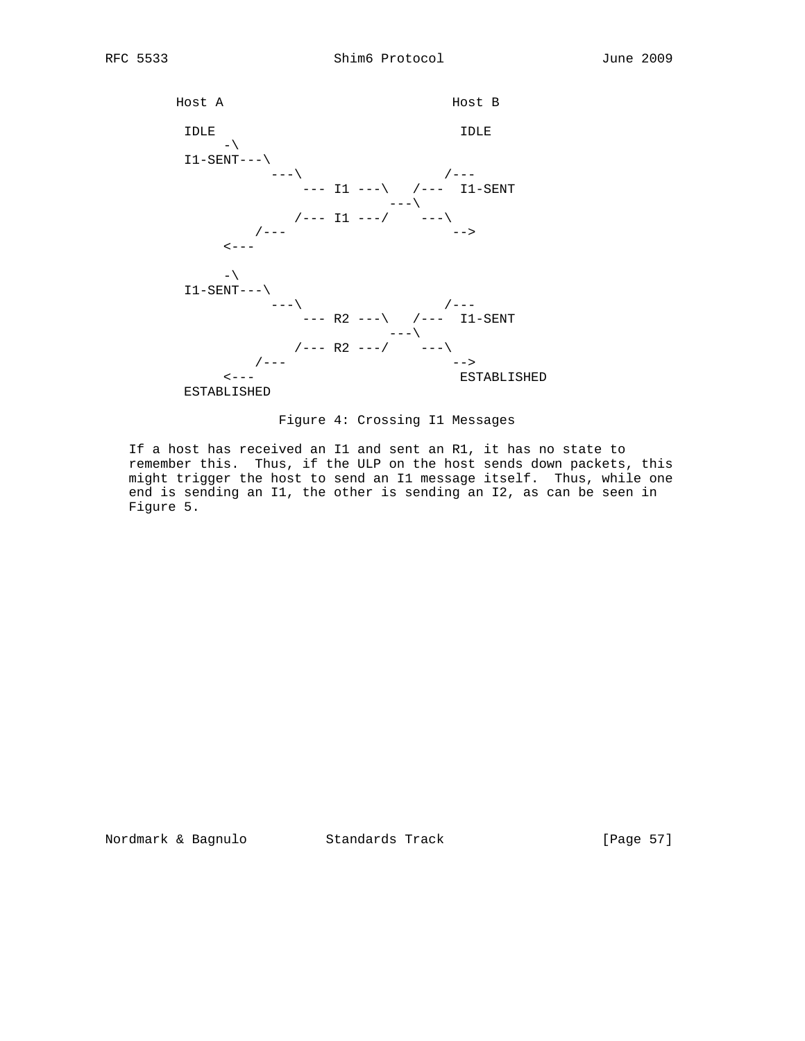```
       Host A                             Host B

        IDLE                               IDLE
            -\
        I1-SENT---\
                   ---\                  /---
                       --- I1 ---\   /---  I1-SENT
                                  ---\
                      /--- I1 ---/    ---\
                  /---                    -->
              <---

            -\
        I1-SENT---\
                   ---\                  /---
                       --- R2 ---\   /---  I1-SENT
                                  ---\
                      /--- R2 ---/    ---\
                  /---                    -->
              <---                         ESTABLISHED
        ESTABLISHED
```

Figure 4: Crossing I1 Messages

If a host has received an I1 and sent an R1, it has no state to remember this. Thus, if the ULP on the host sends down packets, this might trigger the host to send an I1 message itself. Thus, while one end is sending an I1, the other is sending an I2, as can be seen in Figure 5.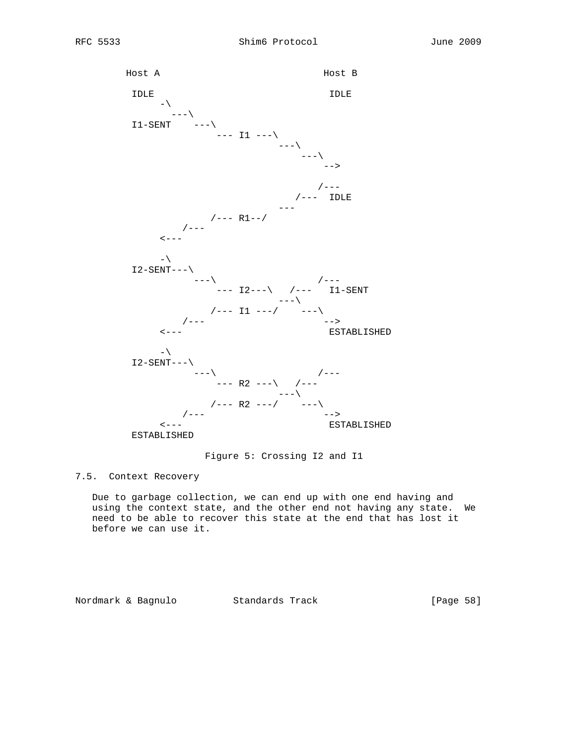```
       Host A                             Host B

        IDLE                               IDLE
             -\
               ---\
        I1-SENT    ---\
                       --- I1 ---\
                                  ---\
                                      ---\
                                          -->

                                         /---
                                     /---  IDLE
                                  ---
                      /--- R1--/
                 /---
             <---

             -\
        I2-SENT---\
                   ---\                  /---
                       --- I2---\   /---   I1-SENT
                                  ---\
                      /--- I1 ---/    ---\
                 /---                     -->
             <---                          ESTABLISHED

             -\
        I2-SENT---\
                   ---\                  /---
                       --- R2 ---\   /---
                                  ---\
                      /--- R2 ---/    ---\
                 /---                     -->
             <---                          ESTABLISHED
        ESTABLISHED
```

Figure 5: Crossing I2 and I1

## 7.5. Context Recovery

Due to garbage collection, we can end up with one end having and using the context state, and the other end not having any state. We need to be able to recover this state at the end that has lost it before we can use it.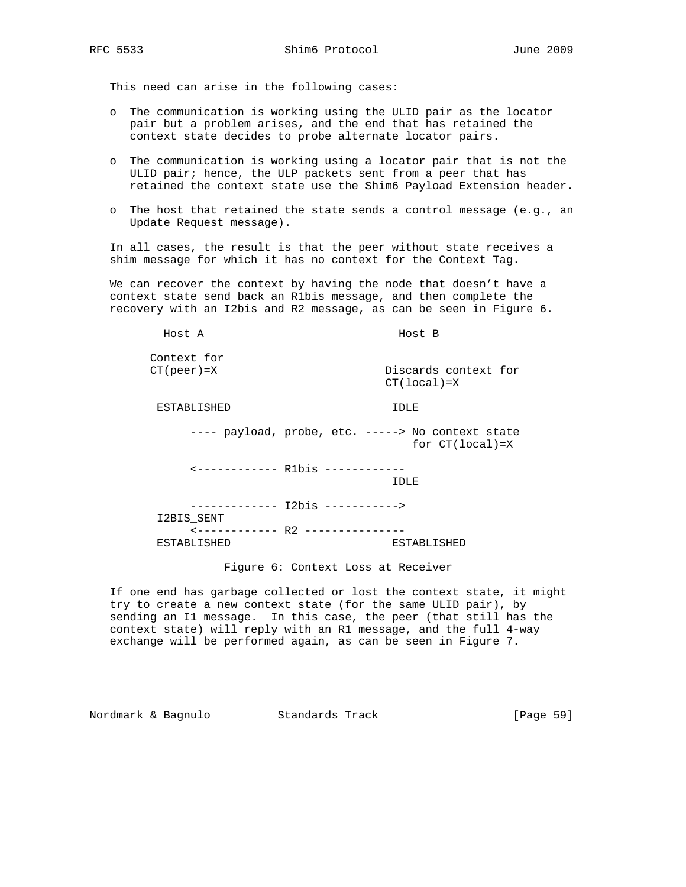This need can arise in the following cases:

- The communication is working using the ULID pair as the locator pair but a problem arises, and the end that has retained the context state decides to probe alternate locator pairs.
- The communication is working using a locator pair that is not the ULID pair; hence, the ULP packets sent from a peer that has retained the context state use the Shim6 Payload Extension header.
- The host that retained the state sends a control message (e.g., an Update Request message).

In all cases, the result is that the peer without state receives a shim message for which it has no context for the Context Tag.

We can recover the context by having the node that doesn't have a context state send back an R1bis message, and then complete the recovery with an I2bis and R2 message, as can be seen in Figure 6.

```
        Host A                             Host B

      Context for
      CT(peer)=X                        Discards context for
                                        CT(local)=X

       ESTABLISHED                        IDLE

            ---- payload, probe, etc. -----> No context state
                                              for CT(local)=X

            <------------ R1bis ------------
                                          IDLE

            ------------- I2bis ----------->
       I2BIS_SENT
            <------------ R2 ---------------
       ESTABLISHED                        ESTABLISHED
```

Figure 6: Context Loss at Receiver

If one end has garbage collected or lost the context state, it might try to create a new context state (for the same ULID pair), by sending an I1 message. In this case, the peer (that still has the context state) will reply with an R1 message, and the full 4-way exchange will be performed again, as can be seen in Figure 7.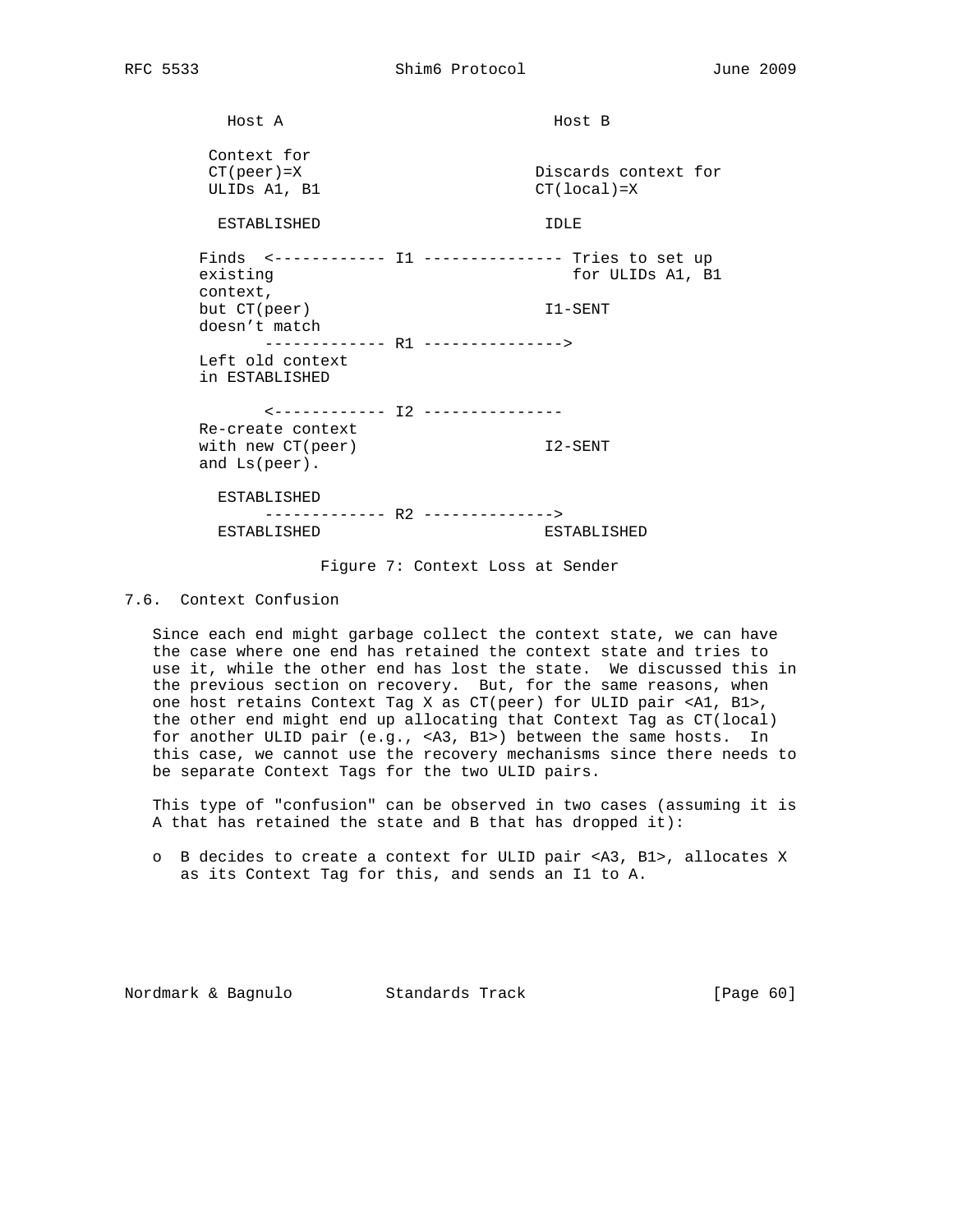```
         Host A                           Host B

        Context for
        CT(peer)=X                      Discards context for
        ULIDs A1, B1                    CT(local)=X

         ESTABLISHED                     IDLE

       Finds  <------------ I1 --------------- Tries to set up
       existing                                for ULIDs A1, B1
       context,
       but CT(peer)                      I1-SENT
       doesn't match
              ------------- R1 --------------->
       Left old context
       in ESTABLISHED

              <------------ I2 ---------------
       Re-create context
       with new CT(peer)                 I2-SENT
       and Ls(peer).

         ESTABLISHED
              ------------- R2 -------------->
         ESTABLISHED                     ESTABLISHED
```

Figure 7: Context Loss at Sender

### 7.6. Context Confusion

Since each end might garbage collect the context state, we can have the case where one end has retained the context state and tries to use it, while the other end has lost the state. We discussed this in the previous section on recovery. But, for the same reasons, when one host retains Context Tag X as CT(peer) for ULID pair <A1, B1>, the other end might end up allocating that Context Tag as CT(local) for another ULID pair (e.g., <A3, B1>) between the same hosts. In this case, we cannot use the recovery mechanisms since there needs to be separate Context Tags for the two ULID pairs.

This type of "confusion" can be observed in two cases (assuming it is A that has retained the state and B that has dropped it):

- B decides to create a context for ULID pair <A3, B1>, allocates X as its Context Tag for this, and sends an I1 to A.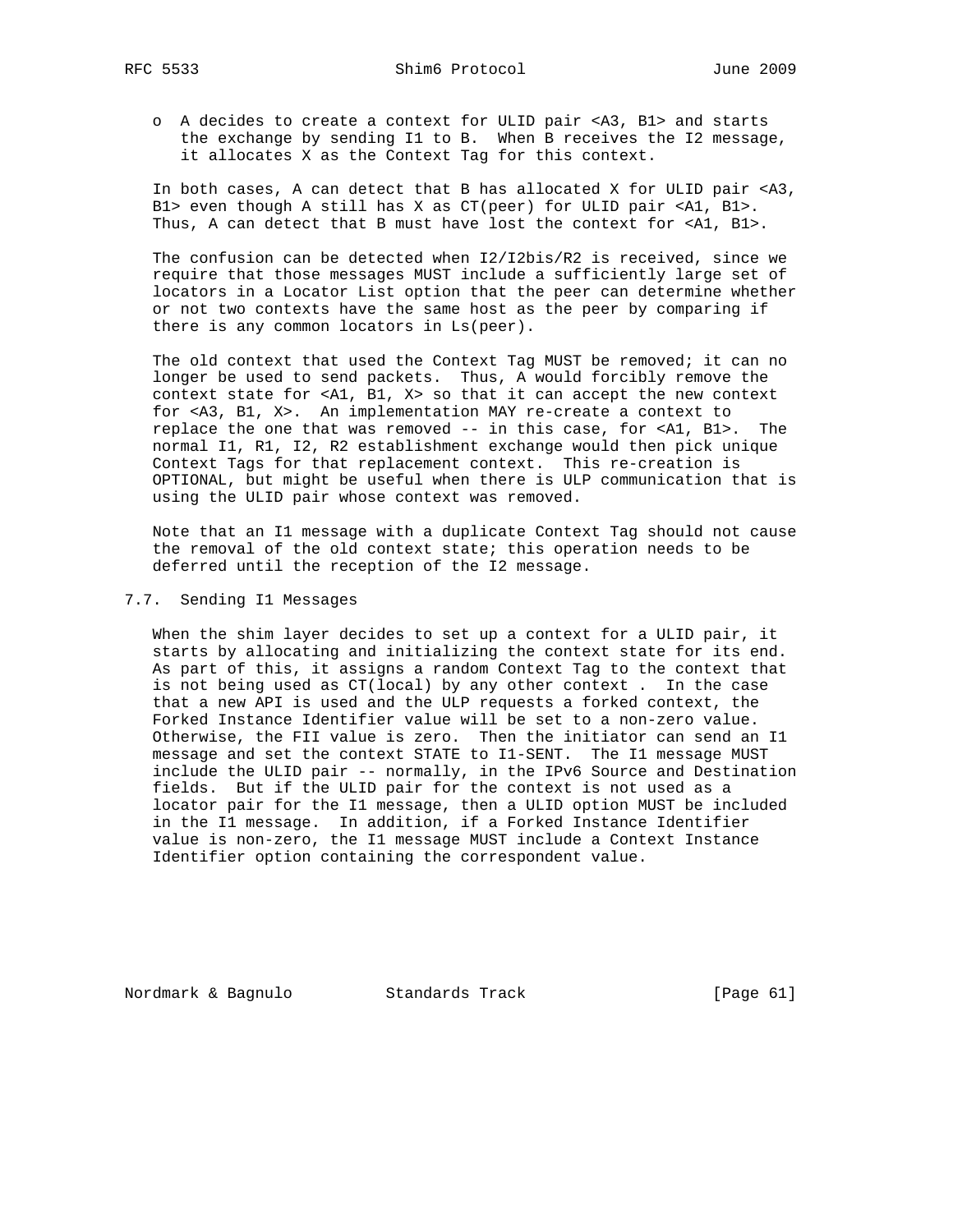- A decides to create a context for ULID pair <A3, B1> and starts the exchange by sending I1 to B. When B receives the I2 message, it allocates X as the Context Tag for this context.

In both cases, A can detect that B has allocated X for ULID pair <A3, B1> even though A still has X as CT(peer) for ULID pair <A1, B1>. Thus, A can detect that B must have lost the context for <A1, B1>.

The confusion can be detected when I2/I2bis/R2 is received, since we require that those messages MUST include a sufficiently large set of locators in a Locator List option that the peer can determine whether or not two contexts have the same host as the peer by comparing if there is any common locators in Ls(peer).

The old context that used the Context Tag MUST be removed; it can no longer be used to send packets. Thus, A would forcibly remove the context state for <A1, B1, X> so that it can accept the new context for <A3, B1, X>. An implementation MAY re-create a context to replace the one that was removed -- in this case, for <A1, B1>. The normal I1, R1, I2, R2 establishment exchange would then pick unique Context Tags for that replacement context. This re-creation is OPTIONAL, but might be useful when there is ULP communication that is using the ULID pair whose context was removed.

Note that an I1 message with a duplicate Context Tag should not cause the removal of the old context state; this operation needs to be deferred until the reception of the I2 message.

## 7.7. Sending I1 Messages

When the shim layer decides to set up a context for a ULID pair, it starts by allocating and initializing the context state for its end. As part of this, it assigns a random Context Tag to the context that is not being used as CT(local) by any other context . In the case that a new API is used and the ULP requests a forked context, the Forked Instance Identifier value will be set to a non-zero value. Otherwise, the FII value is zero. Then the initiator can send an I1 message and set the context STATE to I1-SENT. The I1 message MUST include the ULID pair -- normally, in the IPv6 Source and Destination fields. But if the ULID pair for the context is not used as a locator pair for the I1 message, then a ULID option MUST be included in the I1 message. In addition, if a Forked Instance Identifier value is non-zero, the I1 message MUST include a Context Instance Identifier option containing the correspondent value.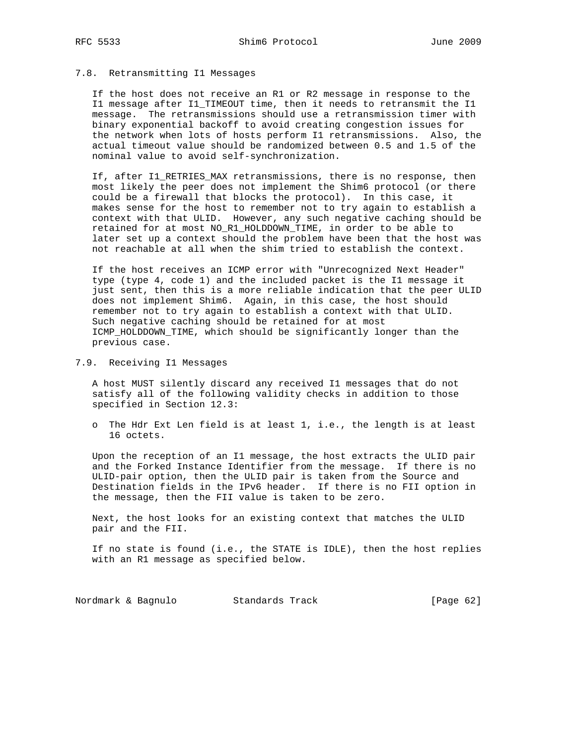## 7.8. Retransmitting I1 Messages

If the host does not receive an R1 or R2 message in response to the I1 message after I1_TIMEOUT time, then it needs to retransmit the I1 message. The retransmissions should use a retransmission timer with binary exponential backoff to avoid creating congestion issues for the network when lots of hosts perform I1 retransmissions. Also, the actual timeout value should be randomized between 0.5 and 1.5 of the nominal value to avoid self-synchronization.

If, after I1_RETRIES_MAX retransmissions, there is no response, then most likely the peer does not implement the Shim6 protocol (or there could be a firewall that blocks the protocol). In this case, it makes sense for the host to remember not to try again to establish a context with that ULID. However, any such negative caching should be retained for at most NO_R1_HOLDDOWN_TIME, in order to be able to later set up a context should the problem have been that the host was not reachable at all when the shim tried to establish the context.

If the host receives an ICMP error with "Unrecognized Next Header" type (type 4, code 1) and the included packet is the I1 message it just sent, then this is a more reliable indication that the peer ULID does not implement Shim6. Again, in this case, the host should remember not to try again to establish a context with that ULID. Such negative caching should be retained for at most ICMP_HOLDDOWN_TIME, which should be significantly longer than the previous case.

## 7.9. Receiving I1 Messages

A host MUST silently discard any received I1 messages that do not satisfy all of the following validity checks in addition to those specified in Section 12.3:

- The Hdr Ext Len field is at least 1, i.e., the length is at least 16 octets.

Upon the reception of an I1 message, the host extracts the ULID pair and the Forked Instance Identifier from the message. If there is no ULID-pair option, then the ULID pair is taken from the Source and Destination fields in the IPv6 header. If there is no FII option in the message, then the FII value is taken to be zero.

Next, the host looks for an existing context that matches the ULID pair and the FII.

If no state is found (i.e., the STATE is IDLE), then the host replies with an R1 message as specified below.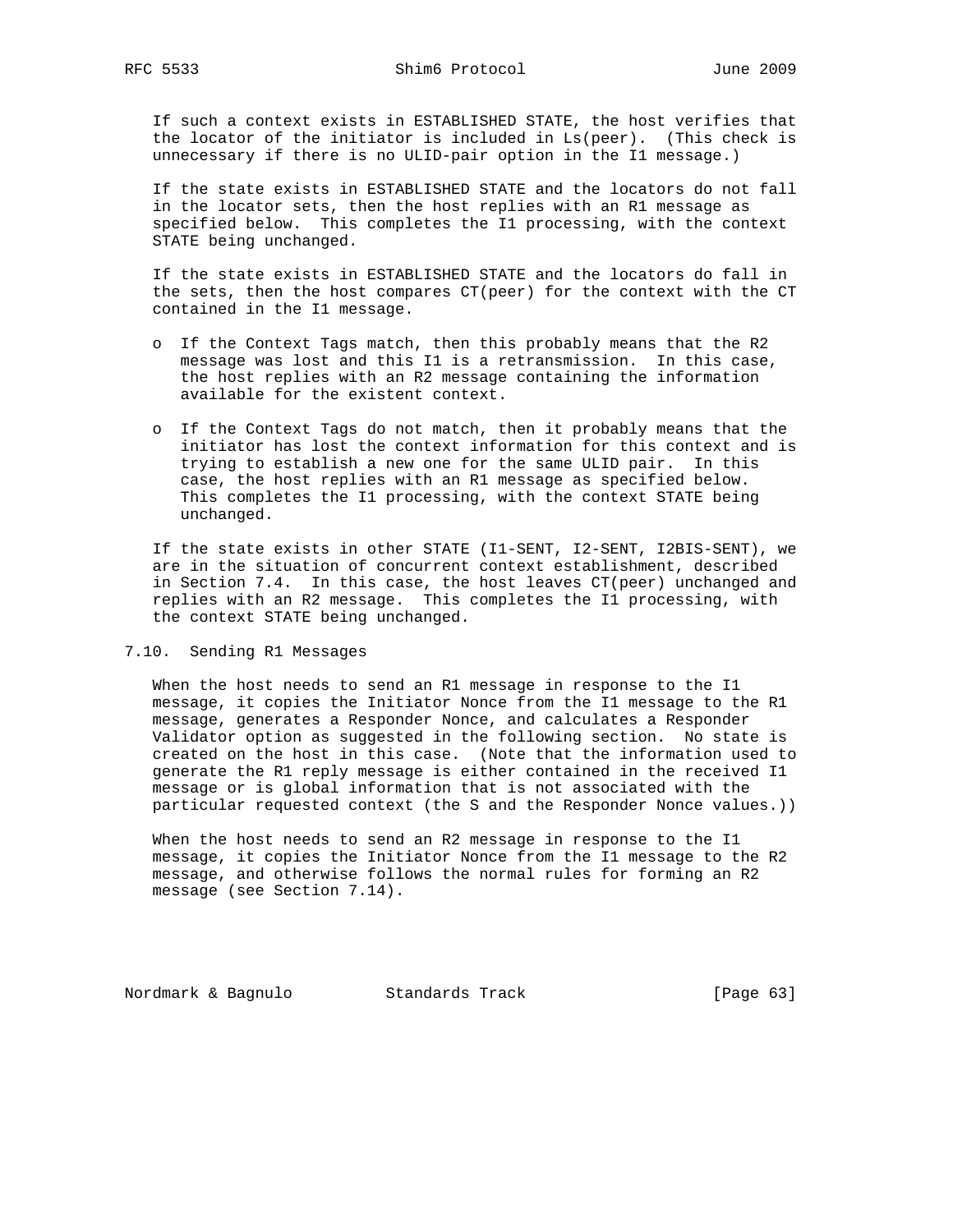If such a context exists in ESTABLISHED STATE, the host verifies that the locator of the initiator is included in Ls(peer). (This check is unnecessary if there is no ULID-pair option in the I1 message.)

If the state exists in ESTABLISHED STATE and the locators do not fall in the locator sets, then the host replies with an R1 message as specified below. This completes the I1 processing, with the context STATE being unchanged.

If the state exists in ESTABLISHED STATE and the locators do fall in the sets, then the host compares CT(peer) for the context with the CT contained in the I1 message.

- If the Context Tags match, then this probably means that the R2 message was lost and this I1 is a retransmission. In this case, the host replies with an R2 message containing the information available for the existent context.

- If the Context Tags do not match, then it probably means that the initiator has lost the context information for this context and is trying to establish a new one for the same ULID pair. In this case, the host replies with an R1 message as specified below. This completes the I1 processing, with the context STATE being unchanged.

If the state exists in other STATE (I1-SENT, I2-SENT, I2BIS-SENT), we are in the situation of concurrent context establishment, described in Section 7.4. In this case, the host leaves CT(peer) unchanged and replies with an R2 message. This completes the I1 processing, with the context STATE being unchanged.

## 7.10. Sending R1 Messages

When the host needs to send an R1 message in response to the I1 message, it copies the Initiator Nonce from the I1 message to the R1 message, generates a Responder Nonce, and calculates a Responder Validator option as suggested in the following section. No state is created on the host in this case. (Note that the information used to generate the R1 reply message is either contained in the received I1 message or is global information that is not associated with the particular requested context (the S and the Responder Nonce values.))

When the host needs to send an R2 message in response to the I1 message, it copies the Initiator Nonce from the I1 message to the R2 message, and otherwise follows the normal rules for forming an R2 message (see Section 7.14).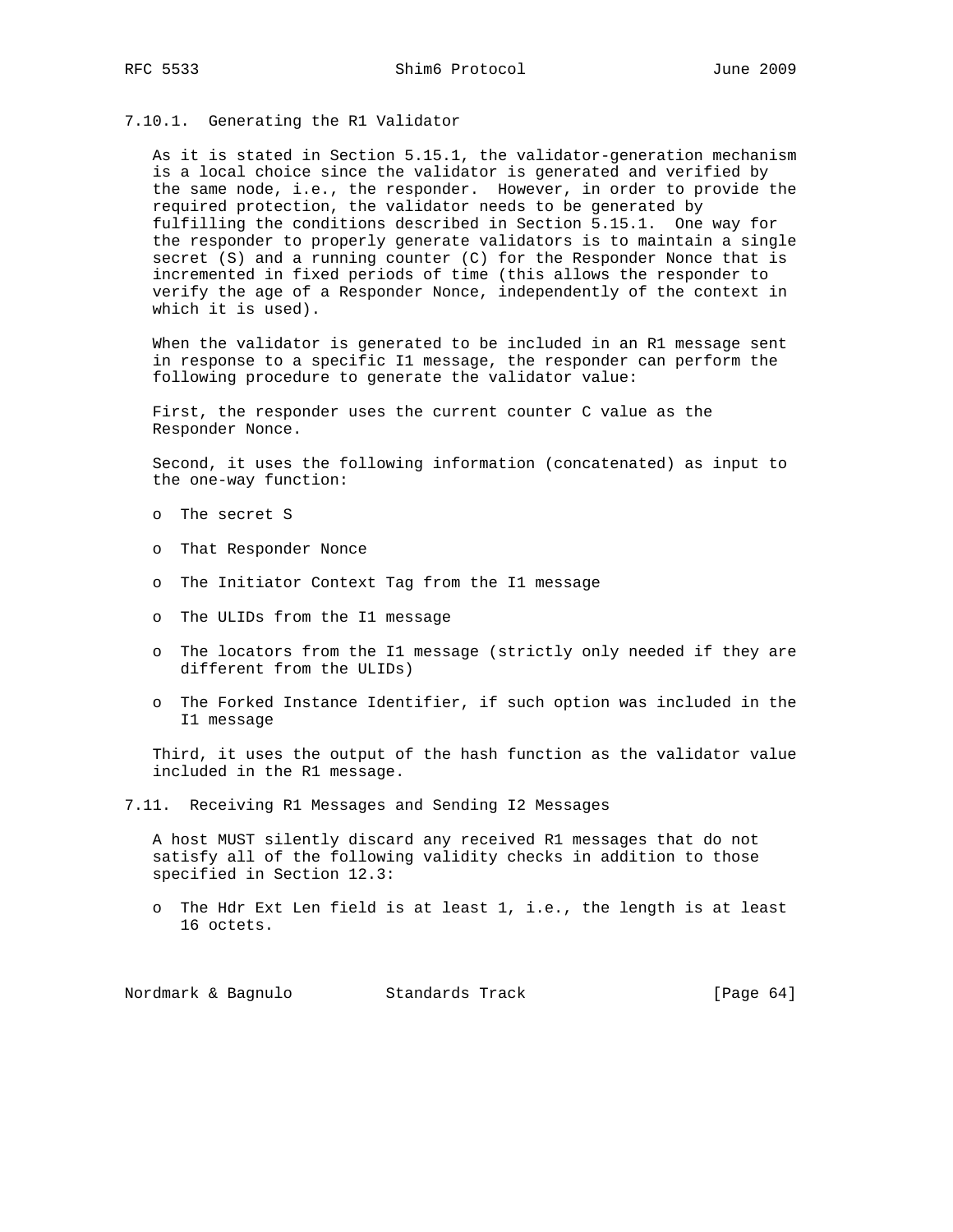### 7.10.1. Generating the R1 Validator

As it is stated in Section 5.15.1, the validator-generation mechanism is a local choice since the validator is generated and verified by the same node, i.e., the responder. However, in order to provide the required protection, the validator needs to be generated by fulfilling the conditions described in Section 5.15.1. One way for the responder to properly generate validators is to maintain a single secret (S) and a running counter (C) for the Responder Nonce that is incremented in fixed periods of time (this allows the responder to verify the age of a Responder Nonce, independently of the context in which it is used).

When the validator is generated to be included in an R1 message sent in response to a specific I1 message, the responder can perform the following procedure to generate the validator value:

First, the responder uses the current counter C value as the Responder Nonce.

Second, it uses the following information (concatenated) as input to the one-way function:

- The secret S
- That Responder Nonce
- The Initiator Context Tag from the I1 message
- The ULIDs from the I1 message
- The locators from the I1 message (strictly only needed if they are different from the ULIDs)
- The Forked Instance Identifier, if such option was included in the I1 message

Third, it uses the output of the hash function as the validator value included in the R1 message.

## 7.11. Receiving R1 Messages and Sending I2 Messages

A host MUST silently discard any received R1 messages that do not satisfy all of the following validity checks in addition to those specified in Section 12.3:

- The Hdr Ext Len field is at least 1, i.e., the length is at least 16 octets.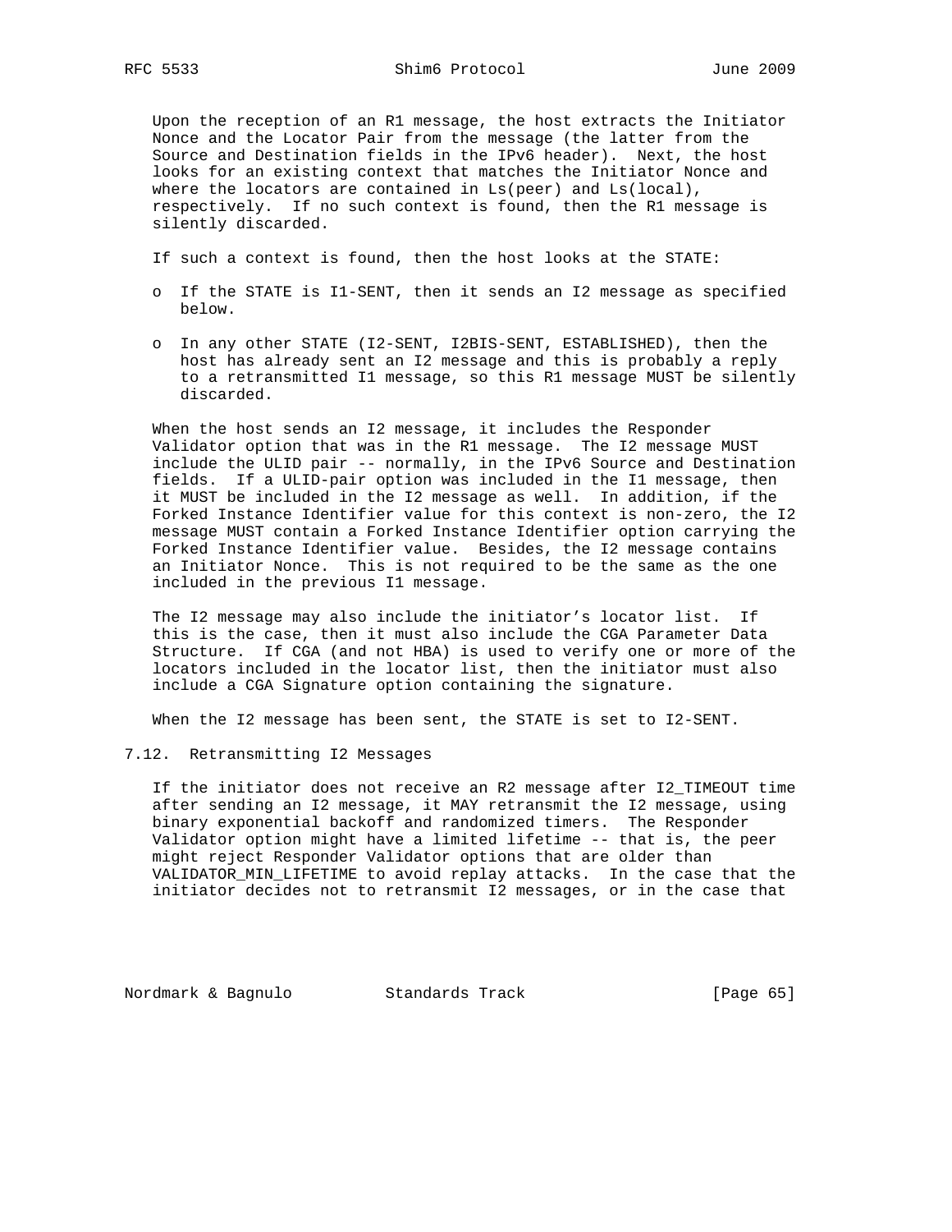Upon the reception of an R1 message, the host extracts the Initiator Nonce and the Locator Pair from the message (the latter from the Source and Destination fields in the IPv6 header). Next, the host looks for an existing context that matches the Initiator Nonce and where the locators are contained in Ls(peer) and Ls(local), respectively. If no such context is found, then the R1 message is silently discarded.

If such a context is found, then the host looks at the STATE:

- If the STATE is I1-SENT, then it sends an I2 message as specified below.
- In any other STATE (I2-SENT, I2BIS-SENT, ESTABLISHED), then the host has already sent an I2 message and this is probably a reply to a retransmitted I1 message, so this R1 message MUST be silently discarded.

When the host sends an I2 message, it includes the Responder Validator option that was in the R1 message. The I2 message MUST include the ULID pair -- normally, in the IPv6 Source and Destination fields. If a ULID-pair option was included in the I1 message, then it MUST be included in the I2 message as well. In addition, if the Forked Instance Identifier value for this context is non-zero, the I2 message MUST contain a Forked Instance Identifier option carrying the Forked Instance Identifier value. Besides, the I2 message contains an Initiator Nonce. This is not required to be the same as the one included in the previous I1 message.

The I2 message may also include the initiator's locator list. If this is the case, then it must also include the CGA Parameter Data Structure. If CGA (and not HBA) is used to verify one or more of the locators included in the locator list, then the initiator must also include a CGA Signature option containing the signature.

When the I2 message has been sent, the STATE is set to I2-SENT.

## 7.12. Retransmitting I2 Messages

If the initiator does not receive an R2 message after I2_TIMEOUT time after sending an I2 message, it MAY retransmit the I2 message, using binary exponential backoff and randomized timers. The Responder Validator option might have a limited lifetime -- that is, the peer might reject Responder Validator options that are older than VALIDATOR_MIN_LIFETIME to avoid replay attacks. In the case that the initiator decides not to retransmit I2 messages, or in the case that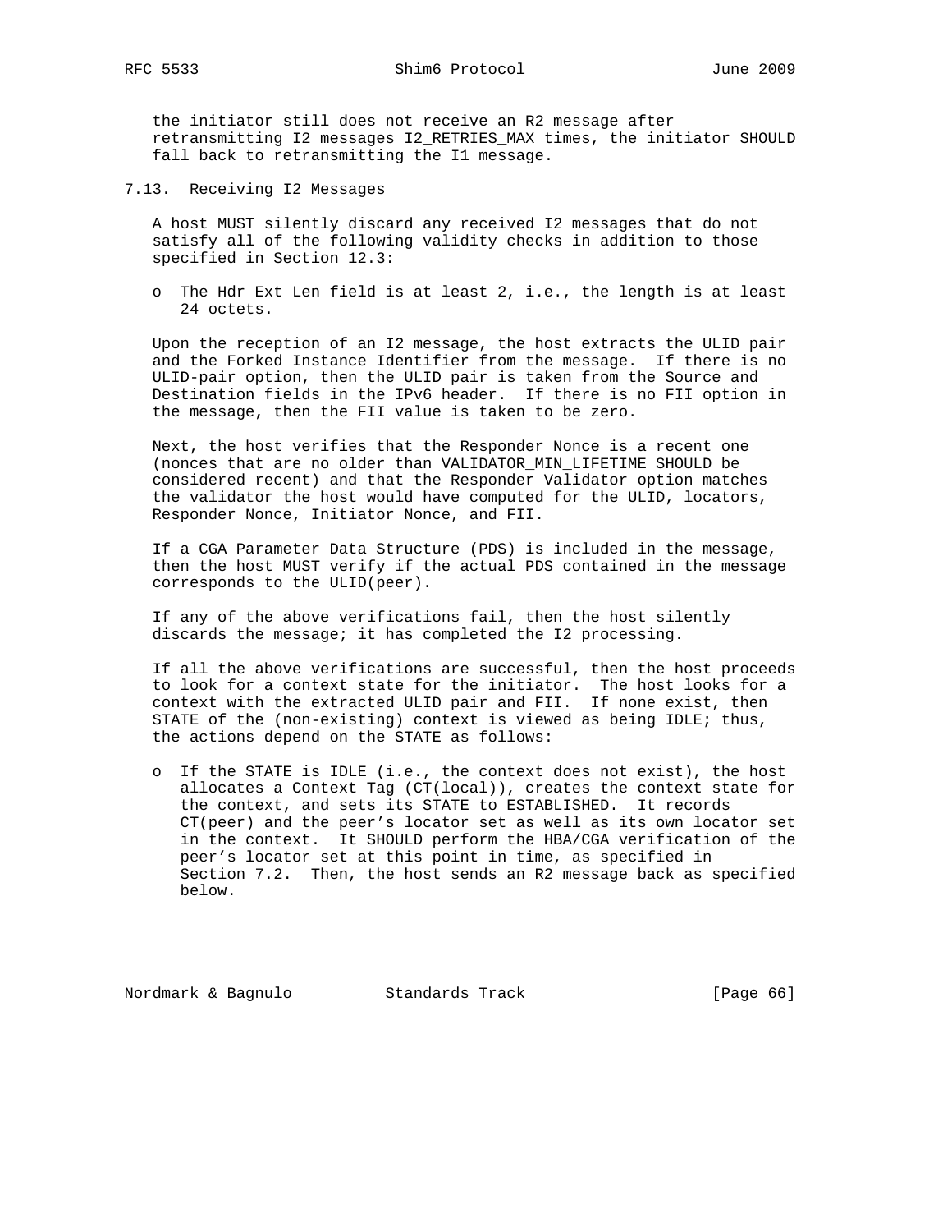the initiator still does not receive an R2 message after retransmitting I2 messages I2_RETRIES_MAX times, the initiator SHOULD fall back to retransmitting the I1 message.

### 7.13. Receiving I2 Messages

A host MUST silently discard any received I2 messages that do not satisfy all of the following validity checks in addition to those specified in Section 12.3:

- The Hdr Ext Len field is at least 2, i.e., the length is at least 24 octets.

Upon the reception of an I2 message, the host extracts the ULID pair and the Forked Instance Identifier from the message. If there is no ULID-pair option, then the ULID pair is taken from the Source and Destination fields in the IPv6 header. If there is no FII option in the message, then the FII value is taken to be zero.

Next, the host verifies that the Responder Nonce is a recent one (nonces that are no older than VALIDATOR_MIN_LIFETIME SHOULD be considered recent) and that the Responder Validator option matches the validator the host would have computed for the ULID, locators, Responder Nonce, Initiator Nonce, and FII.

If a CGA Parameter Data Structure (PDS) is included in the message, then the host MUST verify if the actual PDS contained in the message corresponds to the ULID(peer).

If any of the above verifications fail, then the host silently discards the message; it has completed the I2 processing.

If all the above verifications are successful, then the host proceeds to look for a context state for the initiator. The host looks for a context with the extracted ULID pair and FII. If none exist, then STATE of the (non-existing) context is viewed as being IDLE; thus, the actions depend on the STATE as follows:

- If the STATE is IDLE (i.e., the context does not exist), the host allocates a Context Tag (CT(local)), creates the context state for the context, and sets its STATE to ESTABLISHED. It records CT(peer) and the peer's locator set as well as its own locator set in the context. It SHOULD perform the HBA/CGA verification of the peer's locator set at this point in time, as specified in Section 7.2. Then, the host sends an R2 message back as specified below.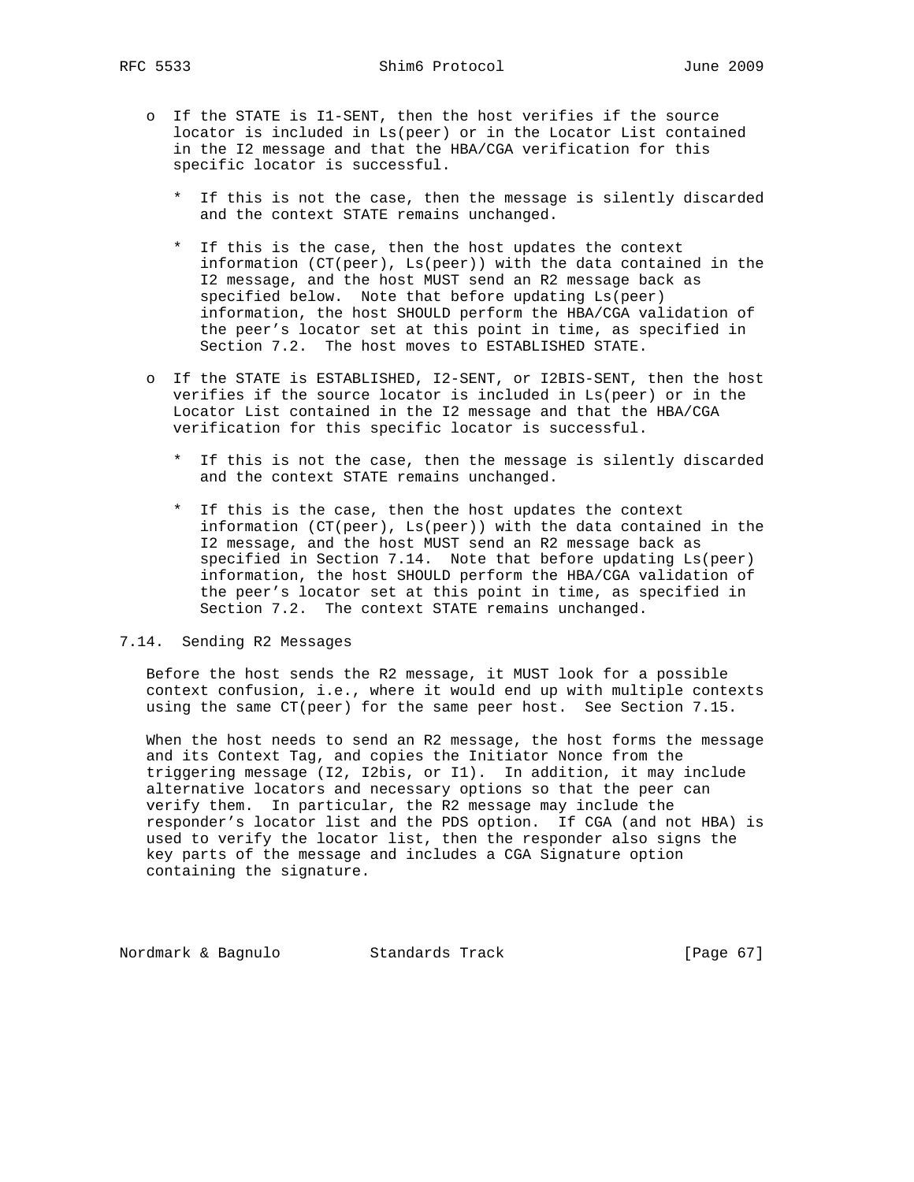- If the STATE is I1-SENT, then the host verifies if the source locator is included in Ls(peer) or in the Locator List contained in the I2 message and that the HBA/CGA verification for this specific locator is successful.

  * If this is not the case, then the message is silently discarded and the context STATE remains unchanged.

  * If this is the case, then the host updates the context information (CT(peer), Ls(peer)) with the data contained in the I2 message, and the host MUST send an R2 message back as specified below. Note that before updating Ls(peer) information, the host SHOULD perform the HBA/CGA validation of the peer's locator set at this point in time, as specified in Section 7.2. The host moves to ESTABLISHED STATE.

- If the STATE is ESTABLISHED, I2-SENT, or I2BIS-SENT, then the host verifies if the source locator is included in Ls(peer) or in the Locator List contained in the I2 message and that the HBA/CGA verification for this specific locator is successful.

  * If this is not the case, then the message is silently discarded and the context STATE remains unchanged.

  * If this is the case, then the host updates the context information (CT(peer), Ls(peer)) with the data contained in the I2 message, and the host MUST send an R2 message back as specified in Section 7.14. Note that before updating Ls(peer) information, the host SHOULD perform the HBA/CGA validation of the peer's locator set at this point in time, as specified in Section 7.2. The context STATE remains unchanged.

## 7.14. Sending R2 Messages

Before the host sends the R2 message, it MUST look for a possible context confusion, i.e., where it would end up with multiple contexts using the same CT(peer) for the same peer host. See Section 7.15.

When the host needs to send an R2 message, the host forms the message and its Context Tag, and copies the Initiator Nonce from the triggering message (I2, I2bis, or I1). In addition, it may include alternative locators and necessary options so that the peer can verify them. In particular, the R2 message may include the responder's locator list and the PDS option. If CGA (and not HBA) is used to verify the locator list, then the responder also signs the key parts of the message and includes a CGA Signature option containing the signature.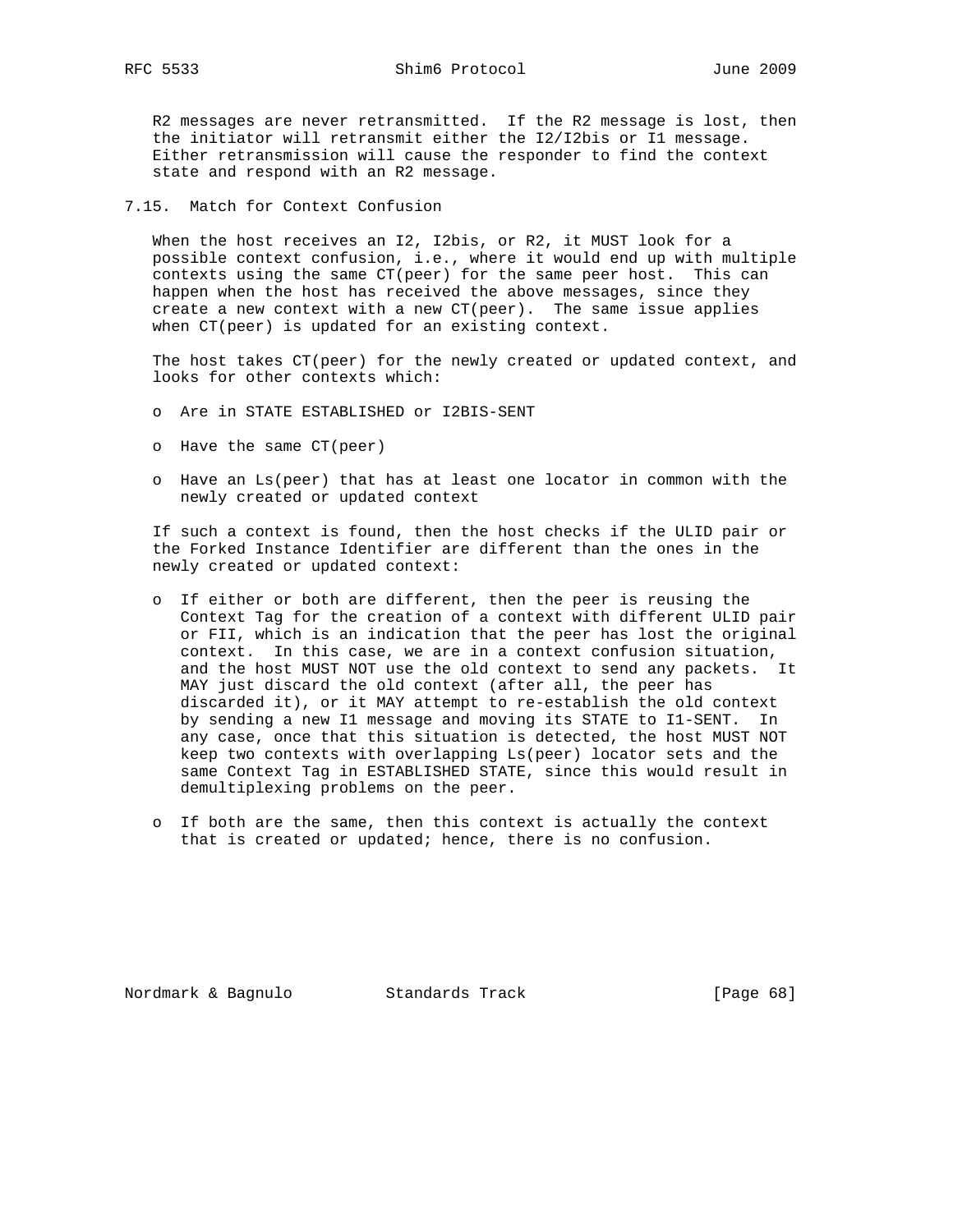R2 messages are never retransmitted. If the R2 message is lost, then the initiator will retransmit either the I2/I2bis or I1 message. Either retransmission will cause the responder to find the context state and respond with an R2 message.

### 7.15. Match for Context Confusion

When the host receives an I2, I2bis, or R2, it MUST look for a possible context confusion, i.e., where it would end up with multiple contexts using the same CT(peer) for the same peer host. This can happen when the host has received the above messages, since they create a new context with a new CT(peer). The same issue applies when CT(peer) is updated for an existing context.

The host takes CT(peer) for the newly created or updated context, and looks for other contexts which:

- Are in STATE ESTABLISHED or I2BIS-SENT
- Have the same CT(peer)
- Have an Ls(peer) that has at least one locator in common with the newly created or updated context

If such a context is found, then the host checks if the ULID pair or the Forked Instance Identifier are different than the ones in the newly created or updated context:

- If either or both are different, then the peer is reusing the Context Tag for the creation of a context with different ULID pair or FII, which is an indication that the peer has lost the original context. In this case, we are in a context confusion situation, and the host MUST NOT use the old context to send any packets. It MAY just discard the old context (after all, the peer has discarded it), or it MAY attempt to re-establish the old context by sending a new I1 message and moving its STATE to I1-SENT. In any case, once that this situation is detected, the host MUST NOT keep two contexts with overlapping Ls(peer) locator sets and the same Context Tag in ESTABLISHED STATE, since this would result in demultiplexing problems on the peer.
- If both are the same, then this context is actually the context that is created or updated; hence, there is no confusion.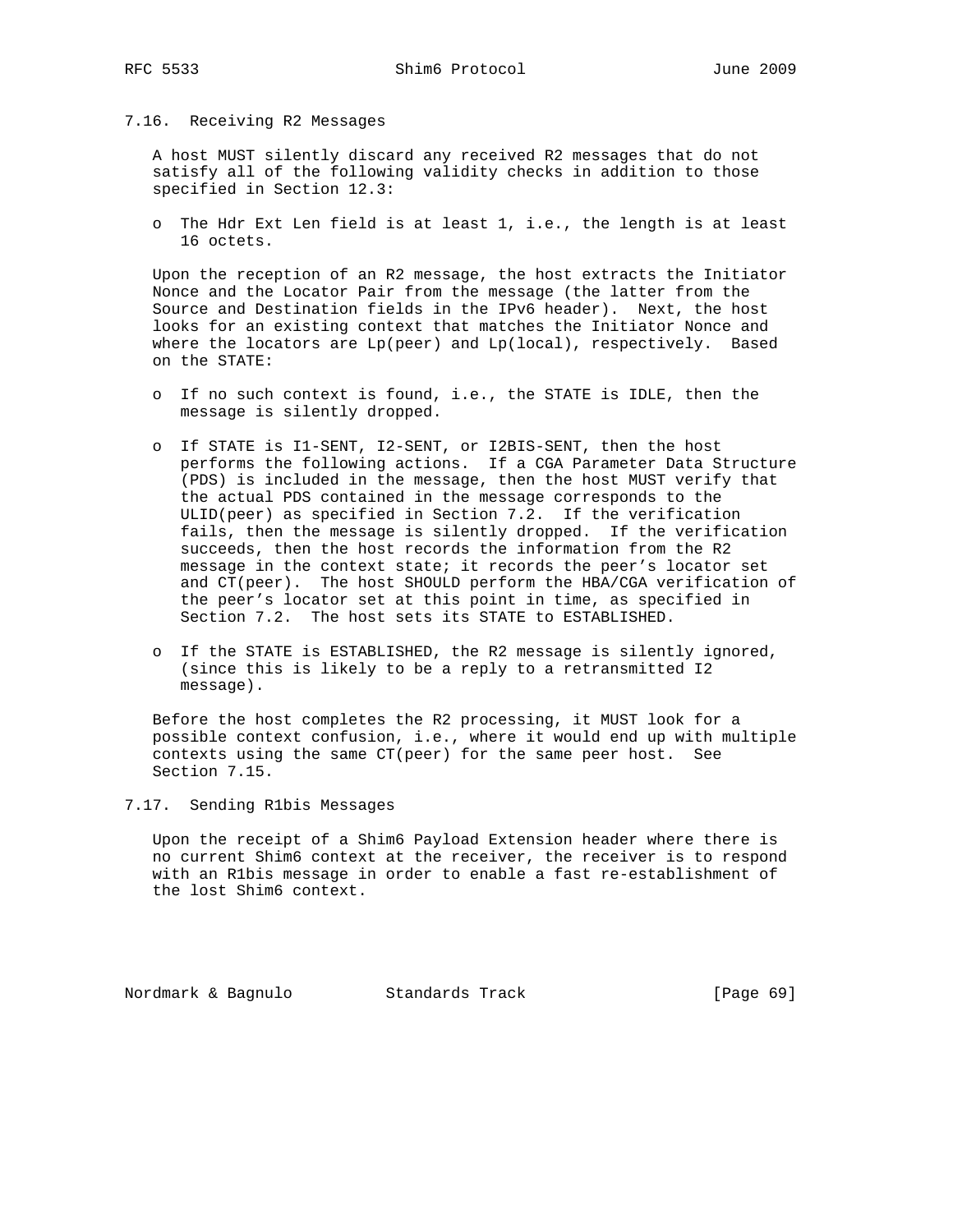### 7.16. Receiving R2 Messages

A host MUST silently discard any received R2 messages that do not satisfy all of the following validity checks in addition to those specified in Section 12.3:

- The Hdr Ext Len field is at least 1, i.e., the length is at least 16 octets.

Upon the reception of an R2 message, the host extracts the Initiator Nonce and the Locator Pair from the message (the latter from the Source and Destination fields in the IPv6 header). Next, the host looks for an existing context that matches the Initiator Nonce and where the locators are Lp(peer) and Lp(local), respectively. Based on the STATE:

- If no such context is found, i.e., the STATE is IDLE, then the message is silently dropped.

- If STATE is I1-SENT, I2-SENT, or I2BIS-SENT, then the host performs the following actions. If a CGA Parameter Data Structure (PDS) is included in the message, then the host MUST verify that the actual PDS contained in the message corresponds to the ULID(peer) as specified in Section 7.2. If the verification fails, then the message is silently dropped. If the verification succeeds, then the host records the information from the R2 message in the context state; it records the peer's locator set and CT(peer). The host SHOULD perform the HBA/CGA verification of the peer's locator set at this point in time, as specified in Section 7.2. The host sets its STATE to ESTABLISHED.

- If the STATE is ESTABLISHED, the R2 message is silently ignored, (since this is likely to be a reply to a retransmitted I2 message).

Before the host completes the R2 processing, it MUST look for a possible context confusion, i.e., where it would end up with multiple contexts using the same CT(peer) for the same peer host. See Section 7.15.

### 7.17. Sending R1bis Messages

Upon the receipt of a Shim6 Payload Extension header where there is no current Shim6 context at the receiver, the receiver is to respond with an R1bis message in order to enable a fast re-establishment of the lost Shim6 context.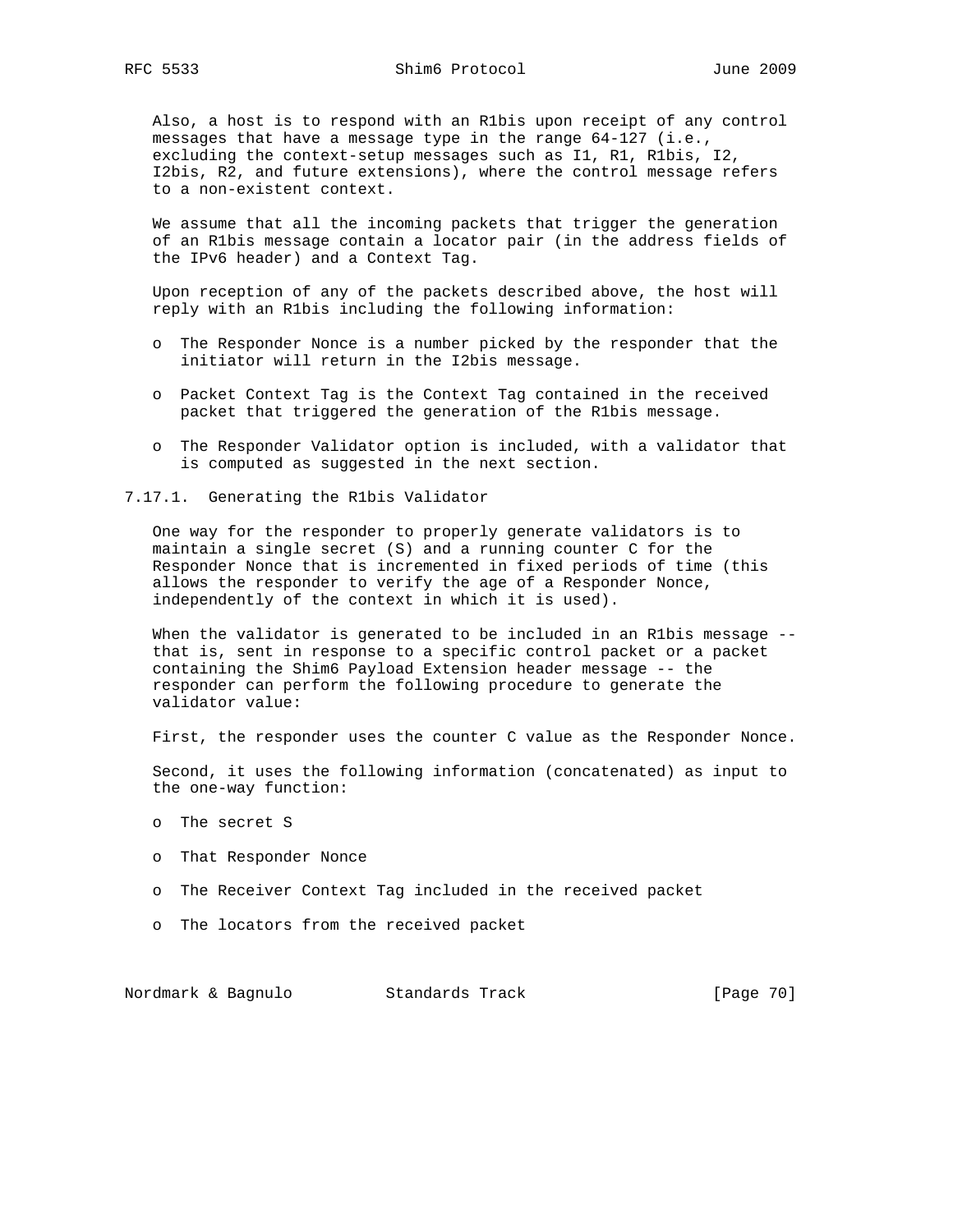Also, a host is to respond with an R1bis upon receipt of any control messages that have a message type in the range 64-127 (i.e., excluding the context-setup messages such as I1, R1, R1bis, I2, I2bis, R2, and future extensions), where the control message refers to a non-existent context.

We assume that all the incoming packets that trigger the generation of an R1bis message contain a locator pair (in the address fields of the IPv6 header) and a Context Tag.

Upon reception of any of the packets described above, the host will reply with an R1bis including the following information:

- The Responder Nonce is a number picked by the responder that the initiator will return in the I2bis message.
- Packet Context Tag is the Context Tag contained in the received packet that triggered the generation of the R1bis message.
- The Responder Validator option is included, with a validator that is computed as suggested in the next section.

### 7.17.1. Generating the R1bis Validator

One way for the responder to properly generate validators is to maintain a single secret (S) and a running counter C for the Responder Nonce that is incremented in fixed periods of time (this allows the responder to verify the age of a Responder Nonce, independently of the context in which it is used).

When the validator is generated to be included in an R1bis message -- that is, sent in response to a specific control packet or a packet containing the Shim6 Payload Extension header message -- the responder can perform the following procedure to generate the validator value:

First, the responder uses the counter C value as the Responder Nonce.

Second, it uses the following information (concatenated) as input to the one-way function:

- The secret S
- That Responder Nonce
- The Receiver Context Tag included in the received packet
- The locators from the received packet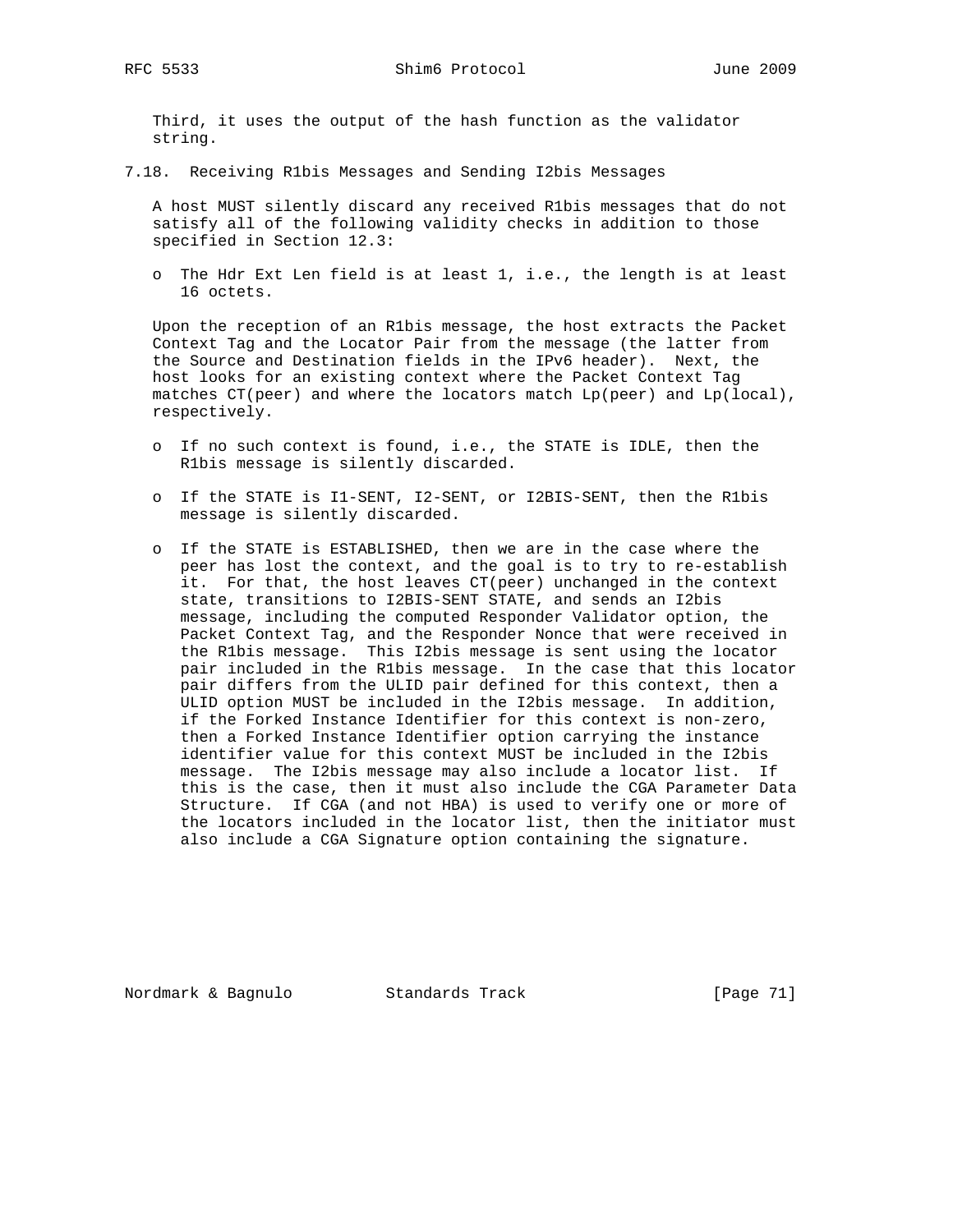Third, it uses the output of the hash function as the validator string.

### 7.18. Receiving R1bis Messages and Sending I2bis Messages

A host MUST silently discard any received R1bis messages that do not satisfy all of the following validity checks in addition to those specified in Section 12.3:

- The Hdr Ext Len field is at least 1, i.e., the length is at least 16 octets.

Upon the reception of an R1bis message, the host extracts the Packet Context Tag and the Locator Pair from the message (the latter from the Source and Destination fields in the IPv6 header). Next, the host looks for an existing context where the Packet Context Tag matches CT(peer) and where the locators match Lp(peer) and Lp(local), respectively.

- If no such context is found, i.e., the STATE is IDLE, then the R1bis message is silently discarded.
- If the STATE is I1-SENT, I2-SENT, or I2BIS-SENT, then the R1bis message is silently discarded.
- If the STATE is ESTABLISHED, then we are in the case where the peer has lost the context, and the goal is to try to re-establish it. For that, the host leaves CT(peer) unchanged in the context state, transitions to I2BIS-SENT STATE, and sends an I2bis message, including the computed Responder Validator option, the Packet Context Tag, and the Responder Nonce that were received in the R1bis message. This I2bis message is sent using the locator pair included in the R1bis message. In the case that this locator pair differs from the ULID pair defined for this context, then a ULID option MUST be included in the I2bis message. In addition, if the Forked Instance Identifier for this context is non-zero, then a Forked Instance Identifier option carrying the instance identifier value for this context MUST be included in the I2bis message. The I2bis message may also include a locator list. If this is the case, then it must also include the CGA Parameter Data Structure. If CGA (and not HBA) is used to verify one or more of the locators included in the locator list, then the initiator must also include a CGA Signature option containing the signature.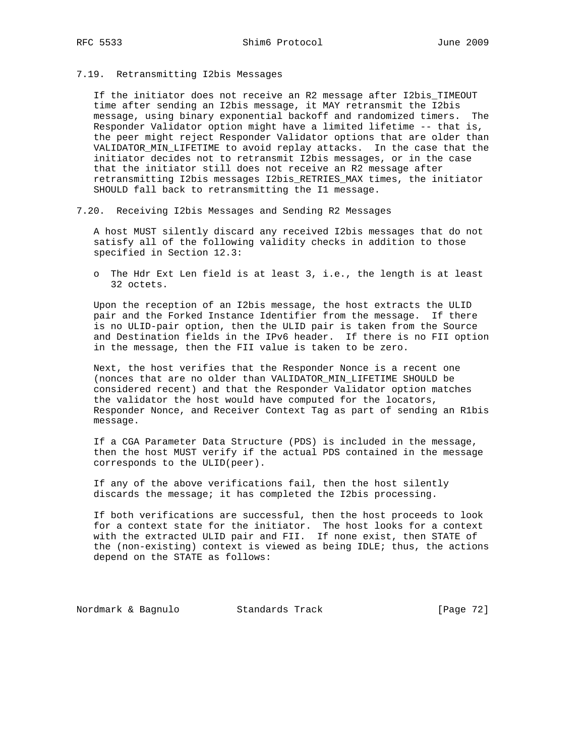### 7.19. Retransmitting I2bis Messages

If the initiator does not receive an R2 message after I2bis_TIMEOUT time after sending an I2bis message, it MAY retransmit the I2bis message, using binary exponential backoff and randomized timers. The Responder Validator option might have a limited lifetime -- that is, the peer might reject Responder Validator options that are older than VALIDATOR_MIN_LIFETIME to avoid replay attacks. In the case that the initiator decides not to retransmit I2bis messages, or in the case that the initiator still does not receive an R2 message after retransmitting I2bis messages I2bis_RETRIES_MAX times, the initiator SHOULD fall back to retransmitting the I1 message.

### 7.20. Receiving I2bis Messages and Sending R2 Messages

A host MUST silently discard any received I2bis messages that do not satisfy all of the following validity checks in addition to those specified in Section 12.3:

- The Hdr Ext Len field is at least 3, i.e., the length is at least 32 octets.

Upon the reception of an I2bis message, the host extracts the ULID pair and the Forked Instance Identifier from the message. If there is no ULID-pair option, then the ULID pair is taken from the Source and Destination fields in the IPv6 header. If there is no FII option in the message, then the FII value is taken to be zero.

Next, the host verifies that the Responder Nonce is a recent one (nonces that are no older than VALIDATOR_MIN_LIFETIME SHOULD be considered recent) and that the Responder Validator option matches the validator the host would have computed for the locators, Responder Nonce, and Receiver Context Tag as part of sending an R1bis message.

If a CGA Parameter Data Structure (PDS) is included in the message, then the host MUST verify if the actual PDS contained in the message corresponds to the ULID(peer).

If any of the above verifications fail, then the host silently discards the message; it has completed the I2bis processing.

If both verifications are successful, then the host proceeds to look for a context state for the initiator. The host looks for a context with the extracted ULID pair and FII. If none exist, then STATE of the (non-existing) context is viewed as being IDLE; thus, the actions depend on the STATE as follows: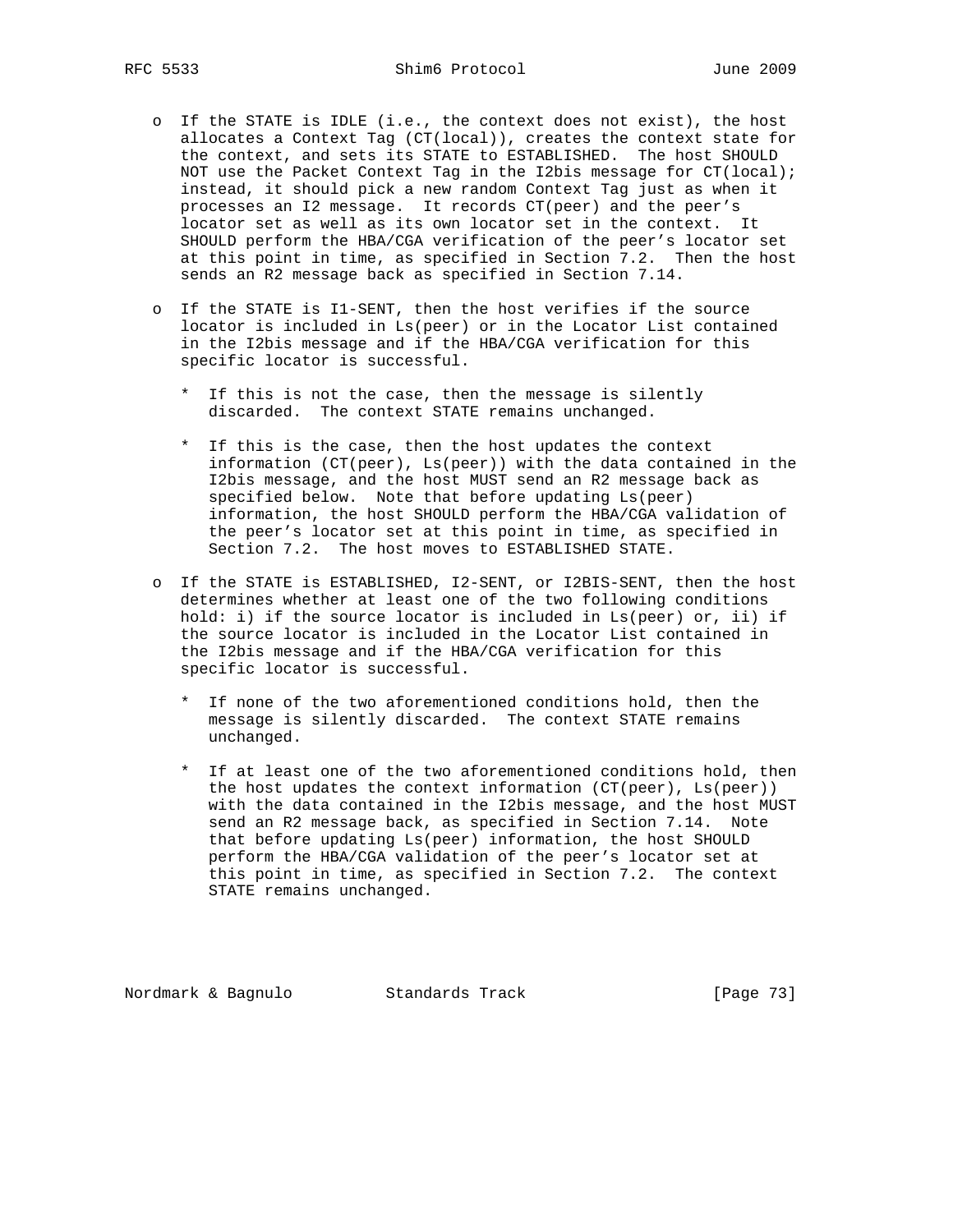- If the STATE is IDLE (i.e., the context does not exist), the host allocates a Context Tag (CT(local)), creates the context state for the context, and sets its STATE to ESTABLISHED. The host SHOULD NOT use the Packet Context Tag in the I2bis message for CT(local); instead, it should pick a new random Context Tag just as when it processes an I2 message. It records CT(peer) and the peer's locator set as well as its own locator set in the context. It SHOULD perform the HBA/CGA verification of the peer's locator set at this point in time, as specified in Section 7.2. Then the host sends an R2 message back as specified in Section 7.14.

- If the STATE is I1-SENT, then the host verifies if the source locator is included in Ls(peer) or in the Locator List contained in the I2bis message and if the HBA/CGA verification for this specific locator is successful.

  * If this is not the case, then the message is silently discarded. The context STATE remains unchanged.

  * If this is the case, then the host updates the context information (CT(peer), Ls(peer)) with the data contained in the I2bis message, and the host MUST send an R2 message back as specified below. Note that before updating Ls(peer) information, the host SHOULD perform the HBA/CGA validation of the peer's locator set at this point in time, as specified in Section 7.2. The host moves to ESTABLISHED STATE.

- If the STATE is ESTABLISHED, I2-SENT, or I2BIS-SENT, then the host determines whether at least one of the two following conditions hold: i) if the source locator is included in Ls(peer) or, ii) if the source locator is included in the Locator List contained in the I2bis message and if the HBA/CGA verification for this specific locator is successful.

  * If none of the two aforementioned conditions hold, then the message is silently discarded. The context STATE remains unchanged.

  * If at least one of the two aforementioned conditions hold, then the host updates the context information (CT(peer), Ls(peer)) with the data contained in the I2bis message, and the host MUST send an R2 message back, as specified in Section 7.14. Note that before updating Ls(peer) information, the host SHOULD perform the HBA/CGA validation of the peer's locator set at this point in time, as specified in Section 7.2. The context STATE remains unchanged.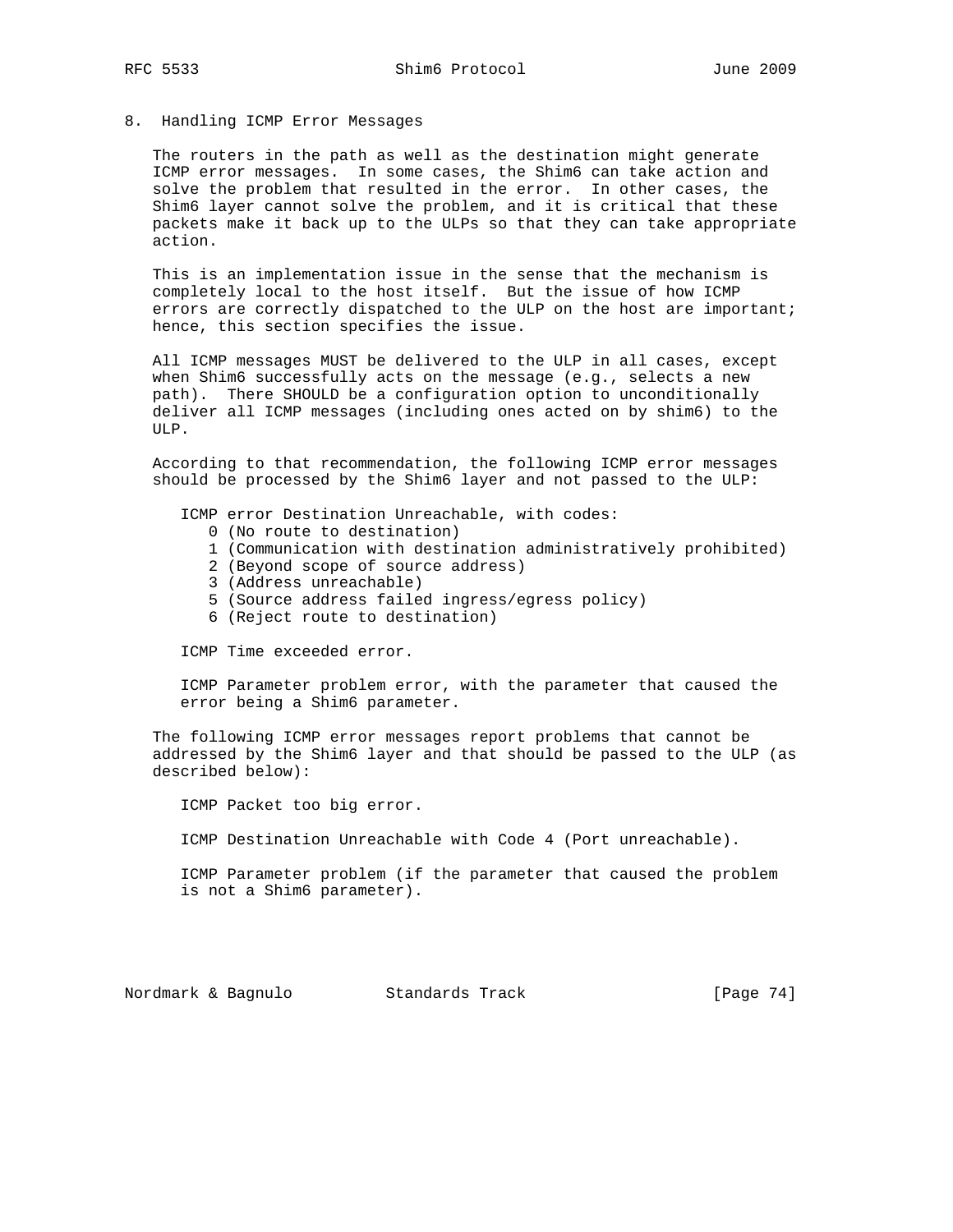## 8. Handling ICMP Error Messages

The routers in the path as well as the destination might generate ICMP error messages. In some cases, the Shim6 can take action and solve the problem that resulted in the error. In other cases, the Shim6 layer cannot solve the problem, and it is critical that these packets make it back up to the ULPs so that they can take appropriate action.

This is an implementation issue in the sense that the mechanism is completely local to the host itself. But the issue of how ICMP errors are correctly dispatched to the ULP on the host are important; hence, this section specifies the issue.

All ICMP messages MUST be delivered to the ULP in all cases, except when Shim6 successfully acts on the message (e.g., selects a new path). There SHOULD be a configuration option to unconditionally deliver all ICMP messages (including ones acted on by shim6) to the ULP.

According to that recommendation, the following ICMP error messages should be processed by the Shim6 layer and not passed to the ULP:

ICMP error Destination Unreachable, with codes:

- 0 (No route to destination)
- 1 (Communication with destination administratively prohibited)
- 2 (Beyond scope of source address)
- 3 (Address unreachable)
- 5 (Source address failed ingress/egress policy)
- 6 (Reject route to destination)

ICMP Time exceeded error.

ICMP Parameter problem error, with the parameter that caused the error being a Shim6 parameter.

The following ICMP error messages report problems that cannot be addressed by the Shim6 layer and that should be passed to the ULP (as described below):

ICMP Packet too big error.

ICMP Destination Unreachable with Code 4 (Port unreachable).

ICMP Parameter problem (if the parameter that caused the problem is not a Shim6 parameter).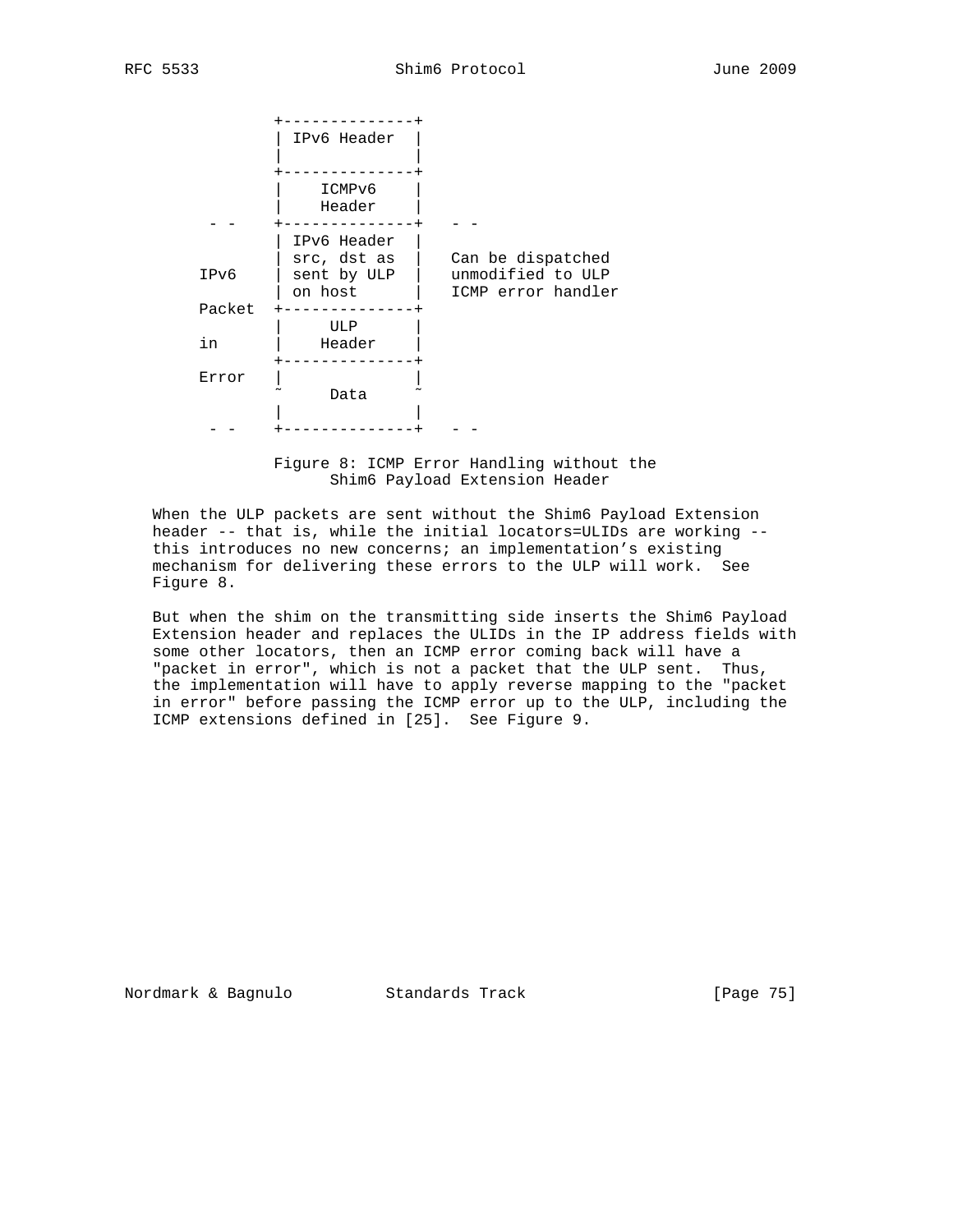```
             +--------------+
             | IPv6 Header  |
             |              |
             +--------------+
             |    ICMPv6    |
             |    Header    |
      - -    +--------------+   - -
             | IPv6 Header  |
             | src, dst as  |   Can be dispatched
     IPv6    | sent by ULP  |   unmodified to ULP
             | on host      |   ICMP error handler
     Packet  +--------------+
             |     ULP      |
     in      |    Header    |
             +--------------+
     Error   |              |
             ~     Data     ~
             |              |
      - -    +--------------+   - -
```

Figure 8: ICMP Error Handling without the Shim6 Payload Extension Header

When the ULP packets are sent without the Shim6 Payload Extension header -- that is, while the initial locators=ULIDs are working -- this introduces no new concerns; an implementation's existing mechanism for delivering these errors to the ULP will work. See Figure 8.

But when the shim on the transmitting side inserts the Shim6 Payload Extension header and replaces the ULIDs in the IP address fields with some other locators, then an ICMP error coming back will have a "packet in error", which is not a packet that the ULP sent. Thus, the implementation will have to apply reverse mapping to the "packet in error" before passing the ICMP error up to the ULP, including the ICMP extensions defined in [25]. See Figure 9.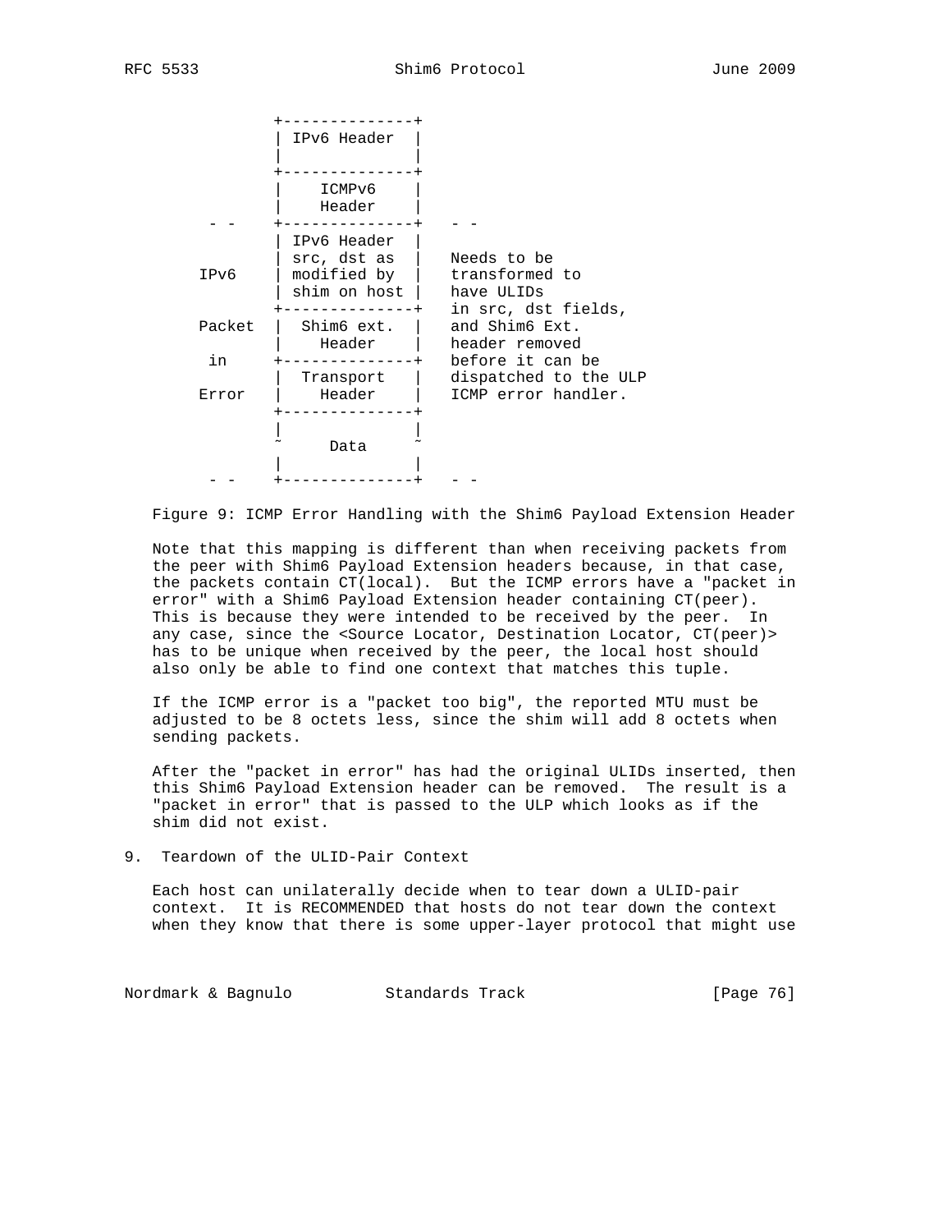```
              +--------------+
              | IPv6 Header  |
              |              |
              +--------------+
              |    ICMPv6    |
              |    Header    |
      - -     +--------------+   - -
              | IPv6 Header  |
              | src, dst as  |   Needs to be
     IPv6     | modified by  |   transformed to
              | shim on host |   have ULIDs
              +--------------+   in src, dst fields,
     Packet   |  Shim6 ext.  |   and Shim6 Ext.
              |    Header    |   header removed
      in      +--------------+   before it can be
              |  Transport   |   dispatched to the ULP
     Error    |    Header    |   ICMP error handler.
              +--------------+
              |              |
              ~     Data     ~
              |              |
      - -     +--------------+   - -
```

Figure 9: ICMP Error Handling with the Shim6 Payload Extension Header

Note that this mapping is different than when receiving packets from the peer with Shim6 Payload Extension headers because, in that case, the packets contain CT(local). But the ICMP errors have a "packet in error" with a Shim6 Payload Extension header containing CT(peer). This is because they were intended to be received by the peer. In any case, since the <Source Locator, Destination Locator, CT(peer)> has to be unique when received by the peer, the local host should also only be able to find one context that matches this tuple.

If the ICMP error is a "packet too big", the reported MTU must be adjusted to be 8 octets less, since the shim will add 8 octets when sending packets.

After the "packet in error" has had the original ULIDs inserted, then this Shim6 Payload Extension header can be removed. The result is a "packet in error" that is passed to the ULP which looks as if the shim did not exist.

# 9. Teardown of the ULID-Pair Context

Each host can unilaterally decide when to tear down a ULID-pair context. It is RECOMMENDED that hosts do not tear down the context when they know that there is some upper-layer protocol that might use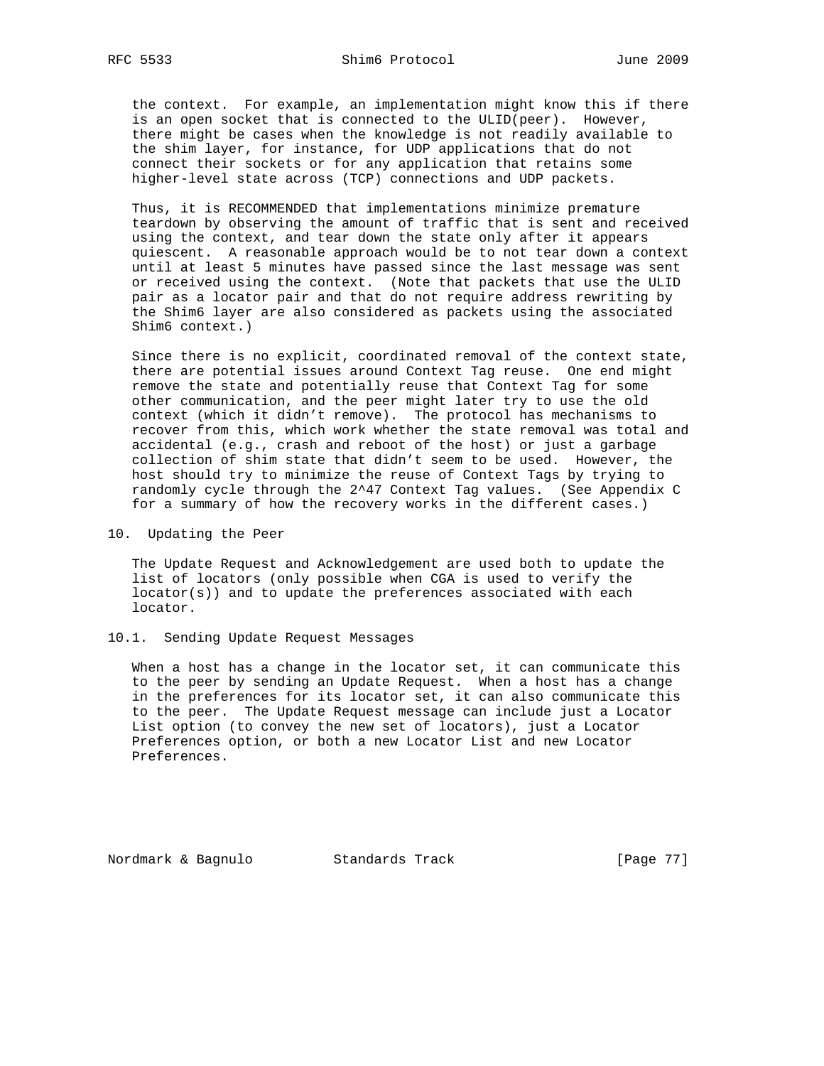the context. For example, an implementation might know this if there is an open socket that is connected to the ULID(peer). However, there might be cases when the knowledge is not readily available to the shim layer, for instance, for UDP applications that do not connect their sockets or for any application that retains some higher-level state across (TCP) connections and UDP packets.

Thus, it is RECOMMENDED that implementations minimize premature teardown by observing the amount of traffic that is sent and received using the context, and tear down the state only after it appears quiescent. A reasonable approach would be to not tear down a context until at least 5 minutes have passed since the last message was sent or received using the context. (Note that packets that use the ULID pair as a locator pair and that do not require address rewriting by the Shim6 layer are also considered as packets using the associated Shim6 context.)

Since there is no explicit, coordinated removal of the context state, there are potential issues around Context Tag reuse. One end might remove the state and potentially reuse that Context Tag for some other communication, and the peer might later try to use the old context (which it didn't remove). The protocol has mechanisms to recover from this, which work whether the state removal was total and accidental (e.g., crash and reboot of the host) or just a garbage collection of shim state that didn't seem to be used. However, the host should try to minimize the reuse of Context Tags by trying to randomly cycle through the $2^{47}$ Context Tag values. (See Appendix C for a summary of how the recovery works in the different cases.)

# 10. Updating the Peer

The Update Request and Acknowledgement are used both to update the list of locators (only possible when CGA is used to verify the locator(s)) and to update the preferences associated with each locator.

## 10.1. Sending Update Request Messages

When a host has a change in the locator set, it can communicate this to the peer by sending an Update Request. When a host has a change in the preferences for its locator set, it can also communicate this to the peer. The Update Request message can include just a Locator List option (to convey the new set of locators), just a Locator Preferences option, or both a new Locator List and new Locator Preferences.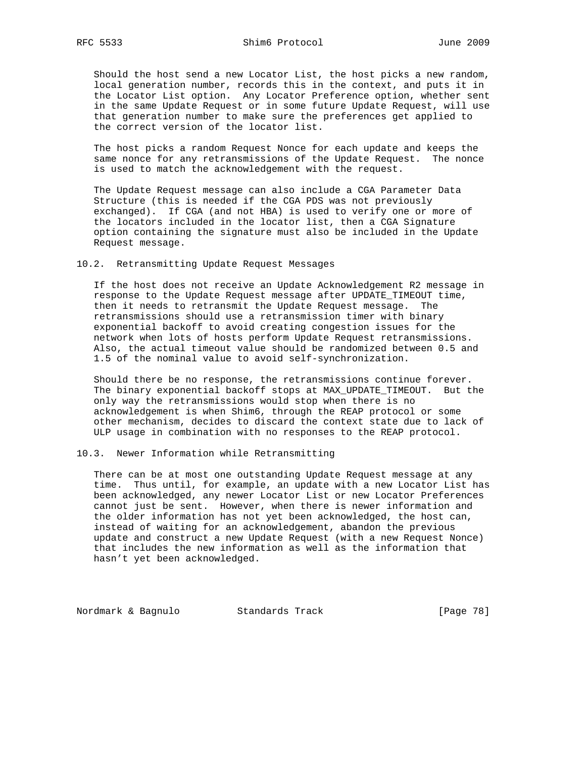Should the host send a new Locator List, the host picks a new random, local generation number, records this in the context, and puts it in the Locator List option. Any Locator Preference option, whether sent in the same Update Request or in some future Update Request, will use that generation number to make sure the preferences get applied to the correct version of the locator list.

The host picks a random Request Nonce for each update and keeps the same nonce for any retransmissions of the Update Request. The nonce is used to match the acknowledgement with the request.

The Update Request message can also include a CGA Parameter Data Structure (this is needed if the CGA PDS was not previously exchanged). If CGA (and not HBA) is used to verify one or more of the locators included in the locator list, then a CGA Signature option containing the signature must also be included in the Update Request message.

### 10.2. Retransmitting Update Request Messages

If the host does not receive an Update Acknowledgement R2 message in response to the Update Request message after UPDATE_TIMEOUT time, then it needs to retransmit the Update Request message. The retransmissions should use a retransmission timer with binary exponential backoff to avoid creating congestion issues for the network when lots of hosts perform Update Request retransmissions. Also, the actual timeout value should be randomized between 0.5 and 1.5 of the nominal value to avoid self-synchronization.

Should there be no response, the retransmissions continue forever. The binary exponential backoff stops at MAX_UPDATE_TIMEOUT. But the only way the retransmissions would stop when there is no acknowledgement is when Shim6, through the REAP protocol or some other mechanism, decides to discard the context state due to lack of ULP usage in combination with no responses to the REAP protocol.

### 10.3. Newer Information while Retransmitting

There can be at most one outstanding Update Request message at any time. Thus until, for example, an update with a new Locator List has been acknowledged, any newer Locator List or new Locator Preferences cannot just be sent. However, when there is newer information and the older information has not yet been acknowledged, the host can, instead of waiting for an acknowledgement, abandon the previous update and construct a new Update Request (with a new Request Nonce) that includes the new information as well as the information that hasn't yet been acknowledged.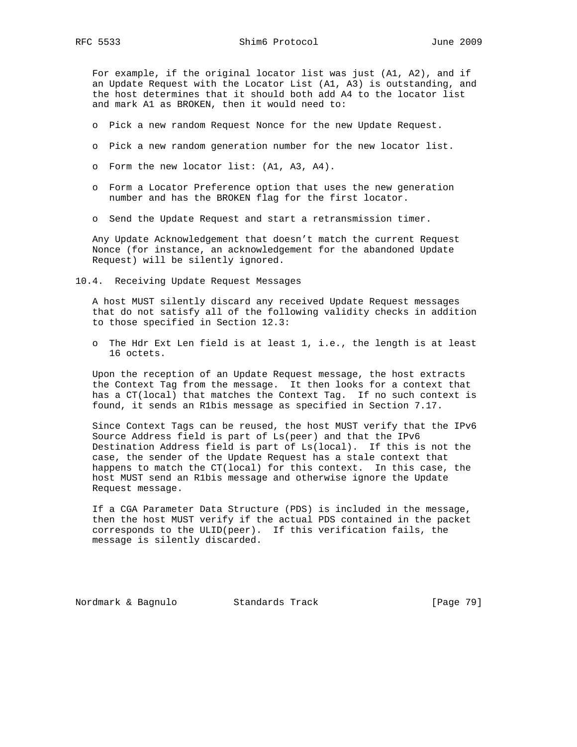For example, if the original locator list was just (A1, A2), and if an Update Request with the Locator List (A1, A3) is outstanding, and the host determines that it should both add A4 to the locator list and mark A1 as BROKEN, then it would need to:

- Pick a new random Request Nonce for the new Update Request.
- Pick a new random generation number for the new locator list.
- Form the new locator list: (A1, A3, A4).
- Form a Locator Preference option that uses the new generation number and has the BROKEN flag for the first locator.
- Send the Update Request and start a retransmission timer.

Any Update Acknowledgement that doesn't match the current Request Nonce (for instance, an acknowledgement for the abandoned Update Request) will be silently ignored.

## 10.4. Receiving Update Request Messages

A host MUST silently discard any received Update Request messages that do not satisfy all of the following validity checks in addition to those specified in Section 12.3:

- The Hdr Ext Len field is at least 1, i.e., the length is at least 16 octets.

Upon the reception of an Update Request message, the host extracts the Context Tag from the message. It then looks for a context that has a CT(local) that matches the Context Tag. If no such context is found, it sends an R1bis message as specified in Section 7.17.

Since Context Tags can be reused, the host MUST verify that the IPv6 Source Address field is part of Ls(peer) and that the IPv6 Destination Address field is part of Ls(local). If this is not the case, the sender of the Update Request has a stale context that happens to match the CT(local) for this context. In this case, the host MUST send an R1bis message and otherwise ignore the Update Request message.

If a CGA Parameter Data Structure (PDS) is included in the message, then the host MUST verify if the actual PDS contained in the packet corresponds to the ULID(peer). If this verification fails, the message is silently discarded.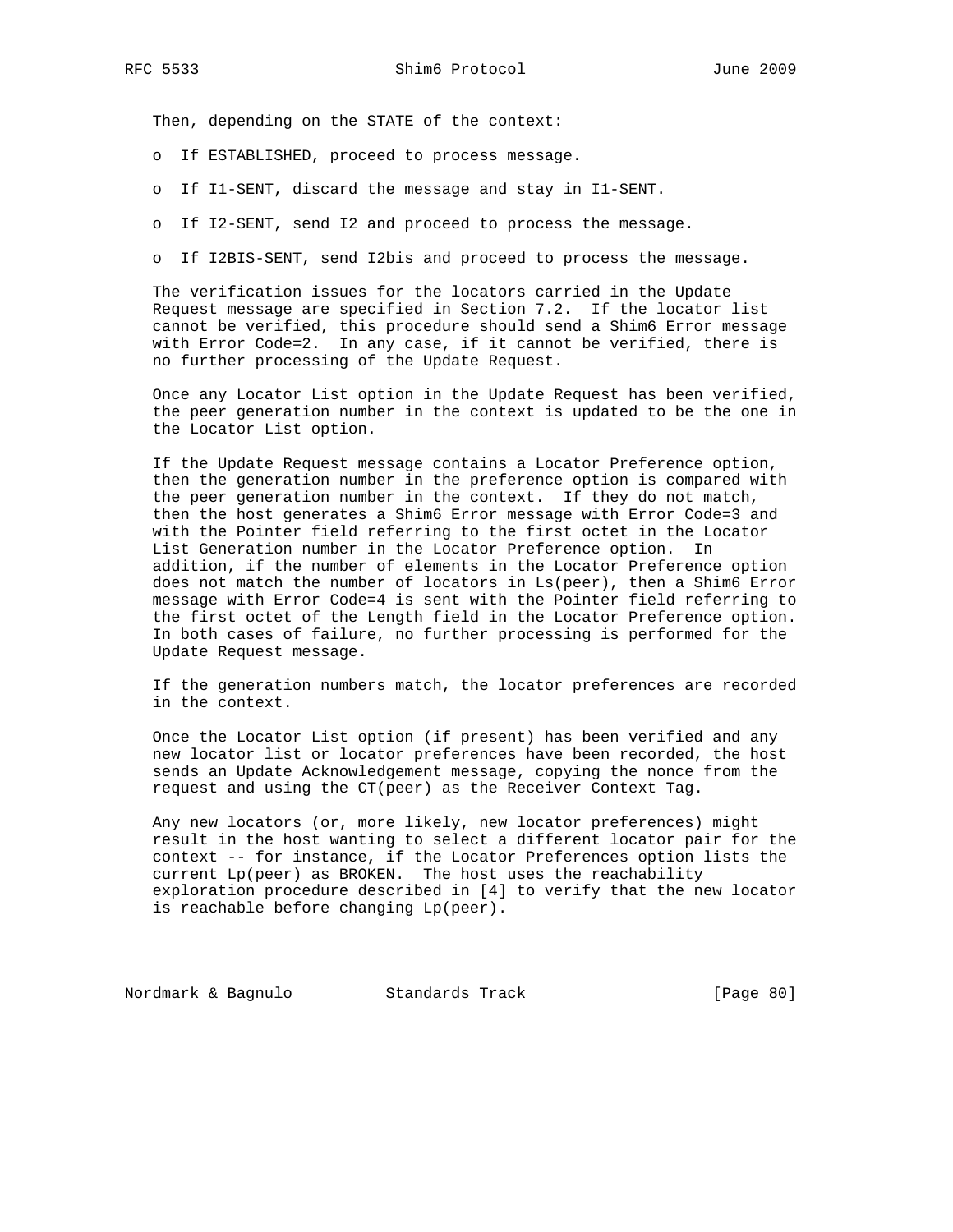Then, depending on the STATE of the context:

- If ESTABLISHED, proceed to process message.
- If I1-SENT, discard the message and stay in I1-SENT.
- If I2-SENT, send I2 and proceed to process the message.
- If I2BIS-SENT, send I2bis and proceed to process the message.

The verification issues for the locators carried in the Update Request message are specified in Section 7.2. If the locator list cannot be verified, this procedure should send a Shim6 Error message with Error Code=2. In any case, if it cannot be verified, there is no further processing of the Update Request.

Once any Locator List option in the Update Request has been verified, the peer generation number in the context is updated to be the one in the Locator List option.

If the Update Request message contains a Locator Preference option, then the generation number in the preference option is compared with the peer generation number in the context. If they do not match, then the host generates a Shim6 Error message with Error Code=3 and with the Pointer field referring to the first octet in the Locator List Generation number in the Locator Preference option. In addition, if the number of elements in the Locator Preference option does not match the number of locators in Ls(peer), then a Shim6 Error message with Error Code=4 is sent with the Pointer field referring to the first octet of the Length field in the Locator Preference option. In both cases of failure, no further processing is performed for the Update Request message.

If the generation numbers match, the locator preferences are recorded in the context.

Once the Locator List option (if present) has been verified and any new locator list or locator preferences have been recorded, the host sends an Update Acknowledgement message, copying the nonce from the request and using the CT(peer) as the Receiver Context Tag.

Any new locators (or, more likely, new locator preferences) might result in the host wanting to select a different locator pair for the context -- for instance, if the Locator Preferences option lists the current Lp(peer) as BROKEN. The host uses the reachability exploration procedure described in [4] to verify that the new locator is reachable before changing Lp(peer).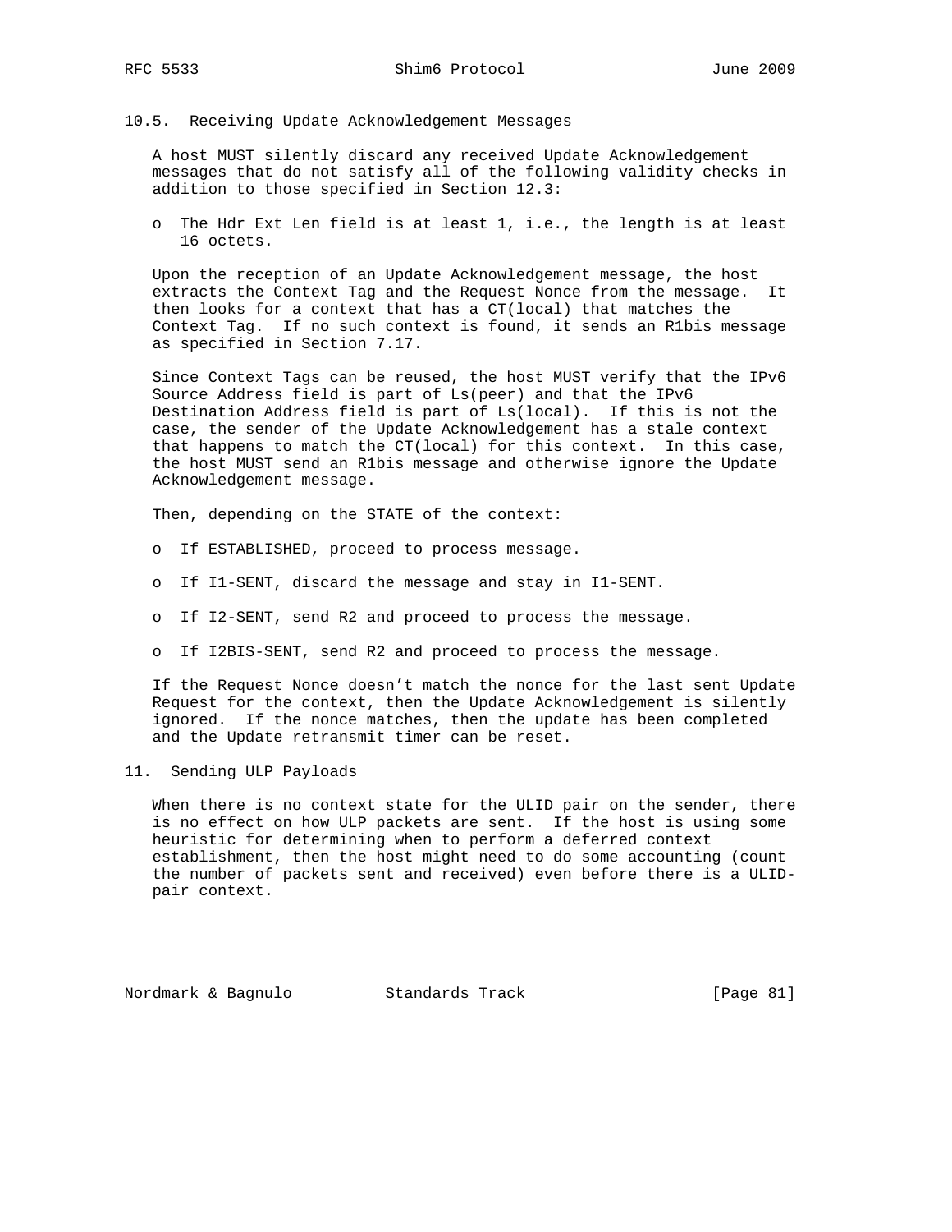### 10.5. Receiving Update Acknowledgement Messages

A host MUST silently discard any received Update Acknowledgement messages that do not satisfy all of the following validity checks in addition to those specified in Section 12.3:

- The Hdr Ext Len field is at least 1, i.e., the length is at least 16 octets.

Upon the reception of an Update Acknowledgement message, the host extracts the Context Tag and the Request Nonce from the message. It then looks for a context that has a CT(local) that matches the Context Tag. If no such context is found, it sends an R1bis message as specified in Section 7.17.

Since Context Tags can be reused, the host MUST verify that the IPv6 Source Address field is part of Ls(peer) and that the IPv6 Destination Address field is part of Ls(local). If this is not the case, the sender of the Update Acknowledgement has a stale context that happens to match the CT(local) for this context. In this case, the host MUST send an R1bis message and otherwise ignore the Update Acknowledgement message.

Then, depending on the STATE of the context:

- If ESTABLISHED, proceed to process message.
- If I1-SENT, discard the message and stay in I1-SENT.
- If I2-SENT, send R2 and proceed to process the message.
- If I2BIS-SENT, send R2 and proceed to process the message.

If the Request Nonce doesn't match the nonce for the last sent Update Request for the context, then the Update Acknowledgement is silently ignored. If the nonce matches, then the update has been completed and the Update retransmit timer can be reset.

## 11. Sending ULP Payloads

When there is no context state for the ULID pair on the sender, there is no effect on how ULP packets are sent. If the host is using some heuristic for determining when to perform a deferred context establishment, then the host might need to do some accounting (count the number of packets sent and received) even before there is a ULID-pair context.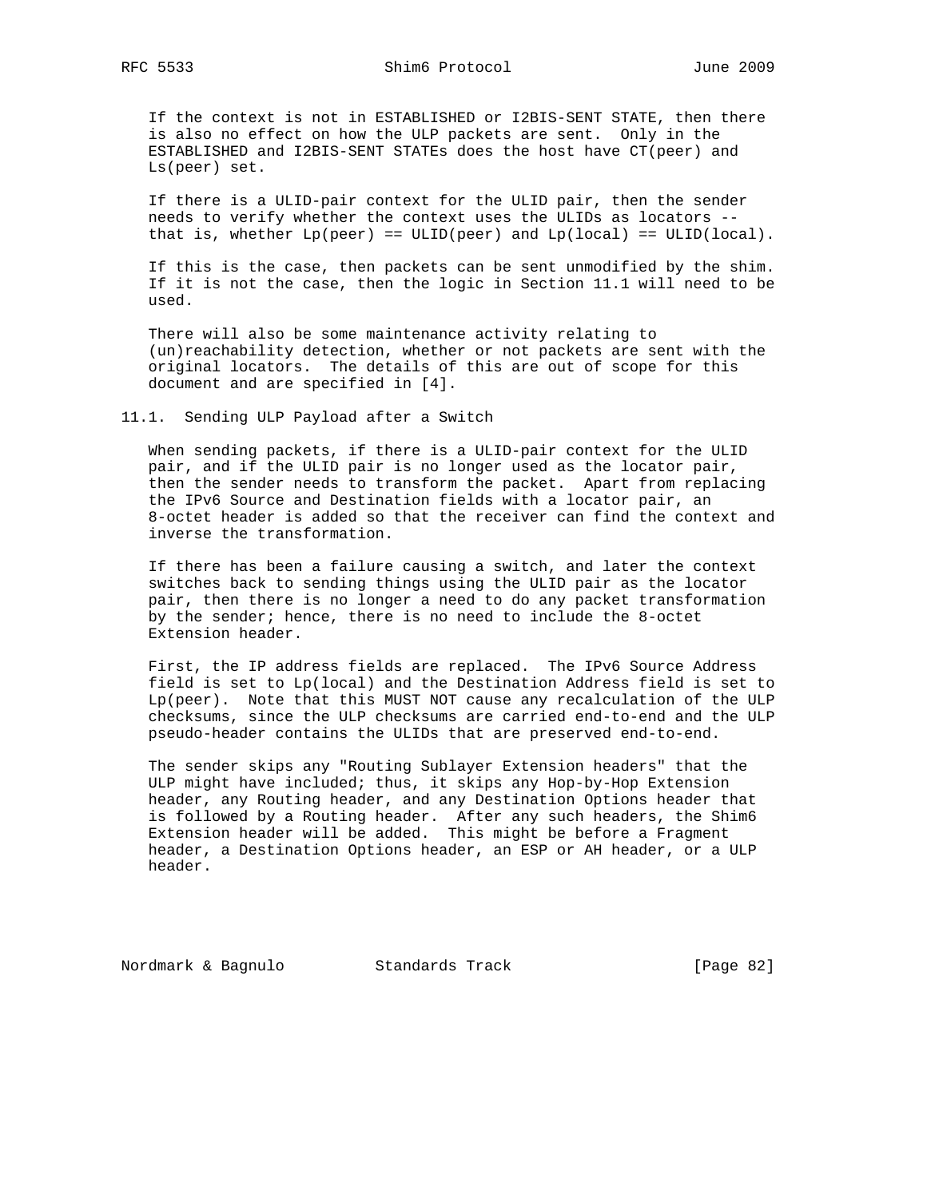If the context is not in ESTABLISHED or I2BIS-SENT STATE, then there is also no effect on how the ULP packets are sent. Only in the ESTABLISHED and I2BIS-SENT STATEs does the host have CT(peer) and Ls(peer) set.

If there is a ULID-pair context for the ULID pair, then the sender needs to verify whether the context uses the ULIDs as locators -- that is, whether Lp(peer) == ULID(peer) and Lp(local) == ULID(local).

If this is the case, then packets can be sent unmodified by the shim. If it is not the case, then the logic in Section 11.1 will need to be used.

There will also be some maintenance activity relating to (un)reachability detection, whether or not packets are sent with the original locators. The details of this are out of scope for this document and are specified in [4].

## 11.1. Sending ULP Payload after a Switch

When sending packets, if there is a ULID-pair context for the ULID pair, and if the ULID pair is no longer used as the locator pair, then the sender needs to transform the packet. Apart from replacing the IPv6 Source and Destination fields with a locator pair, an 8-octet header is added so that the receiver can find the context and inverse the transformation.

If there has been a failure causing a switch, and later the context switches back to sending things using the ULID pair as the locator pair, then there is no longer a need to do any packet transformation by the sender; hence, there is no need to include the 8-octet Extension header.

First, the IP address fields are replaced. The IPv6 Source Address field is set to Lp(local) and the Destination Address field is set to Lp(peer). Note that this MUST NOT cause any recalculation of the ULP checksums, since the ULP checksums are carried end-to-end and the ULP pseudo-header contains the ULIDs that are preserved end-to-end.

The sender skips any "Routing Sublayer Extension headers" that the ULP might have included; thus, it skips any Hop-by-Hop Extension header, any Routing header, and any Destination Options header that is followed by a Routing header. After any such headers, the Shim6 Extension header will be added. This might be before a Fragment header, a Destination Options header, an ESP or AH header, or a ULP header.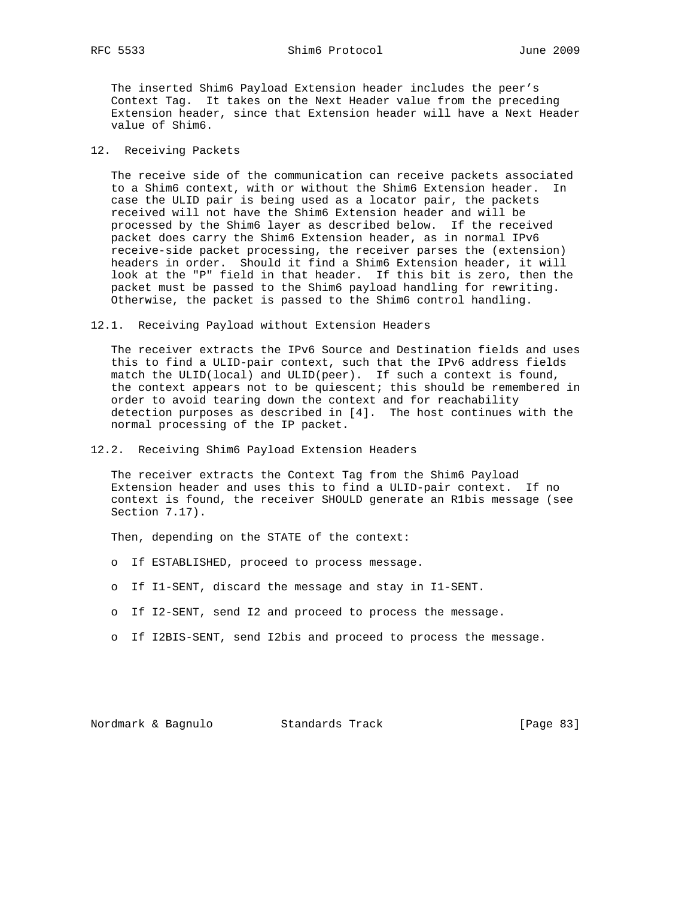The inserted Shim6 Payload Extension header includes the peer's Context Tag. It takes on the Next Header value from the preceding Extension header, since that Extension header will have a Next Header value of Shim6.

## 12. Receiving Packets

The receive side of the communication can receive packets associated to a Shim6 context, with or without the Shim6 Extension header. In case the ULID pair is being used as a locator pair, the packets received will not have the Shim6 Extension header and will be processed by the Shim6 layer as described below. If the received packet does carry the Shim6 Extension header, as in normal IPv6 receive-side packet processing, the receiver parses the (extension) headers in order. Should it find a Shim6 Extension header, it will look at the "P" field in that header. If this bit is zero, then the packet must be passed to the Shim6 payload handling for rewriting. Otherwise, the packet is passed to the Shim6 control handling.

### 12.1. Receiving Payload without Extension Headers

The receiver extracts the IPv6 Source and Destination fields and uses this to find a ULID-pair context, such that the IPv6 address fields match the ULID(local) and ULID(peer). If such a context is found, the context appears not to be quiescent; this should be remembered in order to avoid tearing down the context and for reachability detection purposes as described in [4]. The host continues with the normal processing of the IP packet.

### 12.2. Receiving Shim6 Payload Extension Headers

The receiver extracts the Context Tag from the Shim6 Payload Extension header and uses this to find a ULID-pair context. If no context is found, the receiver SHOULD generate an R1bis message (see Section 7.17).

Then, depending on the STATE of the context:

- If ESTABLISHED, proceed to process message.
- If I1-SENT, discard the message and stay in I1-SENT.
- If I2-SENT, send I2 and proceed to process the message.
- If I2BIS-SENT, send I2bis and proceed to process the message.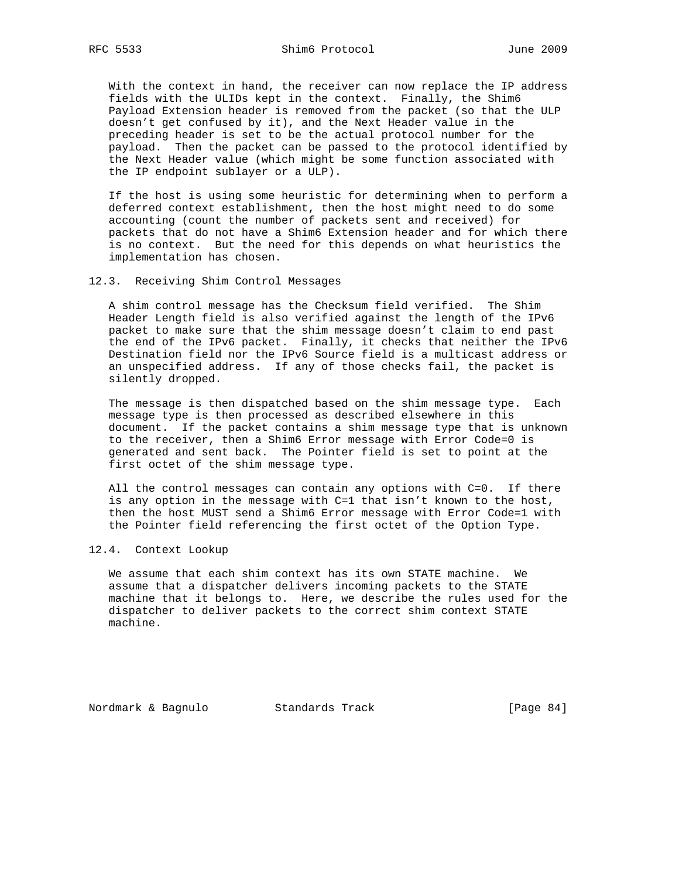With the context in hand, the receiver can now replace the IP address fields with the ULIDs kept in the context. Finally, the Shim6 Payload Extension header is removed from the packet (so that the ULP doesn't get confused by it), and the Next Header value in the preceding header is set to be the actual protocol number for the payload. Then the packet can be passed to the protocol identified by the Next Header value (which might be some function associated with the IP endpoint sublayer or a ULP).

If the host is using some heuristic for determining when to perform a deferred context establishment, then the host might need to do some accounting (count the number of packets sent and received) for packets that do not have a Shim6 Extension header and for which there is no context. But the need for this depends on what heuristics the implementation has chosen.

## 12.3. Receiving Shim Control Messages

A shim control message has the Checksum field verified. The Shim Header Length field is also verified against the length of the IPv6 packet to make sure that the shim message doesn't claim to end past the end of the IPv6 packet. Finally, it checks that neither the IPv6 Destination field nor the IPv6 Source field is a multicast address or an unspecified address. If any of those checks fail, the packet is silently dropped.

The message is then dispatched based on the shim message type. Each message type is then processed as described elsewhere in this document. If the packet contains a shim message type that is unknown to the receiver, then a Shim6 Error message with Error Code=0 is generated and sent back. The Pointer field is set to point at the first octet of the shim message type.

All the control messages can contain any options with C=0. If there is any option in the message with C=1 that isn't known to the host, then the host MUST send a Shim6 Error message with Error Code=1 with the Pointer field referencing the first octet of the Option Type.

## 12.4. Context Lookup

We assume that each shim context has its own STATE machine. We assume that a dispatcher delivers incoming packets to the STATE machine that it belongs to. Here, we describe the rules used for the dispatcher to deliver packets to the correct shim context STATE machine.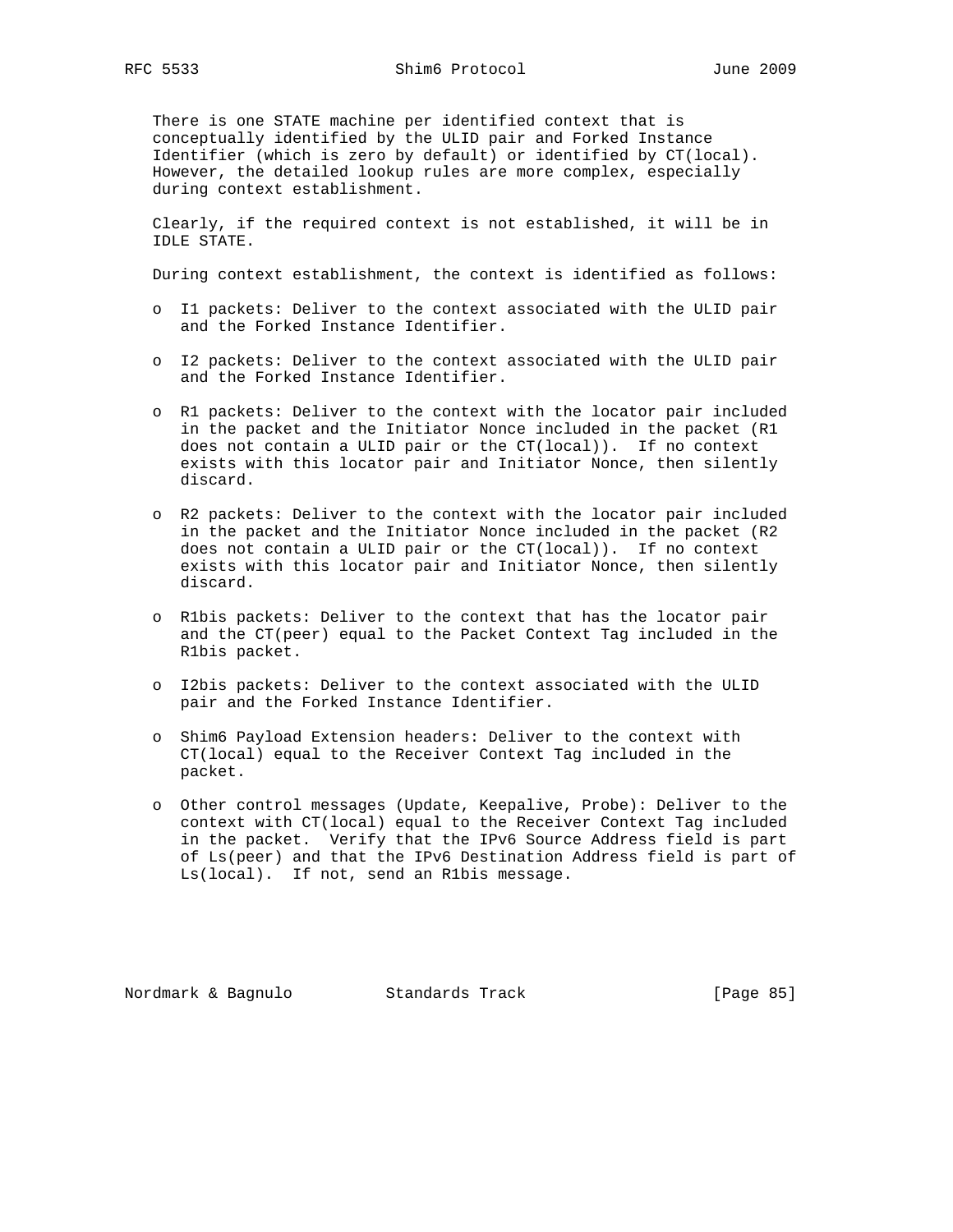There is one STATE machine per identified context that is conceptually identified by the ULID pair and Forked Instance Identifier (which is zero by default) or identified by CT(local). However, the detailed lookup rules are more complex, especially during context establishment.

Clearly, if the required context is not established, it will be in IDLE STATE.

During context establishment, the context is identified as follows:

- I1 packets: Deliver to the context associated with the ULID pair and the Forked Instance Identifier.

- I2 packets: Deliver to the context associated with the ULID pair and the Forked Instance Identifier.

- R1 packets: Deliver to the context with the locator pair included in the packet and the Initiator Nonce included in the packet (R1 does not contain a ULID pair or the CT(local)). If no context exists with this locator pair and Initiator Nonce, then silently discard.

- R2 packets: Deliver to the context with the locator pair included in the packet and the Initiator Nonce included in the packet (R2 does not contain a ULID pair or the CT(local)). If no context exists with this locator pair and Initiator Nonce, then silently discard.

- R1bis packets: Deliver to the context that has the locator pair and the CT(peer) equal to the Packet Context Tag included in the R1bis packet.

- I2bis packets: Deliver to the context associated with the ULID pair and the Forked Instance Identifier.

- Shim6 Payload Extension headers: Deliver to the context with CT(local) equal to the Receiver Context Tag included in the packet.

- Other control messages (Update, Keepalive, Probe): Deliver to the context with CT(local) equal to the Receiver Context Tag included in the packet. Verify that the IPv6 Source Address field is part of Ls(peer) and that the IPv6 Destination Address field is part of Ls(local). If not, send an R1bis message.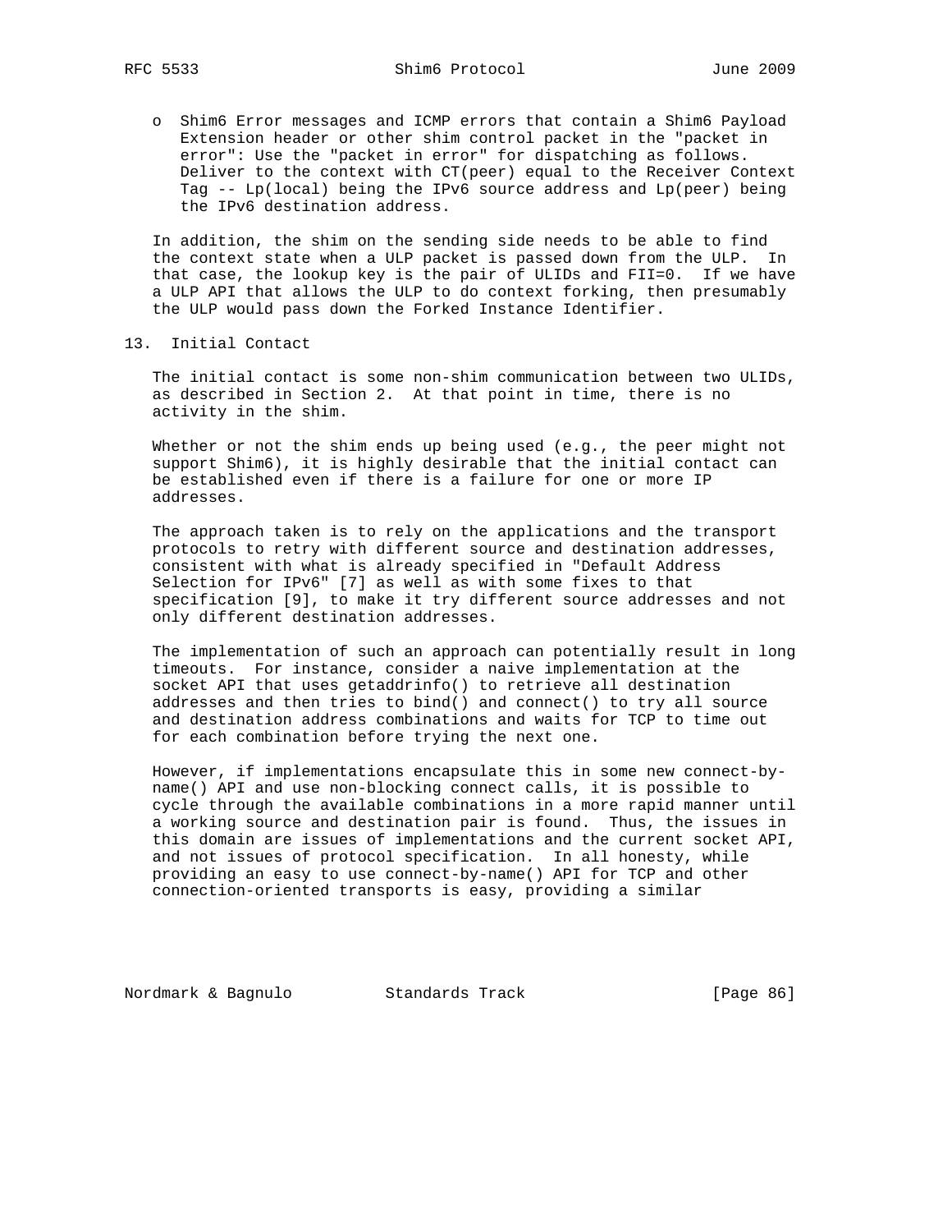- Shim6 Error messages and ICMP errors that contain a Shim6 Payload Extension header or other shim control packet in the "packet in error": Use the "packet in error" for dispatching as follows. Deliver to the context with CT(peer) equal to the Receiver Context Tag -- Lp(local) being the IPv6 source address and Lp(peer) being the IPv6 destination address.

In addition, the shim on the sending side needs to be able to find the context state when a ULP packet is passed down from the ULP. In that case, the lookup key is the pair of ULIDs and FII=0. If we have a ULP API that allows the ULP to do context forking, then presumably the ULP would pass down the Forked Instance Identifier.

## 13. Initial Contact

The initial contact is some non-shim communication between two ULIDs, as described in Section 2. At that point in time, there is no activity in the shim.

Whether or not the shim ends up being used (e.g., the peer might not support Shim6), it is highly desirable that the initial contact can be established even if there is a failure for one or more IP addresses.

The approach taken is to rely on the applications and the transport protocols to retry with different source and destination addresses, consistent with what is already specified in "Default Address Selection for IPv6" [7] as well as with some fixes to that specification [9], to make it try different source addresses and not only different destination addresses.

The implementation of such an approach can potentially result in long timeouts. For instance, consider a naive implementation at the socket API that uses getaddrinfo() to retrieve all destination addresses and then tries to bind() and connect() to try all source and destination address combinations and waits for TCP to time out for each combination before trying the next one.

However, if implementations encapsulate this in some new connect-by-name() API and use non-blocking connect calls, it is possible to cycle through the available combinations in a more rapid manner until a working source and destination pair is found. Thus, the issues in this domain are issues of implementations and the current socket API, and not issues of protocol specification. In all honesty, while providing an easy to use connect-by-name() API for TCP and other connection-oriented transports is easy, providing a similar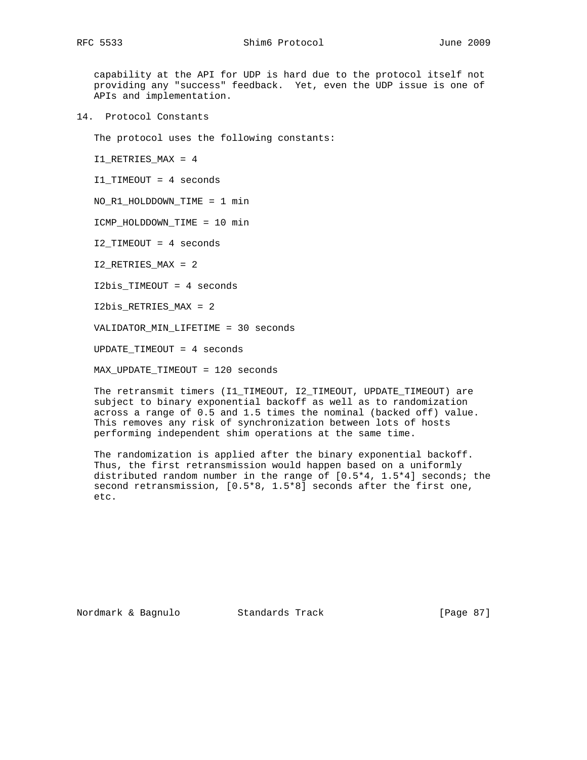capability at the API for UDP is hard due to the protocol itself not providing any "success" feedback. Yet, even the UDP issue is one of APIs and implementation.

## 14. Protocol Constants

The protocol uses the following constants:

I1_RETRIES_MAX = 4

I1_TIMEOUT = 4 seconds

NO_R1_HOLDDOWN_TIME = 1 min

ICMP_HOLDDOWN_TIME = 10 min

I2_TIMEOUT = 4 seconds

I2_RETRIES_MAX = 2

I2bis_TIMEOUT = 4 seconds

I2bis_RETRIES_MAX = 2

VALIDATOR_MIN_LIFETIME = 30 seconds

UPDATE_TIMEOUT = 4 seconds

MAX_UPDATE_TIMEOUT = 120 seconds

The retransmit timers (I1_TIMEOUT, I2_TIMEOUT, UPDATE_TIMEOUT) are subject to binary exponential backoff as well as to randomization across a range of 0.5 and 1.5 times the nominal (backed off) value. This removes any risk of synchronization between lots of hosts performing independent shim operations at the same time.

The randomization is applied after the binary exponential backoff. Thus, the first retransmission would happen based on a uniformly distributed random number in the range of [0.5*4, 1.5*4] seconds; the second retransmission, [0.5*8, 1.5*8] seconds after the first one, etc.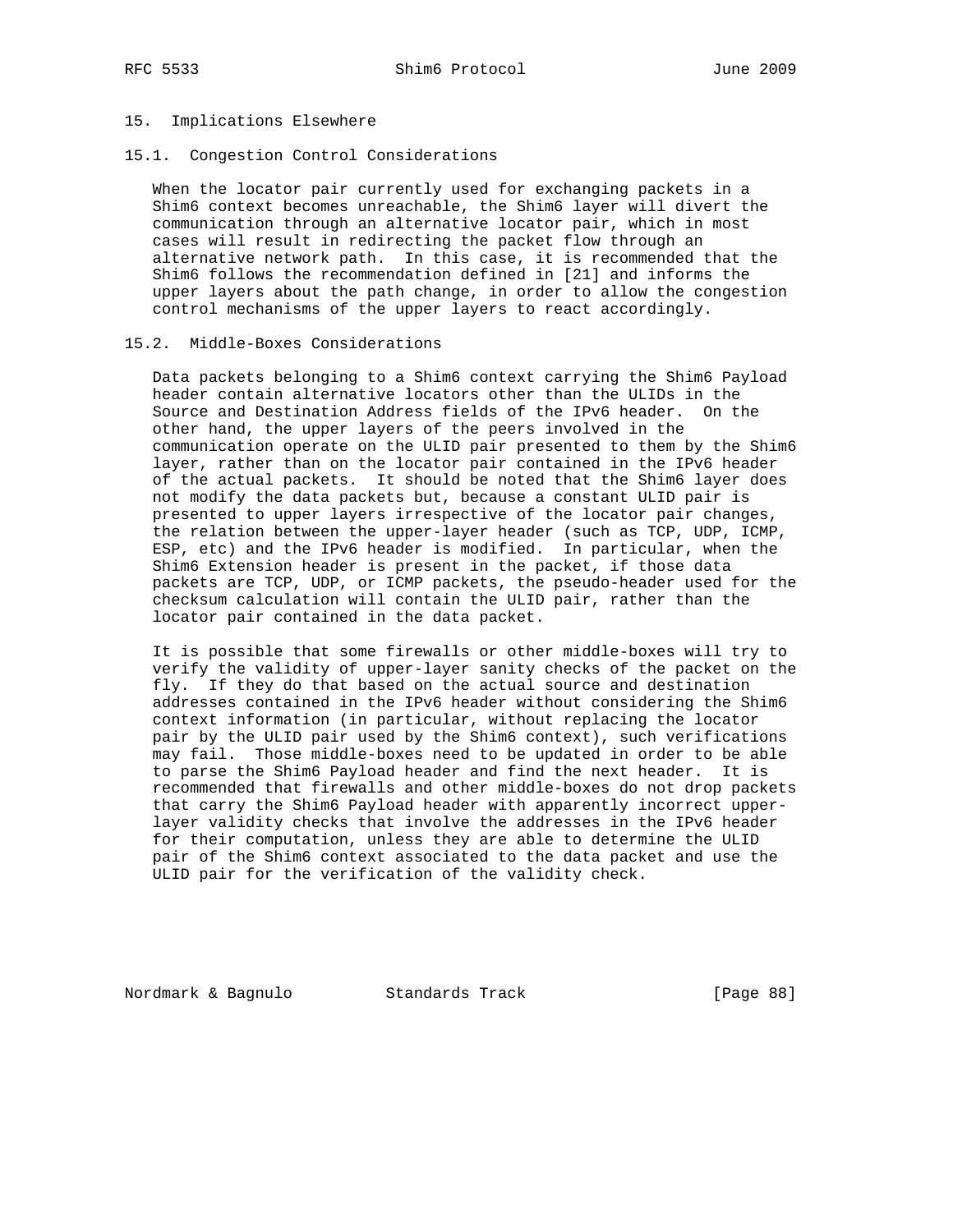# 15. Implications Elsewhere

## 15.1. Congestion Control Considerations

When the locator pair currently used for exchanging packets in a Shim6 context becomes unreachable, the Shim6 layer will divert the communication through an alternative locator pair, which in most cases will result in redirecting the packet flow through an alternative network path. In this case, it is recommended that the Shim6 follows the recommendation defined in [21] and informs the upper layers about the path change, in order to allow the congestion control mechanisms of the upper layers to react accordingly.

## 15.2. Middle-Boxes Considerations

Data packets belonging to a Shim6 context carrying the Shim6 Payload header contain alternative locators other than the ULIDs in the Source and Destination Address fields of the IPv6 header. On the other hand, the upper layers of the peers involved in the communication operate on the ULID pair presented to them by the Shim6 layer, rather than on the locator pair contained in the IPv6 header of the actual packets. It should be noted that the Shim6 layer does not modify the data packets but, because a constant ULID pair is presented to upper layers irrespective of the locator pair changes, the relation between the upper-layer header (such as TCP, UDP, ICMP, ESP, etc) and the IPv6 header is modified. In particular, when the Shim6 Extension header is present in the packet, if those data packets are TCP, UDP, or ICMP packets, the pseudo-header used for the checksum calculation will contain the ULID pair, rather than the locator pair contained in the data packet.

It is possible that some firewalls or other middle-boxes will try to verify the validity of upper-layer sanity checks of the packet on the fly. If they do that based on the actual source and destination addresses contained in the IPv6 header without considering the Shim6 context information (in particular, without replacing the locator pair by the ULID pair used by the Shim6 context), such verifications may fail. Those middle-boxes need to be updated in order to be able to parse the Shim6 Payload header and find the next header. It is recommended that firewalls and other middle-boxes do not drop packets that carry the Shim6 Payload header with apparently incorrect upper-layer validity checks that involve the addresses in the IPv6 header for their computation, unless they are able to determine the ULID pair of the Shim6 context associated to the data packet and use the ULID pair for the verification of the validity check.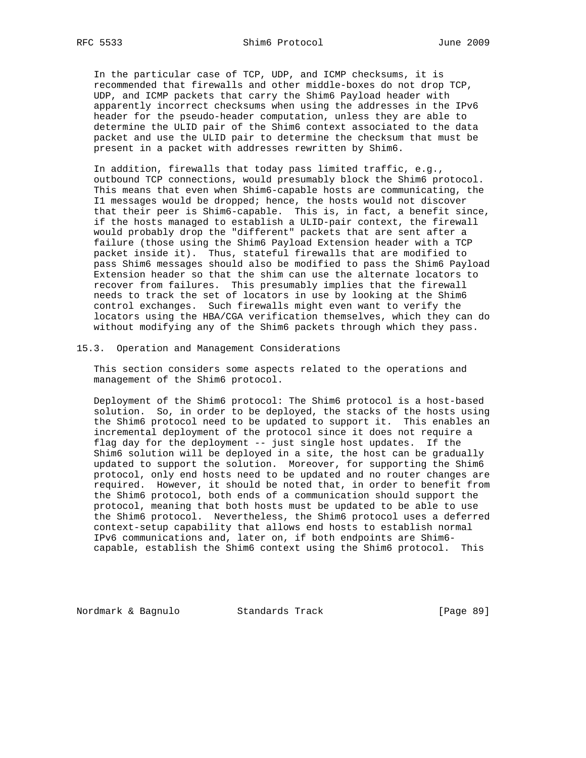In the particular case of TCP, UDP, and ICMP checksums, it is recommended that firewalls and other middle-boxes do not drop TCP, UDP, and ICMP packets that carry the Shim6 Payload header with apparently incorrect checksums when using the addresses in the IPv6 header for the pseudo-header computation, unless they are able to determine the ULID pair of the Shim6 context associated to the data packet and use the ULID pair to determine the checksum that must be present in a packet with addresses rewritten by Shim6.

In addition, firewalls that today pass limited traffic, e.g., outbound TCP connections, would presumably block the Shim6 protocol. This means that even when Shim6-capable hosts are communicating, the I1 messages would be dropped; hence, the hosts would not discover that their peer is Shim6-capable. This is, in fact, a benefit since, if the hosts managed to establish a ULID-pair context, the firewall would probably drop the "different" packets that are sent after a failure (those using the Shim6 Payload Extension header with a TCP packet inside it). Thus, stateful firewalls that are modified to pass Shim6 messages should also be modified to pass the Shim6 Payload Extension header so that the shim can use the alternate locators to recover from failures. This presumably implies that the firewall needs to track the set of locators in use by looking at the Shim6 control exchanges. Such firewalls might even want to verify the locators using the HBA/CGA verification themselves, which they can do without modifying any of the Shim6 packets through which they pass.

## 15.3. Operation and Management Considerations

This section considers some aspects related to the operations and management of the Shim6 protocol.

Deployment of the Shim6 protocol: The Shim6 protocol is a host-based solution. So, in order to be deployed, the stacks of the hosts using the Shim6 protocol need to be updated to support it. This enables an incremental deployment of the protocol since it does not require a flag day for the deployment -- just single host updates. If the Shim6 solution will be deployed in a site, the host can be gradually updated to support the solution. Moreover, for supporting the Shim6 protocol, only end hosts need to be updated and no router changes are required. However, it should be noted that, in order to benefit from the Shim6 protocol, both ends of a communication should support the protocol, meaning that both hosts must be updated to be able to use the Shim6 protocol. Nevertheless, the Shim6 protocol uses a deferred context-setup capability that allows end hosts to establish normal IPv6 communications and, later on, if both endpoints are Shim6-capable, establish the Shim6 context using the Shim6 protocol. This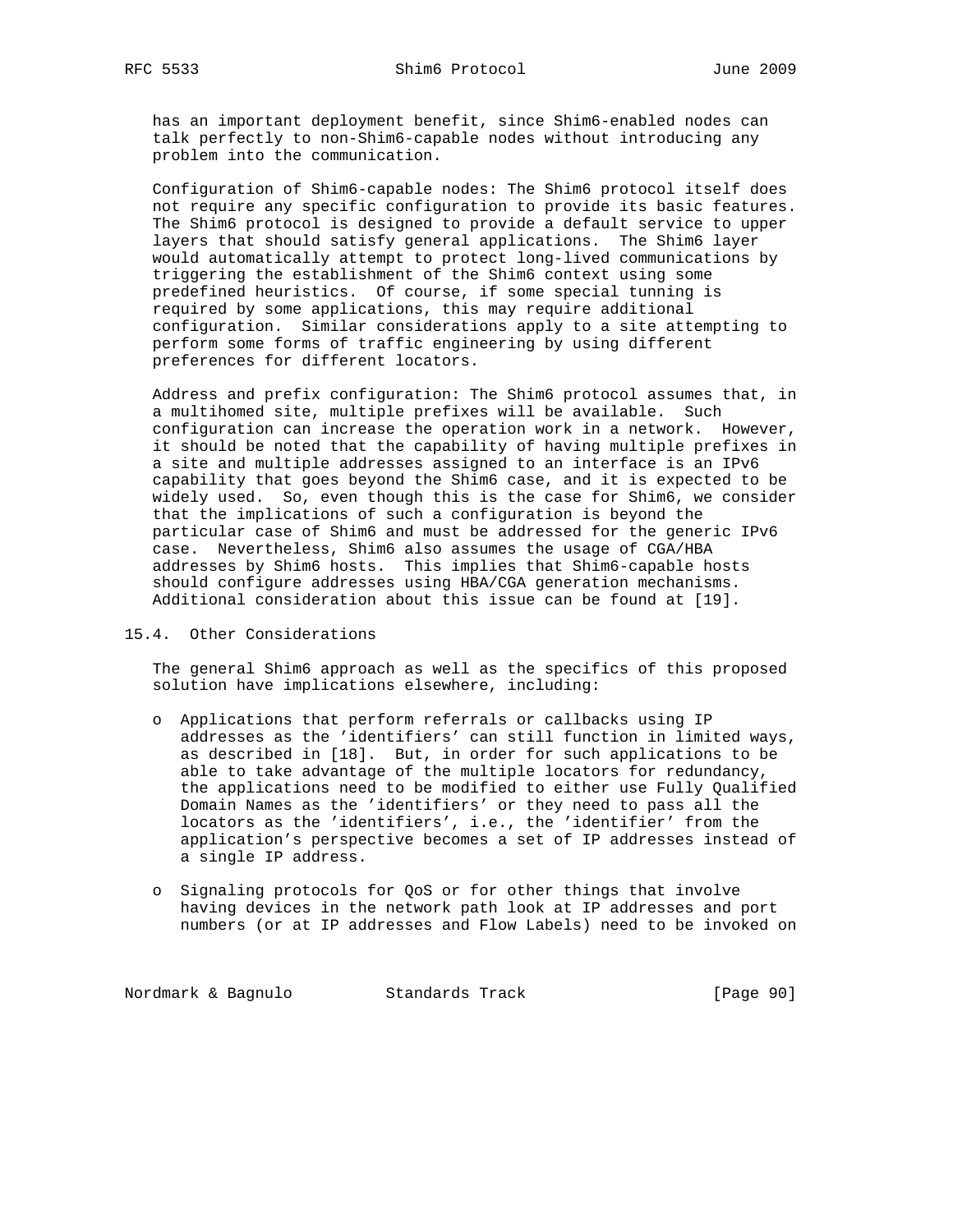has an important deployment benefit, since Shim6-enabled nodes can talk perfectly to non-Shim6-capable nodes without introducing any problem into the communication.

Configuration of Shim6-capable nodes: The Shim6 protocol itself does not require any specific configuration to provide its basic features. The Shim6 protocol is designed to provide a default service to upper layers that should satisfy general applications. The Shim6 layer would automatically attempt to protect long-lived communications by triggering the establishment of the Shim6 context using some predefined heuristics. Of course, if some special tunning is required by some applications, this may require additional configuration. Similar considerations apply to a site attempting to perform some forms of traffic engineering by using different preferences for different locators.

Address and prefix configuration: The Shim6 protocol assumes that, in a multihomed site, multiple prefixes will be available. Such configuration can increase the operation work in a network. However, it should be noted that the capability of having multiple prefixes in a site and multiple addresses assigned to an interface is an IPv6 capability that goes beyond the Shim6 case, and it is expected to be widely used. So, even though this is the case for Shim6, we consider that the implications of such a configuration is beyond the particular case of Shim6 and must be addressed for the generic IPv6 case. Nevertheless, Shim6 also assumes the usage of CGA/HBA addresses by Shim6 hosts. This implies that Shim6-capable hosts should configure addresses using HBA/CGA generation mechanisms. Additional consideration about this issue can be found at [19].

## 15.4. Other Considerations

The general Shim6 approach as well as the specifics of this proposed solution have implications elsewhere, including:

- Applications that perform referrals or callbacks using IP addresses as the 'identifiers' can still function in limited ways, as described in [18]. But, in order for such applications to be able to take advantage of the multiple locators for redundancy, the applications need to be modified to either use Fully Qualified Domain Names as the 'identifiers' or they need to pass all the locators as the 'identifiers', i.e., the 'identifier' from the application's perspective becomes a set of IP addresses instead of a single IP address.

- Signaling protocols for QoS or for other things that involve having devices in the network path look at IP addresses and port numbers (or at IP addresses and Flow Labels) need to be invoked on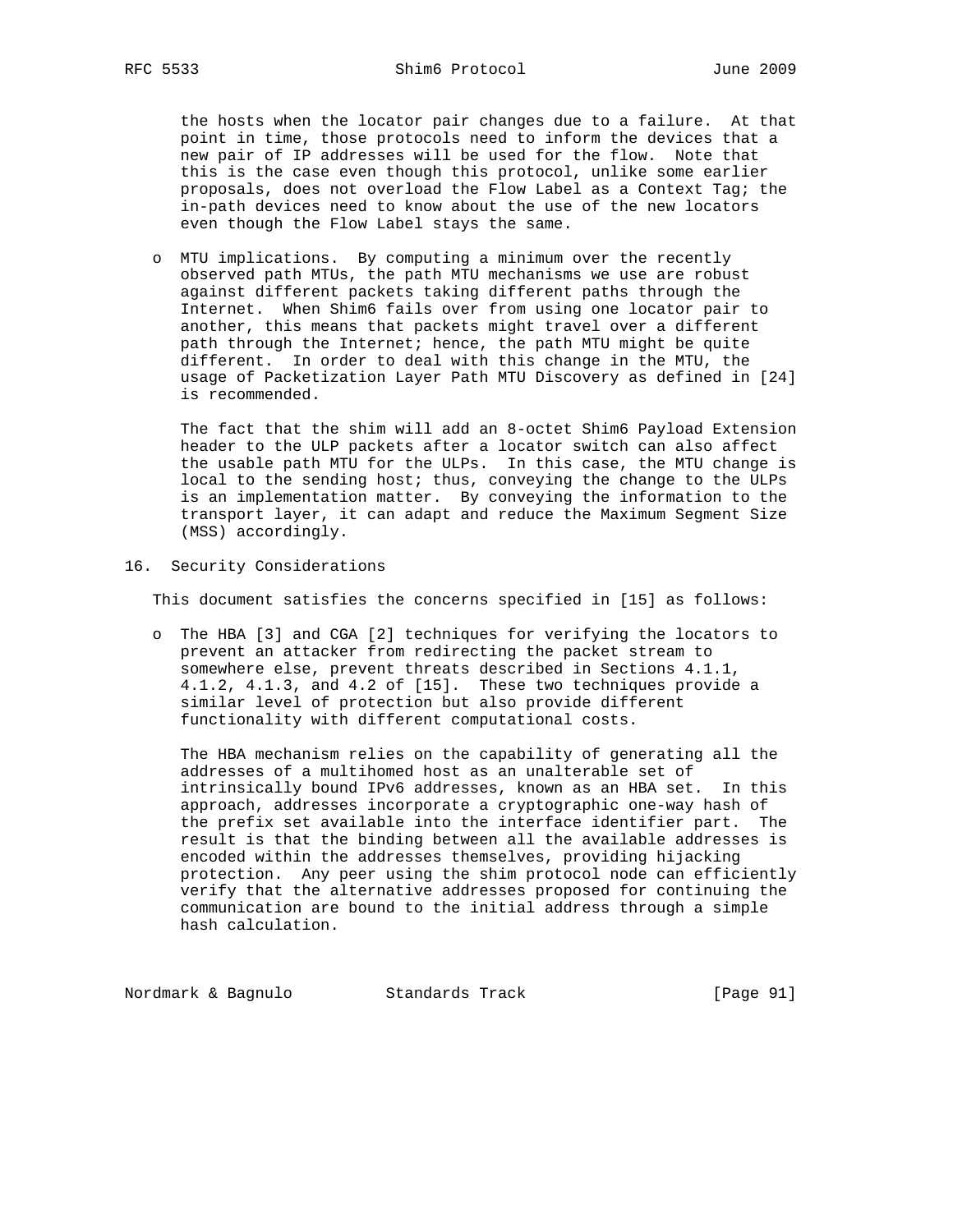the hosts when the locator pair changes due to a failure. At that point in time, those protocols need to inform the devices that a new pair of IP addresses will be used for the flow. Note that this is the case even though this protocol, unlike some earlier proposals, does not overload the Flow Label as a Context Tag; the in-path devices need to know about the use of the new locators even though the Flow Label stays the same.

- MTU implications. By computing a minimum over the recently observed path MTUs, the path MTU mechanisms we use are robust against different packets taking different paths through the Internet. When Shim6 fails over from using one locator pair to another, this means that packets might travel over a different path through the Internet; hence, the path MTU might be quite different. In order to deal with this change in the MTU, the usage of Packetization Layer Path MTU Discovery as defined in [24] is recommended.

  The fact that the shim will add an 8-octet Shim6 Payload Extension header to the ULP packets after a locator switch can also affect the usable path MTU for the ULPs. In this case, the MTU change is local to the sending host; thus, conveying the change to the ULPs is an implementation matter. By conveying the information to the transport layer, it can adapt and reduce the Maximum Segment Size (MSS) accordingly.

# 16. Security Considerations

This document satisfies the concerns specified in [15] as follows:

- The HBA [3] and CGA [2] techniques for verifying the locators to prevent an attacker from redirecting the packet stream to somewhere else, prevent threats described in Sections 4.1.1, 4.1.2, 4.1.3, and 4.2 of [15]. These two techniques provide a similar level of protection but also provide different functionality with different computational costs.

  The HBA mechanism relies on the capability of generating all the addresses of a multihomed host as an unalterable set of intrinsically bound IPv6 addresses, known as an HBA set. In this approach, addresses incorporate a cryptographic one-way hash of the prefix set available into the interface identifier part. The result is that the binding between all the available addresses is encoded within the addresses themselves, providing hijacking protection. Any peer using the shim protocol node can efficiently verify that the alternative addresses proposed for continuing the communication are bound to the initial address through a simple hash calculation.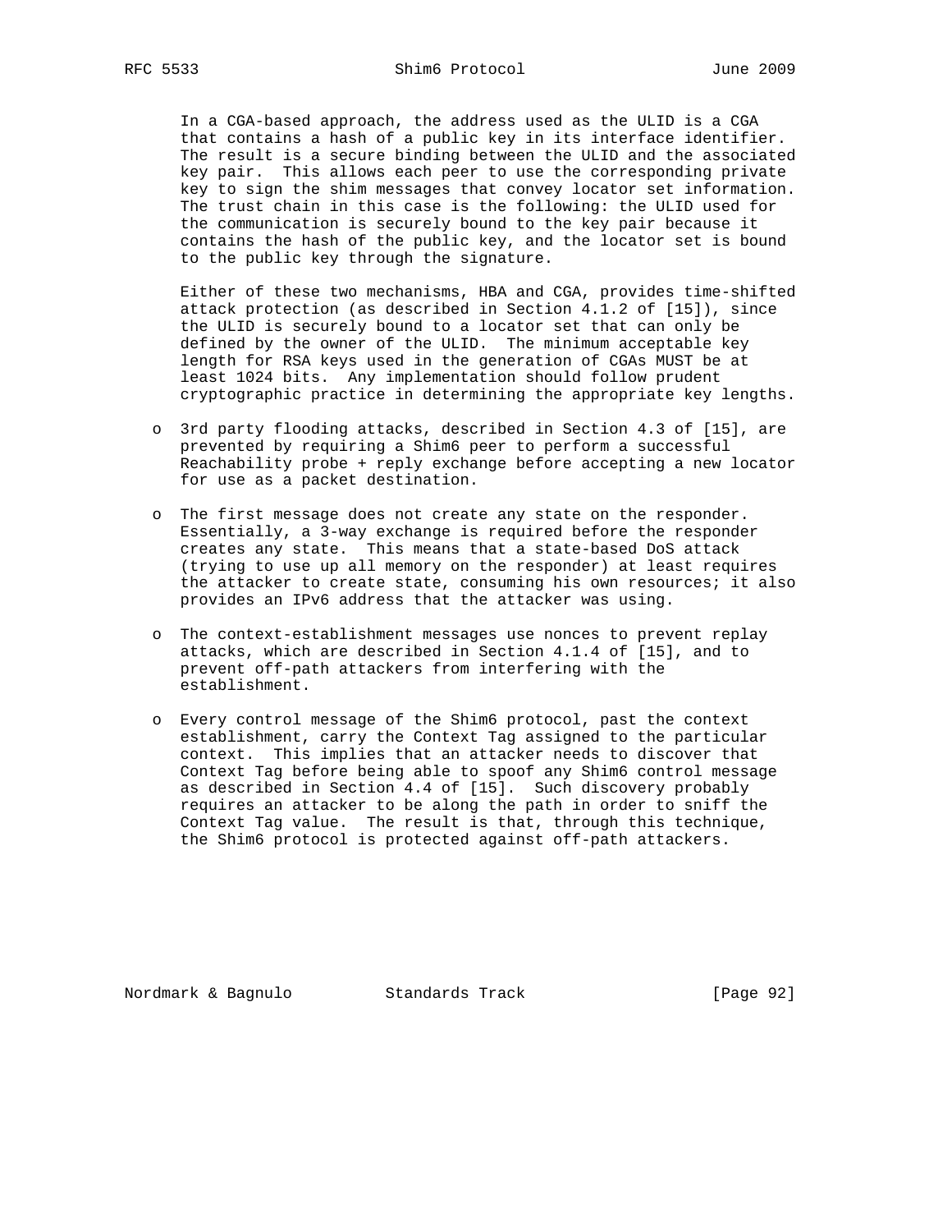In a CGA-based approach, the address used as the ULID is a CGA that contains a hash of a public key in its interface identifier. The result is a secure binding between the ULID and the associated key pair. This allows each peer to use the corresponding private key to sign the shim messages that convey locator set information. The trust chain in this case is the following: the ULID used for the communication is securely bound to the key pair because it contains the hash of the public key, and the locator set is bound to the public key through the signature.

Either of these two mechanisms, HBA and CGA, provides time-shifted attack protection (as described in Section 4.1.2 of [15]), since the ULID is securely bound to a locator set that can only be defined by the owner of the ULID. The minimum acceptable key length for RSA keys used in the generation of CGAs MUST be at least 1024 bits. Any implementation should follow prudent cryptographic practice in determining the appropriate key lengths.

- 3rd party flooding attacks, described in Section 4.3 of [15], are prevented by requiring a Shim6 peer to perform a successful Reachability probe + reply exchange before accepting a new locator for use as a packet destination.

- The first message does not create any state on the responder. Essentially, a 3-way exchange is required before the responder creates any state. This means that a state-based DoS attack (trying to use up all memory on the responder) at least requires the attacker to create state, consuming his own resources; it also provides an IPv6 address that the attacker was using.

- The context-establishment messages use nonces to prevent replay attacks, which are described in Section 4.1.4 of [15], and to prevent off-path attackers from interfering with the establishment.

- Every control message of the Shim6 protocol, past the context establishment, carry the Context Tag assigned to the particular context. This implies that an attacker needs to discover that Context Tag before being able to spoof any Shim6 control message as described in Section 4.4 of [15]. Such discovery probably requires an attacker to be along the path in order to sniff the Context Tag value. The result is that, through this technique, the Shim6 protocol is protected against off-path attackers.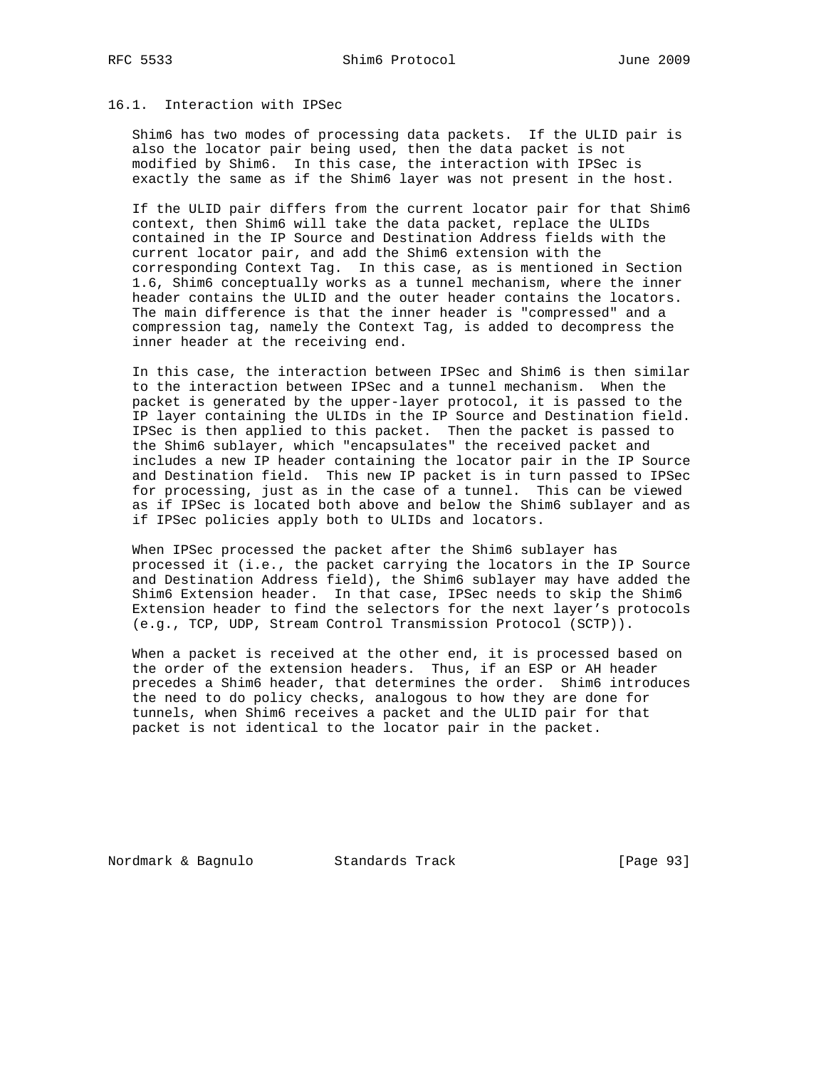### 16.1. Interaction with IPSec

Shim6 has two modes of processing data packets. If the ULID pair is also the locator pair being used, then the data packet is not modified by Shim6. In this case, the interaction with IPSec is exactly the same as if the Shim6 layer was not present in the host.

If the ULID pair differs from the current locator pair for that Shim6 context, then Shim6 will take the data packet, replace the ULIDs contained in the IP Source and Destination Address fields with the current locator pair, and add the Shim6 extension with the corresponding Context Tag. In this case, as is mentioned in Section 1.6, Shim6 conceptually works as a tunnel mechanism, where the inner header contains the ULID and the outer header contains the locators. The main difference is that the inner header is "compressed" and a compression tag, namely the Context Tag, is added to decompress the inner header at the receiving end.

In this case, the interaction between IPSec and Shim6 is then similar to the interaction between IPSec and a tunnel mechanism. When the packet is generated by the upper-layer protocol, it is passed to the IP layer containing the ULIDs in the IP Source and Destination field. IPSec is then applied to this packet. Then the packet is passed to the Shim6 sublayer, which "encapsulates" the received packet and includes a new IP header containing the locator pair in the IP Source and Destination field. This new IP packet is in turn passed to IPSec for processing, just as in the case of a tunnel. This can be viewed as if IPSec is located both above and below the Shim6 sublayer and as if IPSec policies apply both to ULIDs and locators.

When IPSec processed the packet after the Shim6 sublayer has processed it (i.e., the packet carrying the locators in the IP Source and Destination Address field), the Shim6 sublayer may have added the Shim6 Extension header. In that case, IPSec needs to skip the Shim6 Extension header to find the selectors for the next layer's protocols (e.g., TCP, UDP, Stream Control Transmission Protocol (SCTP)).

When a packet is received at the other end, it is processed based on the order of the extension headers. Thus, if an ESP or AH header precedes a Shim6 header, that determines the order. Shim6 introduces the need to do policy checks, analogous to how they are done for tunnels, when Shim6 receives a packet and the ULID pair for that packet is not identical to the locator pair in the packet.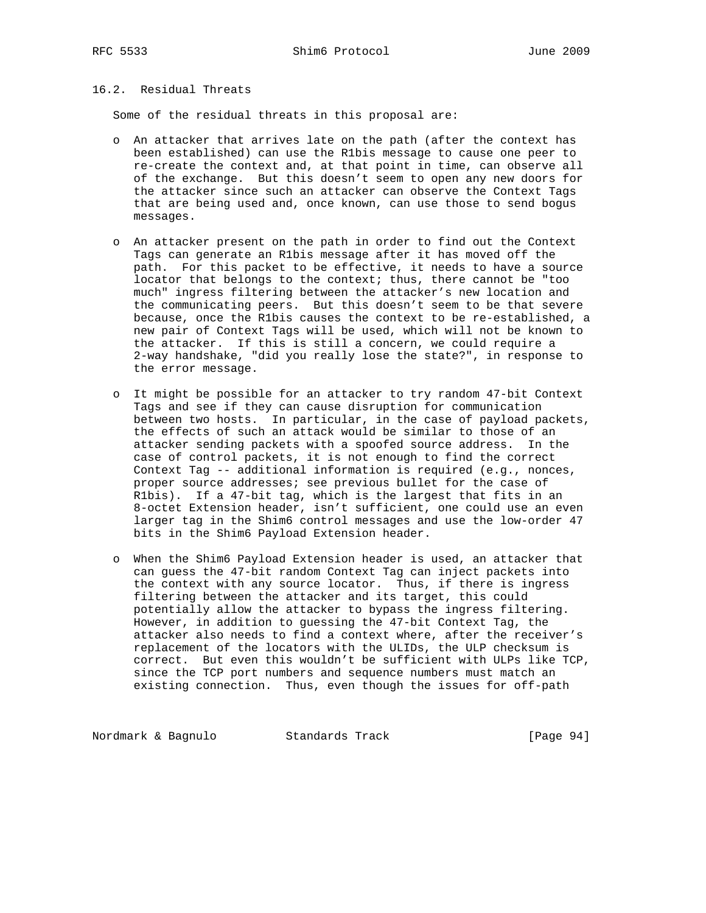### 16.2. Residual Threats

Some of the residual threats in this proposal are:

- An attacker that arrives late on the path (after the context has been established) can use the R1bis message to cause one peer to re-create the context and, at that point in time, can observe all of the exchange. But this doesn't seem to open any new doors for the attacker since such an attacker can observe the Context Tags that are being used and, once known, can use those to send bogus messages.

- An attacker present on the path in order to find out the Context Tags can generate an R1bis message after it has moved off the path. For this packet to be effective, it needs to have a source locator that belongs to the context; thus, there cannot be "too much" ingress filtering between the attacker's new location and the communicating peers. But this doesn't seem to be that severe because, once the R1bis causes the context to be re-established, a new pair of Context Tags will be used, which will not be known to the attacker. If this is still a concern, we could require a 2-way handshake, "did you really lose the state?", in response to the error message.

- It might be possible for an attacker to try random 47-bit Context Tags and see if they can cause disruption for communication between two hosts. In particular, in the case of payload packets, the effects of such an attack would be similar to those of an attacker sending packets with a spoofed source address. In the case of control packets, it is not enough to find the correct Context Tag -- additional information is required (e.g., nonces, proper source addresses; see previous bullet for the case of R1bis). If a 47-bit tag, which is the largest that fits in an 8-octet Extension header, isn't sufficient, one could use an even larger tag in the Shim6 control messages and use the low-order 47 bits in the Shim6 Payload Extension header.

- When the Shim6 Payload Extension header is used, an attacker that can guess the 47-bit random Context Tag can inject packets into the context with any source locator. Thus, if there is ingress filtering between the attacker and its target, this could potentially allow the attacker to bypass the ingress filtering. However, in addition to guessing the 47-bit Context Tag, the attacker also needs to find a context where, after the receiver's replacement of the locators with the ULIDs, the ULP checksum is correct. But even this wouldn't be sufficient with ULPs like TCP, since the TCP port numbers and sequence numbers must match an existing connection. Thus, even though the issues for off-path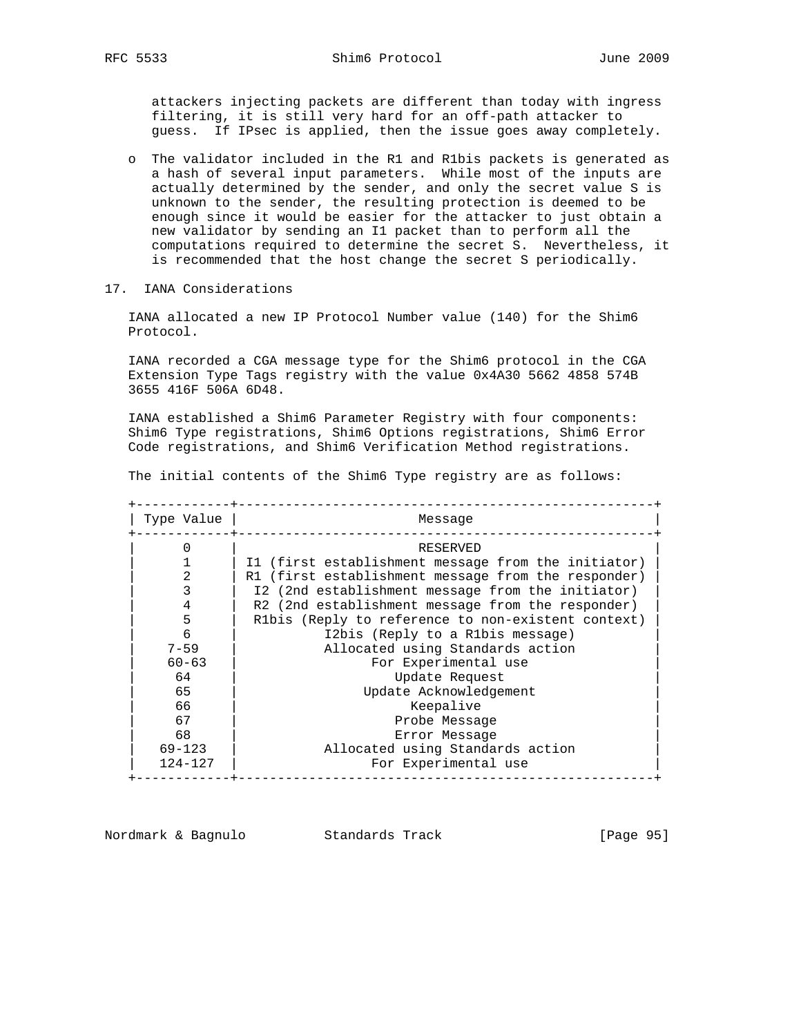attackers injecting packets are different than today with ingress filtering, it is still very hard for an off-path attacker to guess. If IPsec is applied, then the issue goes away completely.

- The validator included in the R1 and R1bis packets is generated as a hash of several input parameters. While most of the inputs are actually determined by the sender, and only the secret value S is unknown to the sender, the resulting protection is deemed to be enough since it would be easier for the attacker to just obtain a new validator by sending an I1 packet than to perform all the computations required to determine the secret S. Nevertheless, it is recommended that the host change the secret S periodically.

## 17. IANA Considerations

IANA allocated a new IP Protocol Number value (140) for the Shim6 Protocol.

IANA recorded a CGA message type for the Shim6 protocol in the CGA Extension Type Tags registry with the value 0x4A30 5662 4858 574B 3655 416F 506A 6D48.

IANA established a Shim6 Parameter Registry with four components: Shim6 Type registrations, Shim6 Options registrations, Shim6 Error Code registrations, and Shim6 Verification Method registrations.

The initial contents of the Shim6 Type registry are as follows:

| Type Value | Message |
|---|---|
| 0 | RESERVED |
| 1 | I1 (first establishment message from the initiator) |
| 2 | R1 (first establishment message from the responder) |
| 3 | I2 (2nd establishment message from the initiator) |
| 4 | R2 (2nd establishment message from the responder) |
| 5 | R1bis (Reply to reference to non-existent context) |
| 6 | I2bis (Reply to a R1bis message) |
| 7-59 | Allocated using Standards action |
| 60-63 | For Experimental use |
| 64 | Update Request |
| 65 | Update Acknowledgement |
| 66 | Keepalive |
| 67 | Probe Message |
| 68 | Error Message |
| 69-123 | Allocated using Standards action |
| 124-127 | For Experimental use |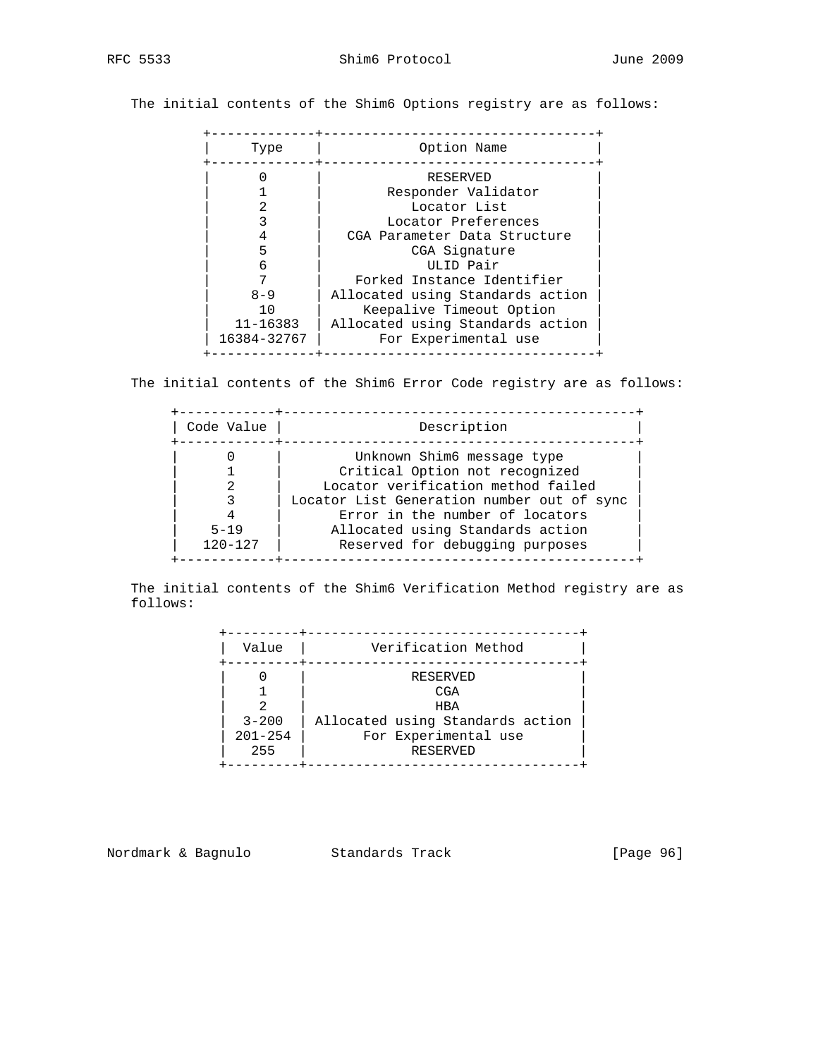The initial contents of the Shim6 Options registry are as follows:

| Type | Option Name |
|---|---|
| 0 | RESERVED |
| 1 | Responder Validator |
| 2 | Locator List |
| 3 | Locator Preferences |
| 4 | CGA Parameter Data Structure |
| 5 | CGA Signature |
| 6 | ULID Pair |
| 7 | Forked Instance Identifier |
| 8-9 | Allocated using Standards action |
| 10 | Keepalive Timeout Option |
| 11-16383 | Allocated using Standards action |
| 16384-32767 | For Experimental use |

The initial contents of the Shim6 Error Code registry are as follows:

| Code Value | Description |
|---|---|
| 0 | Unknown Shim6 message type |
| 1 | Critical Option not recognized |
| 2 | Locator verification method failed |
| 3 | Locator List Generation number out of sync |
| 4 | Error in the number of locators |
| 5-19 | Allocated using Standards action |
| 120-127 | Reserved for debugging purposes |

The initial contents of the Shim6 Verification Method registry are as follows:

| Value | Verification Method |
|---|---|
| 0 | RESERVED |
| 1 | CGA |
| 2 | HBA |
| 3-200 | Allocated using Standards action |
| 201-254 | For Experimental use |
| 255 | RESERVED |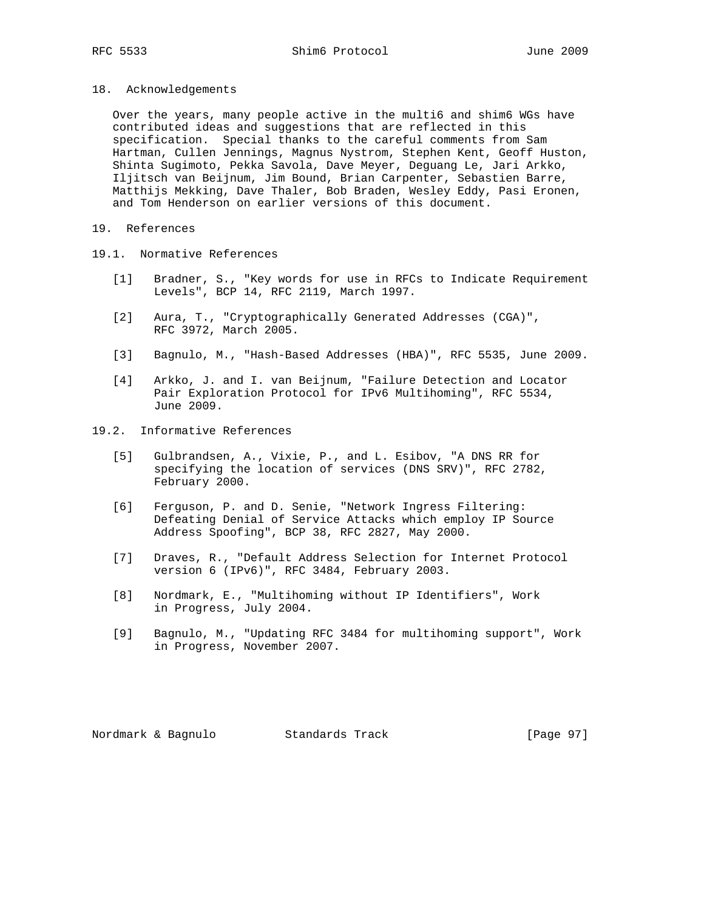## 18. Acknowledgements

Over the years, many people active in the multi6 and shim6 WGs have contributed ideas and suggestions that are reflected in this specification. Special thanks to the careful comments from Sam Hartman, Cullen Jennings, Magnus Nystrom, Stephen Kent, Geoff Huston, Shinta Sugimoto, Pekka Savola, Dave Meyer, Deguang Le, Jari Arkko, Iljitsch van Beijnum, Jim Bound, Brian Carpenter, Sebastien Barre, Matthijs Mekking, Dave Thaler, Bob Braden, Wesley Eddy, Pasi Eronen, and Tom Henderson on earlier versions of this document.

## 19. References

### 19.1. Normative References

[1] Bradner, S., "Key words for use in RFCs to Indicate Requirement Levels", BCP 14, RFC 2119, March 1997.

[2] Aura, T., "Cryptographically Generated Addresses (CGA)", RFC 3972, March 2005.

[3] Bagnulo, M., "Hash-Based Addresses (HBA)", RFC 5535, June 2009.

[4] Arkko, J. and I. van Beijnum, "Failure Detection and Locator Pair Exploration Protocol for IPv6 Multihoming", RFC 5534, June 2009.

### 19.2. Informative References

[5] Gulbrandsen, A., Vixie, P., and L. Esibov, "A DNS RR for specifying the location of services (DNS SRV)", RFC 2782, February 2000.

[6] Ferguson, P. and D. Senie, "Network Ingress Filtering: Defeating Denial of Service Attacks which employ IP Source Address Spoofing", BCP 38, RFC 2827, May 2000.

[7] Draves, R., "Default Address Selection for Internet Protocol version 6 (IPv6)", RFC 3484, February 2003.

[8] Nordmark, E., "Multihoming without IP Identifiers", Work in Progress, July 2004.

[9] Bagnulo, M., "Updating RFC 3484 for multihoming support", Work in Progress, November 2007.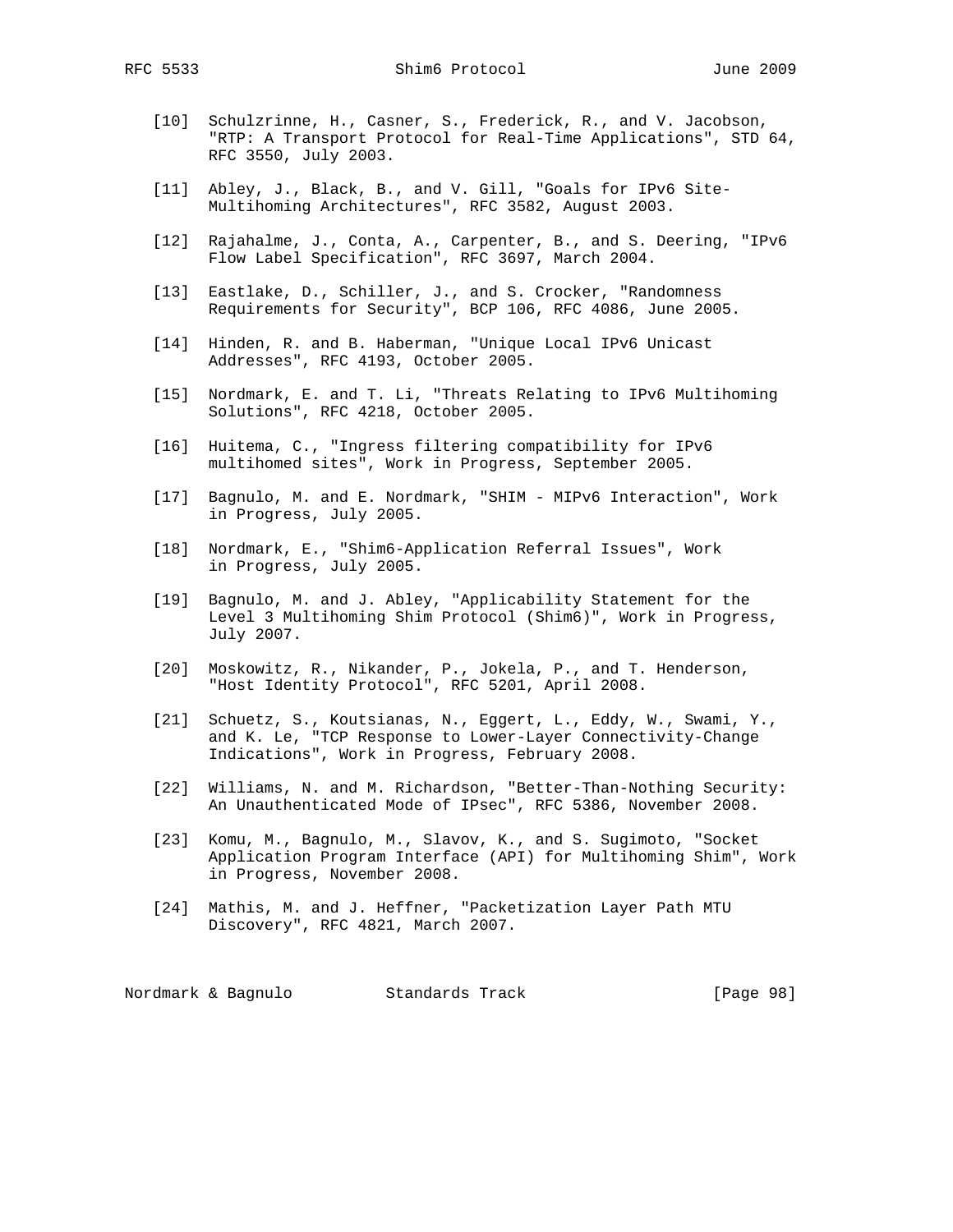[10] Schulzrinne, H., Casner, S., Frederick, R., and V. Jacobson, "RTP: A Transport Protocol for Real-Time Applications", STD 64, RFC 3550, July 2003.

[11] Abley, J., Black, B., and V. Gill, "Goals for IPv6 Site-Multihoming Architectures", RFC 3582, August 2003.

[12] Rajahalme, J., Conta, A., Carpenter, B., and S. Deering, "IPv6 Flow Label Specification", RFC 3697, March 2004.

[13] Eastlake, D., Schiller, J., and S. Crocker, "Randomness Requirements for Security", BCP 106, RFC 4086, June 2005.

[14] Hinden, R. and B. Haberman, "Unique Local IPv6 Unicast Addresses", RFC 4193, October 2005.

[15] Nordmark, E. and T. Li, "Threats Relating to IPv6 Multihoming Solutions", RFC 4218, October 2005.

[16] Huitema, C., "Ingress filtering compatibility for IPv6 multihomed sites", Work in Progress, September 2005.

[17] Bagnulo, M. and E. Nordmark, "SHIM - MIPv6 Interaction", Work in Progress, July 2005.

[18] Nordmark, E., "Shim6-Application Referral Issues", Work in Progress, July 2005.

[19] Bagnulo, M. and J. Abley, "Applicability Statement for the Level 3 Multihoming Shim Protocol (Shim6)", Work in Progress, July 2007.

[20] Moskowitz, R., Nikander, P., Jokela, P., and T. Henderson, "Host Identity Protocol", RFC 5201, April 2008.

[21] Schuetz, S., Koutsianas, N., Eggert, L., Eddy, W., Swami, Y., and K. Le, "TCP Response to Lower-Layer Connectivity-Change Indications", Work in Progress, February 2008.

[22] Williams, N. and M. Richardson, "Better-Than-Nothing Security: An Unauthenticated Mode of IPsec", RFC 5386, November 2008.

[23] Komu, M., Bagnulo, M., Slavov, K., and S. Sugimoto, "Socket Application Program Interface (API) for Multihoming Shim", Work in Progress, November 2008.

[24] Mathis, M. and J. Heffner, "Packetization Layer Path MTU Discovery", RFC 4821, March 2007.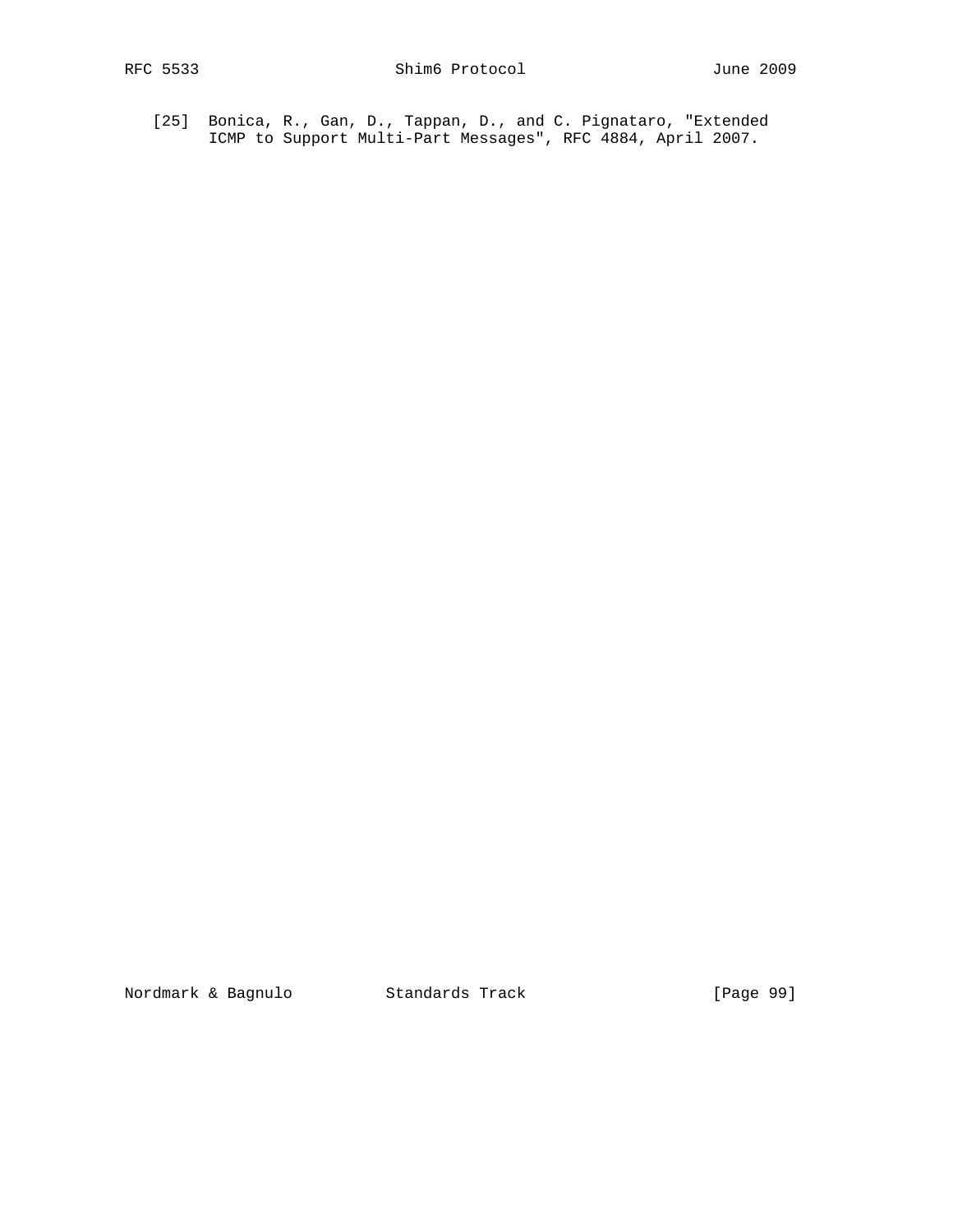[25] Bonica, R., Gan, D., Tappan, D., and C. Pignataro, "Extended ICMP to Support Multi-Part Messages", RFC 4884, April 2007.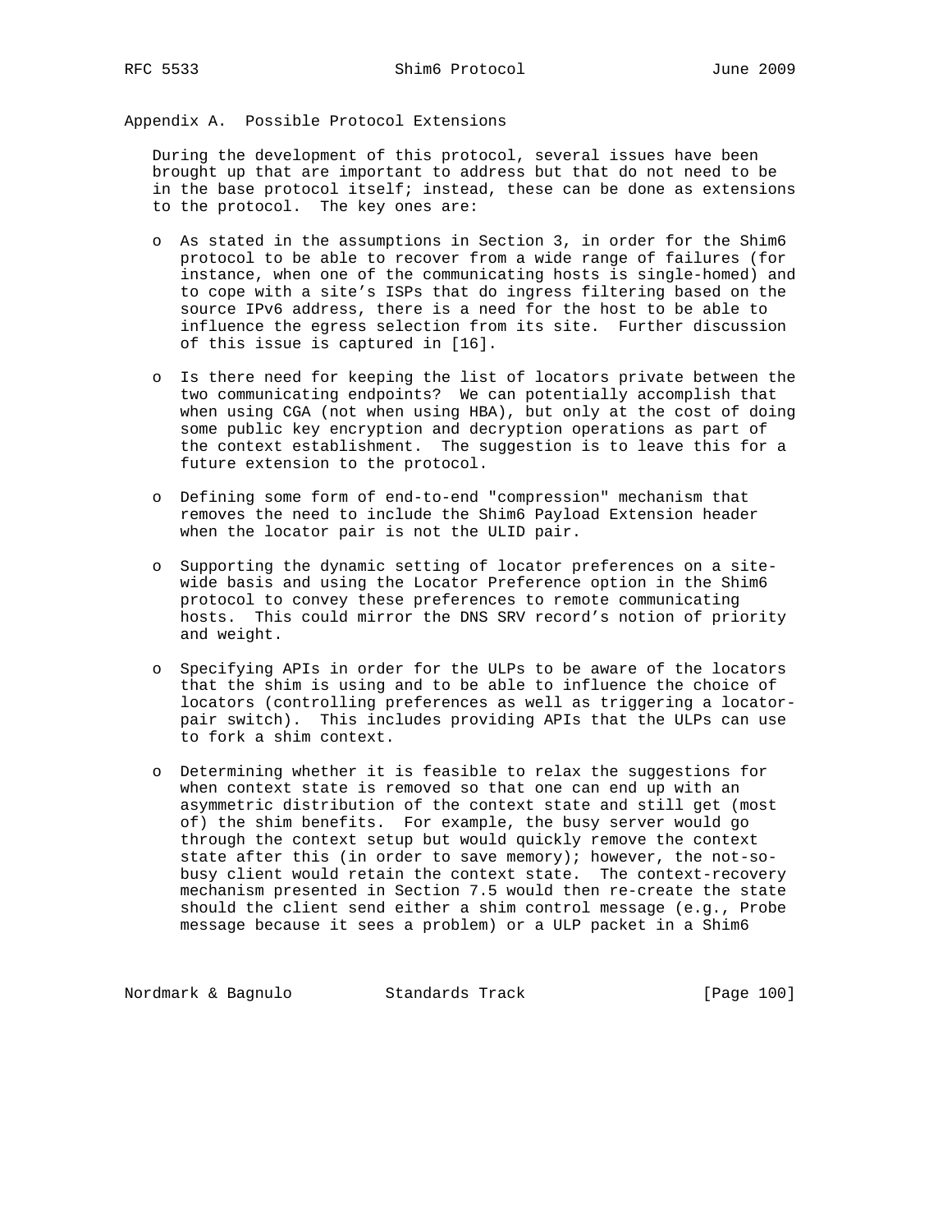## Appendix A. Possible Protocol Extensions

During the development of this protocol, several issues have been brought up that are important to address but that do not need to be in the base protocol itself; instead, these can be done as extensions to the protocol. The key ones are:

- As stated in the assumptions in Section 3, in order for the Shim6 protocol to be able to recover from a wide range of failures (for instance, when one of the communicating hosts is single-homed) and to cope with a site's ISPs that do ingress filtering based on the source IPv6 address, there is a need for the host to be able to influence the egress selection from its site. Further discussion of this issue is captured in [16].

- Is there need for keeping the list of locators private between the two communicating endpoints? We can potentially accomplish that when using CGA (not when using HBA), but only at the cost of doing some public key encryption and decryption operations as part of the context establishment. The suggestion is to leave this for a future extension to the protocol.

- Defining some form of end-to-end "compression" mechanism that removes the need to include the Shim6 Payload Extension header when the locator pair is not the ULID pair.

- Supporting the dynamic setting of locator preferences on a site-wide basis and using the Locator Preference option in the Shim6 protocol to convey these preferences to remote communicating hosts. This could mirror the DNS SRV record's notion of priority and weight.

- Specifying APIs in order for the ULPs to be aware of the locators that the shim is using and to be able to influence the choice of locators (controlling preferences as well as triggering a locator-pair switch). This includes providing APIs that the ULPs can use to fork a shim context.

- Determining whether it is feasible to relax the suggestions for when context state is removed so that one can end up with an asymmetric distribution of the context state and still get (most of) the shim benefits. For example, the busy server would go through the context setup but would quickly remove the context state after this (in order to save memory); however, the not-so-busy client would retain the context state. The context-recovery mechanism presented in Section 7.5 would then re-create the state should the client send either a shim control message (e.g., Probe message because it sees a problem) or a ULP packet in a Shim6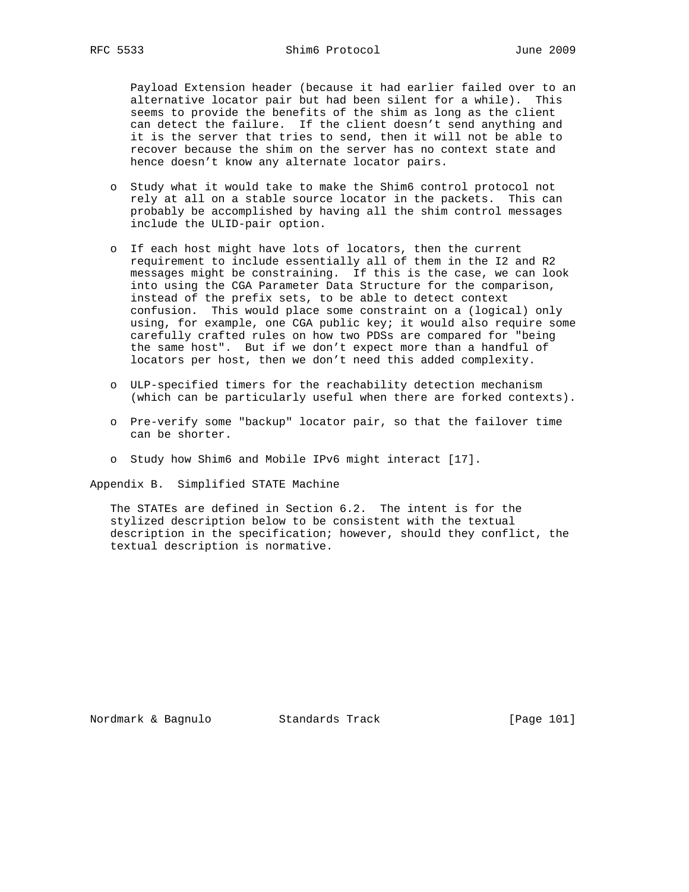Payload Extension header (because it had earlier failed over to an alternative locator pair but had been silent for a while). This seems to provide the benefits of the shim as long as the client can detect the failure. If the client doesn't send anything and it is the server that tries to send, then it will not be able to recover because the shim on the server has no context state and hence doesn't know any alternate locator pairs.

- Study what it would take to make the Shim6 control protocol not rely at all on a stable source locator in the packets. This can probably be accomplished by having all the shim control messages include the ULID-pair option.

- If each host might have lots of locators, then the current requirement to include essentially all of them in the I2 and R2 messages might be constraining. If this is the case, we can look into using the CGA Parameter Data Structure for the comparison, instead of the prefix sets, to be able to detect context confusion. This would place some constraint on a (logical) only using, for example, one CGA public key; it would also require some carefully crafted rules on how two PDSs are compared for "being the same host". But if we don't expect more than a handful of locators per host, then we don't need this added complexity.

- ULP-specified timers for the reachability detection mechanism (which can be particularly useful when there are forked contexts).

- Pre-verify some "backup" locator pair, so that the failover time can be shorter.

- Study how Shim6 and Mobile IPv6 might interact [17].

## Appendix B. Simplified STATE Machine

The STATEs are defined in Section 6.2. The intent is for the stylized description below to be consistent with the textual description in the specification; however, should they conflict, the textual description is normative.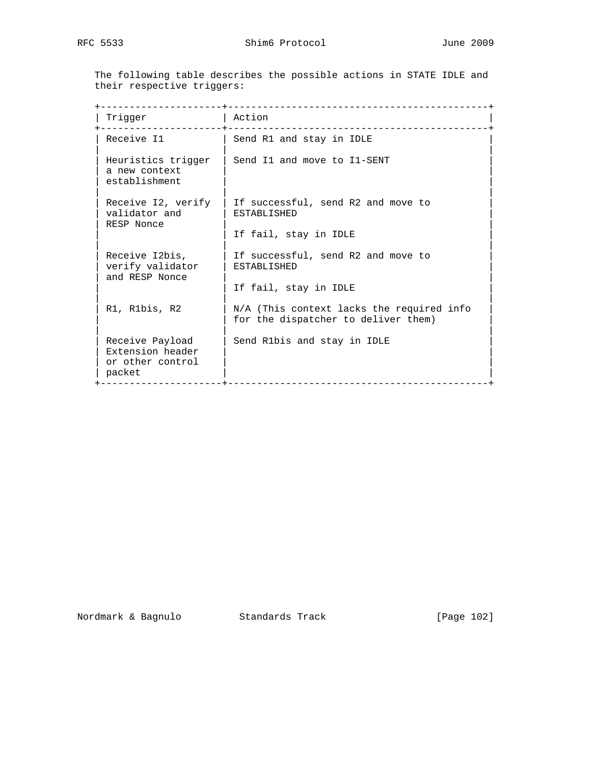The following table describes the possible actions in STATE IDLE and their respective triggers:

| Trigger | Action |
| --- | --- |
| Receive I1 | Send R1 and stay in IDLE |
| Heuristics trigger a new context establishment | Send I1 and move to I1-SENT |
| Receive I2, verify validator and RESP Nonce | If successful, send R2 and move to ESTABLISHED<br><br>If fail, stay in IDLE |
| Receive I2bis, verify validator and RESP Nonce | If successful, send R2 and move to ESTABLISHED<br><br>If fail, stay in IDLE |
| R1, R1bis, R2 | N/A (This context lacks the required info for the dispatcher to deliver them) |
| Receive Payload Extension header or other control packet | Send R1bis and stay in IDLE |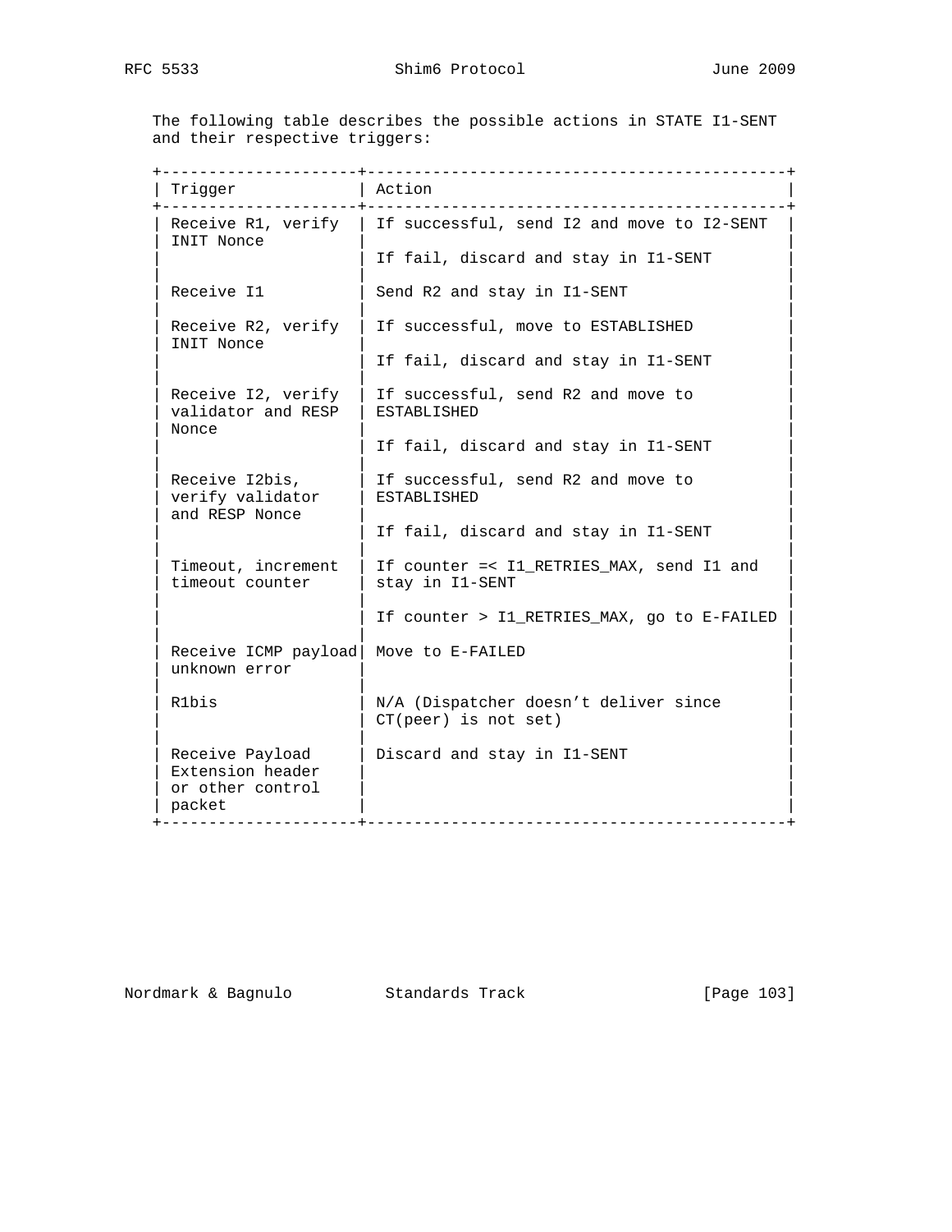The following table describes the possible actions in STATE I1-SENT and their respective triggers:

| Trigger | Action |
|---|---|
| Receive R1, verify INIT Nonce | If successful, send I2 and move to I2-SENT<br><br>If fail, discard and stay in I1-SENT |
| Receive I1 | Send R2 and stay in I1-SENT |
| Receive R2, verify INIT Nonce | If successful, move to ESTABLISHED<br><br>If fail, discard and stay in I1-SENT |
| Receive I2, verify validator and RESP Nonce | If successful, send R2 and move to ESTABLISHED<br><br>If fail, discard and stay in I1-SENT |
| Receive I2bis, verify validator and RESP Nonce | If successful, send R2 and move to ESTABLISHED<br><br>If fail, discard and stay in I1-SENT |
| Timeout, increment timeout counter | If counter =< I1_RETRIES_MAX, send I1 and stay in I1-SENT<br><br>If counter > I1_RETRIES_MAX, go to E-FAILED |
| Receive ICMP payload unknown error | Move to E-FAILED |
| R1bis | N/A (Dispatcher doesn't deliver since CT(peer) is not set) |
| Receive Payload Extension header or other control packet | Discard and stay in I1-SENT |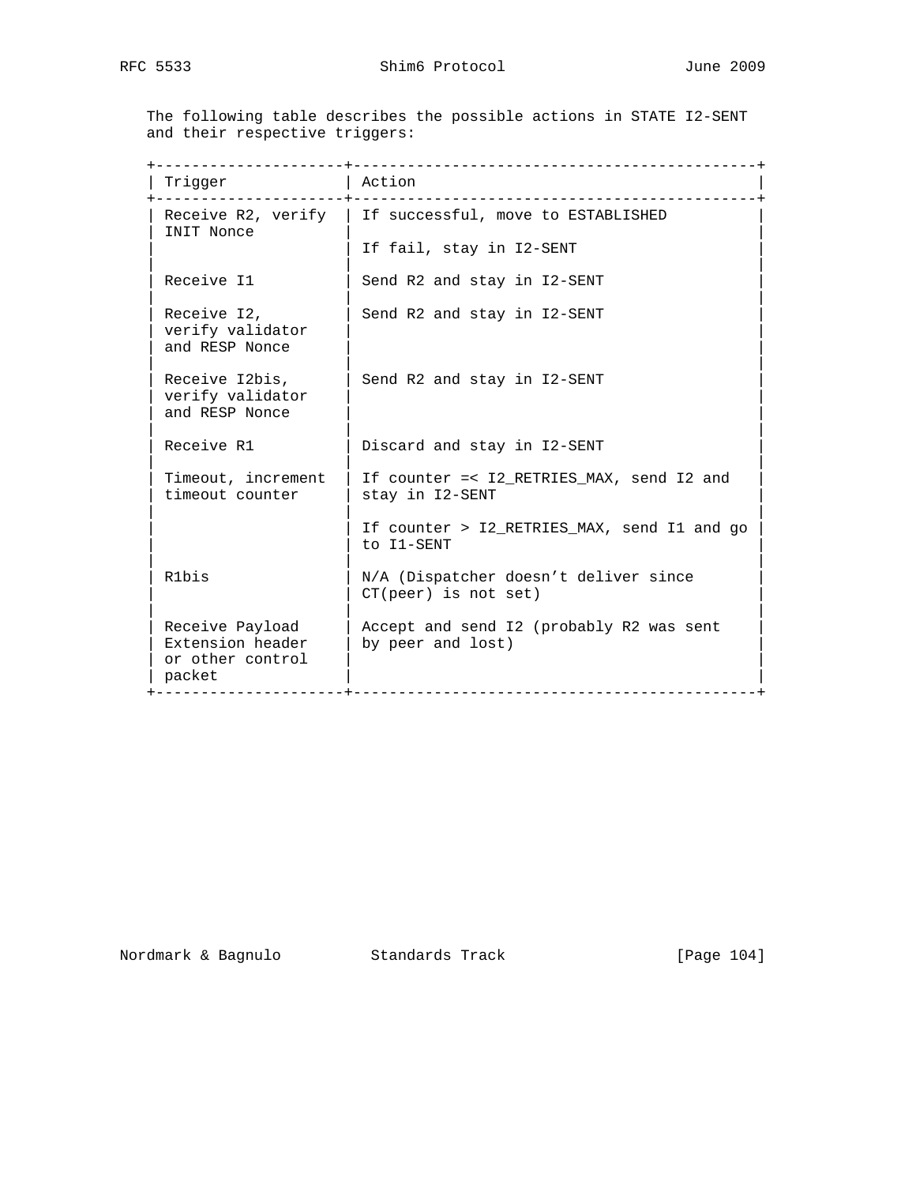The following table describes the possible actions in STATE I2-SENT and their respective triggers:

| Trigger | Action |
| --- | --- |
| Receive R2, verify INIT Nonce | If successful, move to ESTABLISHED<br><br>If fail, stay in I2-SENT |
| Receive I1 | Send R2 and stay in I2-SENT |
| Receive I2, verify validator and RESP Nonce | Send R2 and stay in I2-SENT |
| Receive I2bis, verify validator and RESP Nonce | Send R2 and stay in I2-SENT |
| Receive R1 | Discard and stay in I2-SENT |
| Timeout, increment timeout counter | If counter =< I2_RETRIES_MAX, send I2 and stay in I2-SENT<br><br>If counter > I2_RETRIES_MAX, send I1 and go to I1-SENT |
| R1bis | N/A (Dispatcher doesn't deliver since CT(peer) is not set) |
| Receive Payload Extension header or other control packet | Accept and send I2 (probably R2 was sent by peer and lost) |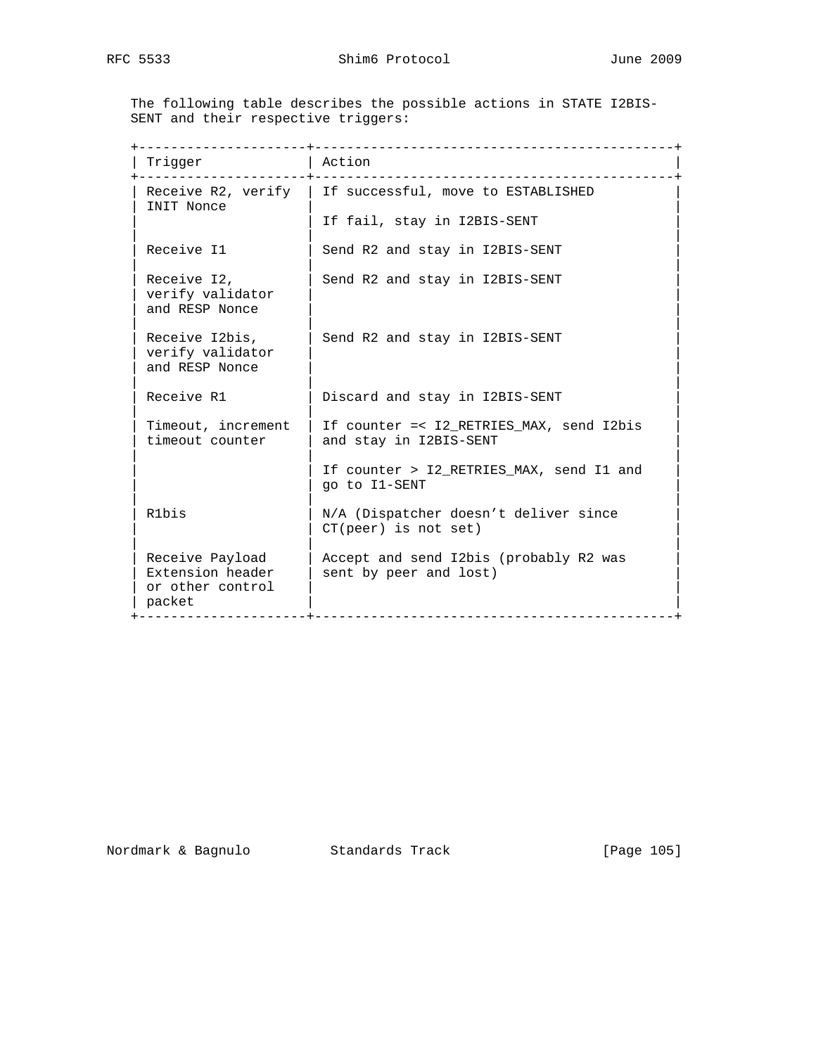The following table describes the possible actions in STATE I2BIS-SENT and their respective triggers:

| Trigger | Action |
| --- | --- |
| Receive R2, verify INIT Nonce | If successful, move to ESTABLISHED<br><br>If fail, stay in I2BIS-SENT |
| Receive I1 | Send R2 and stay in I2BIS-SENT |
| Receive I2, verify validator and RESP Nonce | Send R2 and stay in I2BIS-SENT |
| Receive I2bis, verify validator and RESP Nonce | Send R2 and stay in I2BIS-SENT |
| Receive R1 | Discard and stay in I2BIS-SENT |
| Timeout, increment timeout counter | If counter =< I2_RETRIES_MAX, send I2bis and stay in I2BIS-SENT<br><br>If counter > I2_RETRIES_MAX, send I1 and go to I1-SENT |
| R1bis | N/A (Dispatcher doesn't deliver since CT(peer) is not set) |
| Receive Payload Extension header or other control packet | Accept and send I2bis (probably R2 was sent by peer and lost) |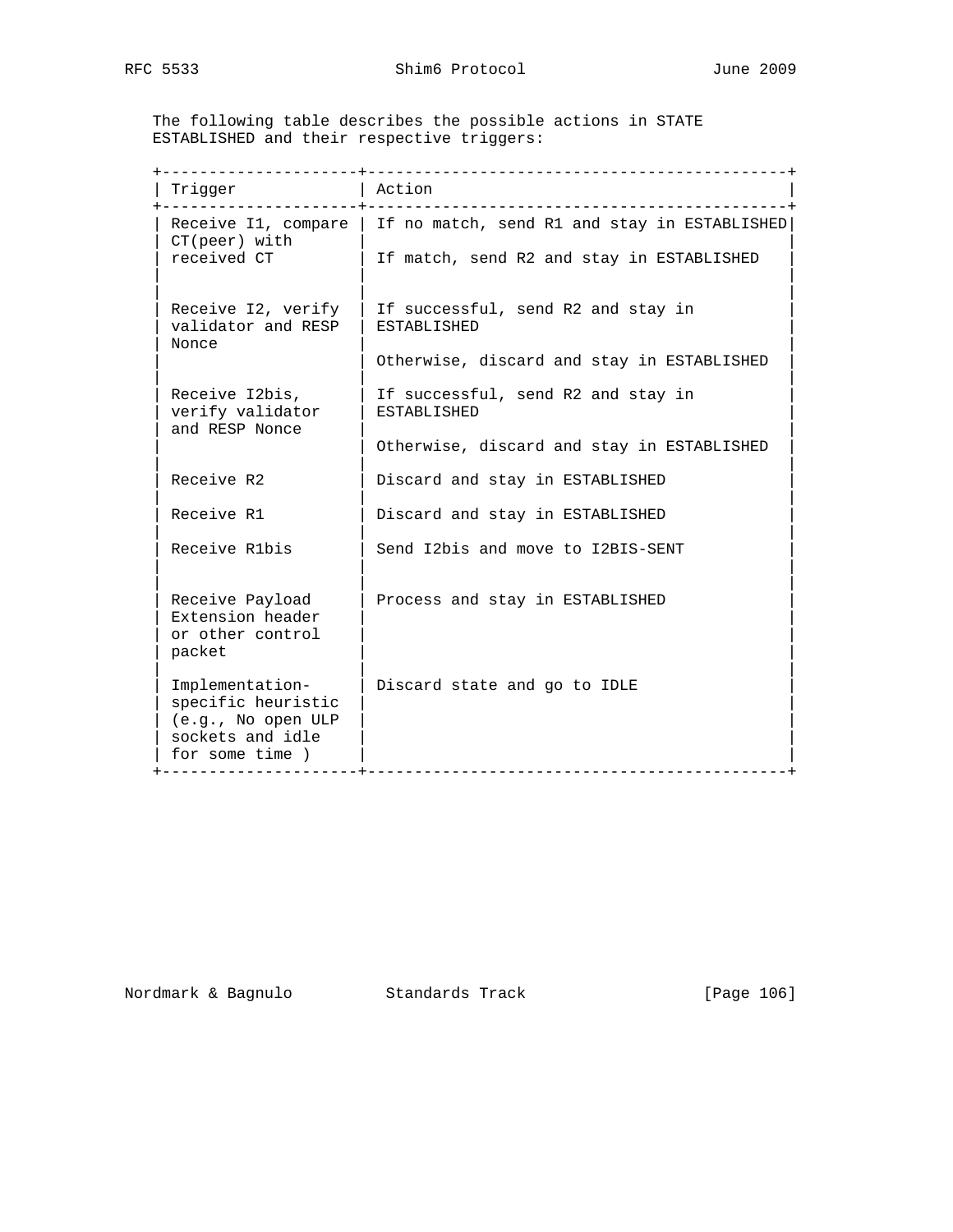The following table describes the possible actions in STATE ESTABLISHED and their respective triggers:

| Trigger | Action |
| --- | --- |
| Receive I1, compare CT(peer) with received CT | If no match, send R1 and stay in ESTABLISHED<br><br>If match, send R2 and stay in ESTABLISHED |
| Receive I2, verify validator and RESP Nonce | If successful, send R2 and stay in ESTABLISHED<br><br>Otherwise, discard and stay in ESTABLISHED |
| Receive I2bis, verify validator and RESP Nonce | If successful, send R2 and stay in ESTABLISHED<br><br>Otherwise, discard and stay in ESTABLISHED |
| Receive R2 | Discard and stay in ESTABLISHED |
| Receive R1 | Discard and stay in ESTABLISHED |
| Receive R1bis | Send I2bis and move to I2BIS-SENT |
| Receive Payload Extension header or other control packet | Process and stay in ESTABLISHED |
| Implementation-specific heuristic (e.g., No open ULP sockets and idle for some time ) | Discard state and go to IDLE |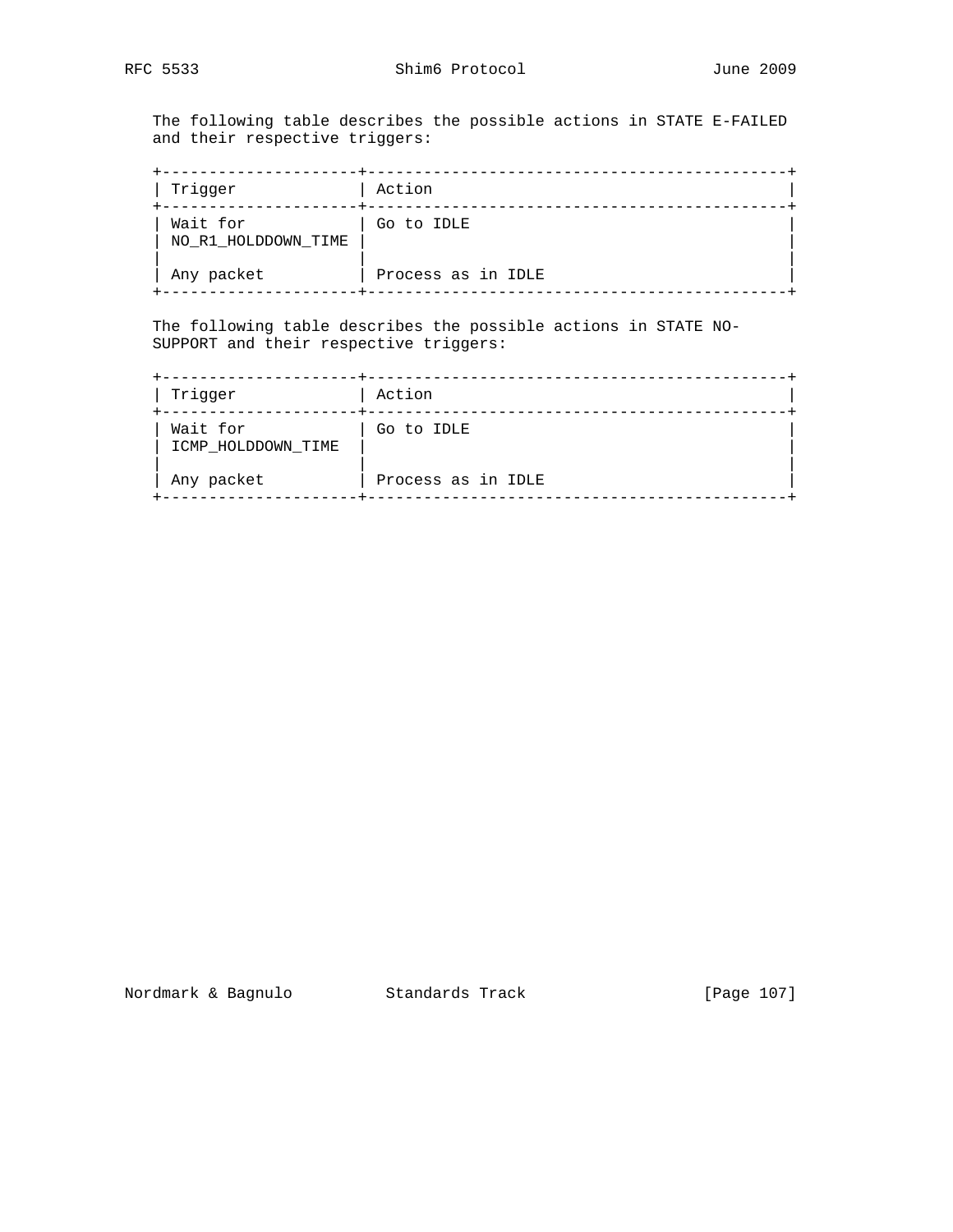The following table describes the possible actions in STATE E-FAILED and their respective triggers:

| Trigger | Action |
| --- | --- |
| Wait for NO_R1_HOLDDOWN_TIME | Go to IDLE |
| Any packet | Process as in IDLE |

The following table describes the possible actions in STATE NO-SUPPORT and their respective triggers:

| Trigger | Action |
| --- | --- |
| Wait for ICMP_HOLDDOWN_TIME | Go to IDLE |
| Any packet | Process as in IDLE |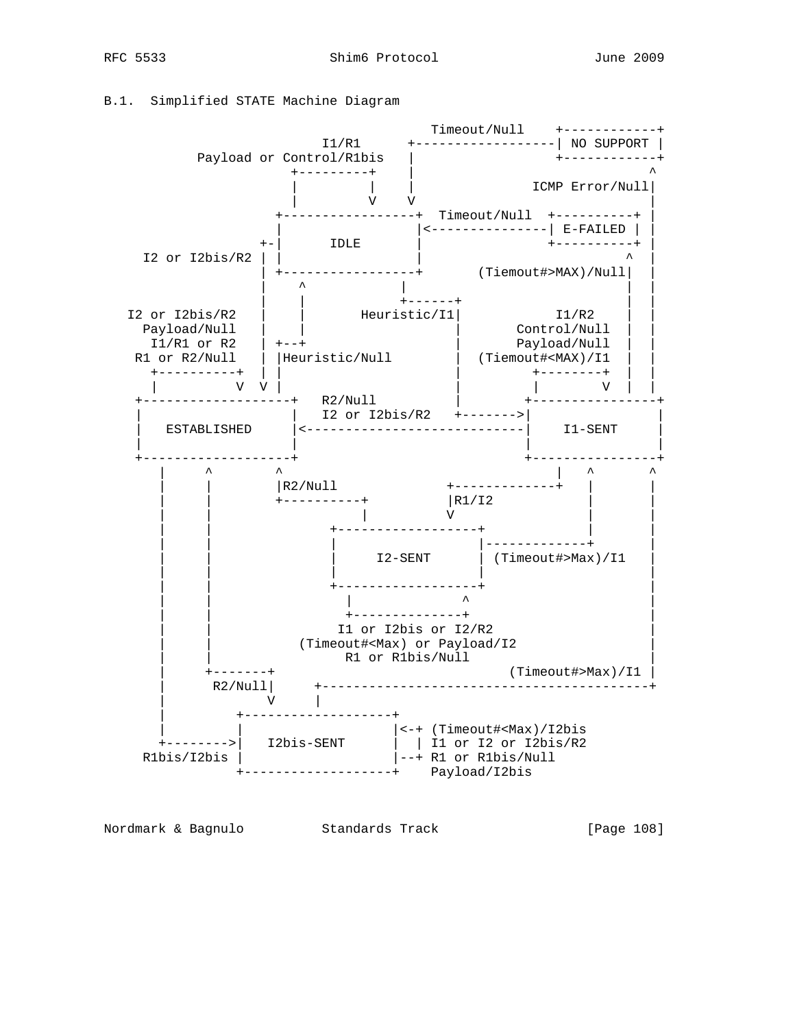B.1.  Simplified STATE Machine Diagram

```
                                    Timeout/Null    +------------+
                        I1/R1      +------------------| NO SUPPORT |
           Payload or Control/R1bis   |                 +------------+
                      +---------+    |                              ^
                      |         |    |              ICMP Error/Null|
                      |         V    V                             |
                    +-----------------+  Timeout/Null  +----------+ |
                    |                 |<---------------| E-FAILED | |
                  +-|      IDLE       |                +----------+ |
     I2 or I2bis/R2 | |               |                         ^  |
                  | +-----------------+      (Tiemout#>MAX)/Null|  |
                  |    ^           |                            |  |
                  |    |           +------+                     |  |
   I2 or I2bis/R2 |    |       Heuristic/I1|           I1/R2    |  |
     Payload/Null |    |                   |       Control/Null |  |
      I1/R1 or R2 | +--+                   |       Payload/Null |  |
    R1 or R2/Null | |Heuristic/Null        |  (Tiemout#<MAX)/I1 |  |
      +----------+ | |                     |          +--------+ |  |
      |          V  V |                    |          |        V |  |
    +-------------------+   R2/Null        |         +----------------+
    |                   |   I2 or I2bis/R2   +------->|                |
    |   ESTABLISHED     |<-----------------------------|    I1-SENT     |
    |                   |                             |                |
    +-------------------+                             +----------------+
       |     ^        ^                                   |   ^       ^
       |     |        |R2/Null           +-------------+   |       |
       |     |        +----------+       |R1/I2             |       |
       |     |                   |       V                  |       |
       |     |             +------------------+             |       |
       |     |             |                  |-------------+       |
       |     |             |     I2-SENT      | (Timeout#>Max)/I1   |
       |     |             |                  |                     |
       |     |             +------------------+                     |
       |     |               |             ^                        |
       |     |               +-------------+                        |
       |     |              I1 or I2bis or I2/R2                    |
       |     |         (Timeout#<Max) or Payload/I2                 |
       |     |               R1 or R1bis/Null                       |
       |     +-------+                            (Timeout#>Max)/I1 |
       |      R2/Null|     +----------------------------------------+
       |             V     |
       |         +-------------------+
       |         |                   |<-+ (Timeout#<Max)/I2bis
       +-------->|   I2bis-SENT      |  | I1 or I2 or I2bis/R2
     R1bis/I2bis |                   |--+ R1 or R1bis/Null
                 +-------------------+    Payload/I2bis
```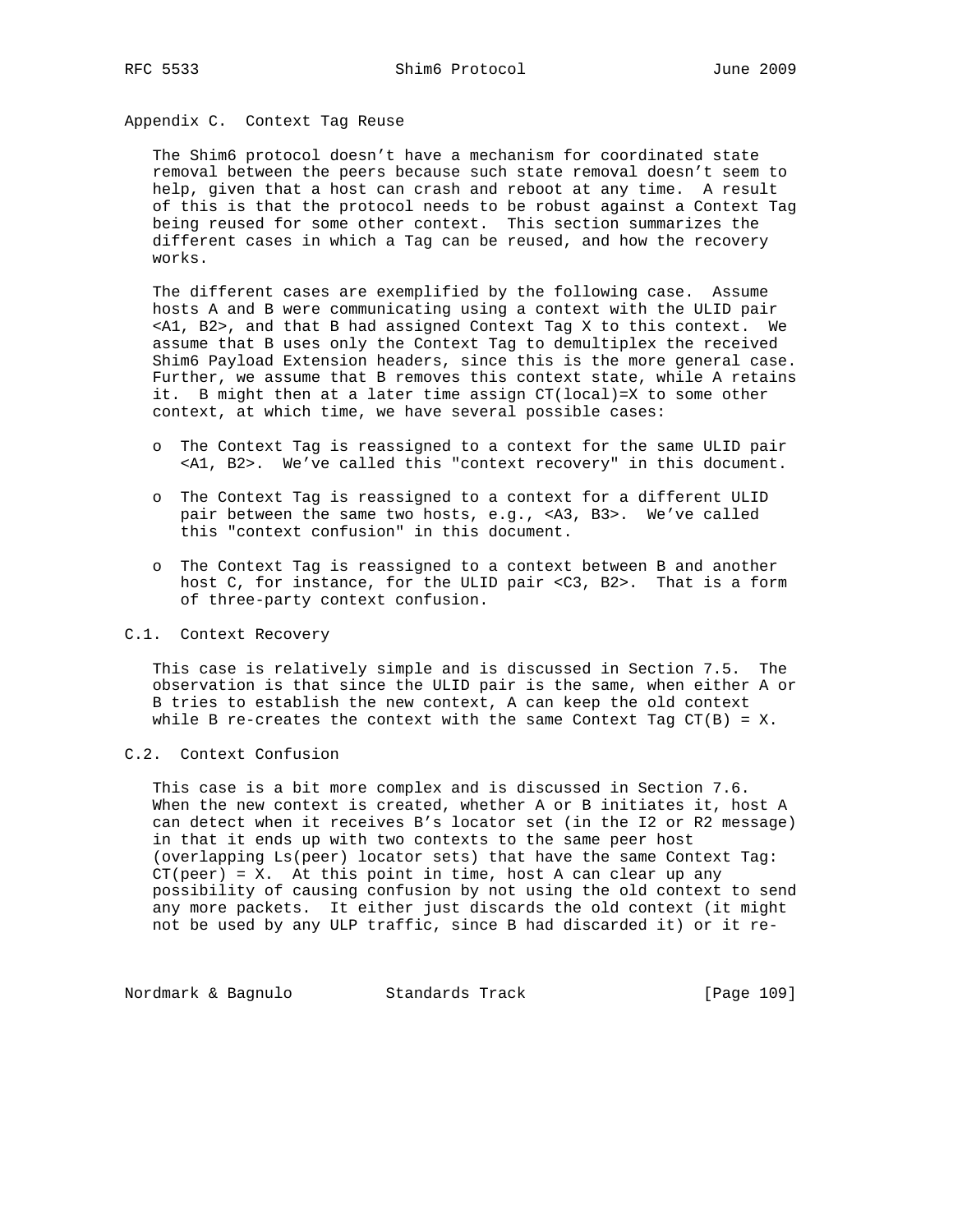## Appendix C. Context Tag Reuse

The Shim6 protocol doesn't have a mechanism for coordinated state removal between the peers because such state removal doesn't seem to help, given that a host can crash and reboot at any time. A result of this is that the protocol needs to be robust against a Context Tag being reused for some other context. This section summarizes the different cases in which a Tag can be reused, and how the recovery works.

The different cases are exemplified by the following case. Assume hosts A and B were communicating using a context with the ULID pair <A1, B2>, and that B had assigned Context Tag X to this context. We assume that B uses only the Context Tag to demultiplex the received Shim6 Payload Extension headers, since this is the more general case. Further, we assume that B removes this context state, while A retains it. B might then at a later time assign CT(local)=X to some other context, at which time, we have several possible cases:

- The Context Tag is reassigned to a context for the same ULID pair <A1, B2>. We've called this "context recovery" in this document.
- The Context Tag is reassigned to a context for a different ULID pair between the same two hosts, e.g., <A3, B3>. We've called this "context confusion" in this document.
- The Context Tag is reassigned to a context between B and another host C, for instance, for the ULID pair <C3, B2>. That is a form of three-party context confusion.

### C.1. Context Recovery

This case is relatively simple and is discussed in Section 7.5. The observation is that since the ULID pair is the same, when either A or B tries to establish the new context, A can keep the old context while B re-creates the context with the same Context Tag CT(B) = X.

### C.2. Context Confusion

This case is a bit more complex and is discussed in Section 7.6. When the new context is created, whether A or B initiates it, host A can detect when it receives B's locator set (in the I2 or R2 message) in that it ends up with two contexts to the same peer host (overlapping Ls(peer) locator sets) that have the same Context Tag: CT(peer) = X. At this point in time, host A can clear up any possibility of causing confusion by not using the old context to send any more packets. It either just discards the old context (it might not be used by any ULP traffic, since B had discarded it) or it re-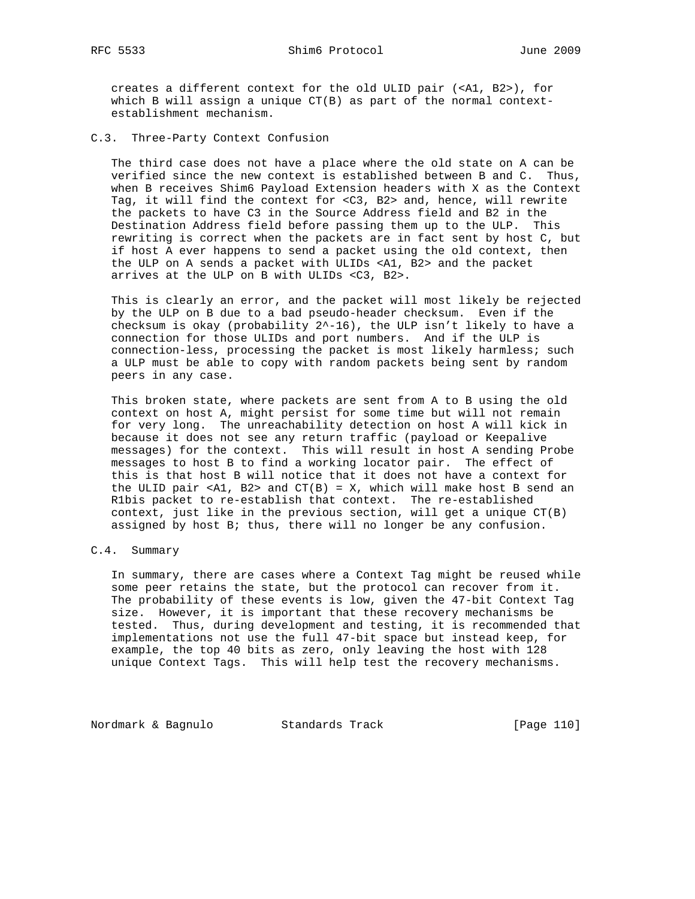creates a different context for the old ULID pair (<A1, B2>), for which B will assign a unique CT(B) as part of the normal context-establishment mechanism.

### C.3. Three-Party Context Confusion

The third case does not have a place where the old state on A can be verified since the new context is established between B and C. Thus, when B receives Shim6 Payload Extension headers with X as the Context Tag, it will find the context for <C3, B2> and, hence, will rewrite the packets to have C3 in the Source Address field and B2 in the Destination Address field before passing them up to the ULP. This rewriting is correct when the packets are in fact sent by host C, but if host A ever happens to send a packet using the old context, then the ULP on A sends a packet with ULIDs <A1, B2> and the packet arrives at the ULP on B with ULIDs <C3, B2>.

This is clearly an error, and the packet will most likely be rejected by the ULP on B due to a bad pseudo-header checksum. Even if the checksum is okay (probability $2^{-16}$), the ULP isn't likely to have a connection for those ULIDs and port numbers. And if the ULP is connection-less, processing the packet is most likely harmless; such a ULP must be able to copy with random packets being sent by random peers in any case.

This broken state, where packets are sent from A to B using the old context on host A, might persist for some time but will not remain for very long. The unreachability detection on host A will kick in because it does not see any return traffic (payload or Keepalive messages) for the context. This will result in host A sending Probe messages to host B to find a working locator pair. The effect of this is that host B will notice that it does not have a context for the ULID pair <A1, B2> and CT(B) = X, which will make host B send an R1bis packet to re-establish that context. The re-established context, just like in the previous section, will get a unique CT(B) assigned by host B; thus, there will no longer be any confusion.

### C.4. Summary

In summary, there are cases where a Context Tag might be reused while some peer retains the state, but the protocol can recover from it. The probability of these events is low, given the 47-bit Context Tag size. However, it is important that these recovery mechanisms be tested. Thus, during development and testing, it is recommended that implementations not use the full 47-bit space but instead keep, for example, the top 40 bits as zero, only leaving the host with 128 unique Context Tags. This will help test the recovery mechanisms.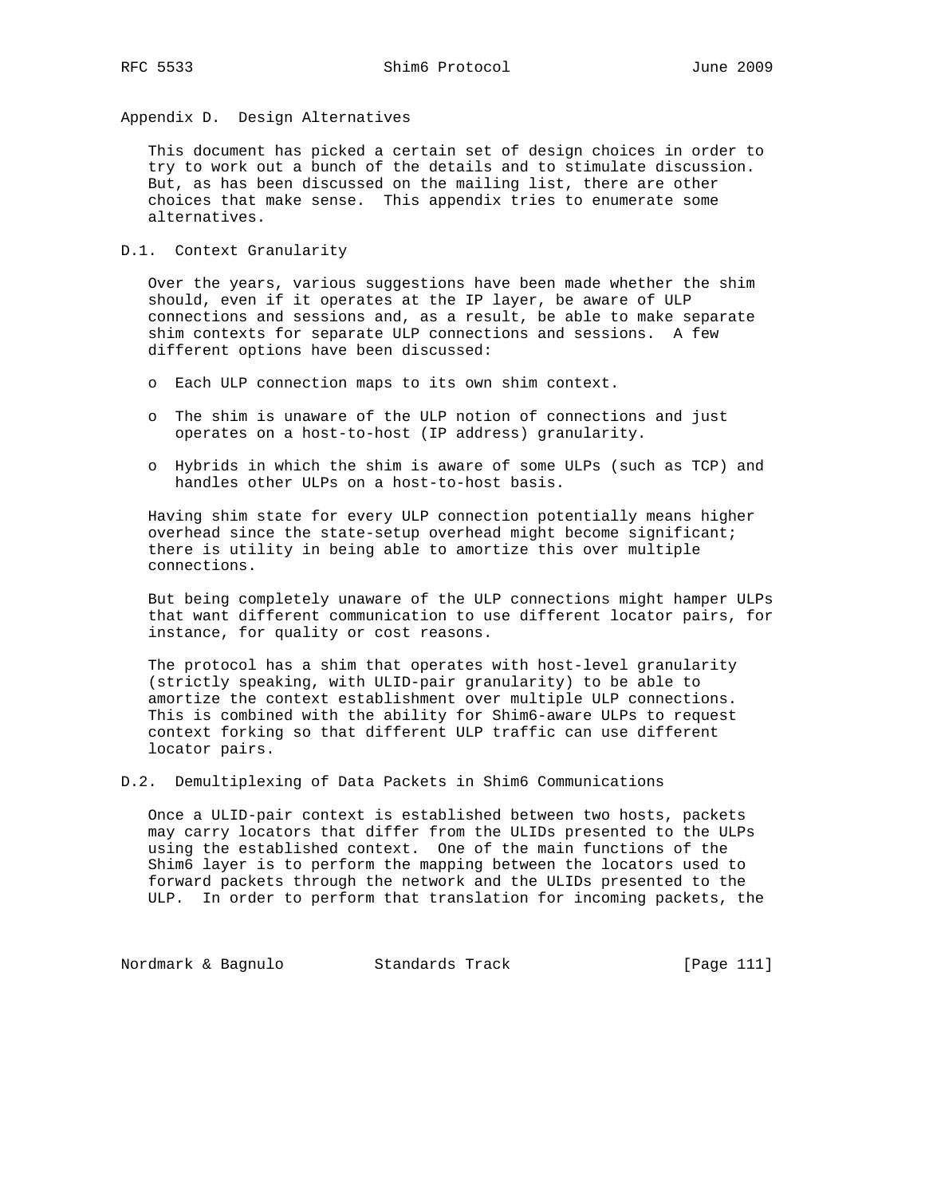# Appendix D. Design Alternatives

This document has picked a certain set of design choices in order to try to work out a bunch of the details and to stimulate discussion. But, as has been discussed on the mailing list, there are other choices that make sense. This appendix tries to enumerate some alternatives.

## D.1. Context Granularity

Over the years, various suggestions have been made whether the shim should, even if it operates at the IP layer, be aware of ULP connections and sessions and, as a result, be able to make separate shim contexts for separate ULP connections and sessions. A few different options have been discussed:

- Each ULP connection maps to its own shim context.
- The shim is unaware of the ULP notion of connections and just operates on a host-to-host (IP address) granularity.
- Hybrids in which the shim is aware of some ULPs (such as TCP) and handles other ULPs on a host-to-host basis.

Having shim state for every ULP connection potentially means higher overhead since the state-setup overhead might become significant; there is utility in being able to amortize this over multiple connections.

But being completely unaware of the ULP connections might hamper ULPs that want different communication to use different locator pairs, for instance, for quality or cost reasons.

The protocol has a shim that operates with host-level granularity (strictly speaking, with ULID-pair granularity) to be able to amortize the context establishment over multiple ULP connections. This is combined with the ability for Shim6-aware ULPs to request context forking so that different ULP traffic can use different locator pairs.

## D.2. Demultiplexing of Data Packets in Shim6 Communications

Once a ULID-pair context is established between two hosts, packets may carry locators that differ from the ULIDs presented to the ULPs using the established context. One of the main functions of the Shim6 layer is to perform the mapping between the locators used to forward packets through the network and the ULIDs presented to the ULP. In order to perform that translation for incoming packets, the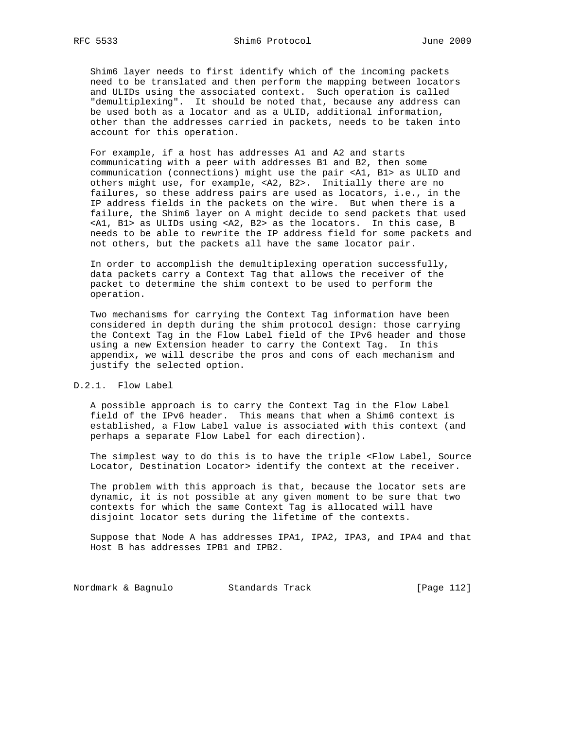Shim6 layer needs to first identify which of the incoming packets need to be translated and then perform the mapping between locators and ULIDs using the associated context. Such operation is called "demultiplexing". It should be noted that, because any address can be used both as a locator and as a ULID, additional information, other than the addresses carried in packets, needs to be taken into account for this operation.

For example, if a host has addresses A1 and A2 and starts communicating with a peer with addresses B1 and B2, then some communication (connections) might use the pair <A1, B1> as ULID and others might use, for example, <A2, B2>. Initially there are no failures, so these address pairs are used as locators, i.e., in the IP address fields in the packets on the wire. But when there is a failure, the Shim6 layer on A might decide to send packets that used <A1, B1> as ULIDs using <A2, B2> as the locators. In this case, B needs to be able to rewrite the IP address field for some packets and not others, but the packets all have the same locator pair.

In order to accomplish the demultiplexing operation successfully, data packets carry a Context Tag that allows the receiver of the packet to determine the shim context to be used to perform the operation.

Two mechanisms for carrying the Context Tag information have been considered in depth during the shim protocol design: those carrying the Context Tag in the Flow Label field of the IPv6 header and those using a new Extension header to carry the Context Tag. In this appendix, we will describe the pros and cons of each mechanism and justify the selected option.

### D.2.1. Flow Label

A possible approach is to carry the Context Tag in the Flow Label field of the IPv6 header. This means that when a Shim6 context is established, a Flow Label value is associated with this context (and perhaps a separate Flow Label for each direction).

The simplest way to do this is to have the triple <Flow Label, Source Locator, Destination Locator> identify the context at the receiver.

The problem with this approach is that, because the locator sets are dynamic, it is not possible at any given moment to be sure that two contexts for which the same Context Tag is allocated will have disjoint locator sets during the lifetime of the contexts.

Suppose that Node A has addresses IPA1, IPA2, IPA3, and IPA4 and that Host B has addresses IPB1 and IPB2.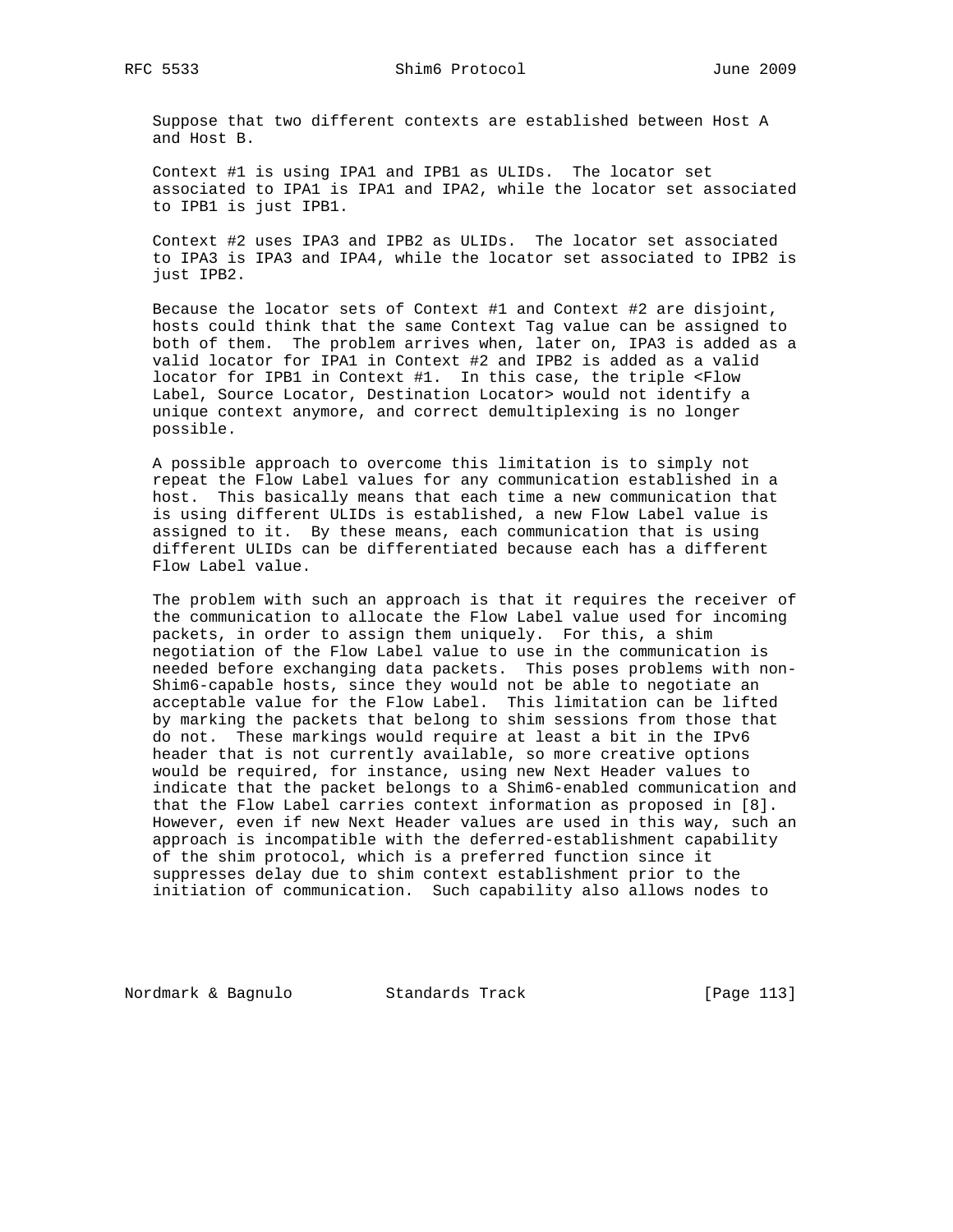Suppose that two different contexts are established between Host A and Host B.

Context #1 is using IPA1 and IPB1 as ULIDs. The locator set associated to IPA1 is IPA1 and IPA2, while the locator set associated to IPB1 is just IPB1.

Context #2 uses IPA3 and IPB2 as ULIDs. The locator set associated to IPA3 is IPA3 and IPA4, while the locator set associated to IPB2 is just IPB2.

Because the locator sets of Context #1 and Context #2 are disjoint, hosts could think that the same Context Tag value can be assigned to both of them. The problem arrives when, later on, IPA3 is added as a valid locator for IPA1 in Context #2 and IPB2 is added as a valid locator for IPB1 in Context #1. In this case, the triple <Flow Label, Source Locator, Destination Locator> would not identify a unique context anymore, and correct demultiplexing is no longer possible.

A possible approach to overcome this limitation is to simply not repeat the Flow Label values for any communication established in a host. This basically means that each time a new communication that is using different ULIDs is established, a new Flow Label value is assigned to it. By these means, each communication that is using different ULIDs can be differentiated because each has a different Flow Label value.

The problem with such an approach is that it requires the receiver of the communication to allocate the Flow Label value used for incoming packets, in order to assign them uniquely. For this, a shim negotiation of the Flow Label value to use in the communication is needed before exchanging data packets. This poses problems with non-Shim6-capable hosts, since they would not be able to negotiate an acceptable value for the Flow Label. This limitation can be lifted by marking the packets that belong to shim sessions from those that do not. These markings would require at least a bit in the IPv6 header that is not currently available, so more creative options would be required, for instance, using new Next Header values to indicate that the packet belongs to a Shim6-enabled communication and that the Flow Label carries context information as proposed in [8]. However, even if new Next Header values are used in this way, such an approach is incompatible with the deferred-establishment capability of the shim protocol, which is a preferred function since it suppresses delay due to shim context establishment prior to the initiation of communication. Such capability also allows nodes to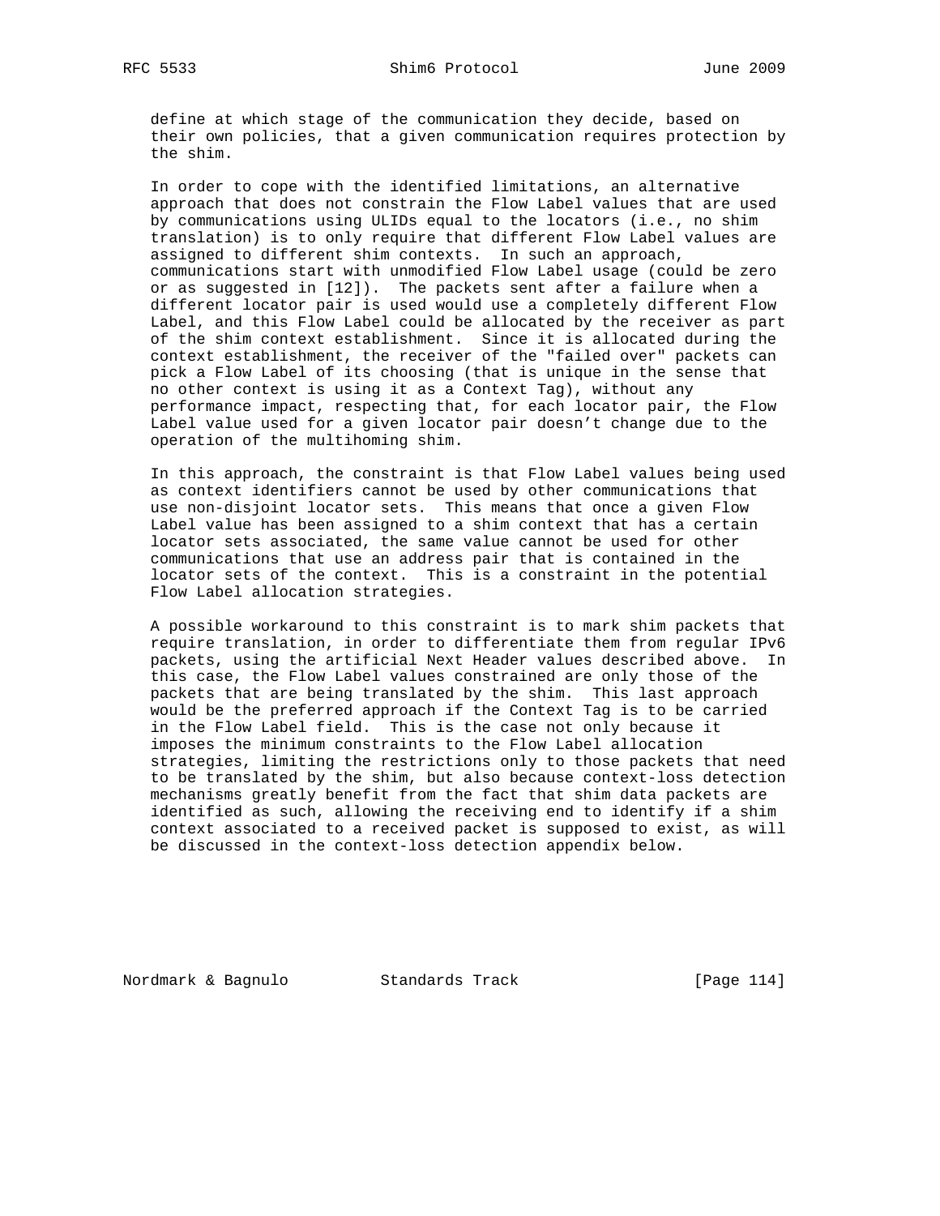define at which stage of the communication they decide, based on their own policies, that a given communication requires protection by the shim.

In order to cope with the identified limitations, an alternative approach that does not constrain the Flow Label values that are used by communications using ULIDs equal to the locators (i.e., no shim translation) is to only require that different Flow Label values are assigned to different shim contexts. In such an approach, communications start with unmodified Flow Label usage (could be zero or as suggested in [12]). The packets sent after a failure when a different locator pair is used would use a completely different Flow Label, and this Flow Label could be allocated by the receiver as part of the shim context establishment. Since it is allocated during the context establishment, the receiver of the "failed over" packets can pick a Flow Label of its choosing (that is unique in the sense that no other context is using it as a Context Tag), without any performance impact, respecting that, for each locator pair, the Flow Label value used for a given locator pair doesn't change due to the operation of the multihoming shim.

In this approach, the constraint is that Flow Label values being used as context identifiers cannot be used by other communications that use non-disjoint locator sets. This means that once a given Flow Label value has been assigned to a shim context that has a certain locator sets associated, the same value cannot be used for other communications that use an address pair that is contained in the locator sets of the context. This is a constraint in the potential Flow Label allocation strategies.

A possible workaround to this constraint is to mark shim packets that require translation, in order to differentiate them from regular IPv6 packets, using the artificial Next Header values described above. In this case, the Flow Label values constrained are only those of the packets that are being translated by the shim. This last approach would be the preferred approach if the Context Tag is to be carried in the Flow Label field. This is the case not only because it imposes the minimum constraints to the Flow Label allocation strategies, limiting the restrictions only to those packets that need to be translated by the shim, but also because context-loss detection mechanisms greatly benefit from the fact that shim data packets are identified as such, allowing the receiving end to identify if a shim context associated to a received packet is supposed to exist, as will be discussed in the context-loss detection appendix below.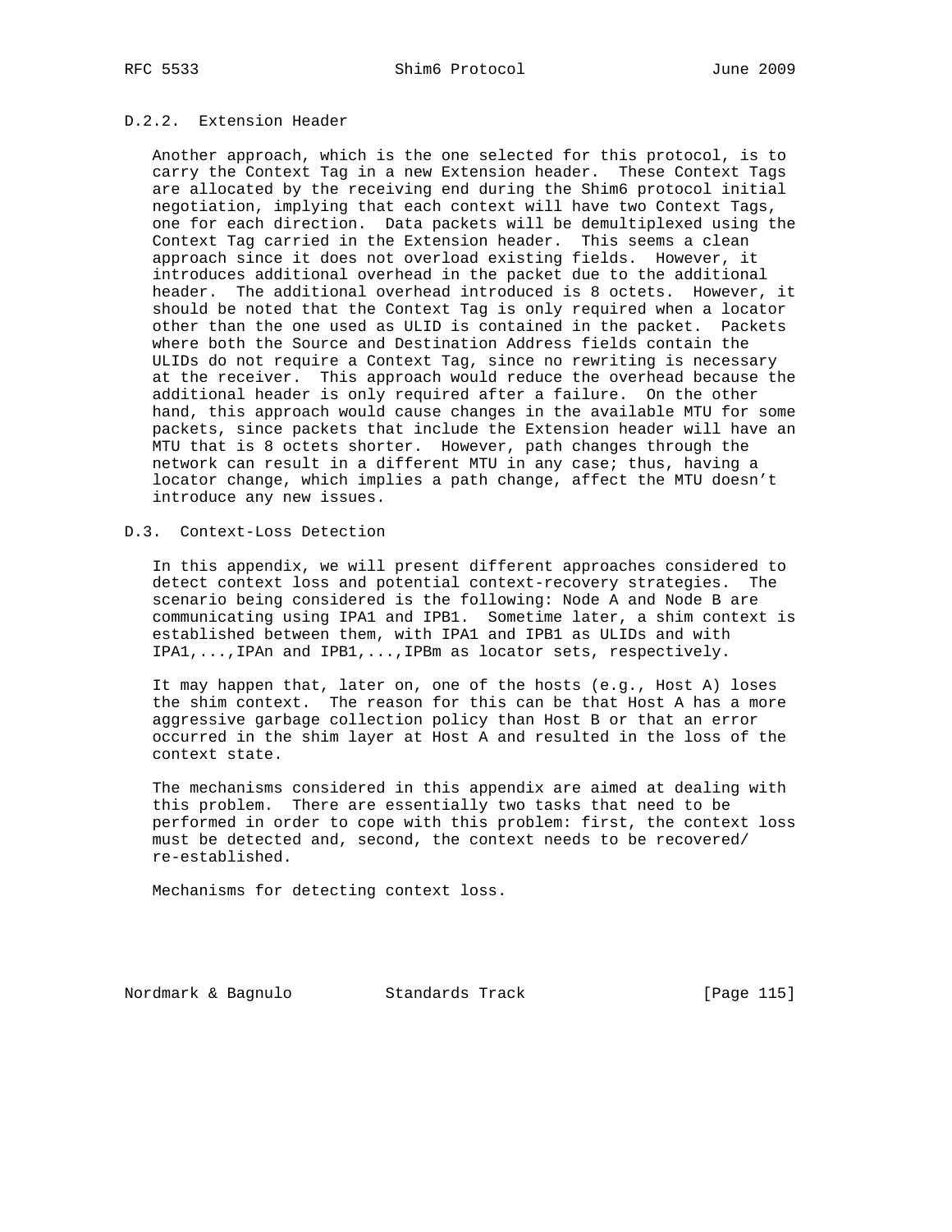### D.2.2. Extension Header

Another approach, which is the one selected for this protocol, is to carry the Context Tag in a new Extension header. These Context Tags are allocated by the receiving end during the Shim6 protocol initial negotiation, implying that each context will have two Context Tags, one for each direction. Data packets will be demultiplexed using the Context Tag carried in the Extension header. This seems a clean approach since it does not overload existing fields. However, it introduces additional overhead in the packet due to the additional header. The additional overhead introduced is 8 octets. However, it should be noted that the Context Tag is only required when a locator other than the one used as ULID is contained in the packet. Packets where both the Source and Destination Address fields contain the ULIDs do not require a Context Tag, since no rewriting is necessary at the receiver. This approach would reduce the overhead because the additional header is only required after a failure. On the other hand, this approach would cause changes in the available MTU for some packets, since packets that include the Extension header will have an MTU that is 8 octets shorter. However, path changes through the network can result in a different MTU in any case; thus, having a locator change, which implies a path change, affect the MTU doesn't introduce any new issues.

## D.3. Context-Loss Detection

In this appendix, we will present different approaches considered to detect context loss and potential context-recovery strategies. The scenario being considered is the following: Node A and Node B are communicating using IPA1 and IPB1. Sometime later, a shim context is established between them, with IPA1 and IPB1 as ULIDs and with IPA1,...,IPAn and IPB1,...,IPBm as locator sets, respectively.

It may happen that, later on, one of the hosts (e.g., Host A) loses the shim context. The reason for this can be that Host A has a more aggressive garbage collection policy than Host B or that an error occurred in the shim layer at Host A and resulted in the loss of the context state.

The mechanisms considered in this appendix are aimed at dealing with this problem. There are essentially two tasks that need to be performed in order to cope with this problem: first, the context loss must be detected and, second, the context needs to be recovered/re-established.

Mechanisms for detecting context loss.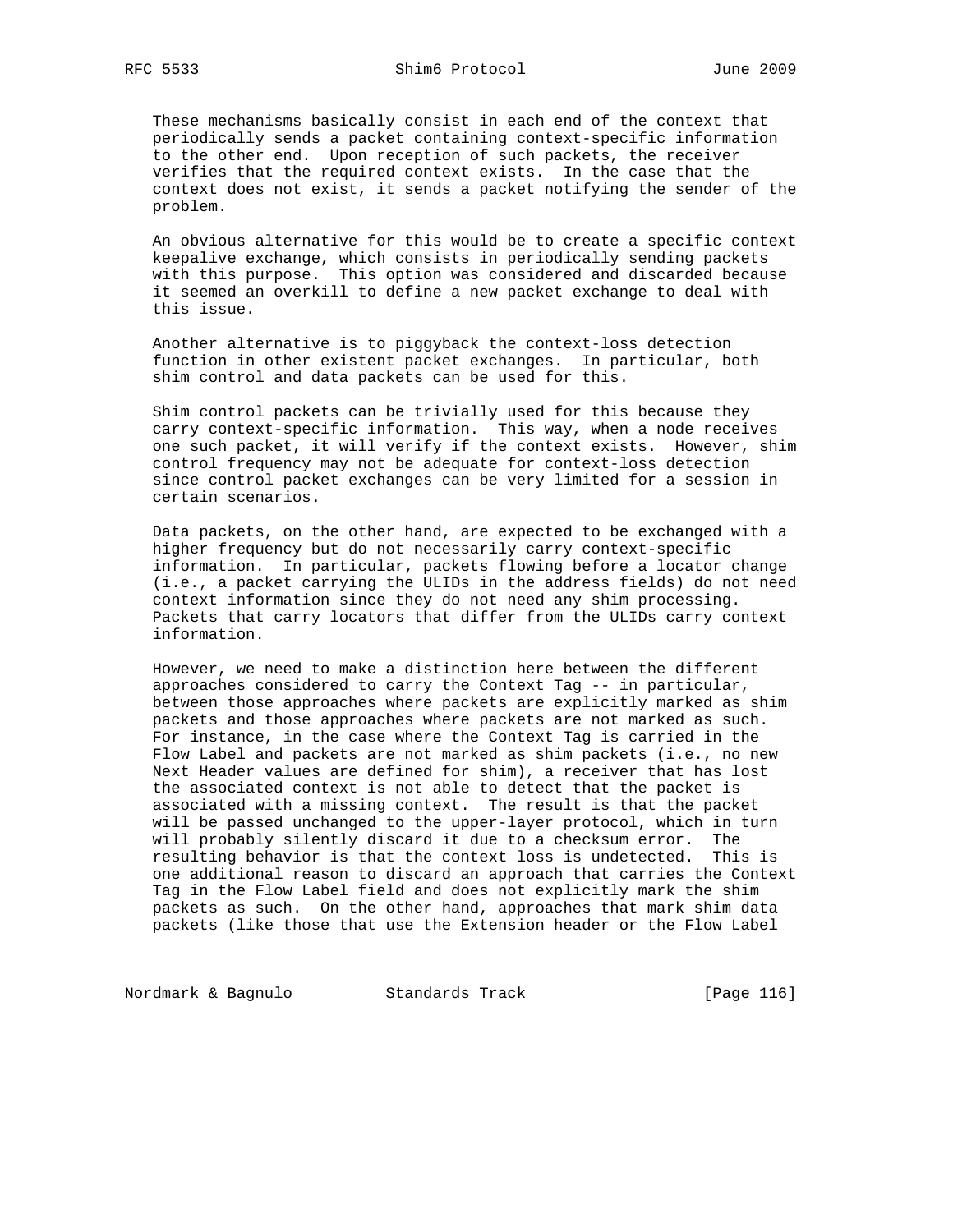These mechanisms basically consist in each end of the context that periodically sends a packet containing context-specific information to the other end. Upon reception of such packets, the receiver verifies that the required context exists. In the case that the context does not exist, it sends a packet notifying the sender of the problem.

An obvious alternative for this would be to create a specific context keepalive exchange, which consists in periodically sending packets with this purpose. This option was considered and discarded because it seemed an overkill to define a new packet exchange to deal with this issue.

Another alternative is to piggyback the context-loss detection function in other existent packet exchanges. In particular, both shim control and data packets can be used for this.

Shim control packets can be trivially used for this because they carry context-specific information. This way, when a node receives one such packet, it will verify if the context exists. However, shim control frequency may not be adequate for context-loss detection since control packet exchanges can be very limited for a session in certain scenarios.

Data packets, on the other hand, are expected to be exchanged with a higher frequency but do not necessarily carry context-specific information. In particular, packets flowing before a locator change (i.e., a packet carrying the ULIDs in the address fields) do not need context information since they do not need any shim processing. Packets that carry locators that differ from the ULIDs carry context information.

However, we need to make a distinction here between the different approaches considered to carry the Context Tag -- in particular, between those approaches where packets are explicitly marked as shim packets and those approaches where packets are not marked as such. For instance, in the case where the Context Tag is carried in the Flow Label and packets are not marked as shim packets (i.e., no new Next Header values are defined for shim), a receiver that has lost the associated context is not able to detect that the packet is associated with a missing context. The result is that the packet will be passed unchanged to the upper-layer protocol, which in turn will probably silently discard it due to a checksum error. The resulting behavior is that the context loss is undetected. This is one additional reason to discard an approach that carries the Context Tag in the Flow Label field and does not explicitly mark the shim packets as such. On the other hand, approaches that mark shim data packets (like those that use the Extension header or the Flow Label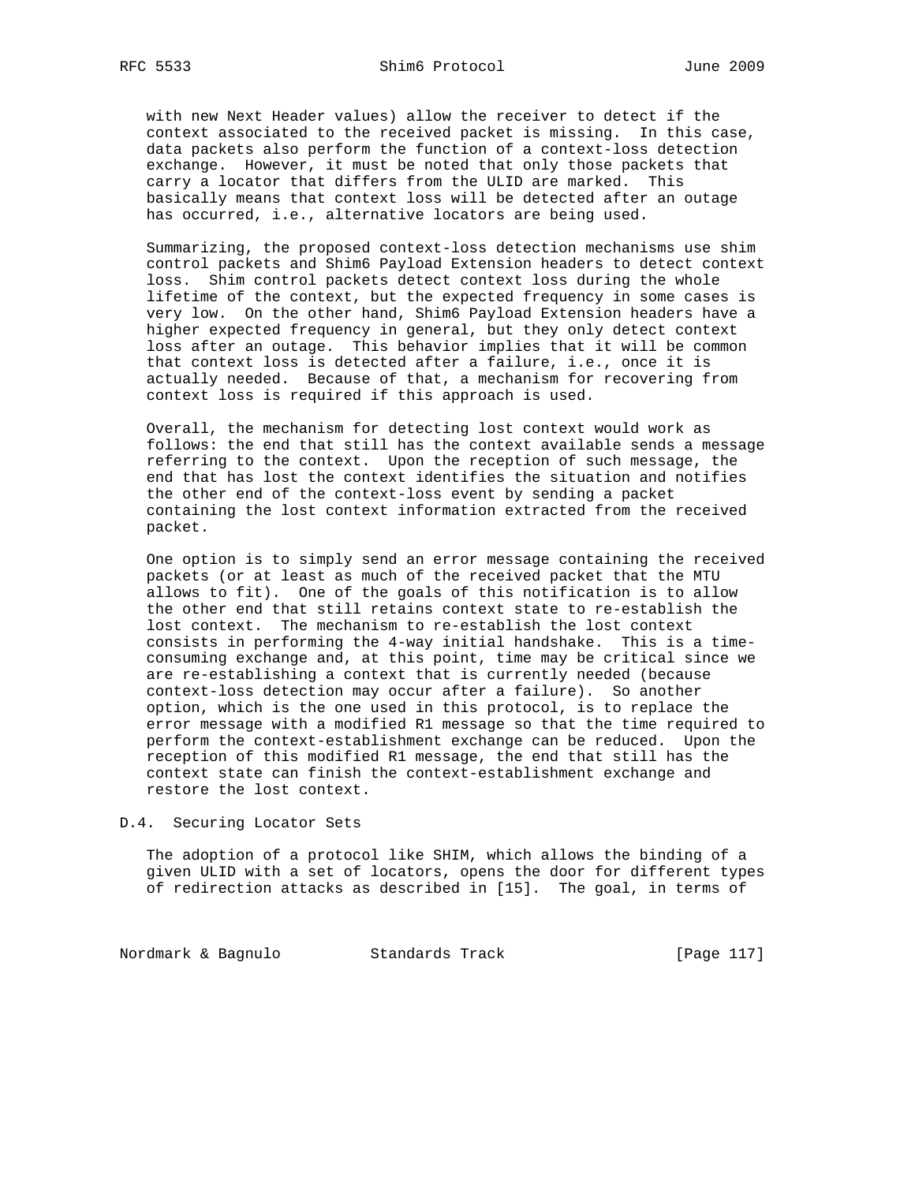with new Next Header values) allow the receiver to detect if the context associated to the received packet is missing. In this case, data packets also perform the function of a context-loss detection exchange. However, it must be noted that only those packets that carry a locator that differs from the ULID are marked. This basically means that context loss will be detected after an outage has occurred, i.e., alternative locators are being used.

Summarizing, the proposed context-loss detection mechanisms use shim control packets and Shim6 Payload Extension headers to detect context loss. Shim control packets detect context loss during the whole lifetime of the context, but the expected frequency in some cases is very low. On the other hand, Shim6 Payload Extension headers have a higher expected frequency in general, but they only detect context loss after an outage. This behavior implies that it will be common that context loss is detected after a failure, i.e., once it is actually needed. Because of that, a mechanism for recovering from context loss is required if this approach is used.

Overall, the mechanism for detecting lost context would work as follows: the end that still has the context available sends a message referring to the context. Upon the reception of such message, the end that has lost the context identifies the situation and notifies the other end of the context-loss event by sending a packet containing the lost context information extracted from the received packet.

One option is to simply send an error message containing the received packets (or at least as much of the received packet that the MTU allows to fit). One of the goals of this notification is to allow the other end that still retains context state to re-establish the lost context. The mechanism to re-establish the lost context consists in performing the 4-way initial handshake. This is a time-consuming exchange and, at this point, time may be critical since we are re-establishing a context that is currently needed (because context-loss detection may occur after a failure). So another option, which is the one used in this protocol, is to replace the error message with a modified R1 message so that the time required to perform the context-establishment exchange can be reduced. Upon the reception of this modified R1 message, the end that still has the context state can finish the context-establishment exchange and restore the lost context.

## D.4. Securing Locator Sets

The adoption of a protocol like SHIM, which allows the binding of a given ULID with a set of locators, opens the door for different types of redirection attacks as described in [15]. The goal, in terms of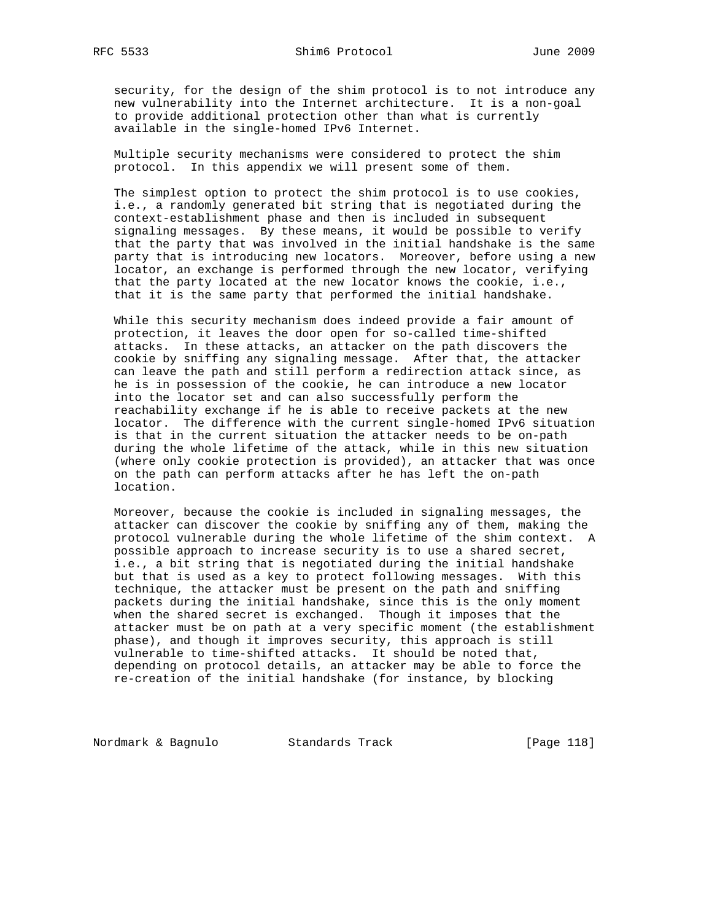security, for the design of the shim protocol is to not introduce any new vulnerability into the Internet architecture. It is a non-goal to provide additional protection other than what is currently available in the single-homed IPv6 Internet.

Multiple security mechanisms were considered to protect the shim protocol. In this appendix we will present some of them.

The simplest option to protect the shim protocol is to use cookies, i.e., a randomly generated bit string that is negotiated during the context-establishment phase and then is included in subsequent signaling messages. By these means, it would be possible to verify that the party that was involved in the initial handshake is the same party that is introducing new locators. Moreover, before using a new locator, an exchange is performed through the new locator, verifying that the party located at the new locator knows the cookie, i.e., that it is the same party that performed the initial handshake.

While this security mechanism does indeed provide a fair amount of protection, it leaves the door open for so-called time-shifted attacks. In these attacks, an attacker on the path discovers the cookie by sniffing any signaling message. After that, the attacker can leave the path and still perform a redirection attack since, as he is in possession of the cookie, he can introduce a new locator into the locator set and can also successfully perform the reachability exchange if he is able to receive packets at the new locator. The difference with the current single-homed IPv6 situation is that in the current situation the attacker needs to be on-path during the whole lifetime of the attack, while in this new situation (where only cookie protection is provided), an attacker that was once on the path can perform attacks after he has left the on-path location.

Moreover, because the cookie is included in signaling messages, the attacker can discover the cookie by sniffing any of them, making the protocol vulnerable during the whole lifetime of the shim context. A possible approach to increase security is to use a shared secret, i.e., a bit string that is negotiated during the initial handshake but that is used as a key to protect following messages. With this technique, the attacker must be present on the path and sniffing packets during the initial handshake, since this is the only moment when the shared secret is exchanged. Though it imposes that the attacker must be on path at a very specific moment (the establishment phase), and though it improves security, this approach is still vulnerable to time-shifted attacks. It should be noted that, depending on protocol details, an attacker may be able to force the re-creation of the initial handshake (for instance, by blocking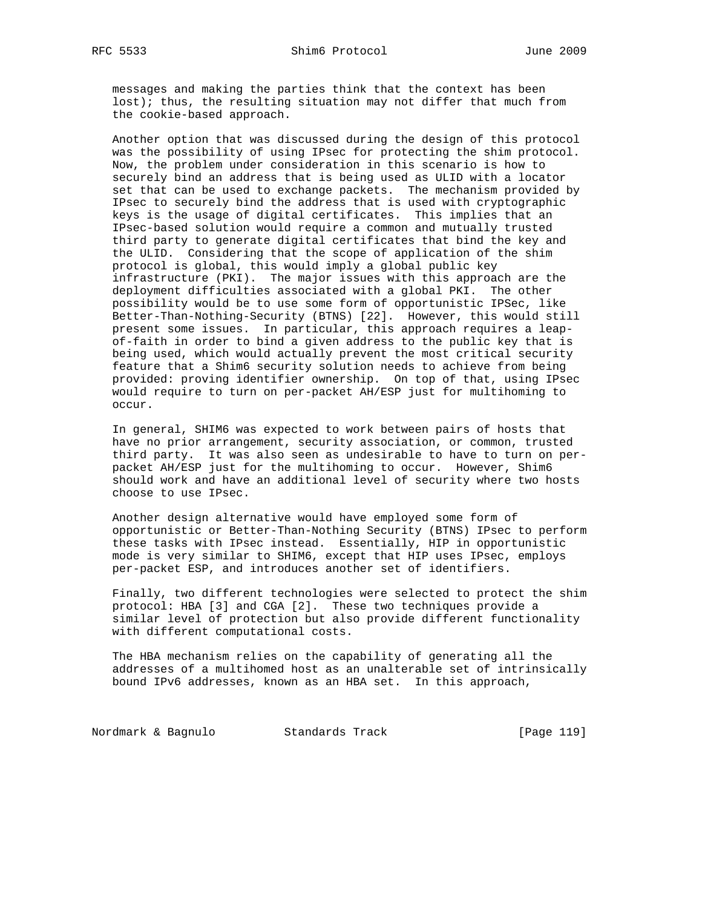messages and making the parties think that the context has been lost); thus, the resulting situation may not differ that much from the cookie-based approach.

Another option that was discussed during the design of this protocol was the possibility of using IPsec for protecting the shim protocol. Now, the problem under consideration in this scenario is how to securely bind an address that is being used as ULID with a locator set that can be used to exchange packets. The mechanism provided by IPsec to securely bind the address that is used with cryptographic keys is the usage of digital certificates. This implies that an IPsec-based solution would require a common and mutually trusted third party to generate digital certificates that bind the key and the ULID. Considering that the scope of application of the shim protocol is global, this would imply a global public key infrastructure (PKI). The major issues with this approach are the deployment difficulties associated with a global PKI. The other possibility would be to use some form of opportunistic IPSec, like Better-Than-Nothing-Security (BTNS) [22]. However, this would still present some issues. In particular, this approach requires a leap-of-faith in order to bind a given address to the public key that is being used, which would actually prevent the most critical security feature that a Shim6 security solution needs to achieve from being provided: proving identifier ownership. On top of that, using IPsec would require to turn on per-packet AH/ESP just for multihoming to occur.

In general, SHIM6 was expected to work between pairs of hosts that have no prior arrangement, security association, or common, trusted third party. It was also seen as undesirable to have to turn on per-packet AH/ESP just for the multihoming to occur. However, Shim6 should work and have an additional level of security where two hosts choose to use IPsec.

Another design alternative would have employed some form of opportunistic or Better-Than-Nothing Security (BTNS) IPsec to perform these tasks with IPsec instead. Essentially, HIP in opportunistic mode is very similar to SHIM6, except that HIP uses IPsec, employs per-packet ESP, and introduces another set of identifiers.

Finally, two different technologies were selected to protect the shim protocol: HBA [3] and CGA [2]. These two techniques provide a similar level of protection but also provide different functionality with different computational costs.

The HBA mechanism relies on the capability of generating all the addresses of a multihomed host as an unalterable set of intrinsically bound IPv6 addresses, known as an HBA set. In this approach,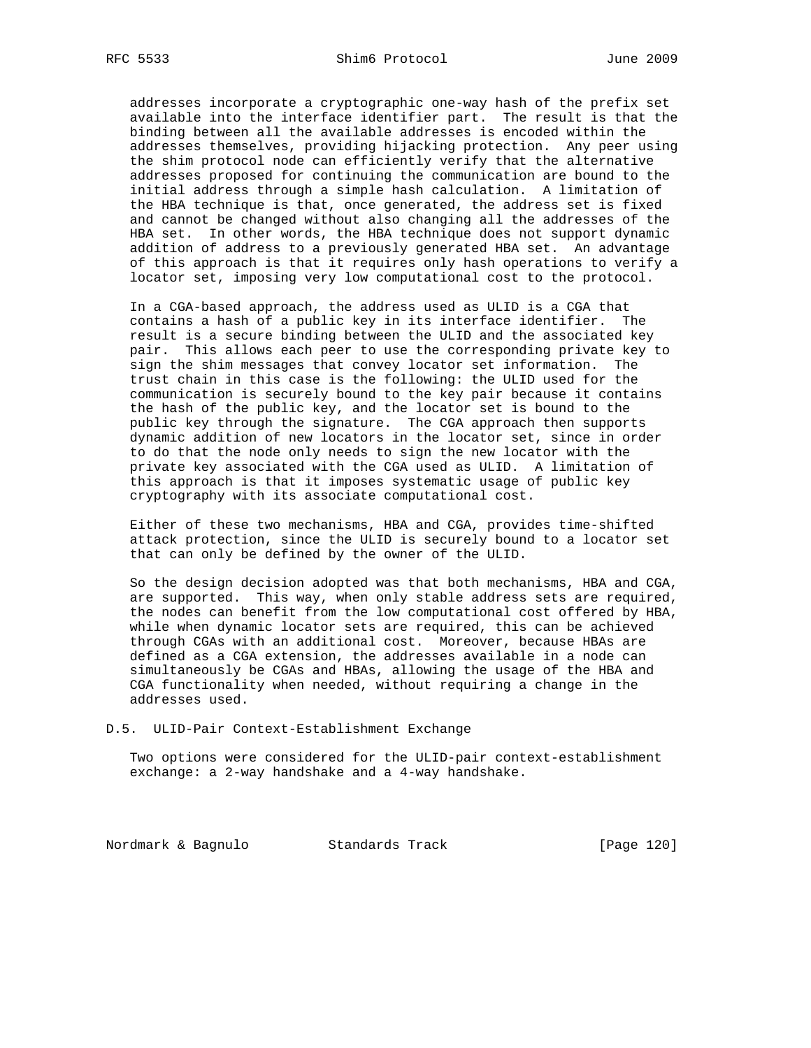addresses incorporate a cryptographic one-way hash of the prefix set available into the interface identifier part. The result is that the binding between all the available addresses is encoded within the addresses themselves, providing hijacking protection. Any peer using the shim protocol node can efficiently verify that the alternative addresses proposed for continuing the communication are bound to the initial address through a simple hash calculation. A limitation of the HBA technique is that, once generated, the address set is fixed and cannot be changed without also changing all the addresses of the HBA set. In other words, the HBA technique does not support dynamic addition of address to a previously generated HBA set. An advantage of this approach is that it requires only hash operations to verify a locator set, imposing very low computational cost to the protocol.

In a CGA-based approach, the address used as ULID is a CGA that contains a hash of a public key in its interface identifier. The result is a secure binding between the ULID and the associated key pair. This allows each peer to use the corresponding private key to sign the shim messages that convey locator set information. The trust chain in this case is the following: the ULID used for the communication is securely bound to the key pair because it contains the hash of the public key, and the locator set is bound to the public key through the signature. The CGA approach then supports dynamic addition of new locators in the locator set, since in order to do that the node only needs to sign the new locator with the private key associated with the CGA used as ULID. A limitation of this approach is that it imposes systematic usage of public key cryptography with its associate computational cost.

Either of these two mechanisms, HBA and CGA, provides time-shifted attack protection, since the ULID is securely bound to a locator set that can only be defined by the owner of the ULID.

So the design decision adopted was that both mechanisms, HBA and CGA, are supported. This way, when only stable address sets are required, the nodes can benefit from the low computational cost offered by HBA, while when dynamic locator sets are required, this can be achieved through CGAs with an additional cost. Moreover, because HBAs are defined as a CGA extension, the addresses available in a node can simultaneously be CGAs and HBAs, allowing the usage of the HBA and CGA functionality when needed, without requiring a change in the addresses used.

## D.5. ULID-Pair Context-Establishment Exchange

Two options were considered for the ULID-pair context-establishment exchange: a 2-way handshake and a 4-way handshake.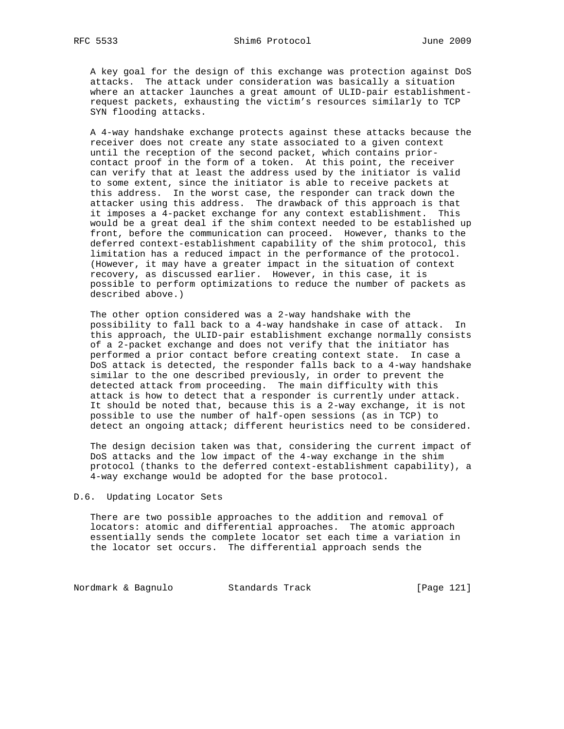A key goal for the design of this exchange was protection against DoS attacks. The attack under consideration was basically a situation where an attacker launches a great amount of ULID-pair establishment-request packets, exhausting the victim's resources similarly to TCP SYN flooding attacks.

A 4-way handshake exchange protects against these attacks because the receiver does not create any state associated to a given context until the reception of the second packet, which contains prior-contact proof in the form of a token. At this point, the receiver can verify that at least the address used by the initiator is valid to some extent, since the initiator is able to receive packets at this address. In the worst case, the responder can track down the attacker using this address. The drawback of this approach is that it imposes a 4-packet exchange for any context establishment. This would be a great deal if the shim context needed to be established up front, before the communication can proceed. However, thanks to the deferred context-establishment capability of the shim protocol, this limitation has a reduced impact in the performance of the protocol. (However, it may have a greater impact in the situation of context recovery, as discussed earlier. However, in this case, it is possible to perform optimizations to reduce the number of packets as described above.)

The other option considered was a 2-way handshake with the possibility to fall back to a 4-way handshake in case of attack. In this approach, the ULID-pair establishment exchange normally consists of a 2-packet exchange and does not verify that the initiator has performed a prior contact before creating context state. In case a DoS attack is detected, the responder falls back to a 4-way handshake similar to the one described previously, in order to prevent the detected attack from proceeding. The main difficulty with this attack is how to detect that a responder is currently under attack. It should be noted that, because this is a 2-way exchange, it is not possible to use the number of half-open sessions (as in TCP) to detect an ongoing attack; different heuristics need to be considered.

The design decision taken was that, considering the current impact of DoS attacks and the low impact of the 4-way exchange in the shim protocol (thanks to the deferred context-establishment capability), a 4-way exchange would be adopted for the base protocol.

## D.6. Updating Locator Sets

There are two possible approaches to the addition and removal of locators: atomic and differential approaches. The atomic approach essentially sends the complete locator set each time a variation in the locator set occurs. The differential approach sends the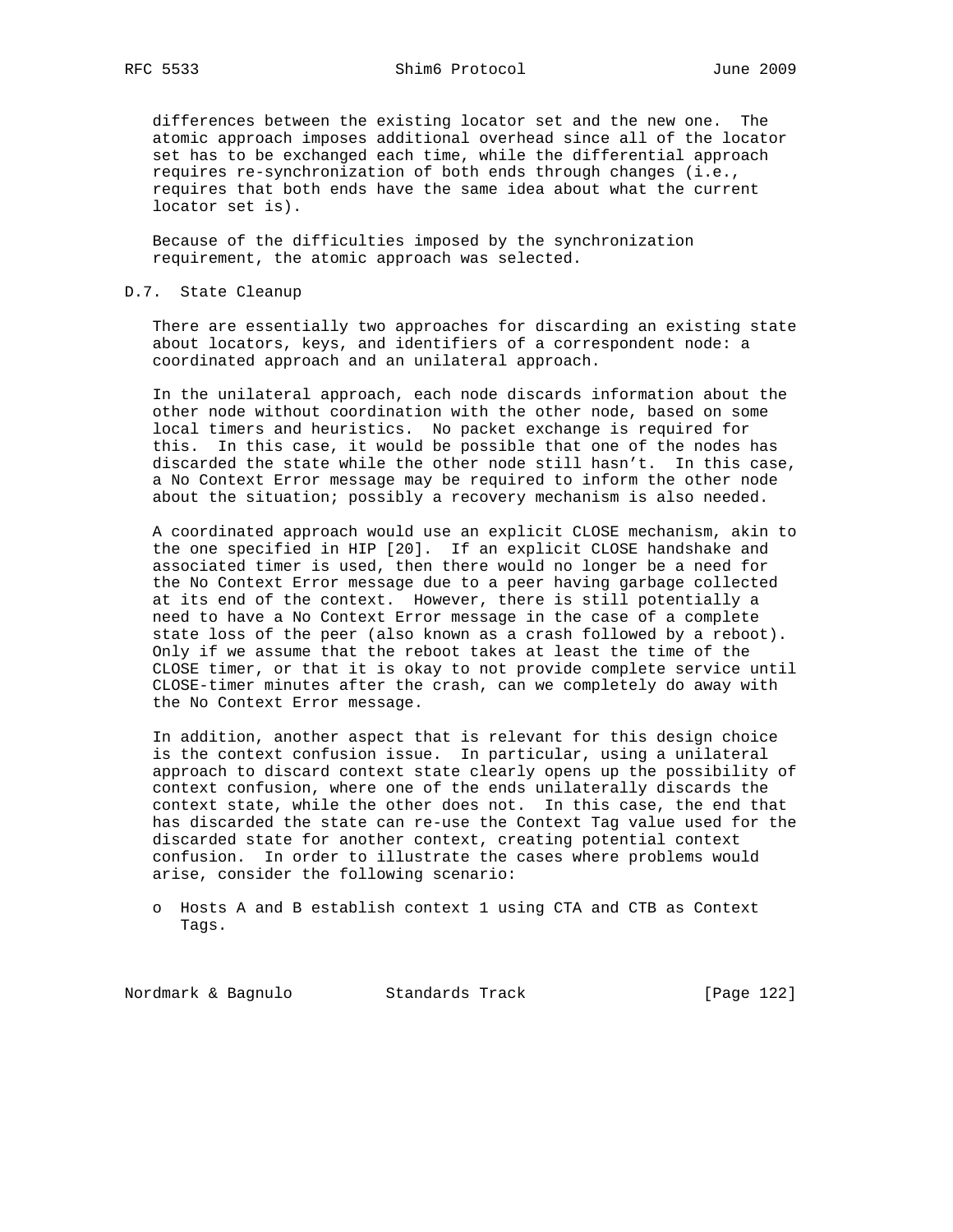differences between the existing locator set and the new one. The atomic approach imposes additional overhead since all of the locator set has to be exchanged each time, while the differential approach requires re-synchronization of both ends through changes (i.e., requires that both ends have the same idea about what the current locator set is).

Because of the difficulties imposed by the synchronization requirement, the atomic approach was selected.

### D.7. State Cleanup

There are essentially two approaches for discarding an existing state about locators, keys, and identifiers of a correspondent node: a coordinated approach and an unilateral approach.

In the unilateral approach, each node discards information about the other node without coordination with the other node, based on some local timers and heuristics. No packet exchange is required for this. In this case, it would be possible that one of the nodes has discarded the state while the other node still hasn't. In this case, a No Context Error message may be required to inform the other node about the situation; possibly a recovery mechanism is also needed.

A coordinated approach would use an explicit CLOSE mechanism, akin to the one specified in HIP [20]. If an explicit CLOSE handshake and associated timer is used, then there would no longer be a need for the No Context Error message due to a peer having garbage collected at its end of the context. However, there is still potentially a need to have a No Context Error message in the case of a complete state loss of the peer (also known as a crash followed by a reboot). Only if we assume that the reboot takes at least the time of the CLOSE timer, or that it is okay to not provide complete service until CLOSE-timer minutes after the crash, can we completely do away with the No Context Error message.

In addition, another aspect that is relevant for this design choice is the context confusion issue. In particular, using a unilateral approach to discard context state clearly opens up the possibility of context confusion, where one of the ends unilaterally discards the context state, while the other does not. In this case, the end that has discarded the state can re-use the Context Tag value used for the discarded state for another context, creating potential context confusion. In order to illustrate the cases where problems would arise, consider the following scenario:

- Hosts A and B establish context 1 using CTA and CTB as Context Tags.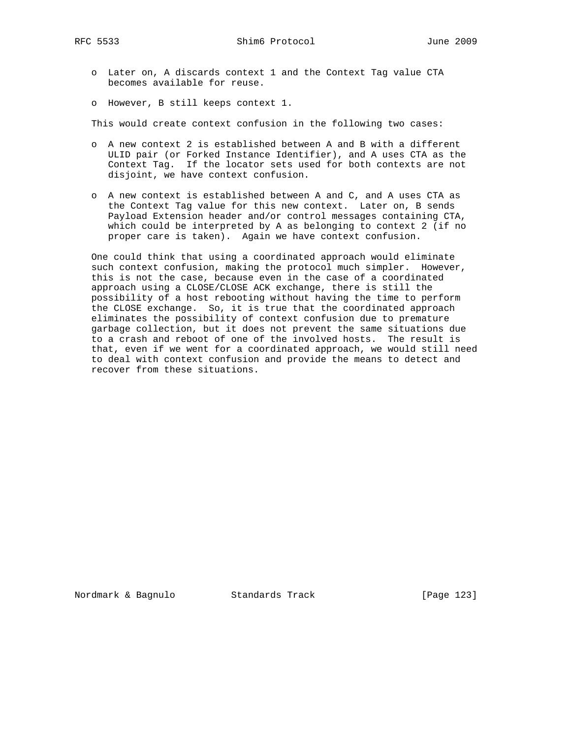- Later on, A discards context 1 and the Context Tag value CTA becomes available for reuse.
- However, B still keeps context 1.

This would create context confusion in the following two cases:

- A new context 2 is established between A and B with a different ULID pair (or Forked Instance Identifier), and A uses CTA as the Context Tag. If the locator sets used for both contexts are not disjoint, we have context confusion.
- A new context is established between A and C, and A uses CTA as the Context Tag value for this new context. Later on, B sends Payload Extension header and/or control messages containing CTA, which could be interpreted by A as belonging to context 2 (if no proper care is taken). Again we have context confusion.

One could think that using a coordinated approach would eliminate such context confusion, making the protocol much simpler. However, this is not the case, because even in the case of a coordinated approach using a CLOSE/CLOSE ACK exchange, there is still the possibility of a host rebooting without having the time to perform the CLOSE exchange. So, it is true that the coordinated approach eliminates the possibility of context confusion due to premature garbage collection, but it does not prevent the same situations due to a crash and reboot of one of the involved hosts. The result is that, even if we went for a coordinated approach, we would still need to deal with context confusion and provide the means to detect and recover from these situations.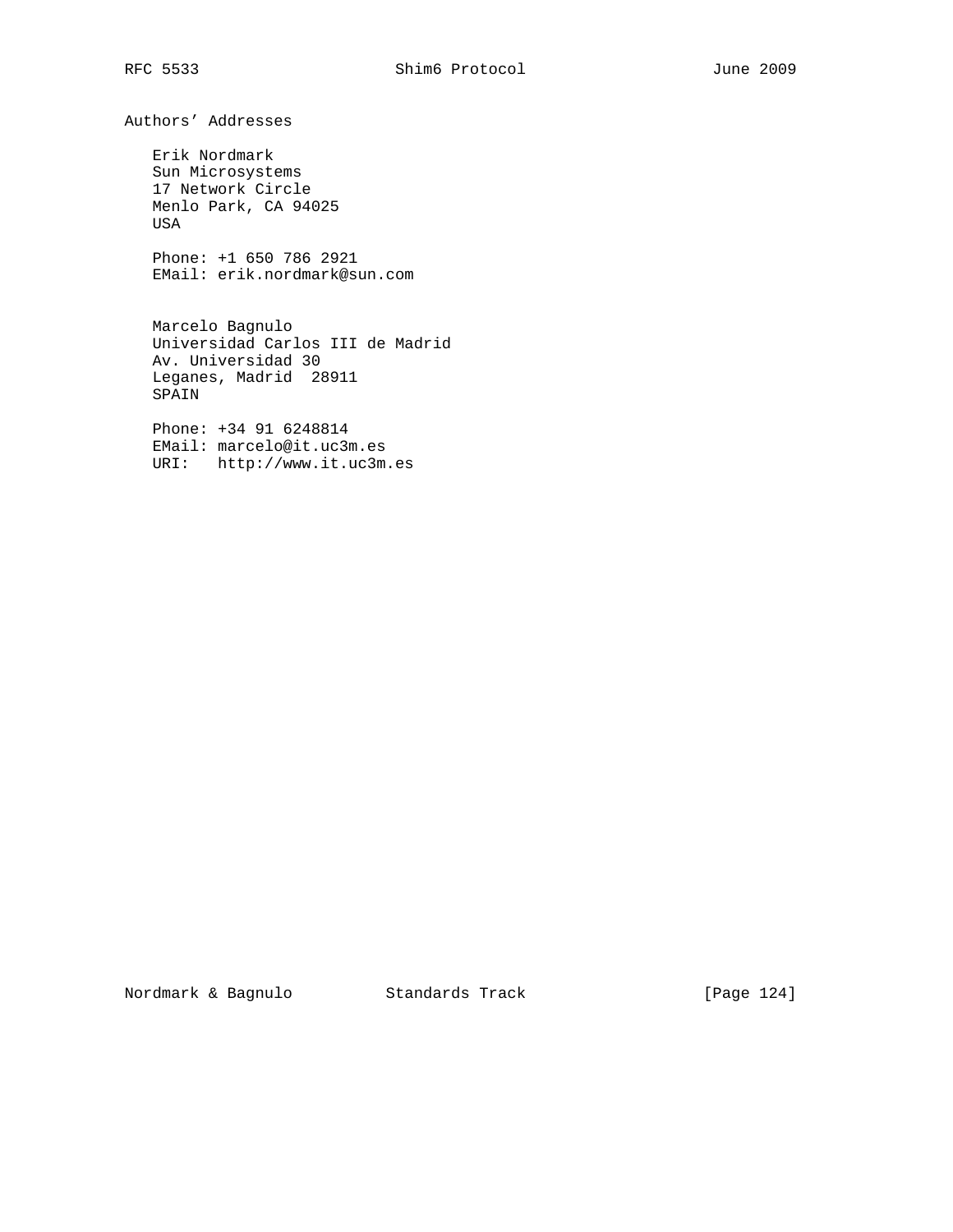## Authors' Addresses

Erik Nordmark
Sun Microsystems
17 Network Circle
Menlo Park, CA 94025
USA

Phone: +1 650 786 2921
EMail: erik.nordmark@sun.com

Marcelo Bagnulo
Universidad Carlos III de Madrid
Av. Universidad 30
Leganes, Madrid 28911
SPAIN

Phone: +34 91 6248814
EMail: marcelo@it.uc3m.es
URI: http://www.it.uc3m.es